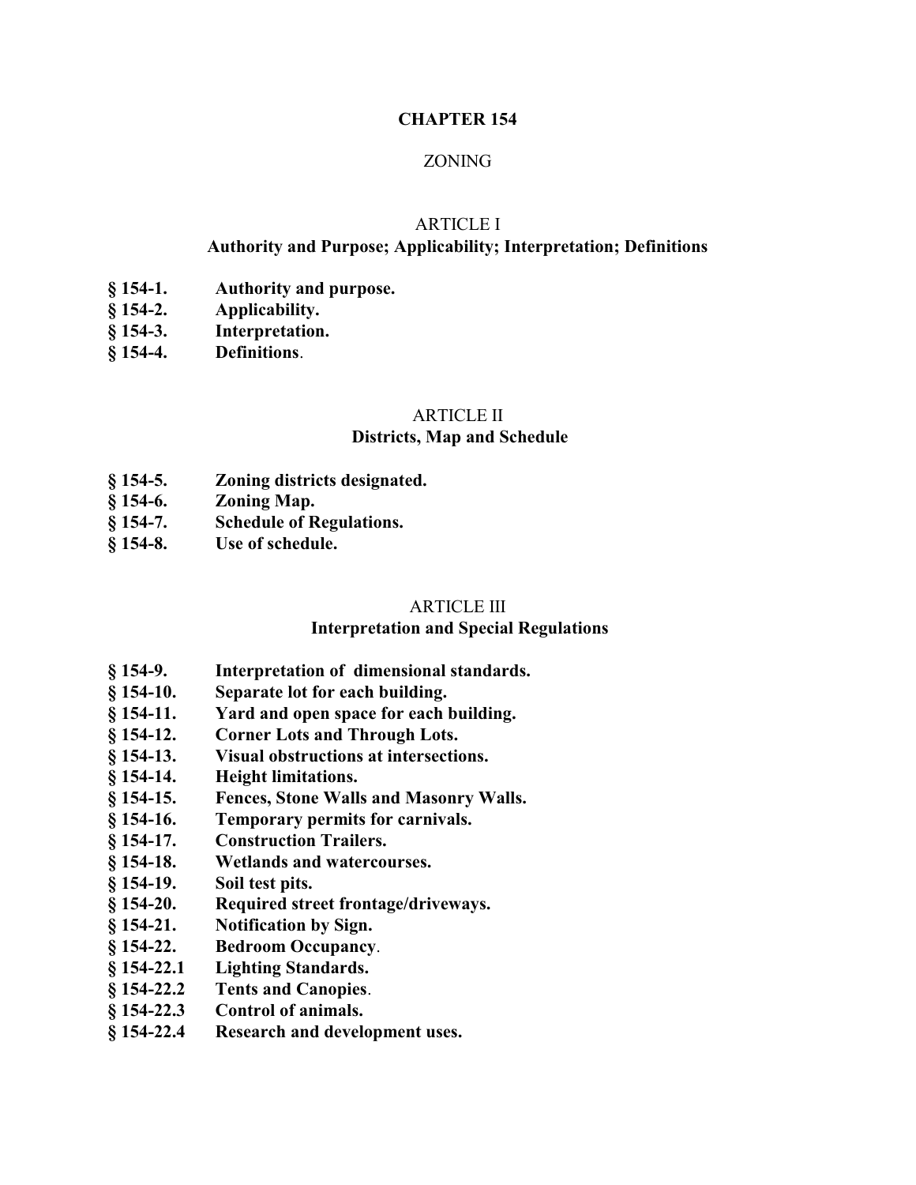# CHAPTER 154

## ZONING

### ARTICLE I
### Authority and Purpose; Applicability; Interpretation; Definitions

**§ 154-1. Authority and purpose.**
**§ 154-2. Applicability.**
**§ 154-3. Interpretation.**
**§ 154-4. Definitions**.

### ARTICLE II
### Districts, Map and Schedule

**§ 154-5. Zoning districts designated.**
**§ 154-6. Zoning Map.**
**§ 154-7. Schedule of Regulations.**
**§ 154-8. Use of schedule.**

### ARTICLE III
### Interpretation and Special Regulations

**§ 154-9. Interpretation of dimensional standards.**
**§ 154-10. Separate lot for each building.**
**§ 154-11. Yard and open space for each building.**
**§ 154-12. Corner Lots and Through Lots.**
**§ 154-13. Visual obstructions at intersections.**
**§ 154-14. Height limitations.**
**§ 154-15. Fences, Stone Walls and Masonry Walls.**
**§ 154-16. Temporary permits for carnivals.**
**§ 154-17. Construction Trailers.**
**§ 154-18. Wetlands and watercourses.**
**§ 154-19. Soil test pits.**
**§ 154-20. Required street frontage/driveways.**
**§ 154-21. Notification by Sign.**
**§ 154-22. Bedroom Occupancy**.
**§ 154-22.1 Lighting Standards.**
**§ 154-22.2 Tents and Canopies**.
**§ 154-22.3 Control of animals.**
**§ 154-22.4 Research and development uses.**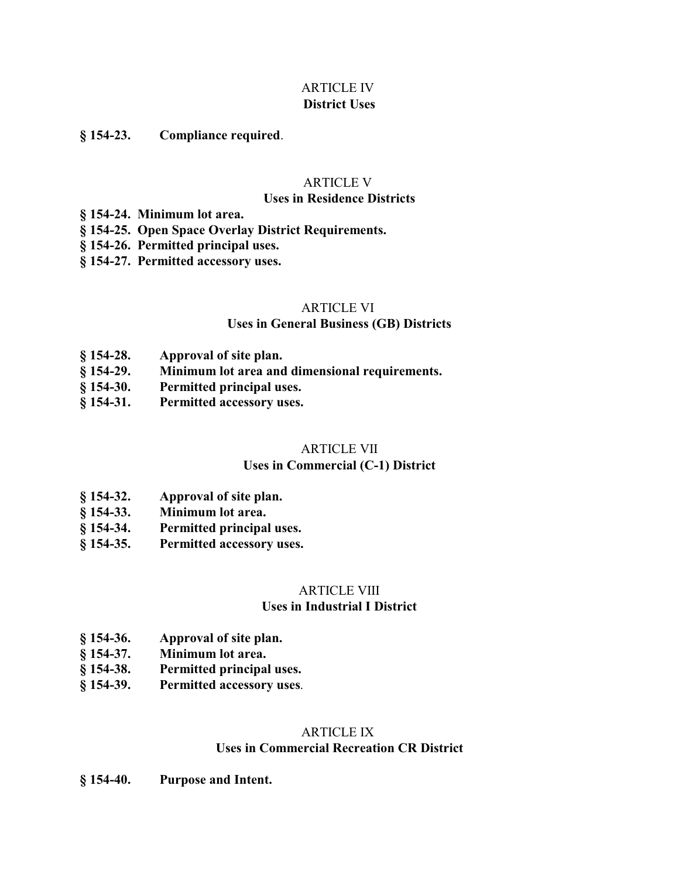## ARTICLE IV
## District Uses

**§ 154-23. Compliance required**.

## ARTICLE V
## Uses in Residence Districts

**§ 154-24. Minimum lot area.**
**§ 154-25. Open Space Overlay District Requirements.**
**§ 154-26. Permitted principal uses.**
**§ 154-27. Permitted accessory uses.**

## ARTICLE VI
## Uses in General Business (GB) Districts

**§ 154-28. Approval of site plan.**
**§ 154-29. Minimum lot area and dimensional requirements.**
**§ 154-30. Permitted principal uses.**
**§ 154-31. Permitted accessory uses.**

## ARTICLE VII
## Uses in Commercial (C-1) District

**§ 154-32. Approval of site plan.**
**§ 154-33. Minimum lot area.**
**§ 154-34. Permitted principal uses.**
**§ 154-35. Permitted accessory uses.**

## ARTICLE VIII
## Uses in Industrial I District

**§ 154-36. Approval of site plan.**
**§ 154-37. Minimum lot area.**
**§ 154-38. Permitted principal uses.**
**§ 154-39. Permitted accessory uses**.

## ARTICLE IX
## Uses in Commercial Recreation CR District

**§ 154-40. Purpose and Intent.**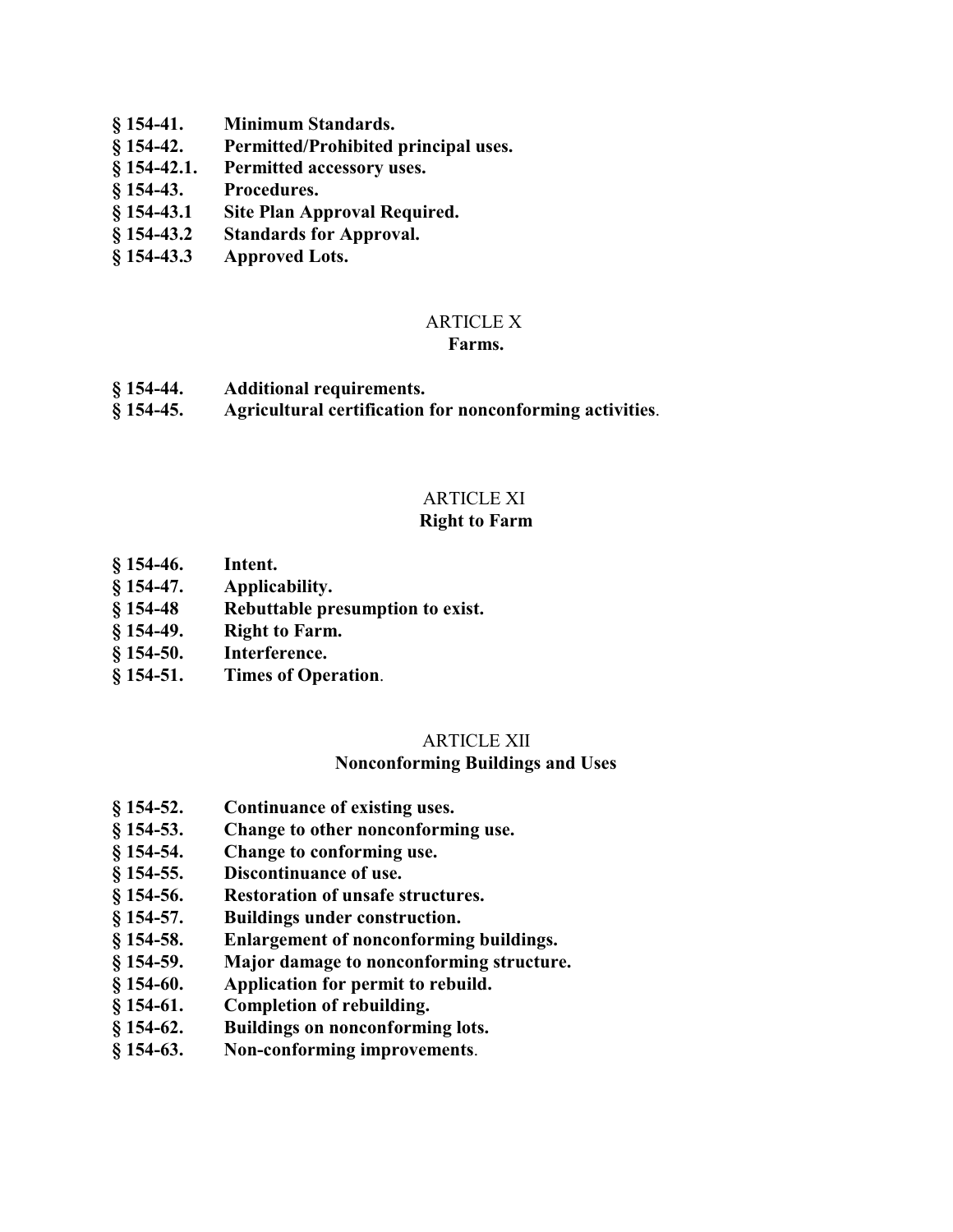**§ 154-41. Minimum Standards.**
**§ 154-42. Permitted/Prohibited principal uses.**
**§ 154-42.1. Permitted accessory uses.**
**§ 154-43. Procedures.**
**§ 154-43.1 Site Plan Approval Required.**
**§ 154-43.2 Standards for Approval.**
**§ 154-43.3 Approved Lots.**

## ARTICLE X
## Farms.

**§ 154-44. Additional requirements.**
**§ 154-45. Agricultural certification for nonconforming activities**.

## ARTICLE XI
## Right to Farm

**§ 154-46. Intent.**
**§ 154-47. Applicability.**
**§ 154-48 Rebuttable presumption to exist.**
**§ 154-49. Right to Farm.**
**§ 154-50. Interference.**
**§ 154-51. Times of Operation**.

## ARTICLE XII
## Nonconforming Buildings and Uses

**§ 154-52. Continuance of existing uses.**
**§ 154-53. Change to other nonconforming use.**
**§ 154-54. Change to conforming use.**
**§ 154-55. Discontinuance of use.**
**§ 154-56. Restoration of unsafe structures.**
**§ 154-57. Buildings under construction.**
**§ 154-58. Enlargement of nonconforming buildings.**
**§ 154-59. Major damage to nonconforming structure.**
**§ 154-60. Application for permit to rebuild.**
**§ 154-61. Completion of rebuilding.**
**§ 154-62. Buildings on nonconforming lots.**
**§ 154-63. Non-conforming improvements**.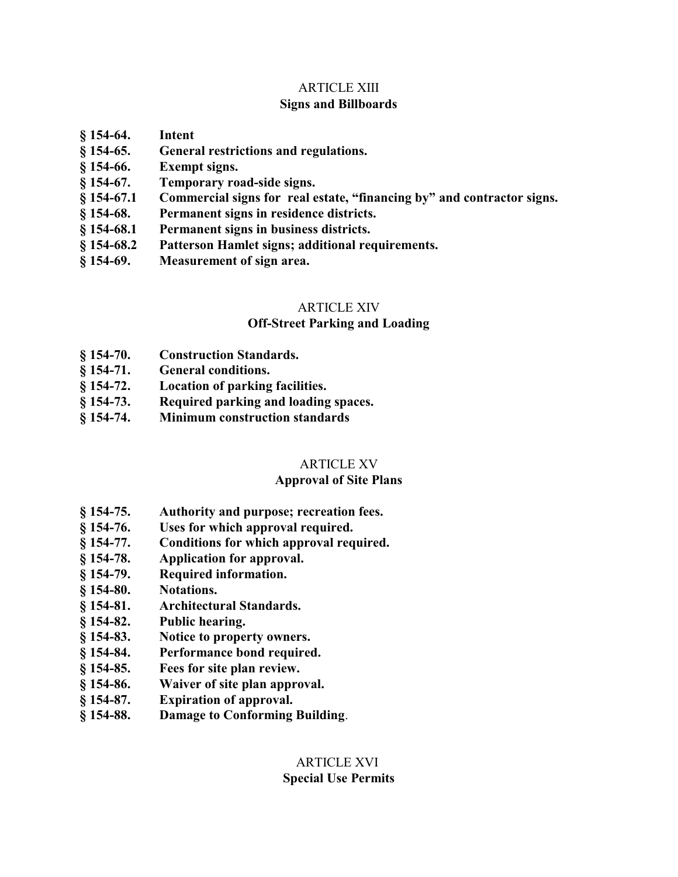## ARTICLE XIII
## Signs and Billboards

**§ 154-64.** **Intent**
**§ 154-65.** **General restrictions and regulations.**
**§ 154-66.** **Exempt signs.**
**§ 154-67.** **Temporary road-side signs.**
**§ 154-67.1** **Commercial signs for real estate, "financing by" and contractor signs.**
**§ 154-68.** **Permanent signs in residence districts.**
**§ 154-68.1** **Permanent signs in business districts.**
**§ 154-68.2** **Patterson Hamlet signs; additional requirements.**
**§ 154-69.** **Measurement of sign area.**

## ARTICLE XIV
## Off-Street Parking and Loading

**§ 154-70.** **Construction Standards.**
**§ 154-71.** **General conditions.**
**§ 154-72.** **Location of parking facilities.**
**§ 154-73.** **Required parking and loading spaces.**
**§ 154-74.** **Minimum construction standards**

## ARTICLE XV
## Approval of Site Plans

**§ 154-75.** **Authority and purpose; recreation fees.**
**§ 154-76.** **Uses for which approval required.**
**§ 154-77.** **Conditions for which approval required.**
**§ 154-78.** **Application for approval.**
**§ 154-79.** **Required information.**
**§ 154-80.** **Notations.**
**§ 154-81.** **Architectural Standards.**
**§ 154-82.** **Public hearing.**
**§ 154-83.** **Notice to property owners.**
**§ 154-84.** **Performance bond required.**
**§ 154-85.** **Fees for site plan review.**
**§ 154-86.** **Waiver of site plan approval.**
**§ 154-87.** **Expiration of approval.**
**§ 154-88.** **Damage to Conforming Building**.

## ARTICLE XVI
## Special Use Permits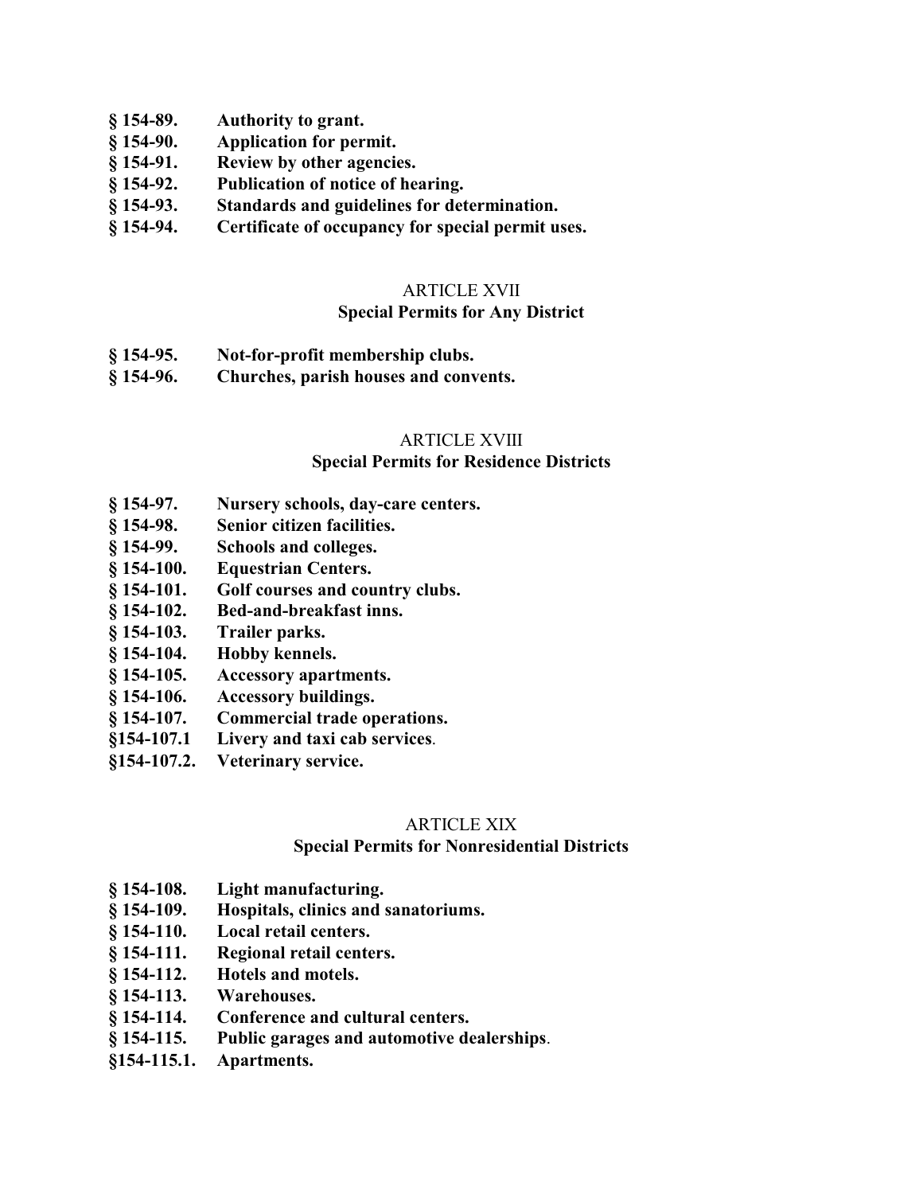**§ 154-89. Authority to grant.**
**§ 154-90. Application for permit.**
**§ 154-91. Review by other agencies.**
**§ 154-92. Publication of notice of hearing.**
**§ 154-93. Standards and guidelines for determination.**
**§ 154-94. Certificate of occupancy for special permit uses.**

## ARTICLE XVII
## Special Permits for Any District

**§ 154-95. Not-for-profit membership clubs.**
**§ 154-96. Churches, parish houses and convents.**

## ARTICLE XVIII
## Special Permits for Residence Districts

**§ 154-97. Nursery schools, day-care centers.**
**§ 154-98. Senior citizen facilities.**
**§ 154-99. Schools and colleges.**
**§ 154-100. Equestrian Centers.**
**§ 154-101. Golf courses and country clubs.**
**§ 154-102. Bed-and-breakfast inns.**
**§ 154-103. Trailer parks.**
**§ 154-104. Hobby kennels.**
**§ 154-105. Accessory apartments.**
**§ 154-106. Accessory buildings.**
**§ 154-107. Commercial trade operations.**
**§154-107.1 Livery and taxi cab services**.
**§154-107.2. Veterinary service.**

## ARTICLE XIX
## Special Permits for Nonresidential Districts

**§ 154-108. Light manufacturing.**
**§ 154-109. Hospitals, clinics and sanatoriums.**
**§ 154-110. Local retail centers.**
**§ 154-111. Regional retail centers.**
**§ 154-112. Hotels and motels.**
**§ 154-113. Warehouses.**
**§ 154-114. Conference and cultural centers.**
**§ 154-115. Public garages and automotive dealerships**.
**§154-115.1. Apartments.**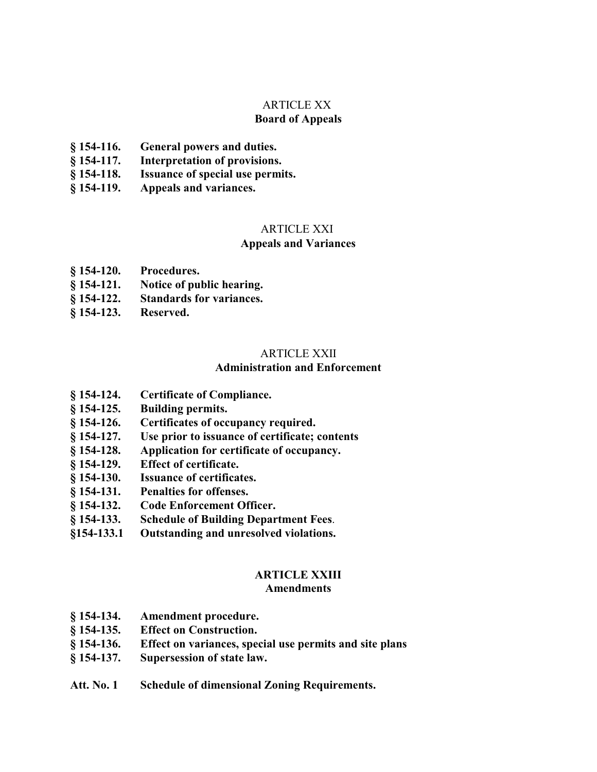## ARTICLE XX
## Board of Appeals

**§ 154-116. General powers and duties.**
**§ 154-117. Interpretation of provisions.**
**§ 154-118. Issuance of special use permits.**
**§ 154-119. Appeals and variances.**

## ARTICLE XXI
## Appeals and Variances

**§ 154-120. Procedures.**
**§ 154-121. Notice of public hearing.**
**§ 154-122. Standards for variances.**
**§ 154-123. Reserved.**

## ARTICLE XXII
## Administration and Enforcement

**§ 154-124. Certificate of Compliance.**
**§ 154-125. Building permits.**
**§ 154-126. Certificates of occupancy required.**
**§ 154-127. Use prior to issuance of certificate; contents**
**§ 154-128. Application for certificate of occupancy.**
**§ 154-129. Effect of certificate.**
**§ 154-130. Issuance of certificates.**
**§ 154-131. Penalties for offenses.**
**§ 154-132. Code Enforcement Officer.**
**§ 154-133. Schedule of Building Department Fees**.
**§154-133.1 Outstanding and unresolved violations.**

## ARTICLE XXIII
## Amendments

**§ 154-134. Amendment procedure.**
**§ 154-135. Effect on Construction.**
**§ 154-136. Effect on variances, special use permits and site plans**
**§ 154-137. Supersession of state law.**

**Att. No. 1 Schedule of dimensional Zoning Requirements.**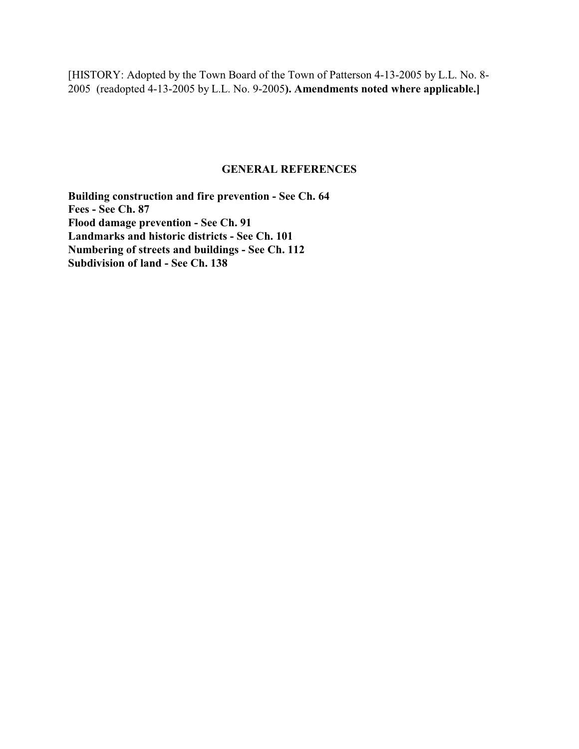[HISTORY: Adopted by the Town Board of the Town of Patterson 4-13-2005 by L.L. No. 8-2005 (readopted 4-13-2005 by L.L. No. 9-2005**). Amendments noted where applicable.]**

## GENERAL REFERENCES

**Building construction and fire prevention - See Ch. 64**
**Fees - See Ch. 87**
**Flood damage prevention - See Ch. 91**
**Landmarks and historic districts - See Ch. 101**
**Numbering of streets and buildings - See Ch. 112**
**Subdivision of land - See Ch. 138**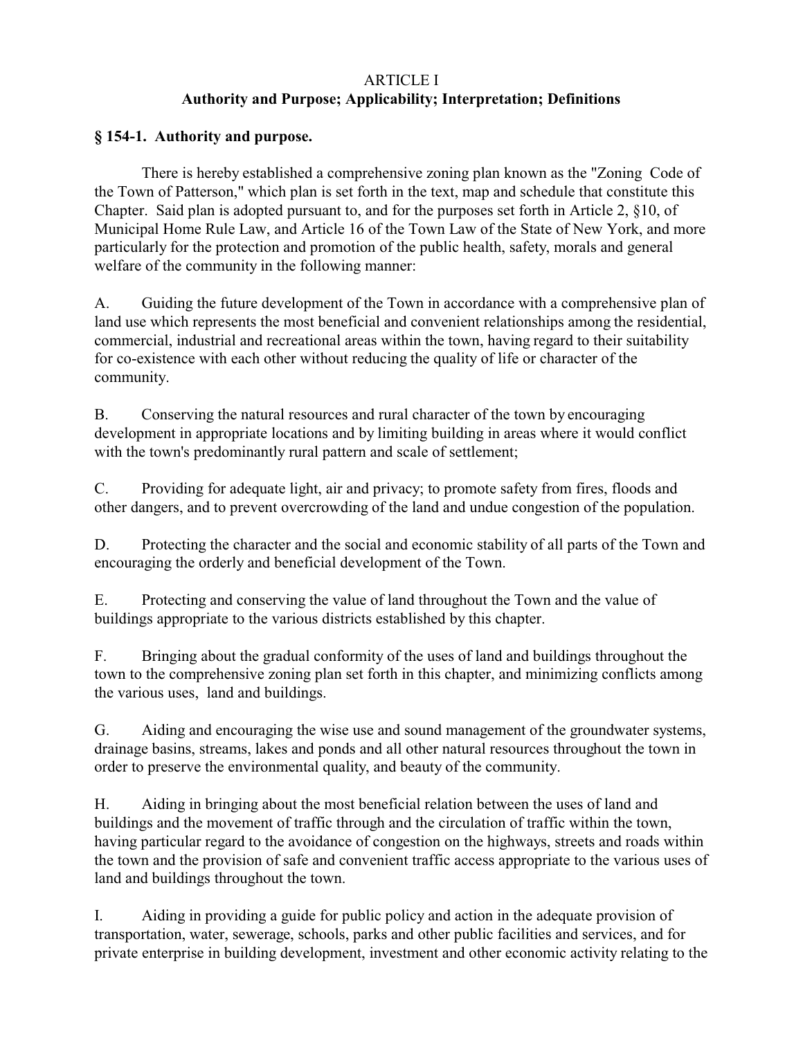# ARTICLE I

## Authority and Purpose; Applicability; Interpretation; Definitions

### § 154-1. Authority and purpose.

There is hereby established a comprehensive zoning plan known as the "Zoning Code of the Town of Patterson," which plan is set forth in the text, map and schedule that constitute this Chapter. Said plan is adopted pursuant to, and for the purposes set forth in Article 2, §10, of Municipal Home Rule Law, and Article 16 of the Town Law of the State of New York, and more particularly for the protection and promotion of the public health, safety, morals and general welfare of the community in the following manner:

A. Guiding the future development of the Town in accordance with a comprehensive plan of land use which represents the most beneficial and convenient relationships among the residential, commercial, industrial and recreational areas within the town, having regard to their suitability for co-existence with each other without reducing the quality of life or character of the community.

B. Conserving the natural resources and rural character of the town by encouraging development in appropriate locations and by limiting building in areas where it would conflict with the town's predominantly rural pattern and scale of settlement;

C. Providing for adequate light, air and privacy; to promote safety from fires, floods and other dangers, and to prevent overcrowding of the land and undue congestion of the population.

D. Protecting the character and the social and economic stability of all parts of the Town and encouraging the orderly and beneficial development of the Town.

E. Protecting and conserving the value of land throughout the Town and the value of buildings appropriate to the various districts established by this chapter.

F. Bringing about the gradual conformity of the uses of land and buildings throughout the town to the comprehensive zoning plan set forth in this chapter, and minimizing conflicts among the various uses, land and buildings.

G. Aiding and encouraging the wise use and sound management of the groundwater systems, drainage basins, streams, lakes and ponds and all other natural resources throughout the town in order to preserve the environmental quality, and beauty of the community.

H. Aiding in bringing about the most beneficial relation between the uses of land and buildings and the movement of traffic through and the circulation of traffic within the town, having particular regard to the avoidance of congestion on the highways, streets and roads within the town and the provision of safe and convenient traffic access appropriate to the various uses of land and buildings throughout the town.

I. Aiding in providing a guide for public policy and action in the adequate provision of transportation, water, sewerage, schools, parks and other public facilities and services, and for private enterprise in building development, investment and other economic activity relating to the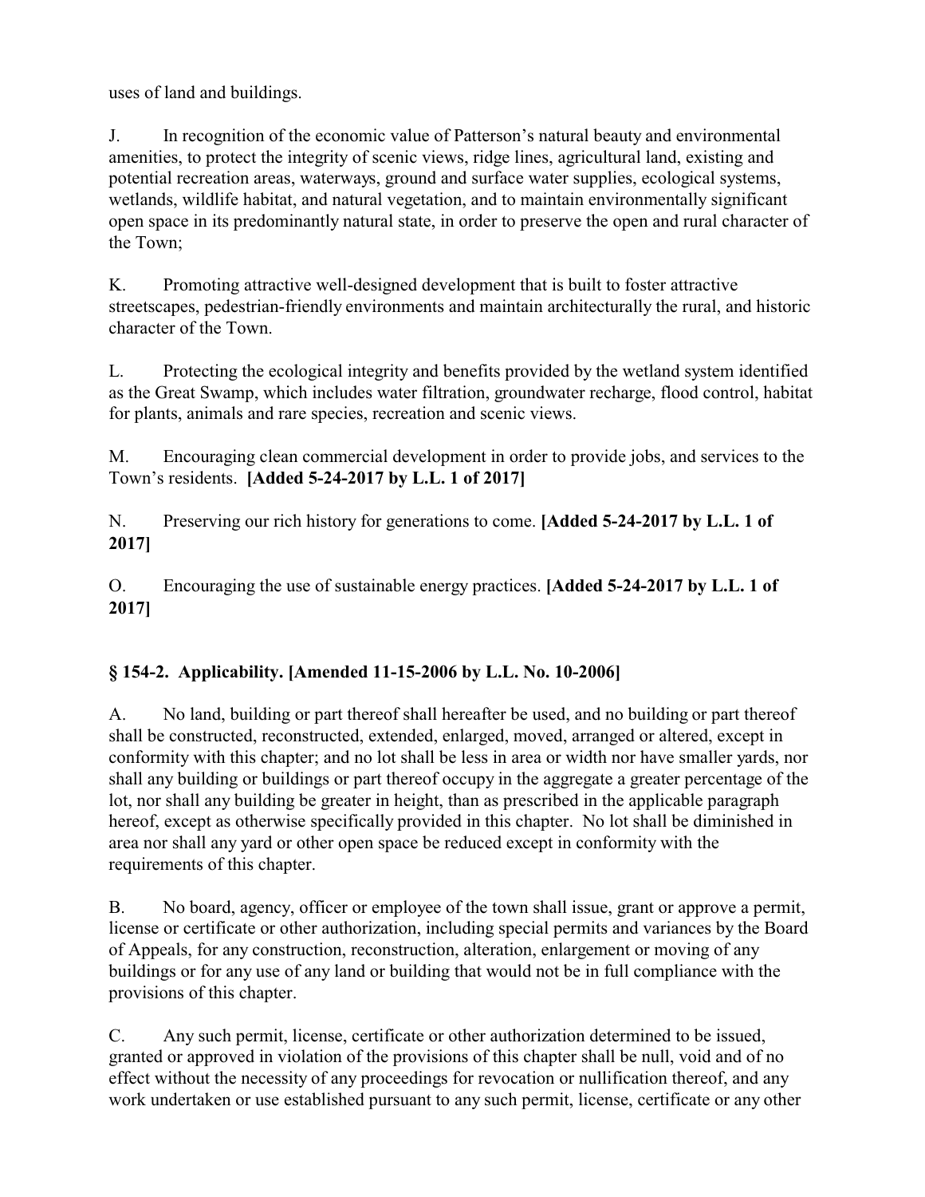uses of land and buildings.

J. In recognition of the economic value of Patterson's natural beauty and environmental amenities, to protect the integrity of scenic views, ridge lines, agricultural land, existing and potential recreation areas, waterways, ground and surface water supplies, ecological systems, wetlands, wildlife habitat, and natural vegetation, and to maintain environmentally significant open space in its predominantly natural state, in order to preserve the open and rural character of the Town;

K. Promoting attractive well-designed development that is built to foster attractive streetscapes, pedestrian-friendly environments and maintain architecturally the rural, and historic character of the Town.

L. Protecting the ecological integrity and benefits provided by the wetland system identified as the Great Swamp, which includes water filtration, groundwater recharge, flood control, habitat for plants, animals and rare species, recreation and scenic views.

M. Encouraging clean commercial development in order to provide jobs, and services to the Town's residents. **[Added 5-24-2017 by L.L. 1 of 2017]**

N. Preserving our rich history for generations to come. **[Added 5-24-2017 by L.L. 1 of 2017]**

O. Encouraging the use of sustainable energy practices. **[Added 5-24-2017 by L.L. 1 of 2017]**

### § 154-2. Applicability. [Amended 11-15-2006 by L.L. No. 10-2006]

A. No land, building or part thereof shall hereafter be used, and no building or part thereof shall be constructed, reconstructed, extended, enlarged, moved, arranged or altered, except in conformity with this chapter; and no lot shall be less in area or width nor have smaller yards, nor shall any building or buildings or part thereof occupy in the aggregate a greater percentage of the lot, nor shall any building be greater in height, than as prescribed in the applicable paragraph hereof, except as otherwise specifically provided in this chapter. No lot shall be diminished in area nor shall any yard or other open space be reduced except in conformity with the requirements of this chapter.

B. No board, agency, officer or employee of the town shall issue, grant or approve a permit, license or certificate or other authorization, including special permits and variances by the Board of Appeals, for any construction, reconstruction, alteration, enlargement or moving of any buildings or for any use of any land or building that would not be in full compliance with the provisions of this chapter.

C. Any such permit, license, certificate or other authorization determined to be issued, granted or approved in violation of the provisions of this chapter shall be null, void and of no effect without the necessity of any proceedings for revocation or nullification thereof, and any work undertaken or use established pursuant to any such permit, license, certificate or any other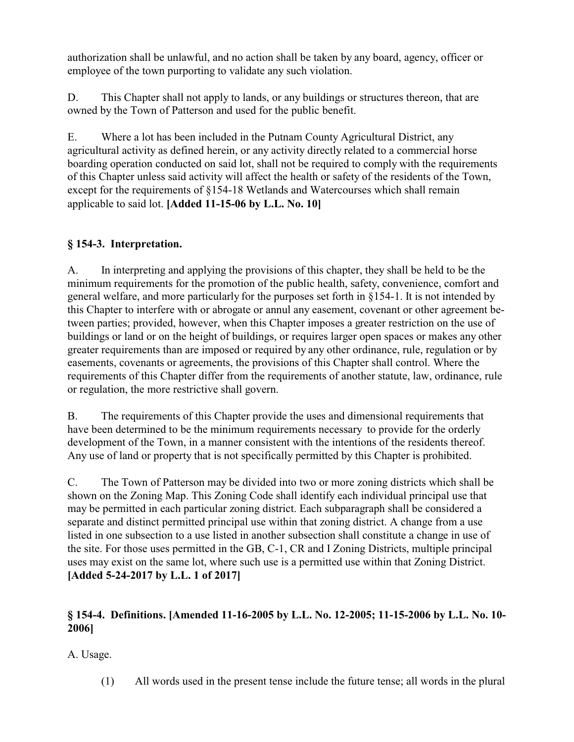authorization shall be unlawful, and no action shall be taken by any board, agency, officer or employee of the town purporting to validate any such violation.

D. This Chapter shall not apply to lands, or any buildings or structures thereon, that are owned by the Town of Patterson and used for the public benefit.

E. Where a lot has been included in the Putnam County Agricultural District, any agricultural activity as defined herein, or any activity directly related to a commercial horse boarding operation conducted on said lot, shall not be required to comply with the requirements of this Chapter unless said activity will affect the health or safety of the residents of the Town, except for the requirements of §154-18 Wetlands and Watercourses which shall remain applicable to said lot. **[Added 11-15-06 by L.L. No. 10]**

### § 154-3. Interpretation.

A. In interpreting and applying the provisions of this chapter, they shall be held to be the minimum requirements for the promotion of the public health, safety, convenience, comfort and general welfare, and more particularly for the purposes set forth in §154-1. It is not intended by this Chapter to interfere with or abrogate or annul any easement, covenant or other agreement between parties; provided, however, when this Chapter imposes a greater restriction on the use of buildings or land or on the height of buildings, or requires larger open spaces or makes any other greater requirements than are imposed or required by any other ordinance, rule, regulation or by easements, covenants or agreements, the provisions of this Chapter shall control. Where the requirements of this Chapter differ from the requirements of another statute, law, ordinance, rule or regulation, the more restrictive shall govern.

B. The requirements of this Chapter provide the uses and dimensional requirements that have been determined to be the minimum requirements necessary to provide for the orderly development of the Town, in a manner consistent with the intentions of the residents thereof. Any use of land or property that is not specifically permitted by this Chapter is prohibited.

C. The Town of Patterson may be divided into two or more zoning districts which shall be shown on the Zoning Map. This Zoning Code shall identify each individual principal use that may be permitted in each particular zoning district. Each subparagraph shall be considered a separate and distinct permitted principal use within that zoning district. A change from a use listed in one subsection to a use listed in another subsection shall constitute a change in use of the site. For those uses permitted in the GB, C-1, CR and I Zoning Districts, multiple principal uses may exist on the same lot, where such use is a permitted use within that Zoning District. **[Added 5-24-2017 by L.L. 1 of 2017]**

### § 154-4. Definitions. [Amended 11-16-2005 by L.L. No. 12-2005; 11-15-2006 by L.L. No. 10-2006]

A. Usage.

(1) All words used in the present tense include the future tense; all words in the plural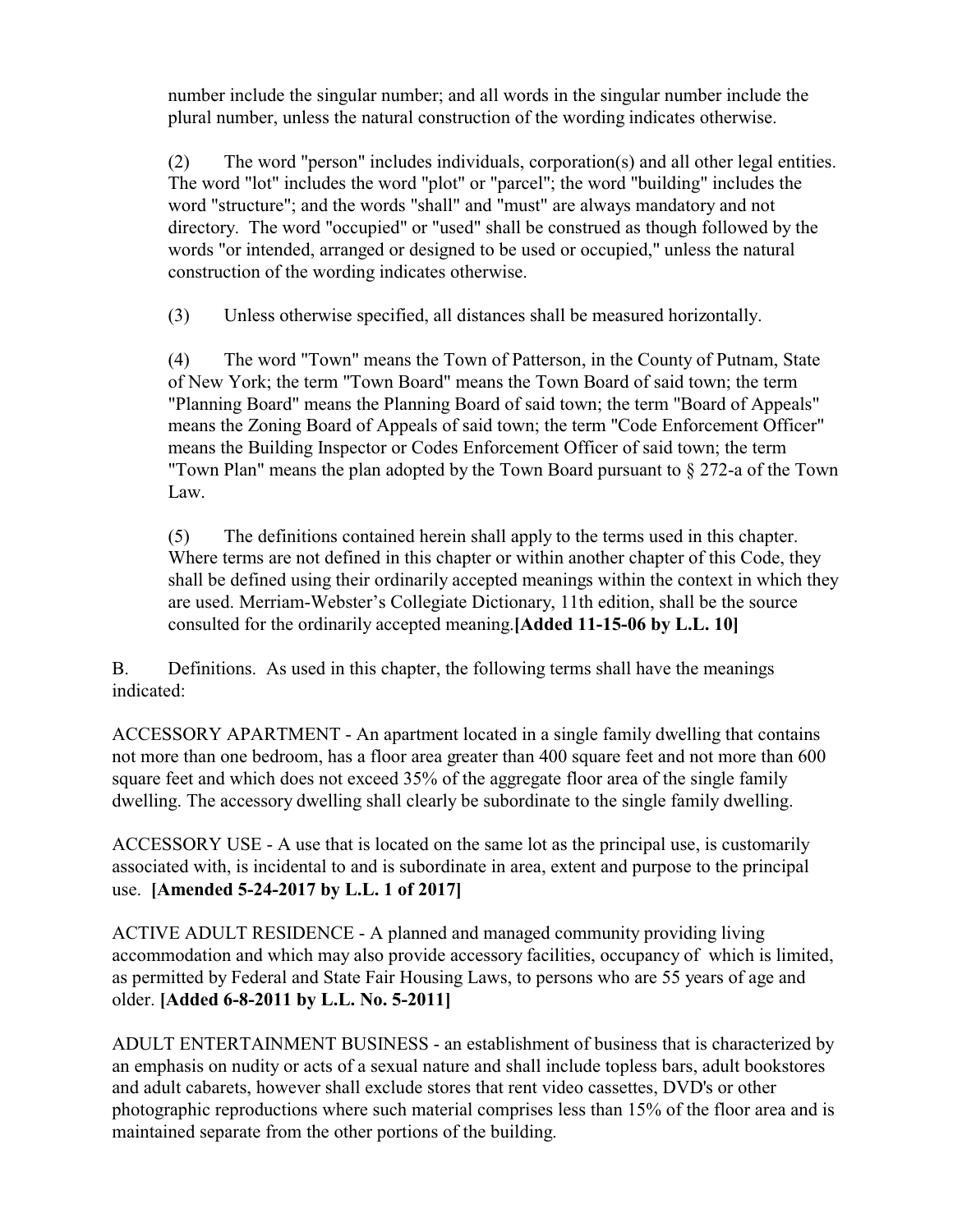number include the singular number; and all words in the singular number include the plural number, unless the natural construction of the wording indicates otherwise.

(2) The word "person" includes individuals, corporation(s) and all other legal entities. The word "lot" includes the word "plot" or "parcel"; the word "building" includes the word "structure"; and the words "shall" and "must" are always mandatory and not directory. The word "occupied" or "used" shall be construed as though followed by the words "or intended, arranged or designed to be used or occupied," unless the natural construction of the wording indicates otherwise.

(3) Unless otherwise specified, all distances shall be measured horizontally.

(4) The word "Town" means the Town of Patterson, in the County of Putnam, State of New York; the term "Town Board" means the Town Board of said town; the term "Planning Board" means the Planning Board of said town; the term "Board of Appeals" means the Zoning Board of Appeals of said town; the term "Code Enforcement Officer" means the Building Inspector or Codes Enforcement Officer of said town; the term "Town Plan" means the plan adopted by the Town Board pursuant to § 272-a of the Town Law.

(5) The definitions contained herein shall apply to the terms used in this chapter. Where terms are not defined in this chapter or within another chapter of this Code, they shall be defined using their ordinarily accepted meanings within the context in which they are used. Merriam-Webster's Collegiate Dictionary, 11th edition, shall be the source consulted for the ordinarily accepted meaning.**[Added 11-15-06 by L.L. 10]**

B. Definitions. As used in this chapter, the following terms shall have the meanings indicated:

ACCESSORY APARTMENT - An apartment located in a single family dwelling that contains not more than one bedroom, has a floor area greater than 400 square feet and not more than 600 square feet and which does not exceed 35% of the aggregate floor area of the single family dwelling. The accessory dwelling shall clearly be subordinate to the single family dwelling.

ACCESSORY USE - A use that is located on the same lot as the principal use, is customarily associated with, is incidental to and is subordinate in area, extent and purpose to the principal use. **[Amended 5-24-2017 by L.L. 1 of 2017]**

ACTIVE ADULT RESIDENCE - A planned and managed community providing living accommodation and which may also provide accessory facilities, occupancy of which is limited, as permitted by Federal and State Fair Housing Laws, to persons who are 55 years of age and older. **[Added 6-8-2011 by L.L. No. 5-2011]**

ADULT ENTERTAINMENT BUSINESS - an establishment of business that is characterized by an emphasis on nudity or acts of a sexual nature and shall include topless bars, adult bookstores and adult cabarets, however shall exclude stores that rent video cassettes, DVD's or other photographic reproductions where such material comprises less than 15% of the floor area and is maintained separate from the other portions of the building.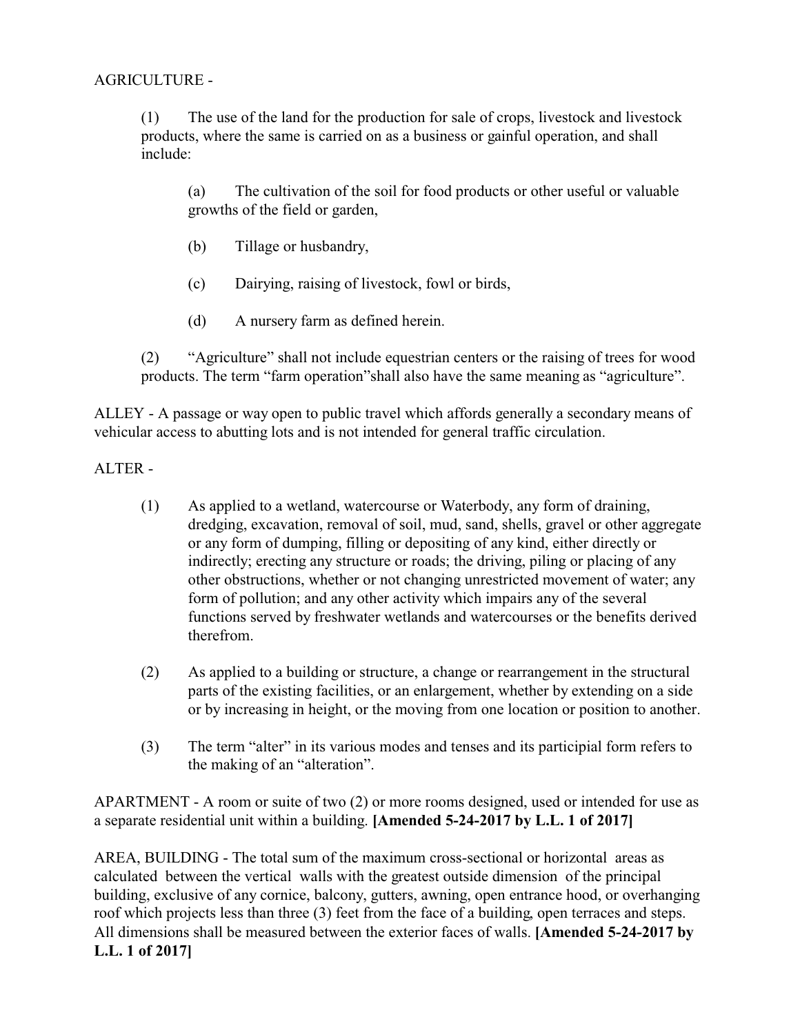AGRICULTURE -

(1) The use of the land for the production for sale of crops, livestock and livestock products, where the same is carried on as a business or gainful operation, and shall include:

(a) The cultivation of the soil for food products or other useful or valuable growths of the field or garden,

(b) Tillage or husbandry,

(c) Dairying, raising of livestock, fowl or birds,

(d) A nursery farm as defined herein.

(2) "Agriculture" shall not include equestrian centers or the raising of trees for wood products. The term "farm operation"shall also have the same meaning as "agriculture".

ALLEY - A passage or way open to public travel which affords generally a secondary means of vehicular access to abutting lots and is not intended for general traffic circulation.

ALTER -

(1) As applied to a wetland, watercourse or Waterbody, any form of draining, dredging, excavation, removal of soil, mud, sand, shells, gravel or other aggregate or any form of dumping, filling or depositing of any kind, either directly or indirectly; erecting any structure or roads; the driving, piling or placing of any other obstructions, whether or not changing unrestricted movement of water; any form of pollution; and any other activity which impairs any of the several functions served by freshwater wetlands and watercourses or the benefits derived therefrom.

(2) As applied to a building or structure, a change or rearrangement in the structural parts of the existing facilities, or an enlargement, whether by extending on a side or by increasing in height, or the moving from one location or position to another.

(3) The term "alter" in its various modes and tenses and its participial form refers to the making of an "alteration".

APARTMENT - A room or suite of two (2) or more rooms designed, used or intended for use as a separate residential unit within a building. **[Amended 5-24-2017 by L.L. 1 of 2017]**

AREA, BUILDING - The total sum of the maximum cross-sectional or horizontal areas as calculated between the vertical walls with the greatest outside dimension of the principal building, exclusive of any cornice, balcony, gutters, awning, open entrance hood, or overhanging roof which projects less than three (3) feet from the face of a building, open terraces and steps. All dimensions shall be measured between the exterior faces of walls. **[Amended 5-24-2017 by L.L. 1 of 2017]**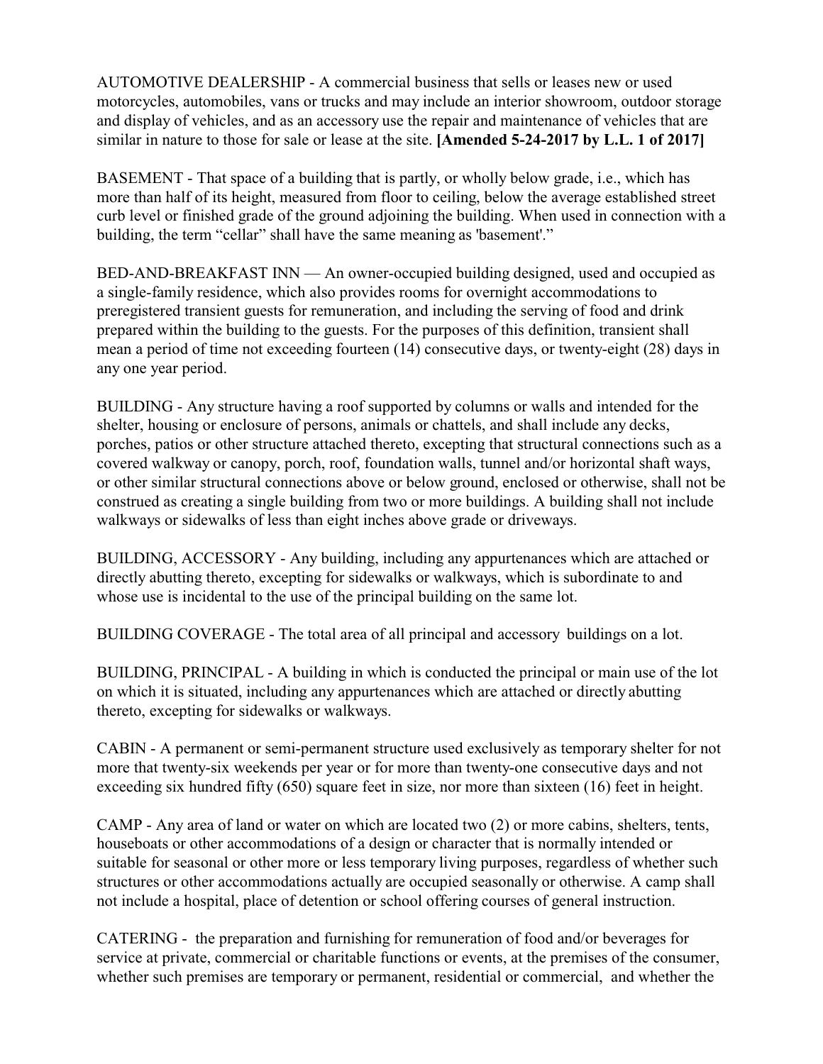AUTOMOTIVE DEALERSHIP - A commercial business that sells or leases new or used motorcycles, automobiles, vans or trucks and may include an interior showroom, outdoor storage and display of vehicles, and as an accessory use the repair and maintenance of vehicles that are similar in nature to those for sale or lease at the site. **[Amended 5-24-2017 by L.L. 1 of 2017]**

BASEMENT - That space of a building that is partly, or wholly below grade, i.e., which has more than half of its height, measured from floor to ceiling, below the average established street curb level or finished grade of the ground adjoining the building. When used in connection with a building, the term "cellar" shall have the same meaning as 'basement'."

BED-AND-BREAKFAST INN — An owner-occupied building designed, used and occupied as a single-family residence, which also provides rooms for overnight accommodations to preregistered transient guests for remuneration, and including the serving of food and drink prepared within the building to the guests. For the purposes of this definition, transient shall mean a period of time not exceeding fourteen (14) consecutive days, or twenty-eight (28) days in any one year period.

BUILDING - Any structure having a roof supported by columns or walls and intended for the shelter, housing or enclosure of persons, animals or chattels, and shall include any decks, porches, patios or other structure attached thereto, excepting that structural connections such as a covered walkway or canopy, porch, roof, foundation walls, tunnel and/or horizontal shaft ways, or other similar structural connections above or below ground, enclosed or otherwise, shall not be construed as creating a single building from two or more buildings. A building shall not include walkways or sidewalks of less than eight inches above grade or driveways.

BUILDING, ACCESSORY - Any building, including any appurtenances which are attached or directly abutting thereto, excepting for sidewalks or walkways, which is subordinate to and whose use is incidental to the use of the principal building on the same lot.

BUILDING COVERAGE - The total area of all principal and accessory buildings on a lot.

BUILDING, PRINCIPAL - A building in which is conducted the principal or main use of the lot on which it is situated, including any appurtenances which are attached or directly abutting thereto, excepting for sidewalks or walkways.

CABIN - A permanent or semi-permanent structure used exclusively as temporary shelter for not more that twenty-six weekends per year or for more than twenty-one consecutive days and not exceeding six hundred fifty (650) square feet in size, nor more than sixteen (16) feet in height.

CAMP - Any area of land or water on which are located two (2) or more cabins, shelters, tents, houseboats or other accommodations of a design or character that is normally intended or suitable for seasonal or other more or less temporary living purposes, regardless of whether such structures or other accommodations actually are occupied seasonally or otherwise. A camp shall not include a hospital, place of detention or school offering courses of general instruction.

CATERING - the preparation and furnishing for remuneration of food and/or beverages for service at private, commercial or charitable functions or events, at the premises of the consumer, whether such premises are temporary or permanent, residential or commercial, and whether the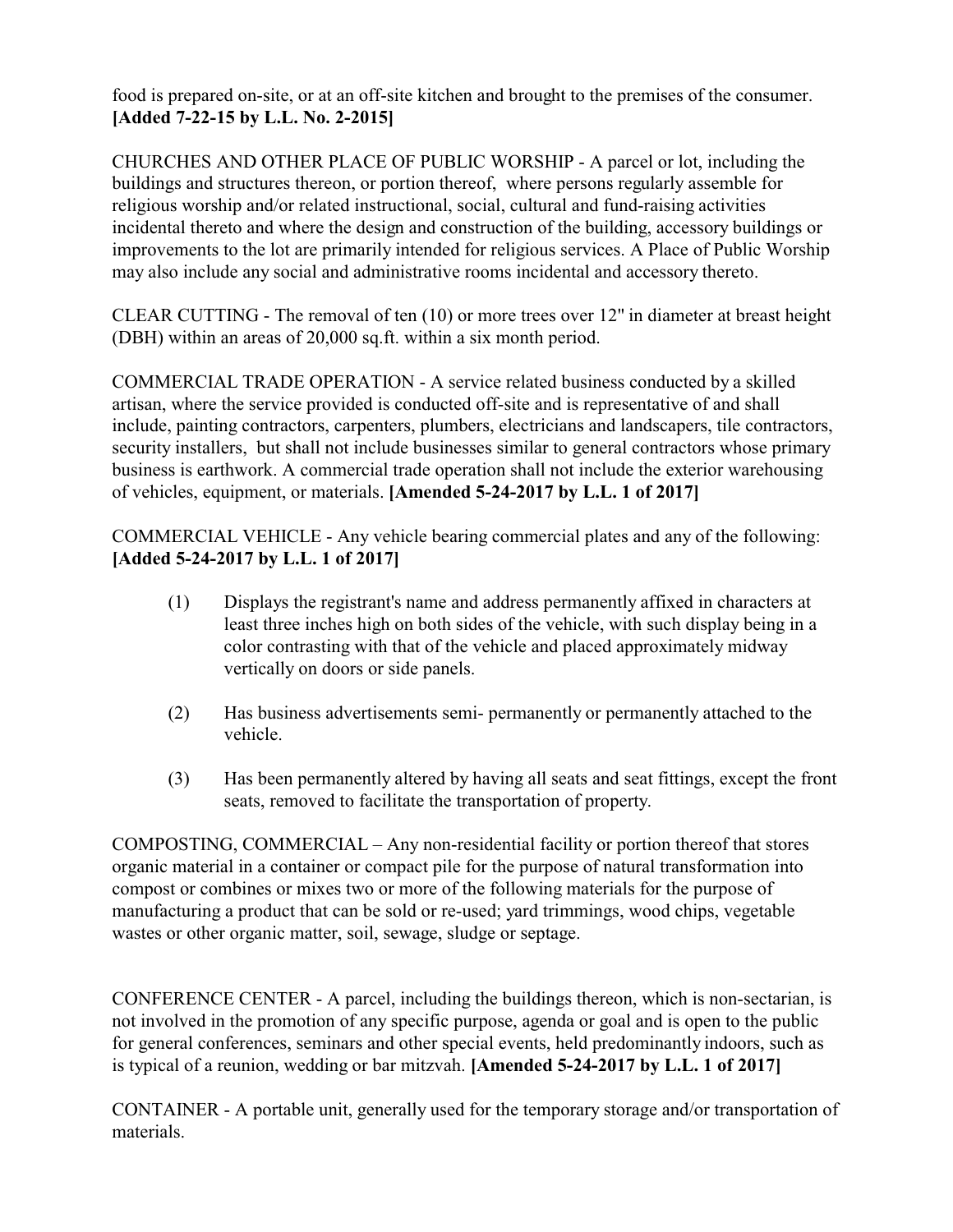food is prepared on-site, or at an off-site kitchen and brought to the premises of the consumer. **[Added 7-22-15 by L.L. No. 2-2015]**

CHURCHES AND OTHER PLACE OF PUBLIC WORSHIP - A parcel or lot, including the buildings and structures thereon, or portion thereof, where persons regularly assemble for religious worship and/or related instructional, social, cultural and fund-raising activities incidental thereto and where the design and construction of the building, accessory buildings or improvements to the lot are primarily intended for religious services. A Place of Public Worship may also include any social and administrative rooms incidental and accessory thereto.

CLEAR CUTTING - The removal of ten (10) or more trees over 12" in diameter at breast height (DBH) within an areas of 20,000 sq.ft. within a six month period.

COMMERCIAL TRADE OPERATION - A service related business conducted by a skilled artisan, where the service provided is conducted off-site and is representative of and shall include, painting contractors, carpenters, plumbers, electricians and landscapers, tile contractors, security installers, but shall not include businesses similar to general contractors whose primary business is earthwork. A commercial trade operation shall not include the exterior warehousing of vehicles, equipment, or materials. **[Amended 5-24-2017 by L.L. 1 of 2017]**

COMMERCIAL VEHICLE - Any vehicle bearing commercial plates and any of the following: **[Added 5-24-2017 by L.L. 1 of 2017]**

(1) Displays the registrant's name and address permanently affixed in characters at least three inches high on both sides of the vehicle, with such display being in a color contrasting with that of the vehicle and placed approximately midway vertically on doors or side panels.

(2) Has business advertisements semi- permanently or permanently attached to the vehicle.

(3) Has been permanently altered by having all seats and seat fittings, except the front seats, removed to facilitate the transportation of property.

COMPOSTING, COMMERCIAL – Any non-residential facility or portion thereof that stores organic material in a container or compact pile for the purpose of natural transformation into compost or combines or mixes two or more of the following materials for the purpose of manufacturing a product that can be sold or re-used; yard trimmings, wood chips, vegetable wastes or other organic matter, soil, sewage, sludge or septage.

CONFERENCE CENTER - A parcel, including the buildings thereon, which is non-sectarian, is not involved in the promotion of any specific purpose, agenda or goal and is open to the public for general conferences, seminars and other special events, held predominantly indoors, such as is typical of a reunion, wedding or bar mitzvah. **[Amended 5-24-2017 by L.L. 1 of 2017]**

CONTAINER - A portable unit, generally used for the temporary storage and/or transportation of materials.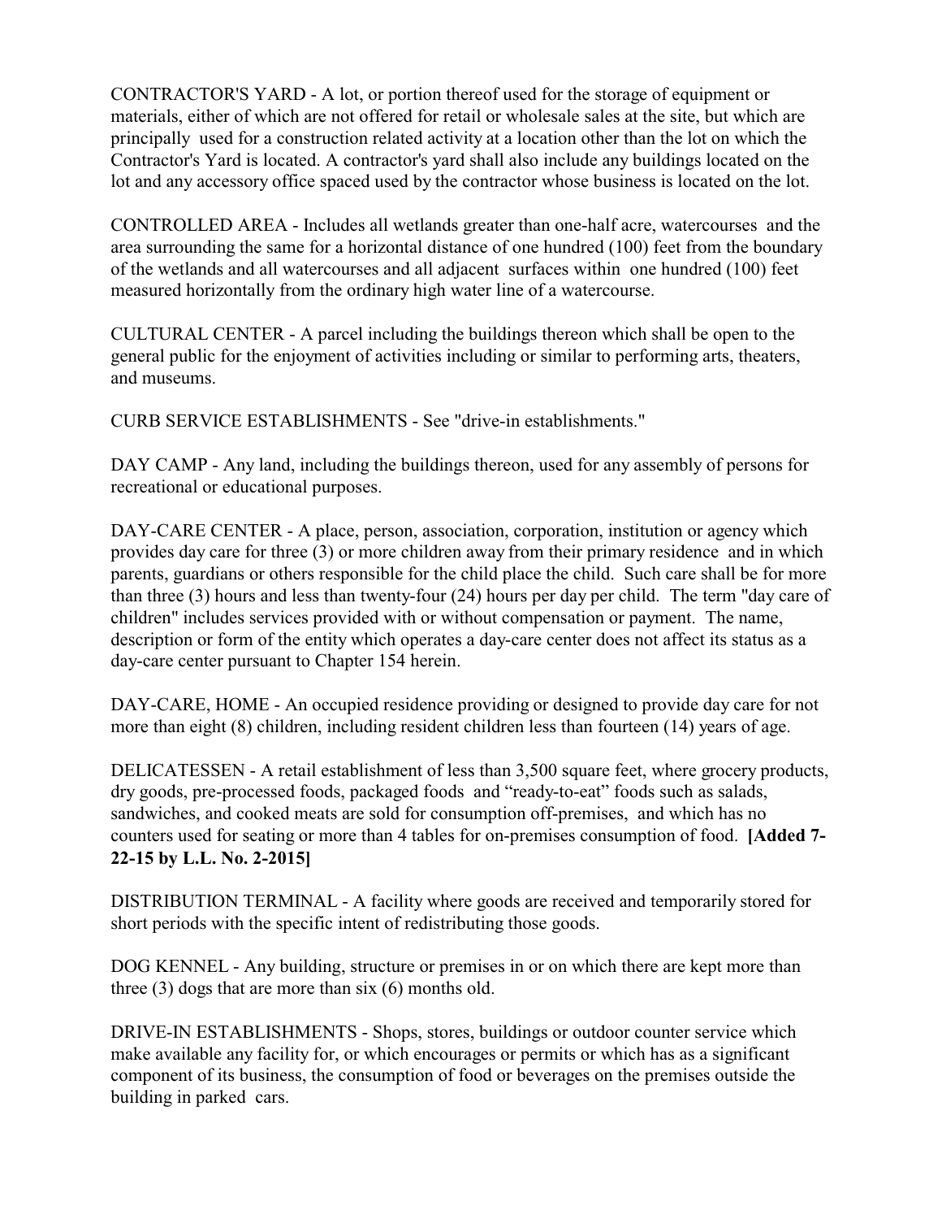CONTRACTOR'S YARD - A lot, or portion thereof used for the storage of equipment or materials, either of which are not offered for retail or wholesale sales at the site, but which are principally used for a construction related activity at a location other than the lot on which the Contractor's Yard is located. A contractor's yard shall also include any buildings located on the lot and any accessory office spaced used by the contractor whose business is located on the lot.

CONTROLLED AREA - Includes all wetlands greater than one-half acre, watercourses and the area surrounding the same for a horizontal distance of one hundred (100) feet from the boundary of the wetlands and all watercourses and all adjacent surfaces within one hundred (100) feet measured horizontally from the ordinary high water line of a watercourse.

CULTURAL CENTER - A parcel including the buildings thereon which shall be open to the general public for the enjoyment of activities including or similar to performing arts, theaters, and museums.

CURB SERVICE ESTABLISHMENTS - See "drive-in establishments."

DAY CAMP - Any land, including the buildings thereon, used for any assembly of persons for recreational or educational purposes.

DAY-CARE CENTER - A place, person, association, corporation, institution or agency which provides day care for three (3) or more children away from their primary residence and in which parents, guardians or others responsible for the child place the child. Such care shall be for more than three (3) hours and less than twenty-four (24) hours per day per child. The term "day care of children" includes services provided with or without compensation or payment. The name, description or form of the entity which operates a day-care center does not affect its status as a day-care center pursuant to Chapter 154 herein.

DAY-CARE, HOME - An occupied residence providing or designed to provide day care for not more than eight (8) children, including resident children less than fourteen (14) years of age.

DELICATESSEN - A retail establishment of less than 3,500 square feet, where grocery products, dry goods, pre-processed foods, packaged foods and “ready-to-eat” foods such as salads, sandwiches, and cooked meats are sold for consumption off-premises, and which has no counters used for seating or more than 4 tables for on-premises consumption of food. **[Added 7-22-15 by L.L. No. 2-2015]**

DISTRIBUTION TERMINAL - A facility where goods are received and temporarily stored for short periods with the specific intent of redistributing those goods.

DOG KENNEL - Any building, structure or premises in or on which there are kept more than three (3) dogs that are more than six (6) months old.

DRIVE-IN ESTABLISHMENTS - Shops, stores, buildings or outdoor counter service which make available any facility for, or which encourages or permits or which has as a significant component of its business, the consumption of food or beverages on the premises outside the building in parked cars.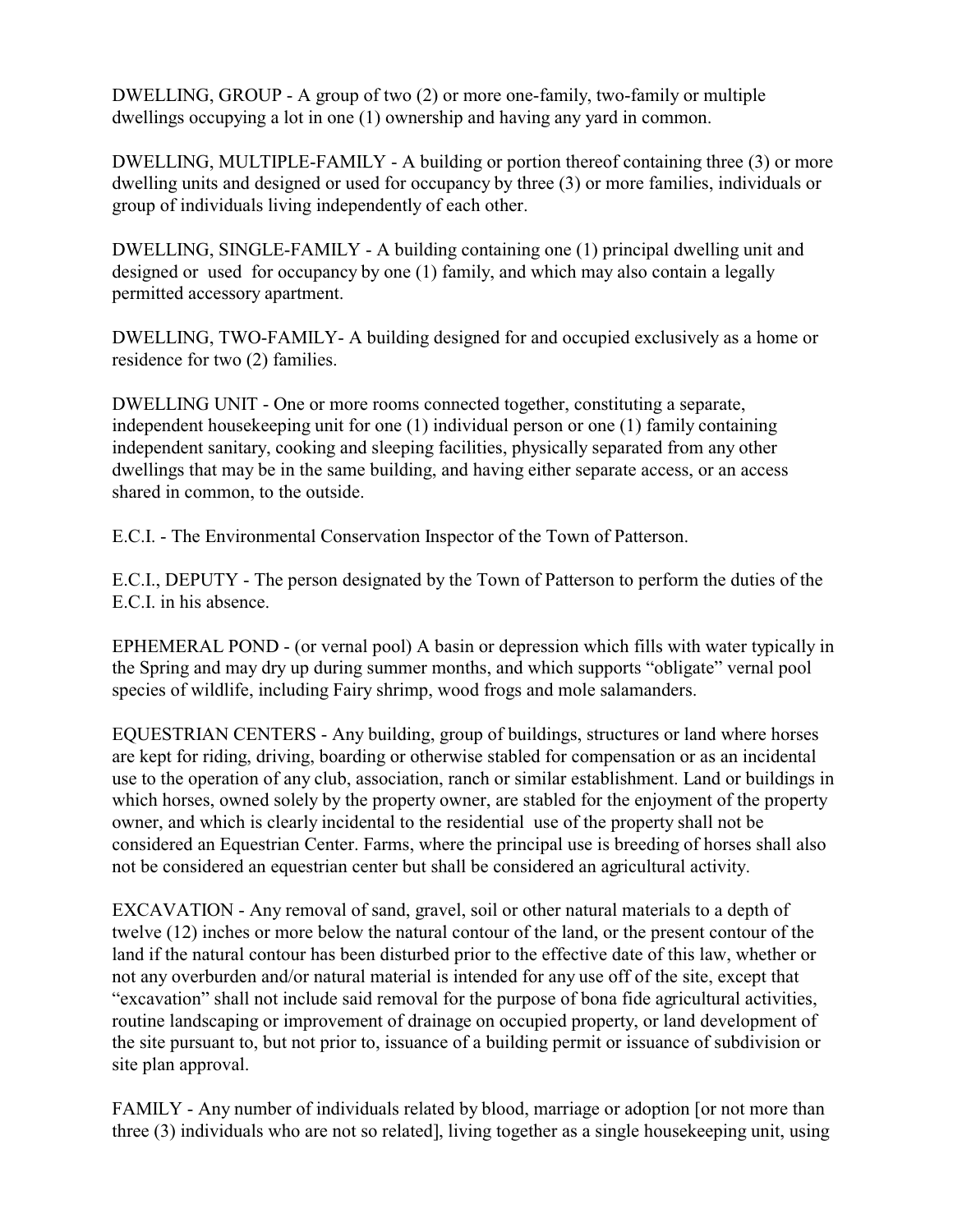DWELLING, GROUP - A group of two (2) or more one-family, two-family or multiple dwellings occupying a lot in one (1) ownership and having any yard in common.

DWELLING, MULTIPLE-FAMILY - A building or portion thereof containing three (3) or more dwelling units and designed or used for occupancy by three (3) or more families, individuals or group of individuals living independently of each other.

DWELLING, SINGLE-FAMILY - A building containing one (1) principal dwelling unit and designed or used for occupancy by one (1) family, and which may also contain a legally permitted accessory apartment.

DWELLING, TWO-FAMILY- A building designed for and occupied exclusively as a home or residence for two (2) families.

DWELLING UNIT - One or more rooms connected together, constituting a separate, independent housekeeping unit for one (1) individual person or one (1) family containing independent sanitary, cooking and sleeping facilities, physically separated from any other dwellings that may be in the same building, and having either separate access, or an access shared in common, to the outside.

E.C.I. - The Environmental Conservation Inspector of the Town of Patterson.

E.C.I., DEPUTY - The person designated by the Town of Patterson to perform the duties of the E.C.I. in his absence.

EPHEMERAL POND - (or vernal pool) A basin or depression which fills with water typically in the Spring and may dry up during summer months, and which supports "obligate" vernal pool species of wildlife, including Fairy shrimp, wood frogs and mole salamanders.

EQUESTRIAN CENTERS - Any building, group of buildings, structures or land where horses are kept for riding, driving, boarding or otherwise stabled for compensation or as an incidental use to the operation of any club, association, ranch or similar establishment. Land or buildings in which horses, owned solely by the property owner, are stabled for the enjoyment of the property owner, and which is clearly incidental to the residential use of the property shall not be considered an Equestrian Center. Farms, where the principal use is breeding of horses shall also not be considered an equestrian center but shall be considered an agricultural activity.

EXCAVATION - Any removal of sand, gravel, soil or other natural materials to a depth of twelve (12) inches or more below the natural contour of the land, or the present contour of the land if the natural contour has been disturbed prior to the effective date of this law, whether or not any overburden and/or natural material is intended for any use off of the site, except that "excavation" shall not include said removal for the purpose of bona fide agricultural activities, routine landscaping or improvement of drainage on occupied property, or land development of the site pursuant to, but not prior to, issuance of a building permit or issuance of subdivision or site plan approval.

FAMILY - Any number of individuals related by blood, marriage or adoption [or not more than three (3) individuals who are not so related], living together as a single housekeeping unit, using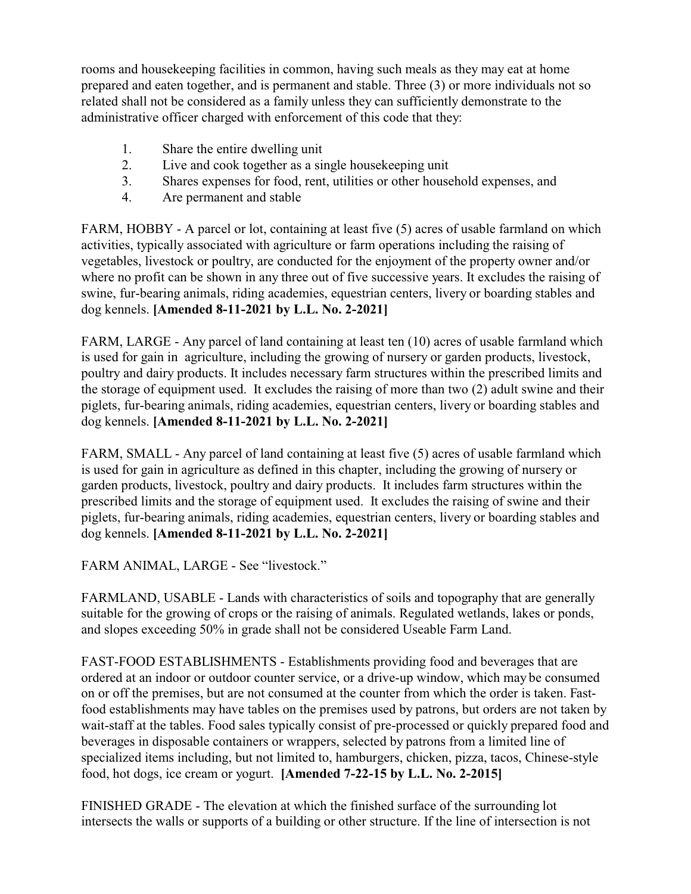rooms and housekeeping facilities in common, having such meals as they may eat at home prepared and eaten together, and is permanent and stable. Three (3) or more individuals not so related shall not be considered as a family unless they can sufficiently demonstrate to the administrative officer charged with enforcement of this code that they:

1. Share the entire dwelling unit
2. Live and cook together as a single housekeeping unit
3. Shares expenses for food, rent, utilities or other household expenses, and
4. Are permanent and stable

FARM, HOBBY - A parcel or lot, containing at least five (5) acres of usable farmland on which activities, typically associated with agriculture or farm operations including the raising of vegetables, livestock or poultry, are conducted for the enjoyment of the property owner and/or where no profit can be shown in any three out of five successive years. It excludes the raising of swine, fur-bearing animals, riding academies, equestrian centers, livery or boarding stables and dog kennels. **[Amended 8-11-2021 by L.L. No. 2-2021]**

FARM, LARGE - Any parcel of land containing at least ten (10) acres of usable farmland which is used for gain in agriculture, including the growing of nursery or garden products, livestock, poultry and dairy products. It includes necessary farm structures within the prescribed limits and the storage of equipment used. It excludes the raising of more than two (2) adult swine and their piglets, fur-bearing animals, riding academies, equestrian centers, livery or boarding stables and dog kennels. **[Amended 8-11-2021 by L.L. No. 2-2021]**

FARM, SMALL - Any parcel of land containing at least five (5) acres of usable farmland which is used for gain in agriculture as defined in this chapter, including the growing of nursery or garden products, livestock, poultry and dairy products. It includes farm structures within the prescribed limits and the storage of equipment used. It excludes the raising of swine and their piglets, fur-bearing animals, riding academies, equestrian centers, livery or boarding stables and dog kennels. **[Amended 8-11-2021 by L.L. No. 2-2021]**

FARM ANIMAL, LARGE - See "livestock."

FARMLAND, USABLE - Lands with characteristics of soils and topography that are generally suitable for the growing of crops or the raising of animals. Regulated wetlands, lakes or ponds, and slopes exceeding 50% in grade shall not be considered Useable Farm Land.

FAST-FOOD ESTABLISHMENTS - Establishments providing food and beverages that are ordered at an indoor or outdoor counter service, or a drive-up window, which may be consumed on or off the premises, but are not consumed at the counter from which the order is taken. Fast-food establishments may have tables on the premises used by patrons, but orders are not taken by wait-staff at the tables. Food sales typically consist of pre-processed or quickly prepared food and beverages in disposable containers or wrappers, selected by patrons from a limited line of specialized items including, but not limited to, hamburgers, chicken, pizza, tacos, Chinese-style food, hot dogs, ice cream or yogurt. **[Amended 7-22-15 by L.L. No. 2-2015]**

FINISHED GRADE - The elevation at which the finished surface of the surrounding lot intersects the walls or supports of a building or other structure. If the line of intersection is not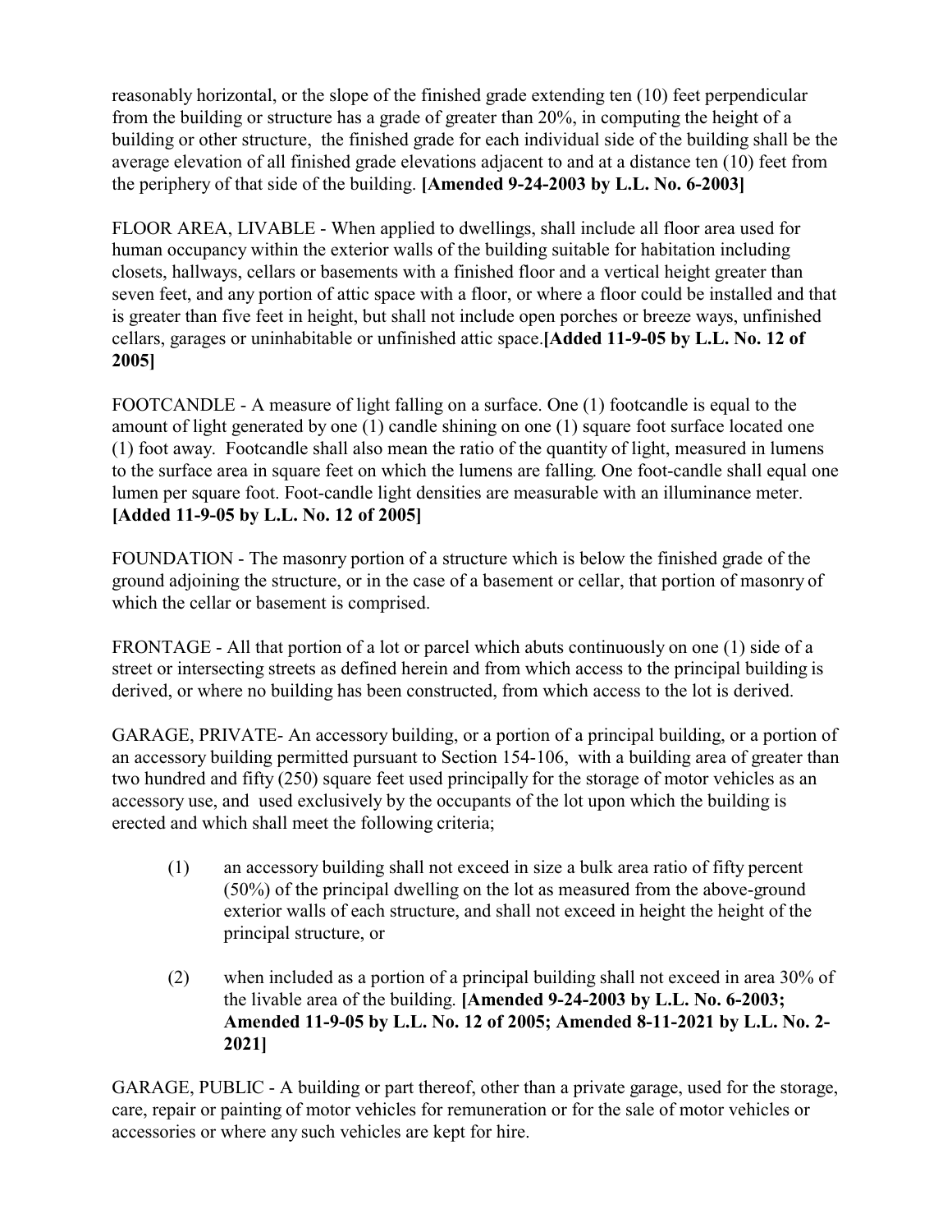reasonably horizontal, or the slope of the finished grade extending ten (10) feet perpendicular from the building or structure has a grade of greater than 20%, in computing the height of a building or other structure, the finished grade for each individual side of the building shall be the average elevation of all finished grade elevations adjacent to and at a distance ten (10) feet from the periphery of that side of the building. **[Amended 9-24-2003 by L.L. No. 6-2003]**

FLOOR AREA, LIVABLE - When applied to dwellings, shall include all floor area used for human occupancy within the exterior walls of the building suitable for habitation including closets, hallways, cellars or basements with a finished floor and a vertical height greater than seven feet, and any portion of attic space with a floor, or where a floor could be installed and that is greater than five feet in height, but shall not include open porches or breeze ways, unfinished cellars, garages or uninhabitable or unfinished attic space.**[Added 11-9-05 by L.L. No. 12 of 2005]**

FOOTCANDLE - A measure of light falling on a surface. One (1) footcandle is equal to the amount of light generated by one (1) candle shining on one (1) square foot surface located one (1) foot away. Footcandle shall also mean the ratio of the quantity of light, measured in lumens to the surface area in square feet on which the lumens are falling. One foot-candle shall equal one lumen per square foot. Foot-candle light densities are measurable with an illuminance meter. **[Added 11-9-05 by L.L. No. 12 of 2005]**

FOUNDATION - The masonry portion of a structure which is below the finished grade of the ground adjoining the structure, or in the case of a basement or cellar, that portion of masonry of which the cellar or basement is comprised.

FRONTAGE - All that portion of a lot or parcel which abuts continuously on one (1) side of a street or intersecting streets as defined herein and from which access to the principal building is derived, or where no building has been constructed, from which access to the lot is derived.

GARAGE, PRIVATE- An accessory building, or a portion of a principal building, or a portion of an accessory building permitted pursuant to Section 154-106, with a building area of greater than two hundred and fifty (250) square feet used principally for the storage of motor vehicles as an accessory use, and used exclusively by the occupants of the lot upon which the building is erected and which shall meet the following criteria;

(1) an accessory building shall not exceed in size a bulk area ratio of fifty percent (50%) of the principal dwelling on the lot as measured from the above-ground exterior walls of each structure, and shall not exceed in height the height of the principal structure, or

(2) when included as a portion of a principal building shall not exceed in area 30% of the livable area of the building. **[Amended 9-24-2003 by L.L. No. 6-2003; Amended 11-9-05 by L.L. No. 12 of 2005; Amended 8-11-2021 by L.L. No. 2-2021]**

GARAGE, PUBLIC - A building or part thereof, other than a private garage, used for the storage, care, repair or painting of motor vehicles for remuneration or for the sale of motor vehicles or accessories or where any such vehicles are kept for hire.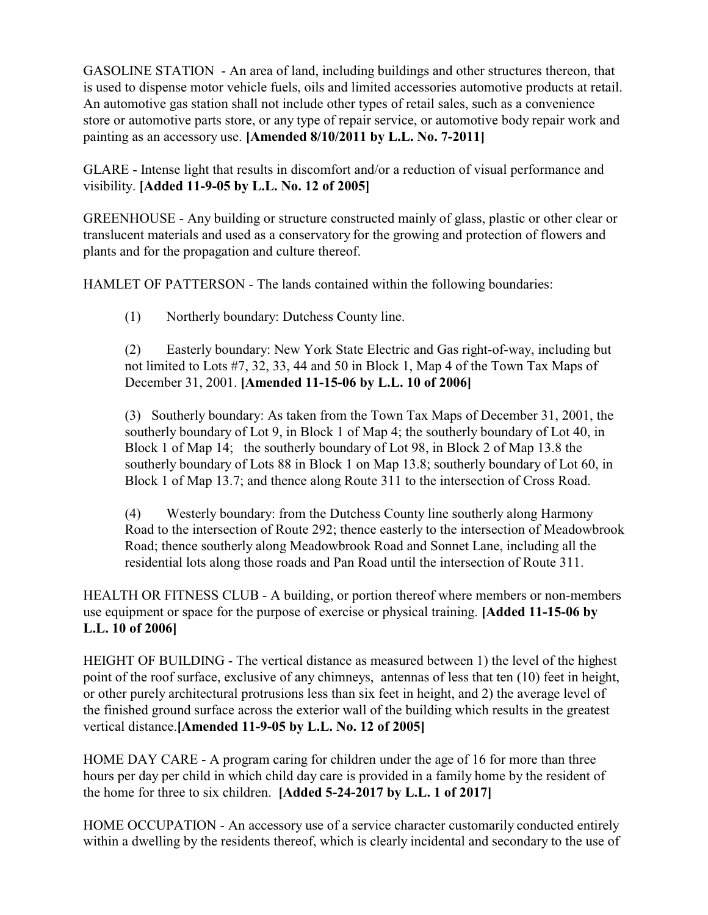GASOLINE STATION - An area of land, including buildings and other structures thereon, that is used to dispense motor vehicle fuels, oils and limited accessories automotive products at retail. An automotive gas station shall not include other types of retail sales, such as a convenience store or automotive parts store, or any type of repair service, or automotive body repair work and painting as an accessory use. **[Amended 8/10/2011 by L.L. No. 7-2011]**

GLARE - Intense light that results in discomfort and/or a reduction of visual performance and visibility. **[Added 11-9-05 by L.L. No. 12 of 2005]**

GREENHOUSE - Any building or structure constructed mainly of glass, plastic or other clear or translucent materials and used as a conservatory for the growing and protection of flowers and plants and for the propagation and culture thereof.

HAMLET OF PATTERSON - The lands contained within the following boundaries:

(1) Northerly boundary: Dutchess County line.

(2) Easterly boundary: New York State Electric and Gas right-of-way, including but not limited to Lots #7, 32, 33, 44 and 50 in Block 1, Map 4 of the Town Tax Maps of December 31, 2001. **[Amended 11-15-06 by L.L. 10 of 2006]**

(3) Southerly boundary: As taken from the Town Tax Maps of December 31, 2001, the southerly boundary of Lot 9, in Block 1 of Map 4; the southerly boundary of Lot 40, in Block 1 of Map 14; the southerly boundary of Lot 98, in Block 2 of Map 13.8 the southerly boundary of Lots 88 in Block 1 on Map 13.8; southerly boundary of Lot 60, in Block 1 of Map 13.7; and thence along Route 311 to the intersection of Cross Road.

(4) Westerly boundary: from the Dutchess County line southerly along Harmony Road to the intersection of Route 292; thence easterly to the intersection of Meadowbrook Road; thence southerly along Meadowbrook Road and Sonnet Lane, including all the residential lots along those roads and Pan Road until the intersection of Route 311.

HEALTH OR FITNESS CLUB - A building, or portion thereof where members or non-members use equipment or space for the purpose of exercise or physical training. **[Added 11-15-06 by L.L. 10 of 2006]**

HEIGHT OF BUILDING - The vertical distance as measured between 1) the level of the highest point of the roof surface, exclusive of any chimneys, antennas of less that ten (10) feet in height, or other purely architectural protrusions less than six feet in height, and 2) the average level of the finished ground surface across the exterior wall of the building which results in the greatest vertical distance.**[Amended 11-9-05 by L.L. No. 12 of 2005]**

HOME DAY CARE - A program caring for children under the age of 16 for more than three hours per day per child in which child day care is provided in a family home by the resident of the home for three to six children. **[Added 5-24-2017 by L.L. 1 of 2017]**

HOME OCCUPATION - An accessory use of a service character customarily conducted entirely within a dwelling by the residents thereof, which is clearly incidental and secondary to the use of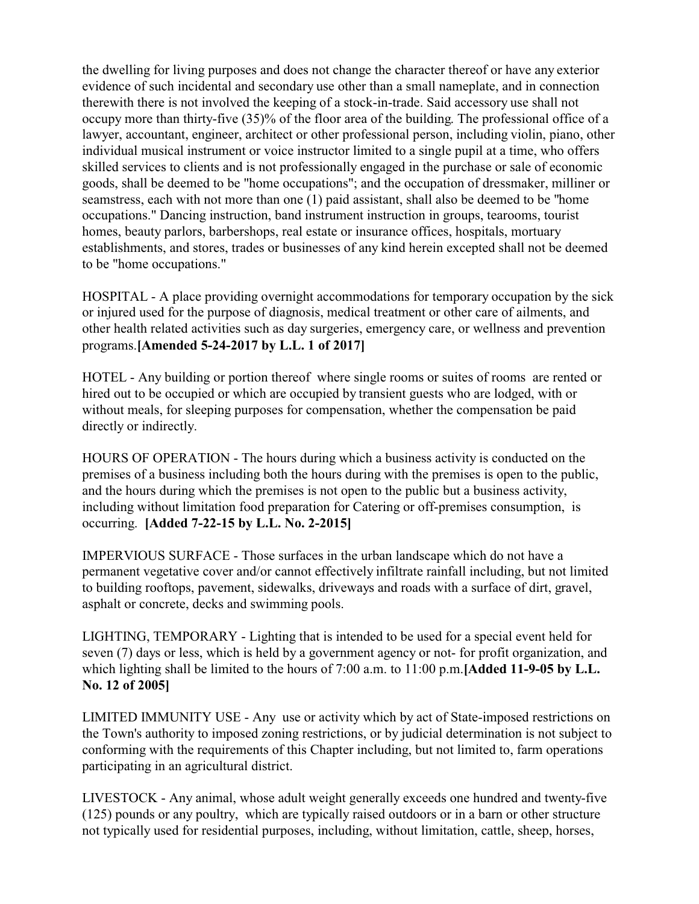the dwelling for living purposes and does not change the character thereof or have any exterior evidence of such incidental and secondary use other than a small nameplate, and in connection therewith there is not involved the keeping of a stock-in-trade. Said accessory use shall not occupy more than thirty-five (35)% of the floor area of the building. The professional office of a lawyer, accountant, engineer, architect or other professional person, including violin, piano, other individual musical instrument or voice instructor limited to a single pupil at a time, who offers skilled services to clients and is not professionally engaged in the purchase or sale of economic goods, shall be deemed to be "home occupations"; and the occupation of dressmaker, milliner or seamstress, each with not more than one (1) paid assistant, shall also be deemed to be "home occupations." Dancing instruction, band instrument instruction in groups, tearooms, tourist homes, beauty parlors, barbershops, real estate or insurance offices, hospitals, mortuary establishments, and stores, trades or businesses of any kind herein excepted shall not be deemed to be "home occupations."

HOSPITAL - A place providing overnight accommodations for temporary occupation by the sick or injured used for the purpose of diagnosis, medical treatment or other care of ailments, and other health related activities such as day surgeries, emergency care, or wellness and prevention programs.**[Amended 5-24-2017 by L.L. 1 of 2017]**

HOTEL - Any building or portion thereof where single rooms or suites of rooms are rented or hired out to be occupied or which are occupied by transient guests who are lodged, with or without meals, for sleeping purposes for compensation, whether the compensation be paid directly or indirectly.

HOURS OF OPERATION - The hours during which a business activity is conducted on the premises of a business including both the hours during with the premises is open to the public, and the hours during which the premises is not open to the public but a business activity, including without limitation food preparation for Catering or off-premises consumption, is occurring. **[Added 7-22-15 by L.L. No. 2-2015]**

IMPERVIOUS SURFACE - Those surfaces in the urban landscape which do not have a permanent vegetative cover and/or cannot effectively infiltrate rainfall including, but not limited to building rooftops, pavement, sidewalks, driveways and roads with a surface of dirt, gravel, asphalt or concrete, decks and swimming pools.

LIGHTING, TEMPORARY - Lighting that is intended to be used for a special event held for seven (7) days or less, which is held by a government agency or not- for profit organization, and which lighting shall be limited to the hours of 7:00 a.m. to 11:00 p.m.**[Added 11-9-05 by L.L. No. 12 of 2005]**

LIMITED IMMUNITY USE - Any use or activity which by act of State-imposed restrictions on the Town's authority to imposed zoning restrictions, or by judicial determination is not subject to conforming with the requirements of this Chapter including, but not limited to, farm operations participating in an agricultural district.

LIVESTOCK - Any animal, whose adult weight generally exceeds one hundred and twenty-five (125) pounds or any poultry, which are typically raised outdoors or in a barn or other structure not typically used for residential purposes, including, without limitation, cattle, sheep, horses,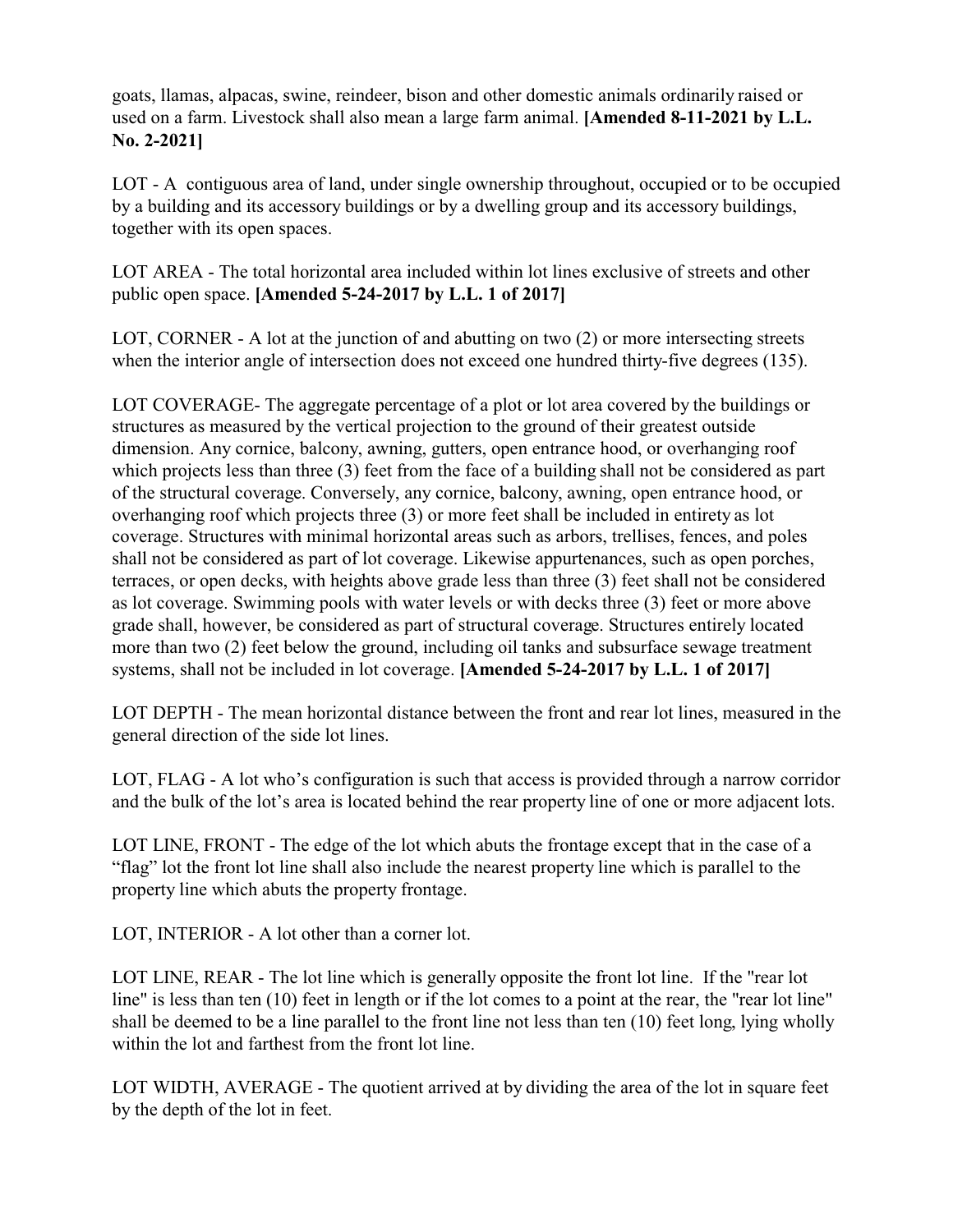goats, llamas, alpacas, swine, reindeer, bison and other domestic animals ordinarily raised or used on a farm. Livestock shall also mean a large farm animal. **[Amended 8-11-2021 by L.L. No. 2-2021]**

LOT - A contiguous area of land, under single ownership throughout, occupied or to be occupied by a building and its accessory buildings or by a dwelling group and its accessory buildings, together with its open spaces.

LOT AREA - The total horizontal area included within lot lines exclusive of streets and other public open space. **[Amended 5-24-2017 by L.L. 1 of 2017]**

LOT, CORNER - A lot at the junction of and abutting on two (2) or more intersecting streets when the interior angle of intersection does not exceed one hundred thirty-five degrees (135).

LOT COVERAGE- The aggregate percentage of a plot or lot area covered by the buildings or structures as measured by the vertical projection to the ground of their greatest outside dimension. Any cornice, balcony, awning, gutters, open entrance hood, or overhanging roof which projects less than three (3) feet from the face of a building shall not be considered as part of the structural coverage. Conversely, any cornice, balcony, awning, open entrance hood, or overhanging roof which projects three (3) or more feet shall be included in entirety as lot coverage. Structures with minimal horizontal areas such as arbors, trellises, fences, and poles shall not be considered as part of lot coverage. Likewise appurtenances, such as open porches, terraces, or open decks, with heights above grade less than three (3) feet shall not be considered as lot coverage. Swimming pools with water levels or with decks three (3) feet or more above grade shall, however, be considered as part of structural coverage. Structures entirely located more than two (2) feet below the ground, including oil tanks and subsurface sewage treatment systems, shall not be included in lot coverage. **[Amended 5-24-2017 by L.L. 1 of 2017]**

LOT DEPTH - The mean horizontal distance between the front and rear lot lines, measured in the general direction of the side lot lines.

LOT, FLAG - A lot who's configuration is such that access is provided through a narrow corridor and the bulk of the lot's area is located behind the rear property line of one or more adjacent lots.

LOT LINE, FRONT - The edge of the lot which abuts the frontage except that in the case of a "flag" lot the front lot line shall also include the nearest property line which is parallel to the property line which abuts the property frontage.

LOT, INTERIOR - A lot other than a corner lot.

LOT LINE, REAR - The lot line which is generally opposite the front lot line. If the "rear lot line" is less than ten (10) feet in length or if the lot comes to a point at the rear, the "rear lot line" shall be deemed to be a line parallel to the front line not less than ten (10) feet long, lying wholly within the lot and farthest from the front lot line.

LOT WIDTH, AVERAGE - The quotient arrived at by dividing the area of the lot in square feet by the depth of the lot in feet.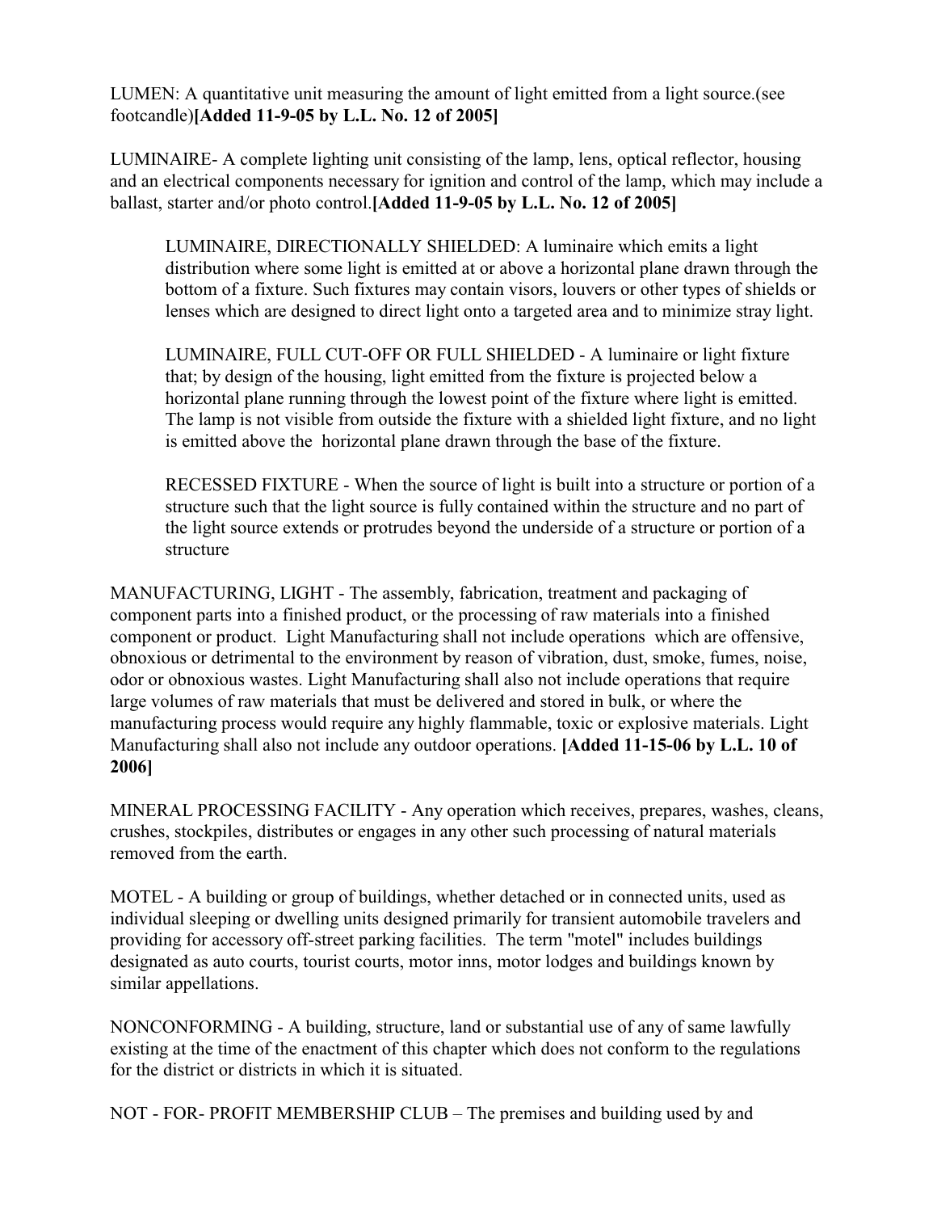LUMEN: A quantitative unit measuring the amount of light emitted from a light source.(see footcandle)**[Added 11-9-05 by L.L. No. 12 of 2005]**

LUMINAIRE- A complete lighting unit consisting of the lamp, lens, optical reflector, housing and an electrical components necessary for ignition and control of the lamp, which may include a ballast, starter and/or photo control.**[Added 11-9-05 by L.L. No. 12 of 2005]**

> LUMINAIRE, DIRECTIONALLY SHIELDED: A luminaire which emits a light distribution where some light is emitted at or above a horizontal plane drawn through the bottom of a fixture. Such fixtures may contain visors, louvers or other types of shields or lenses which are designed to direct light onto a targeted area and to minimize stray light.
>
> LUMINAIRE, FULL CUT-OFF OR FULL SHIELDED - A luminaire or light fixture that; by design of the housing, light emitted from the fixture is projected below a horizontal plane running through the lowest point of the fixture where light is emitted. The lamp is not visible from outside the fixture with a shielded light fixture, and no light is emitted above the horizontal plane drawn through the base of the fixture.
>
> RECESSED FIXTURE - When the source of light is built into a structure or portion of a structure such that the light source is fully contained within the structure and no part of the light source extends or protrudes beyond the underside of a structure or portion of a structure

MANUFACTURING, LIGHT - The assembly, fabrication, treatment and packaging of component parts into a finished product, or the processing of raw materials into a finished component or product. Light Manufacturing shall not include operations which are offensive, obnoxious or detrimental to the environment by reason of vibration, dust, smoke, fumes, noise, odor or obnoxious wastes. Light Manufacturing shall also not include operations that require large volumes of raw materials that must be delivered and stored in bulk, or where the manufacturing process would require any highly flammable, toxic or explosive materials. Light Manufacturing shall also not include any outdoor operations. **[Added 11-15-06 by L.L. 10 of 2006]**

MINERAL PROCESSING FACILITY - Any operation which receives, prepares, washes, cleans, crushes, stockpiles, distributes or engages in any other such processing of natural materials removed from the earth.

MOTEL - A building or group of buildings, whether detached or in connected units, used as individual sleeping or dwelling units designed primarily for transient automobile travelers and providing for accessory off-street parking facilities. The term "motel" includes buildings designated as auto courts, tourist courts, motor inns, motor lodges and buildings known by similar appellations.

NONCONFORMING - A building, structure, land or substantial use of any of same lawfully existing at the time of the enactment of this chapter which does not conform to the regulations for the district or districts in which it is situated.

NOT - FOR- PROFIT MEMBERSHIP CLUB – The premises and building used by and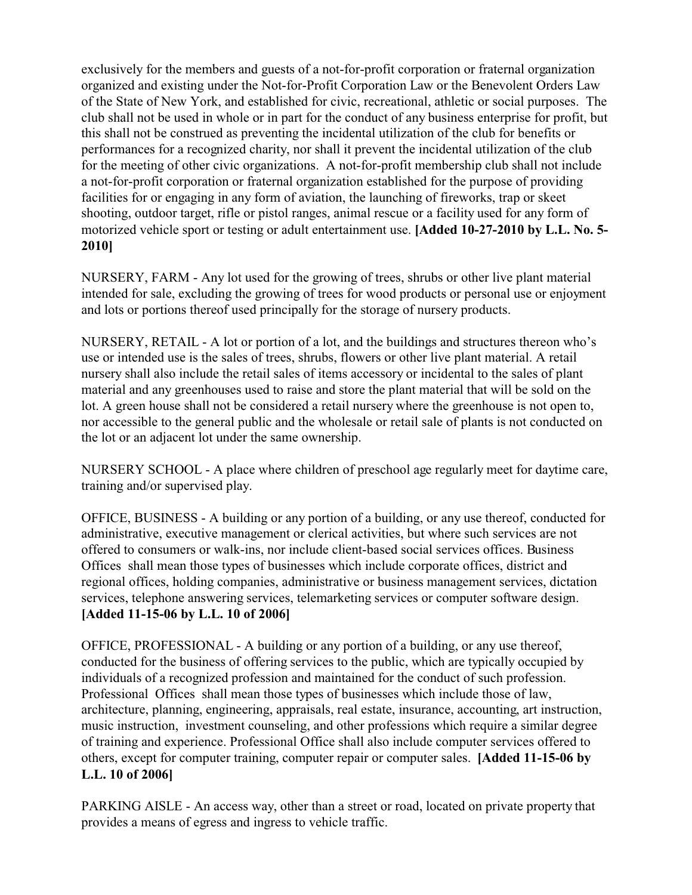exclusively for the members and guests of a not-for-profit corporation or fraternal organization organized and existing under the Not-for-Profit Corporation Law or the Benevolent Orders Law of the State of New York, and established for civic, recreational, athletic or social purposes. The club shall not be used in whole or in part for the conduct of any business enterprise for profit, but this shall not be construed as preventing the incidental utilization of the club for benefits or performances for a recognized charity, nor shall it prevent the incidental utilization of the club for the meeting of other civic organizations. A not-for-profit membership club shall not include a not-for-profit corporation or fraternal organization established for the purpose of providing facilities for or engaging in any form of aviation, the launching of fireworks, trap or skeet shooting, outdoor target, rifle or pistol ranges, animal rescue or a facility used for any form of motorized vehicle sport or testing or adult entertainment use. **[Added 10-27-2010 by L.L. No. 5-2010]**

NURSERY, FARM - Any lot used for the growing of trees, shrubs or other live plant material intended for sale, excluding the growing of trees for wood products or personal use or enjoyment and lots or portions thereof used principally for the storage of nursery products.

NURSERY, RETAIL - A lot or portion of a lot, and the buildings and structures thereon who's use or intended use is the sales of trees, shrubs, flowers or other live plant material. A retail nursery shall also include the retail sales of items accessory or incidental to the sales of plant material and any greenhouses used to raise and store the plant material that will be sold on the lot. A green house shall not be considered a retail nursery where the greenhouse is not open to, nor accessible to the general public and the wholesale or retail sale of plants is not conducted on the lot or an adjacent lot under the same ownership.

NURSERY SCHOOL - A place where children of preschool age regularly meet for daytime care, training and/or supervised play.

OFFICE, BUSINESS - A building or any portion of a building, or any use thereof, conducted for administrative, executive management or clerical activities, but where such services are not offered to consumers or walk-ins, nor include client-based social services offices. Business Offices shall mean those types of businesses which include corporate offices, district and regional offices, holding companies, administrative or business management services, dictation services, telephone answering services, telemarketing services or computer software design. **[Added 11-15-06 by L.L. 10 of 2006]**

OFFICE, PROFESSIONAL - A building or any portion of a building, or any use thereof, conducted for the business of offering services to the public, which are typically occupied by individuals of a recognized profession and maintained for the conduct of such profession. Professional Offices shall mean those types of businesses which include those of law, architecture, planning, engineering, appraisals, real estate, insurance, accounting, art instruction, music instruction, investment counseling, and other professions which require a similar degree of training and experience. Professional Office shall also include computer services offered to others, except for computer training, computer repair or computer sales. **[Added 11-15-06 by L.L. 10 of 2006]**

PARKING AISLE - An access way, other than a street or road, located on private property that provides a means of egress and ingress to vehicle traffic.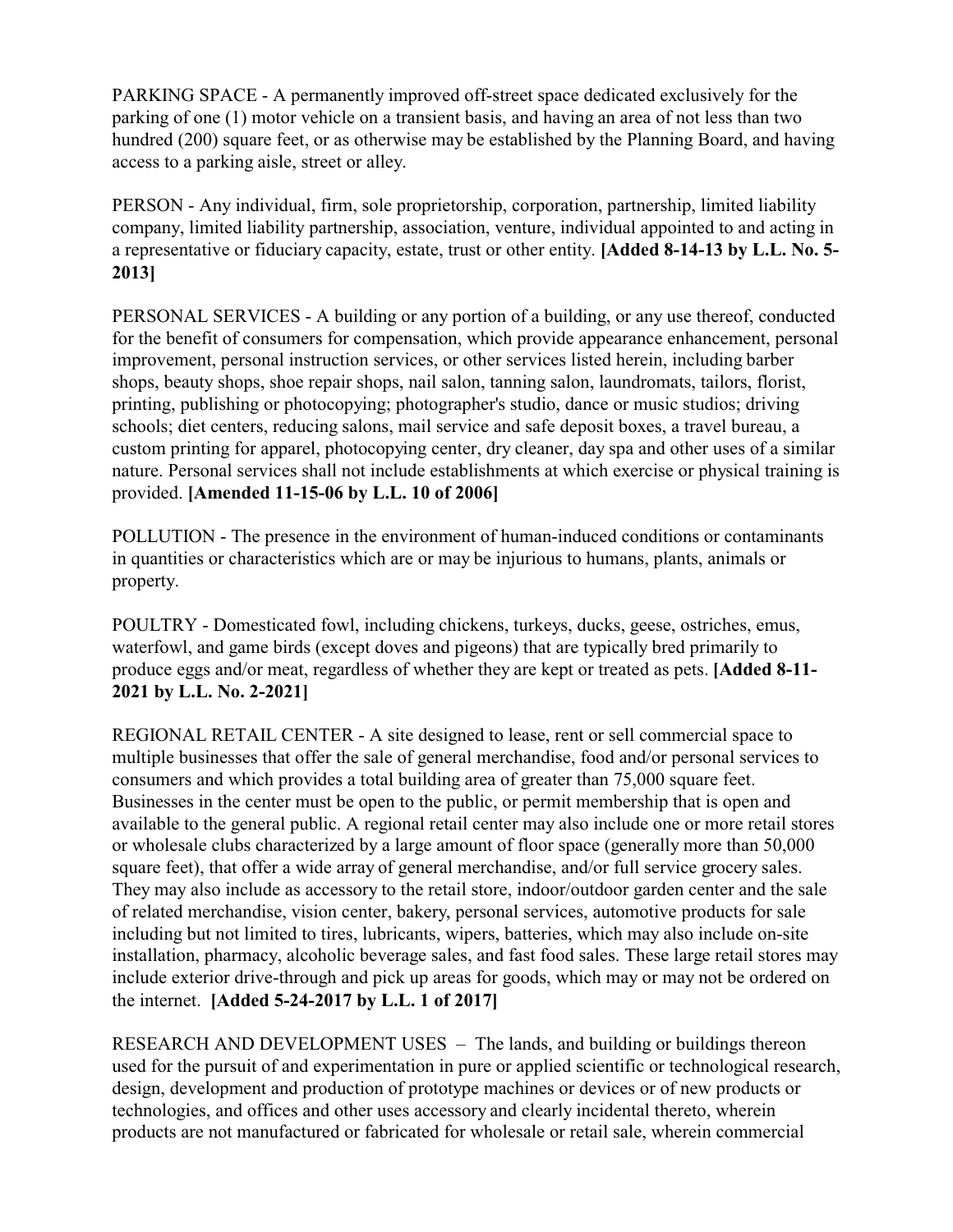PARKING SPACE - A permanently improved off-street space dedicated exclusively for the parking of one (1) motor vehicle on a transient basis, and having an area of not less than two hundred (200) square feet, or as otherwise may be established by the Planning Board, and having access to a parking aisle, street or alley.

PERSON - Any individual, firm, sole proprietorship, corporation, partnership, limited liability company, limited liability partnership, association, venture, individual appointed to and acting in a representative or fiduciary capacity, estate, trust or other entity. **[Added 8-14-13 by L.L. No. 5-2013]**

PERSONAL SERVICES - A building or any portion of a building, or any use thereof, conducted for the benefit of consumers for compensation, which provide appearance enhancement, personal improvement, personal instruction services, or other services listed herein, including barber shops, beauty shops, shoe repair shops, nail salon, tanning salon, laundromats, tailors, florist, printing, publishing or photocopying; photographer's studio, dance or music studios; driving schools; diet centers, reducing salons, mail service and safe deposit boxes, a travel bureau, a custom printing for apparel, photocopying center, dry cleaner, day spa and other uses of a similar nature. Personal services shall not include establishments at which exercise or physical training is provided. **[Amended 11-15-06 by L.L. 10 of 2006]**

POLLUTION - The presence in the environment of human-induced conditions or contaminants in quantities or characteristics which are or may be injurious to humans, plants, animals or property.

POULTRY - Domesticated fowl, including chickens, turkeys, ducks, geese, ostriches, emus, waterfowl, and game birds (except doves and pigeons) that are typically bred primarily to produce eggs and/or meat, regardless of whether they are kept or treated as pets. **[Added 8-11-2021 by L.L. No. 2-2021]**

REGIONAL RETAIL CENTER - A site designed to lease, rent or sell commercial space to multiple businesses that offer the sale of general merchandise, food and/or personal services to consumers and which provides a total building area of greater than 75,000 square feet. Businesses in the center must be open to the public, or permit membership that is open and available to the general public. A regional retail center may also include one or more retail stores or wholesale clubs characterized by a large amount of floor space (generally more than 50,000 square feet), that offer a wide array of general merchandise, and/or full service grocery sales. They may also include as accessory to the retail store, indoor/outdoor garden center and the sale of related merchandise, vision center, bakery, personal services, automotive products for sale including but not limited to tires, lubricants, wipers, batteries, which may also include on-site installation, pharmacy, alcoholic beverage sales, and fast food sales. These large retail stores may include exterior drive-through and pick up areas for goods, which may or may not be ordered on the internet. **[Added 5-24-2017 by L.L. 1 of 2017]**

RESEARCH AND DEVELOPMENT USES – The lands, and building or buildings thereon used for the pursuit of and experimentation in pure or applied scientific or technological research, design, development and production of prototype machines or devices or of new products or technologies, and offices and other uses accessory and clearly incidental thereto, wherein products are not manufactured or fabricated for wholesale or retail sale, wherein commercial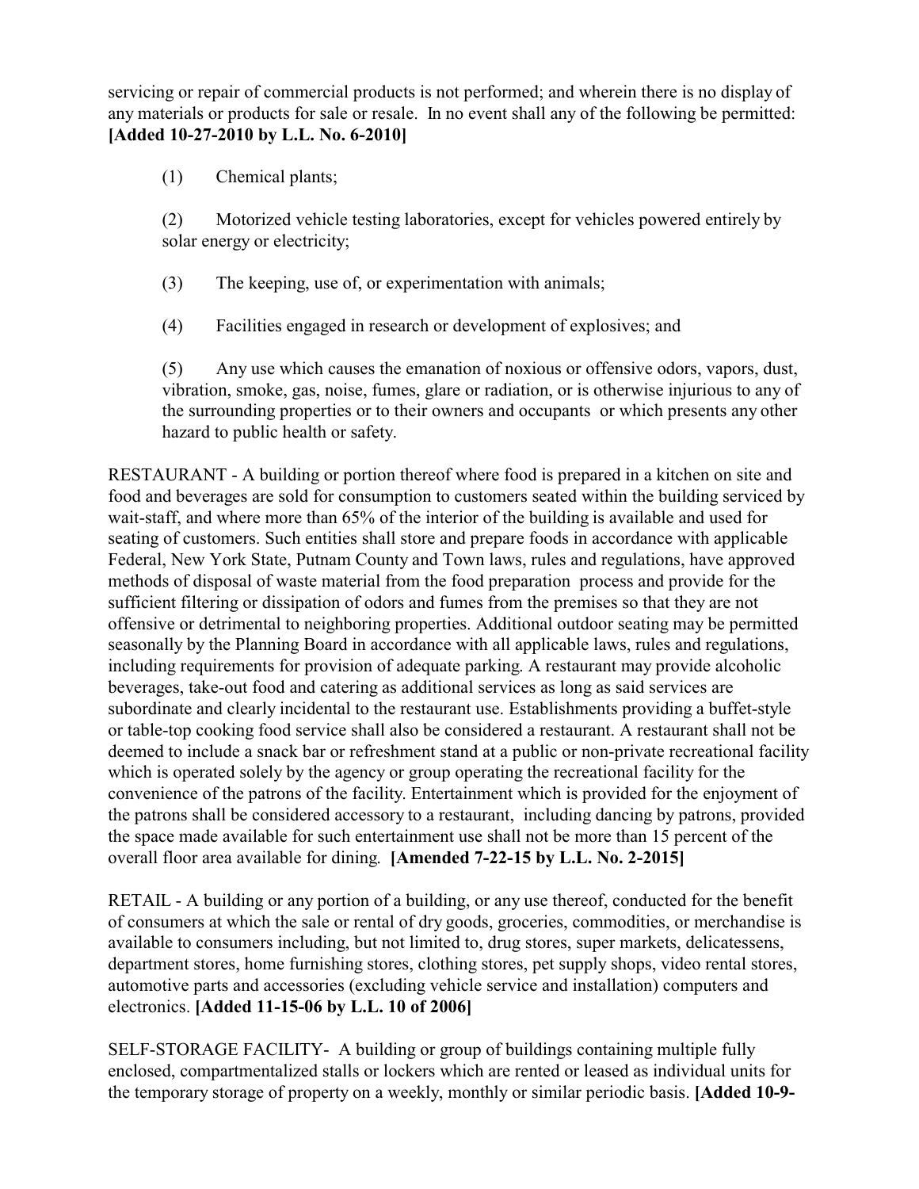servicing or repair of commercial products is not performed; and wherein there is no display of any materials or products for sale or resale. In no event shall any of the following be permitted: **[Added 10-27-2010 by L.L. No. 6-2010]**

(1) Chemical plants;

(2) Motorized vehicle testing laboratories, except for vehicles powered entirely by solar energy or electricity;

(3) The keeping, use of, or experimentation with animals;

(4) Facilities engaged in research or development of explosives; and

(5) Any use which causes the emanation of noxious or offensive odors, vapors, dust, vibration, smoke, gas, noise, fumes, glare or radiation, or is otherwise injurious to any of the surrounding properties or to their owners and occupants or which presents any other hazard to public health or safety.

RESTAURANT - A building or portion thereof where food is prepared in a kitchen on site and food and beverages are sold for consumption to customers seated within the building serviced by wait-staff, and where more than 65% of the interior of the building is available and used for seating of customers. Such entities shall store and prepare foods in accordance with applicable Federal, New York State, Putnam County and Town laws, rules and regulations, have approved methods of disposal of waste material from the food preparation process and provide for the sufficient filtering or dissipation of odors and fumes from the premises so that they are not offensive or detrimental to neighboring properties. Additional outdoor seating may be permitted seasonally by the Planning Board in accordance with all applicable laws, rules and regulations, including requirements for provision of adequate parking. A restaurant may provide alcoholic beverages, take-out food and catering as additional services as long as said services are subordinate and clearly incidental to the restaurant use. Establishments providing a buffet-style or table-top cooking food service shall also be considered a restaurant. A restaurant shall not be deemed to include a snack bar or refreshment stand at a public or non-private recreational facility which is operated solely by the agency or group operating the recreational facility for the convenience of the patrons of the facility. Entertainment which is provided for the enjoyment of the patrons shall be considered accessory to a restaurant, including dancing by patrons, provided the space made available for such entertainment use shall not be more than 15 percent of the overall floor area available for dining. **[Amended 7-22-15 by L.L. No. 2-2015]**

RETAIL - A building or any portion of a building, or any use thereof, conducted for the benefit of consumers at which the sale or rental of dry goods, groceries, commodities, or merchandise is available to consumers including, but not limited to, drug stores, super markets, delicatessens, department stores, home furnishing stores, clothing stores, pet supply shops, video rental stores, automotive parts and accessories (excluding vehicle service and installation) computers and electronics. **[Added 11-15-06 by L.L. 10 of 2006]**

SELF-STORAGE FACILITY- A building or group of buildings containing multiple fully enclosed, compartmentalized stalls or lockers which are rented or leased as individual units for the temporary storage of property on a weekly, monthly or similar periodic basis. **[Added 10-9-**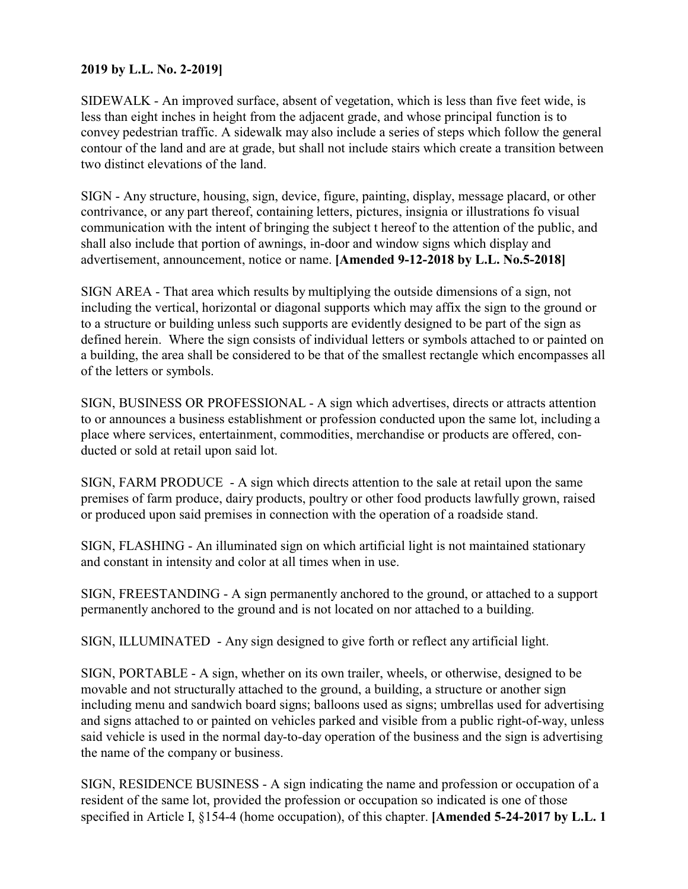**2019 by L.L. No. 2-2019]**

SIDEWALK - An improved surface, absent of vegetation, which is less than five feet wide, is less than eight inches in height from the adjacent grade, and whose principal function is to convey pedestrian traffic. A sidewalk may also include a series of steps which follow the general contour of the land and are at grade, but shall not include stairs which create a transition between two distinct elevations of the land.

SIGN - Any structure, housing, sign, device, figure, painting, display, message placard, or other contrivance, or any part thereof, containing letters, pictures, insignia or illustrations fo visual communication with the intent of bringing the subject t hereof to the attention of the public, and shall also include that portion of awnings, in-door and window signs which display and advertisement, announcement, notice or name. **[Amended 9-12-2018 by L.L. No.5-2018]**

SIGN AREA - That area which results by multiplying the outside dimensions of a sign, not including the vertical, horizontal or diagonal supports which may affix the sign to the ground or to a structure or building unless such supports are evidently designed to be part of the sign as defined herein. Where the sign consists of individual letters or symbols attached to or painted on a building, the area shall be considered to be that of the smallest rectangle which encompasses all of the letters or symbols.

SIGN, BUSINESS OR PROFESSIONAL - A sign which advertises, directs or attracts attention to or announces a business establishment or profession conducted upon the same lot, including a place where services, entertainment, commodities, merchandise or products are offered, conducted or sold at retail upon said lot.

SIGN, FARM PRODUCE - A sign which directs attention to the sale at retail upon the same premises of farm produce, dairy products, poultry or other food products lawfully grown, raised or produced upon said premises in connection with the operation of a roadside stand.

SIGN, FLASHING - An illuminated sign on which artificial light is not maintained stationary and constant in intensity and color at all times when in use.

SIGN, FREESTANDING - A sign permanently anchored to the ground, or attached to a support permanently anchored to the ground and is not located on nor attached to a building.

SIGN, ILLUMINATED - Any sign designed to give forth or reflect any artificial light.

SIGN, PORTABLE - A sign, whether on its own trailer, wheels, or otherwise, designed to be movable and not structurally attached to the ground, a building, a structure or another sign including menu and sandwich board signs; balloons used as signs; umbrellas used for advertising and signs attached to or painted on vehicles parked and visible from a public right-of-way, unless said vehicle is used in the normal day-to-day operation of the business and the sign is advertising the name of the company or business.

SIGN, RESIDENCE BUSINESS - A sign indicating the name and profession or occupation of a resident of the same lot, provided the profession or occupation so indicated is one of those specified in Article I, §154-4 (home occupation), of this chapter. **[Amended 5-24-2017 by L.L. 1**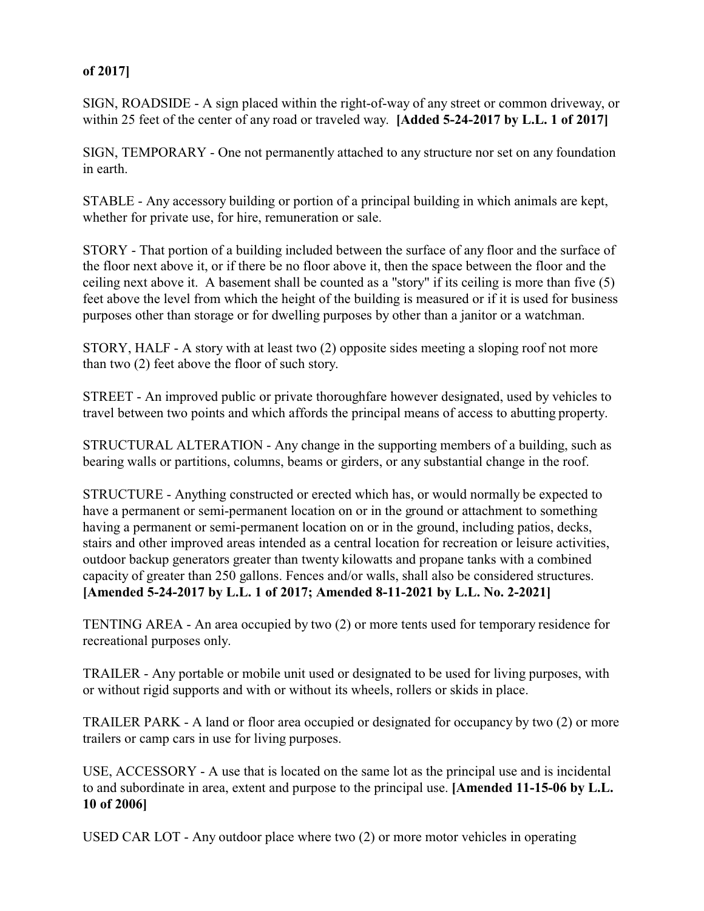**of 2017]**

SIGN, ROADSIDE - A sign placed within the right-of-way of any street or common driveway, or within 25 feet of the center of any road or traveled way. **[Added 5-24-2017 by L.L. 1 of 2017]**

SIGN, TEMPORARY - One not permanently attached to any structure nor set on any foundation in earth.

STABLE - Any accessory building or portion of a principal building in which animals are kept, whether for private use, for hire, remuneration or sale.

STORY - That portion of a building included between the surface of any floor and the surface of the floor next above it, or if there be no floor above it, then the space between the floor and the ceiling next above it. A basement shall be counted as a "story" if its ceiling is more than five (5) feet above the level from which the height of the building is measured or if it is used for business purposes other than storage or for dwelling purposes by other than a janitor or a watchman.

STORY, HALF - A story with at least two (2) opposite sides meeting a sloping roof not more than two (2) feet above the floor of such story.

STREET - An improved public or private thoroughfare however designated, used by vehicles to travel between two points and which affords the principal means of access to abutting property.

STRUCTURAL ALTERATION - Any change in the supporting members of a building, such as bearing walls or partitions, columns, beams or girders, or any substantial change in the roof.

STRUCTURE - Anything constructed or erected which has, or would normally be expected to have a permanent or semi-permanent location on or in the ground or attachment to something having a permanent or semi-permanent location on or in the ground, including patios, decks, stairs and other improved areas intended as a central location for recreation or leisure activities, outdoor backup generators greater than twenty kilowatts and propane tanks with a combined capacity of greater than 250 gallons. Fences and/or walls, shall also be considered structures. **[Amended 5-24-2017 by L.L. 1 of 2017; Amended 8-11-2021 by L.L. No. 2-2021]**

TENTING AREA - An area occupied by two (2) or more tents used for temporary residence for recreational purposes only.

TRAILER - Any portable or mobile unit used or designated to be used for living purposes, with or without rigid supports and with or without its wheels, rollers or skids in place.

TRAILER PARK - A land or floor area occupied or designated for occupancy by two (2) or more trailers or camp cars in use for living purposes.

USE, ACCESSORY - A use that is located on the same lot as the principal use and is incidental to and subordinate in area, extent and purpose to the principal use. **[Amended 11-15-06 by L.L. 10 of 2006]**

USED CAR LOT - Any outdoor place where two (2) or more motor vehicles in operating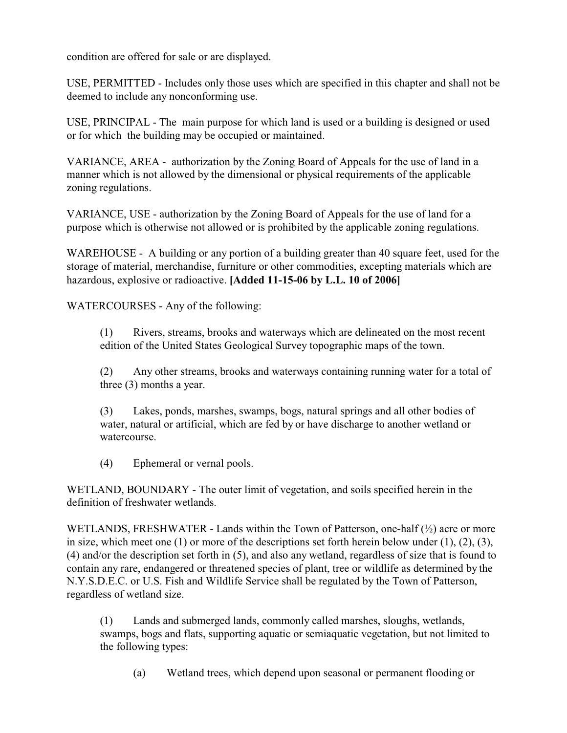condition are offered for sale or are displayed.

USE, PERMITTED - Includes only those uses which are specified in this chapter and shall not be deemed to include any nonconforming use.

USE, PRINCIPAL - The main purpose for which land is used or a building is designed or used or for which the building may be occupied or maintained.

VARIANCE, AREA - authorization by the Zoning Board of Appeals for the use of land in a manner which is not allowed by the dimensional or physical requirements of the applicable zoning regulations.

VARIANCE, USE - authorization by the Zoning Board of Appeals for the use of land for a purpose which is otherwise not allowed or is prohibited by the applicable zoning regulations.

WAREHOUSE - A building or any portion of a building greater than 40 square feet, used for the storage of material, merchandise, furniture or other commodities, excepting materials which are hazardous, explosive or radioactive. **[Added 11-15-06 by L.L. 10 of 2006]**

WATERCOURSES - Any of the following:

(1) Rivers, streams, brooks and waterways which are delineated on the most recent edition of the United States Geological Survey topographic maps of the town.

(2) Any other streams, brooks and waterways containing running water for a total of three (3) months a year.

(3) Lakes, ponds, marshes, swamps, bogs, natural springs and all other bodies of water, natural or artificial, which are fed by or have discharge to another wetland or watercourse.

(4) Ephemeral or vernal pools.

WETLAND, BOUNDARY - The outer limit of vegetation, and soils specified herein in the definition of freshwater wetlands.

WETLANDS, FRESHWATER - Lands within the Town of Patterson, one-half (½) acre or more in size, which meet one (1) or more of the descriptions set forth herein below under (1), (2), (3), (4) and/or the description set forth in (5), and also any wetland, regardless of size that is found to contain any rare, endangered or threatened species of plant, tree or wildlife as determined by the N.Y.S.D.E.C. or U.S. Fish and Wildlife Service shall be regulated by the Town of Patterson, regardless of wetland size.

(1) Lands and submerged lands, commonly called marshes, sloughs, wetlands, swamps, bogs and flats, supporting aquatic or semiaquatic vegetation, but not limited to the following types:

(a) Wetland trees, which depend upon seasonal or permanent flooding or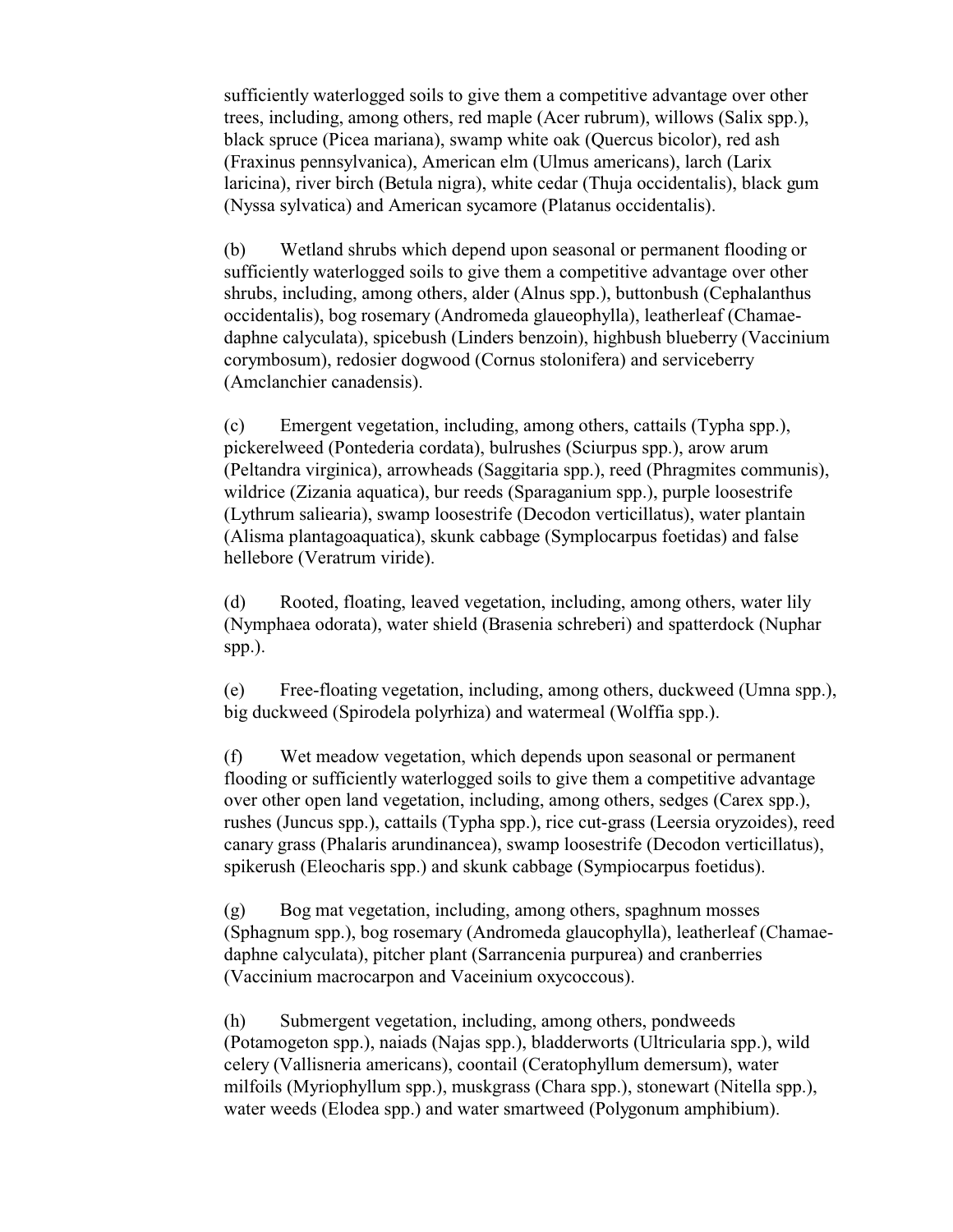sufficiently waterlogged soils to give them a competitive advantage over other trees, including, among others, red maple (Acer rubrum), willows (Salix spp.), black spruce (Picea mariana), swamp white oak (Quercus bicolor), red ash (Fraxinus pennsylvanica), American elm (Ulmus americans), larch (Larix laricina), river birch (Betula nigra), white cedar (Thuja occidentalis), black gum (Nyssa sylvatica) and American sycamore (Platanus occidentalis).

(b) Wetland shrubs which depend upon seasonal or permanent flooding or sufficiently waterlogged soils to give them a competitive advantage over other shrubs, including, among others, alder (Alnus spp.), buttonbush (Cephalanthus occidentalis), bog rosemary (Andromeda glaueophylla), leatherleaf (Chamae-daphne calyculata), spicebush (Linders benzoin), highbush blueberry (Vaccinium corymbosum), redosier dogwood (Cornus stolonifera) and serviceberry (Amclanchier canadensis).

(c) Emergent vegetation, including, among others, cattails (Typha spp.), pickerelweed (Pontederia cordata), bulrushes (Sciurpus spp.), arow arum (Peltandra virginica), arrowheads (Saggitaria spp.), reed (Phragmites communis), wildrice (Zizania aquatica), bur reeds (Sparaganium spp.), purple loosestrife (Lythrum saliearia), swamp loosestrife (Decodon verticillatus), water plantain (Alisma plantagoaquatica), skunk cabbage (Symplocarpus foetidas) and false hellebore (Veratrum viride).

(d) Rooted, floating, leaved vegetation, including, among others, water lily (Nymphaea odorata), water shield (Brasenia schreberi) and spatterdock (Nuphar spp.).

(e) Free-floating vegetation, including, among others, duckweed (Umna spp.), big duckweed (Spirodela polyrhiza) and watermeal (Wolffia spp.).

(f) Wet meadow vegetation, which depends upon seasonal or permanent flooding or sufficiently waterlogged soils to give them a competitive advantage over other open land vegetation, including, among others, sedges (Carex spp.), rushes (Juncus spp.), cattails (Typha spp.), rice cut-grass (Leersia oryzoides), reed canary grass (Phalaris arundinancea), swamp loosestrife (Decodon verticillatus), spikerush (Eleocharis spp.) and skunk cabbage (Sympiocarpus foetidus).

(g) Bog mat vegetation, including, among others, spaghnum mosses (Sphagnum spp.), bog rosemary (Andromeda glaucophylla), leatherleaf (Chamae-daphne calyculata), pitcher plant (Sarrancenia purpurea) and cranberries (Vaccinium macrocarpon and Vaceinium oxycoccous).

(h) Submergent vegetation, including, among others, pondweeds (Potamogeton spp.), naiads (Najas spp.), bladderworts (Ultricularia spp.), wild celery (Vallisneria americans), coontail (Ceratophyllum demersum), water milfoils (Myriophyllum spp.), muskgrass (Chara spp.), stonewart (Nitella spp.), water weeds (Elodea spp.) and water smartweed (Polygonum amphibium).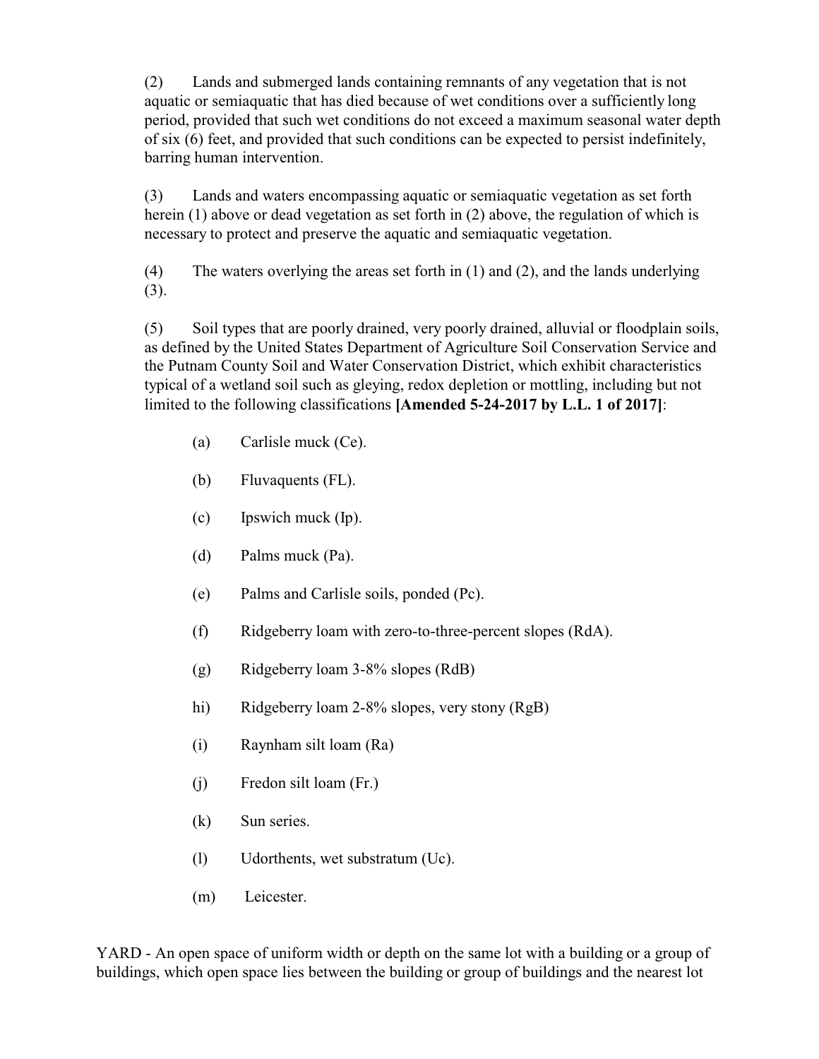(2) Lands and submerged lands containing remnants of any vegetation that is not aquatic or semiaquatic that has died because of wet conditions over a sufficiently long period, provided that such wet conditions do not exceed a maximum seasonal water depth of six (6) feet, and provided that such conditions can be expected to persist indefinitely, barring human intervention.

(3) Lands and waters encompassing aquatic or semiaquatic vegetation as set forth herein (1) above or dead vegetation as set forth in (2) above, the regulation of which is necessary to protect and preserve the aquatic and semiaquatic vegetation.

(4) The waters overlying the areas set forth in (1) and (2), and the lands underlying (3).

(5) Soil types that are poorly drained, very poorly drained, alluvial or floodplain soils, as defined by the United States Department of Agriculture Soil Conservation Service and the Putnam County Soil and Water Conservation District, which exhibit characteristics typical of a wetland soil such as gleying, redox depletion or mottling, including but not limited to the following classifications **[Amended 5-24-2017 by L.L. 1 of 2017]**:

(a) Carlisle muck (Ce).

(b) Fluvaquents (FL).

(c) Ipswich muck (Ip).

(d) Palms muck (Pa).

(e) Palms and Carlisle soils, ponded (Pc).

(f) Ridgeberry loam with zero-to-three-percent slopes (RdA).

(g) Ridgeberry loam 3-8% slopes (RdB)

hi) Ridgeberry loam 2-8% slopes, very stony (RgB)

(i) Raynham silt loam (Ra)

(j) Fredon silt loam (Fr.)

(k) Sun series.

(l) Udorthents, wet substratum (Uc).

(m) Leicester.

YARD - An open space of uniform width or depth on the same lot with a building or a group of buildings, which open space lies between the building or group of buildings and the nearest lot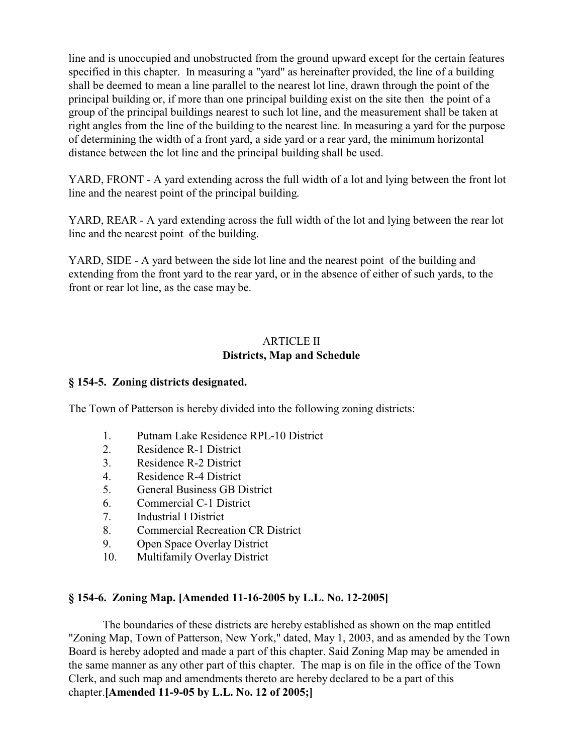line and is unoccupied and unobstructed from the ground upward except for the certain features specified in this chapter. In measuring a "yard" as hereinafter provided, the line of a building shall be deemed to mean a line parallel to the nearest lot line, drawn through the point of the principal building or, if more than one principal building exist on the site then the point of a group of the principal buildings nearest to such lot line, and the measurement shall be taken at right angles from the line of the building to the nearest line. In measuring a yard for the purpose of determining the width of a front yard, a side yard or a rear yard, the minimum horizontal distance between the lot line and the principal building shall be used.

YARD, FRONT - A yard extending across the full width of a lot and lying between the front lot line and the nearest point of the principal building.

YARD, REAR - A yard extending across the full width of the lot and lying between the rear lot line and the nearest point of the building.

YARD, SIDE - A yard between the side lot line and the nearest point of the building and extending from the front yard to the rear yard, or in the absence of either of such yards, to the front or rear lot line, as the case may be.

## ARTICLE II
## Districts, Map and Schedule

### § 154-5. Zoning districts designated.

The Town of Patterson is hereby divided into the following zoning districts:

1. Putnam Lake Residence RPL-10 District
2. Residence R-1 District
3. Residence R-2 District
4. Residence R-4 District
5. General Business GB District
6. Commercial C-1 District
7. Industrial I District
8. Commercial Recreation CR District
9. Open Space Overlay District
10. Multifamily Overlay District

### § 154-6. Zoning Map. [Amended 11-16-2005 by L.L. No. 12-2005]

The boundaries of these districts are hereby established as shown on the map entitled "Zoning Map, Town of Patterson, New York," dated, May 1, 2003, and as amended by the Town Board is hereby adopted and made a part of this chapter. Said Zoning Map may be amended in the same manner as any other part of this chapter. The map is on file in the office of the Town Clerk, and such map and amendments thereto are hereby declared to be a part of this chapter.**[Amended 11-9-05 by L.L. No. 12 of 2005;]**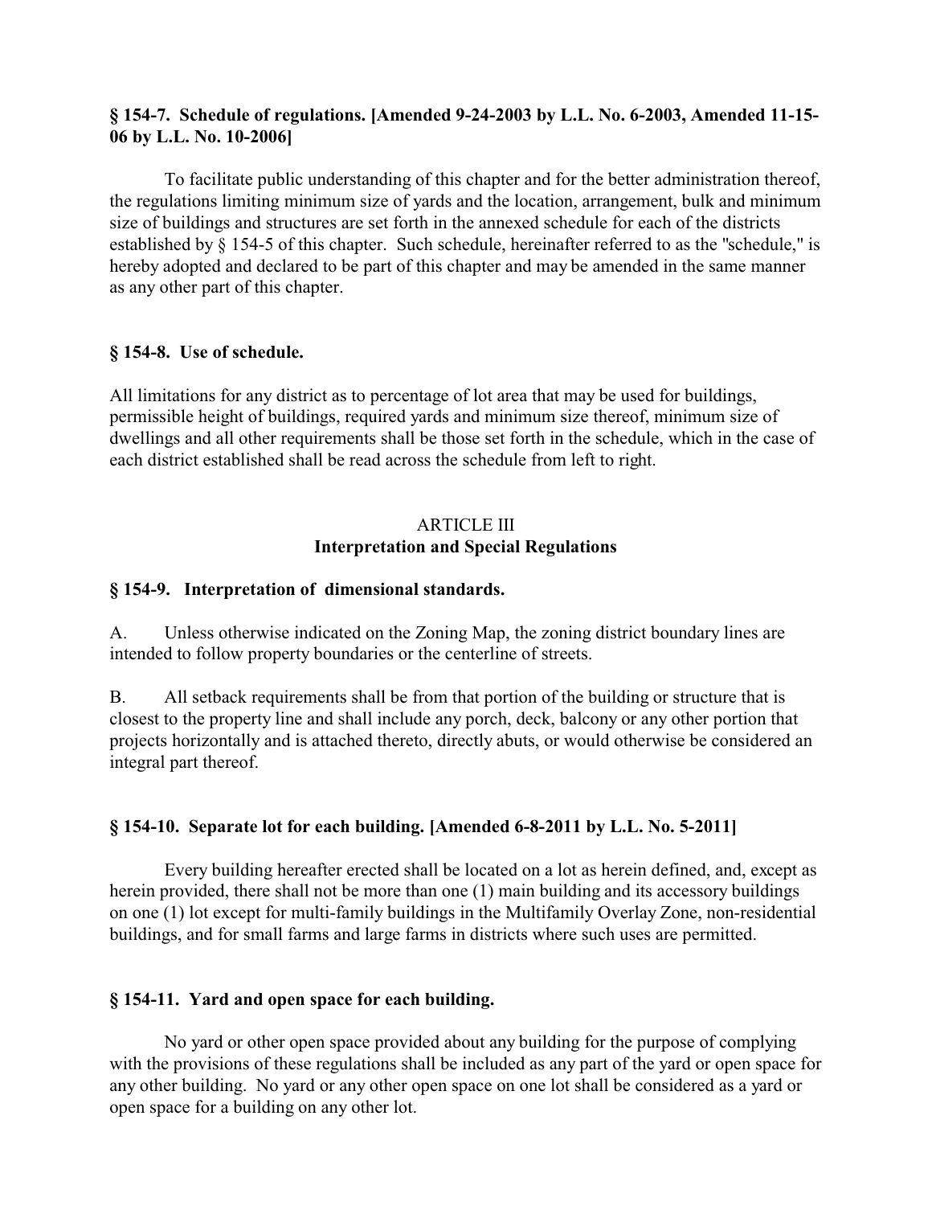**§ 154-7. Schedule of regulations. [Amended 9-24-2003 by L.L. No. 6-2003, Amended 11-15-06 by L.L. No. 10-2006]**

To facilitate public understanding of this chapter and for the better administration thereof, the regulations limiting minimum size of yards and the location, arrangement, bulk and minimum size of buildings and structures are set forth in the annexed schedule for each of the districts established by § 154-5 of this chapter. Such schedule, hereinafter referred to as the "schedule," is hereby adopted and declared to be part of this chapter and may be amended in the same manner as any other part of this chapter.

**§ 154-8. Use of schedule.**

All limitations for any district as to percentage of lot area that may be used for buildings, permissible height of buildings, required yards and minimum size thereof, minimum size of dwellings and all other requirements shall be those set forth in the schedule, which in the case of each district established shall be read across the schedule from left to right.

## ARTICLE III
## Interpretation and Special Regulations

**§ 154-9. Interpretation of dimensional standards.**

A. Unless otherwise indicated on the Zoning Map, the zoning district boundary lines are intended to follow property boundaries or the centerline of streets.

B. All setback requirements shall be from that portion of the building or structure that is closest to the property line and shall include any porch, deck, balcony or any other portion that projects horizontally and is attached thereto, directly abuts, or would otherwise be considered an integral part thereof.

**§ 154-10. Separate lot for each building. [Amended 6-8-2011 by L.L. No. 5-2011]**

Every building hereafter erected shall be located on a lot as herein defined, and, except as herein provided, there shall not be more than one (1) main building and its accessory buildings on one (1) lot except for multi-family buildings in the Multifamily Overlay Zone, non-residential buildings, and for small farms and large farms in districts where such uses are permitted.

**§ 154-11. Yard and open space for each building.**

No yard or other open space provided about any building for the purpose of complying with the provisions of these regulations shall be included as any part of the yard or open space for any other building. No yard or any other open space on one lot shall be considered as a yard or open space for a building on any other lot.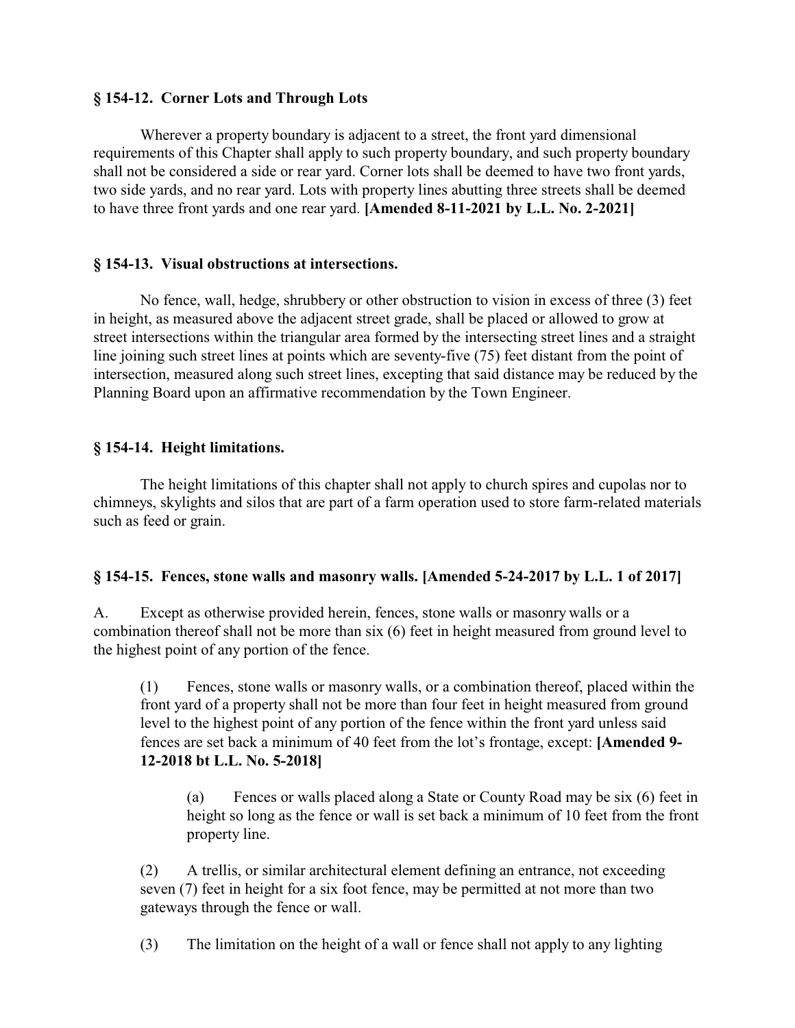### § 154-12. Corner Lots and Through Lots

Wherever a property boundary is adjacent to a street, the front yard dimensional requirements of this Chapter shall apply to such property boundary, and such property boundary shall not be considered a side or rear yard. Corner lots shall be deemed to have two front yards, two side yards, and no rear yard. Lots with property lines abutting three streets shall be deemed to have three front yards and one rear yard. **[Amended 8-11-2021 by L.L. No. 2-2021]**

### § 154-13. Visual obstructions at intersections.

No fence, wall, hedge, shrubbery or other obstruction to vision in excess of three (3) feet in height, as measured above the adjacent street grade, shall be placed or allowed to grow at street intersections within the triangular area formed by the intersecting street lines and a straight line joining such street lines at points which are seventy-five (75) feet distant from the point of intersection, measured along such street lines, excepting that said distance may be reduced by the Planning Board upon an affirmative recommendation by the Town Engineer.

### § 154-14. Height limitations.

The height limitations of this chapter shall not apply to church spires and cupolas nor to chimneys, skylights and silos that are part of a farm operation used to store farm-related materials such as feed or grain.

### § 154-15. Fences, stone walls and masonry walls. [Amended 5-24-2017 by L.L. 1 of 2017]

A. Except as otherwise provided herein, fences, stone walls or masonry walls or a combination thereof shall not be more than six (6) feet in height measured from ground level to the highest point of any portion of the fence.

(1) Fences, stone walls or masonry walls, or a combination thereof, placed within the front yard of a property shall not be more than four feet in height measured from ground level to the highest point of any portion of the fence within the front yard unless said fences are set back a minimum of 40 feet from the lot's frontage, except: **[Amended 9-12-2018 bt L.L. No. 5-2018]**

(a) Fences or walls placed along a State or County Road may be six (6) feet in height so long as the fence or wall is set back a minimum of 10 feet from the front property line.

(2) A trellis, or similar architectural element defining an entrance, not exceeding seven (7) feet in height for a six foot fence, may be permitted at not more than two gateways through the fence or wall.

(3) The limitation on the height of a wall or fence shall not apply to any lighting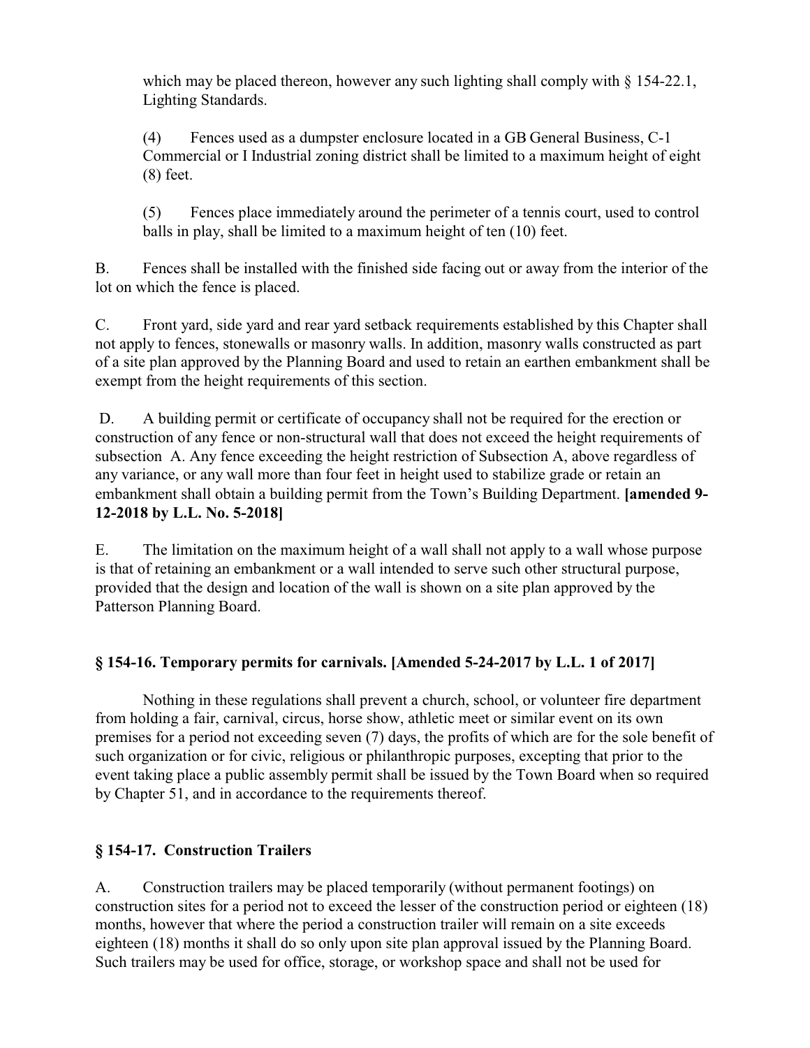which may be placed thereon, however any such lighting shall comply with § 154-22.1, Lighting Standards.

(4) Fences used as a dumpster enclosure located in a GB General Business, C-1 Commercial or I Industrial zoning district shall be limited to a maximum height of eight (8) feet.

(5) Fences place immediately around the perimeter of a tennis court, used to control balls in play, shall be limited to a maximum height of ten (10) feet.

B. Fences shall be installed with the finished side facing out or away from the interior of the lot on which the fence is placed.

C. Front yard, side yard and rear yard setback requirements established by this Chapter shall not apply to fences, stonewalls or masonry walls. In addition, masonry walls constructed as part of a site plan approved by the Planning Board and used to retain an earthen embankment shall be exempt from the height requirements of this section.

D. A building permit or certificate of occupancy shall not be required for the erection or construction of any fence or non-structural wall that does not exceed the height requirements of subsection A. Any fence exceeding the height restriction of Subsection A, above regardless of any variance, or any wall more than four feet in height used to stabilize grade or retain an embankment shall obtain a building permit from the Town's Building Department. **[amended 9-12-2018 by L.L. No. 5-2018]**

E. The limitation on the maximum height of a wall shall not apply to a wall whose purpose is that of retaining an embankment or a wall intended to serve such other structural purpose, provided that the design and location of the wall is shown on a site plan approved by the Patterson Planning Board.

## § 154-16. Temporary permits for carnivals. [Amended 5-24-2017 by L.L. 1 of 2017]

Nothing in these regulations shall prevent a church, school, or volunteer fire department from holding a fair, carnival, circus, horse show, athletic meet or similar event on its own premises for a period not exceeding seven (7) days, the profits of which are for the sole benefit of such organization or for civic, religious or philanthropic purposes, excepting that prior to the event taking place a public assembly permit shall be issued by the Town Board when so required by Chapter 51, and in accordance to the requirements thereof.

## § 154-17. Construction Trailers

A. Construction trailers may be placed temporarily (without permanent footings) on construction sites for a period not to exceed the lesser of the construction period or eighteen (18) months, however that where the period a construction trailer will remain on a site exceeds eighteen (18) months it shall do so only upon site plan approval issued by the Planning Board. Such trailers may be used for office, storage, or workshop space and shall not be used for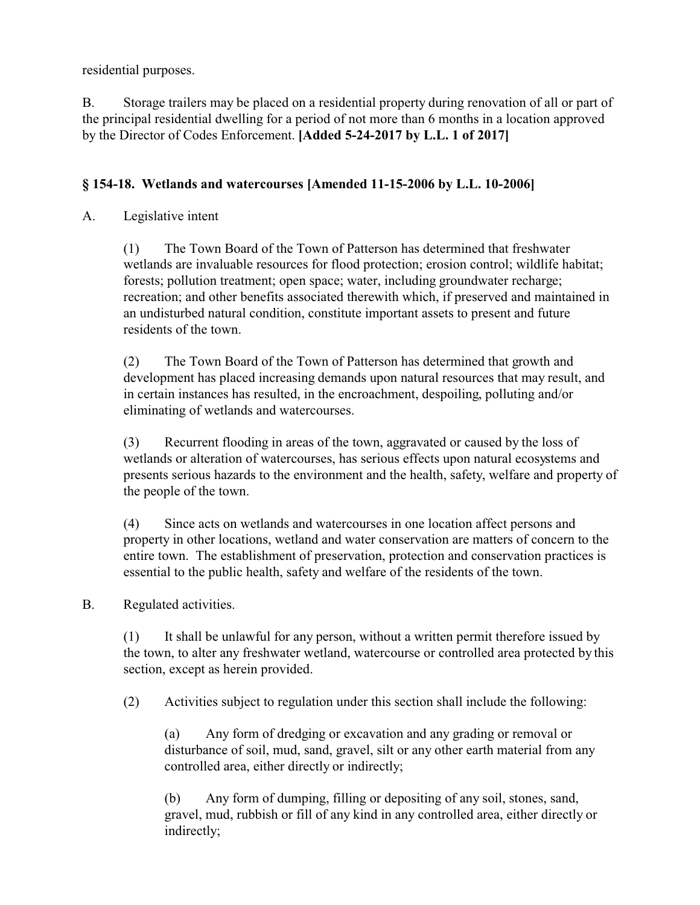residential purposes.

B. Storage trailers may be placed on a residential property during renovation of all or part of the principal residential dwelling for a period of not more than 6 months in a location approved by the Director of Codes Enforcement. **[Added 5-24-2017 by L.L. 1 of 2017]**

### § 154-18. Wetlands and watercourses [Amended 11-15-2006 by L.L. 10-2006]

A. Legislative intent

(1) The Town Board of the Town of Patterson has determined that freshwater wetlands are invaluable resources for flood protection; erosion control; wildlife habitat; forests; pollution treatment; open space; water, including groundwater recharge; recreation; and other benefits associated therewith which, if preserved and maintained in an undisturbed natural condition, constitute important assets to present and future residents of the town.

(2) The Town Board of the Town of Patterson has determined that growth and development has placed increasing demands upon natural resources that may result, and in certain instances has resulted, in the encroachment, despoiling, polluting and/or eliminating of wetlands and watercourses.

(3) Recurrent flooding in areas of the town, aggravated or caused by the loss of wetlands or alteration of watercourses, has serious effects upon natural ecosystems and presents serious hazards to the environment and the health, safety, welfare and property of the people of the town.

(4) Since acts on wetlands and watercourses in one location affect persons and property in other locations, wetland and water conservation are matters of concern to the entire town. The establishment of preservation, protection and conservation practices is essential to the public health, safety and welfare of the residents of the town.

B. Regulated activities.

(1) It shall be unlawful for any person, without a written permit therefore issued by the town, to alter any freshwater wetland, watercourse or controlled area protected by this section, except as herein provided.

(2) Activities subject to regulation under this section shall include the following:

(a) Any form of dredging or excavation and any grading or removal or disturbance of soil, mud, sand, gravel, silt or any other earth material from any controlled area, either directly or indirectly;

(b) Any form of dumping, filling or depositing of any soil, stones, sand, gravel, mud, rubbish or fill of any kind in any controlled area, either directly or indirectly;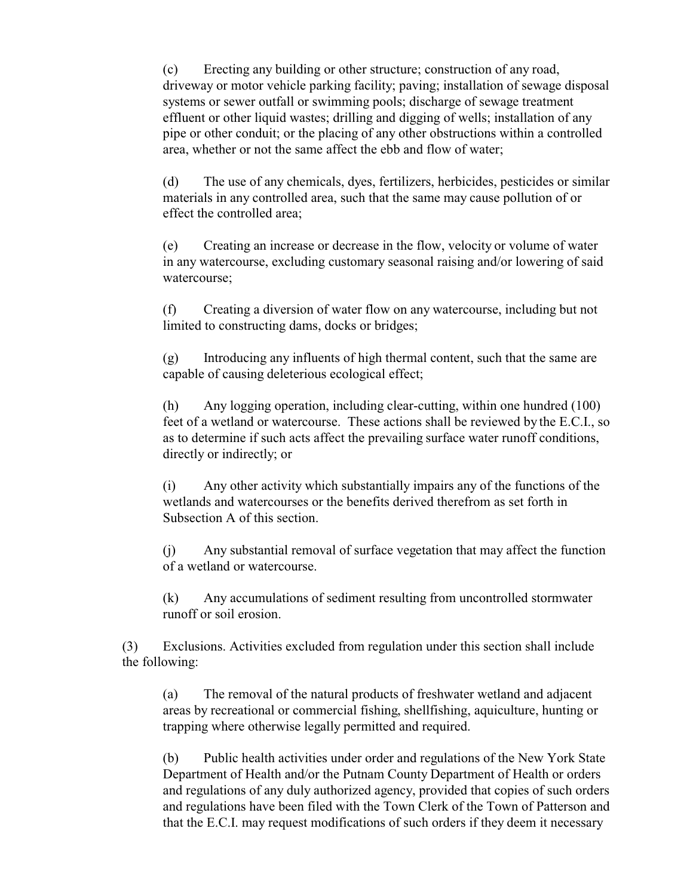(c) Erecting any building or other structure; construction of any road, driveway or motor vehicle parking facility; paving; installation of sewage disposal systems or sewer outfall or swimming pools; discharge of sewage treatment effluent or other liquid wastes; drilling and digging of wells; installation of any pipe or other conduit; or the placing of any other obstructions within a controlled area, whether or not the same affect the ebb and flow of water;

(d) The use of any chemicals, dyes, fertilizers, herbicides, pesticides or similar materials in any controlled area, such that the same may cause pollution of or effect the controlled area;

(e) Creating an increase or decrease in the flow, velocity or volume of water in any watercourse, excluding customary seasonal raising and/or lowering of said watercourse;

(f) Creating a diversion of water flow on any watercourse, including but not limited to constructing dams, docks or bridges;

(g) Introducing any influents of high thermal content, such that the same are capable of causing deleterious ecological effect;

(h) Any logging operation, including clear-cutting, within one hundred (100) feet of a wetland or watercourse. These actions shall be reviewed by the E.C.I., so as to determine if such acts affect the prevailing surface water runoff conditions, directly or indirectly; or

(i) Any other activity which substantially impairs any of the functions of the wetlands and watercourses or the benefits derived therefrom as set forth in Subsection A of this section.

(j) Any substantial removal of surface vegetation that may affect the function of a wetland or watercourse.

(k) Any accumulations of sediment resulting from uncontrolled stormwater runoff or soil erosion.

(3) Exclusions. Activities excluded from regulation under this section shall include the following:

(a) The removal of the natural products of freshwater wetland and adjacent areas by recreational or commercial fishing, shellfishing, aquiculture, hunting or trapping where otherwise legally permitted and required.

(b) Public health activities under order and regulations of the New York State Department of Health and/or the Putnam County Department of Health or orders and regulations of any duly authorized agency, provided that copies of such orders and regulations have been filed with the Town Clerk of the Town of Patterson and that the E.C.I. may request modifications of such orders if they deem it necessary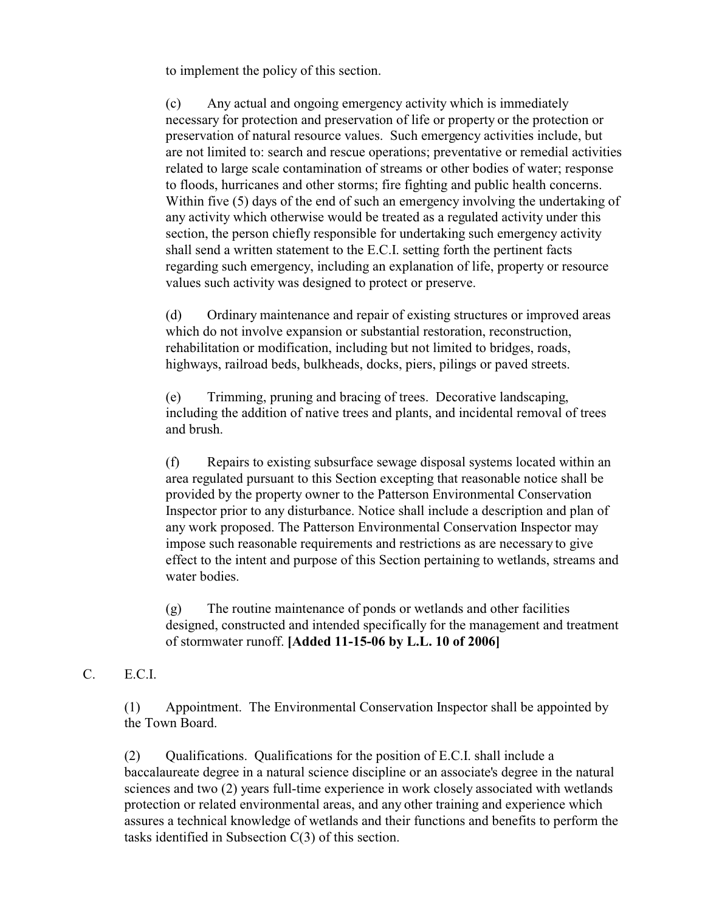to implement the policy of this section.

(c) Any actual and ongoing emergency activity which is immediately necessary for protection and preservation of life or property or the protection or preservation of natural resource values. Such emergency activities include, but are not limited to: search and rescue operations; preventative or remedial activities related to large scale contamination of streams or other bodies of water; response to floods, hurricanes and other storms; fire fighting and public health concerns. Within five (5) days of the end of such an emergency involving the undertaking of any activity which otherwise would be treated as a regulated activity under this section, the person chiefly responsible for undertaking such emergency activity shall send a written statement to the E.C.I. setting forth the pertinent facts regarding such emergency, including an explanation of life, property or resource values such activity was designed to protect or preserve.

(d) Ordinary maintenance and repair of existing structures or improved areas which do not involve expansion or substantial restoration, reconstruction, rehabilitation or modification, including but not limited to bridges, roads, highways, railroad beds, bulkheads, docks, piers, pilings or paved streets.

(e) Trimming, pruning and bracing of trees. Decorative landscaping, including the addition of native trees and plants, and incidental removal of trees and brush.

(f) Repairs to existing subsurface sewage disposal systems located within an area regulated pursuant to this Section excepting that reasonable notice shall be provided by the property owner to the Patterson Environmental Conservation Inspector prior to any disturbance. Notice shall include a description and plan of any work proposed. The Patterson Environmental Conservation Inspector may impose such reasonable requirements and restrictions as are necessary to give effect to the intent and purpose of this Section pertaining to wetlands, streams and water bodies.

(g) The routine maintenance of ponds or wetlands and other facilities designed, constructed and intended specifically for the management and treatment of stormwater runoff. **[Added 11-15-06 by L.L. 10 of 2006]**

C. E.C.I.

(1) Appointment. The Environmental Conservation Inspector shall be appointed by the Town Board.

(2) Qualifications. Qualifications for the position of E.C.I. shall include a baccalaureate degree in a natural science discipline or an associate's degree in the natural sciences and two (2) years full-time experience in work closely associated with wetlands protection or related environmental areas, and any other training and experience which assures a technical knowledge of wetlands and their functions and benefits to perform the tasks identified in Subsection C(3) of this section.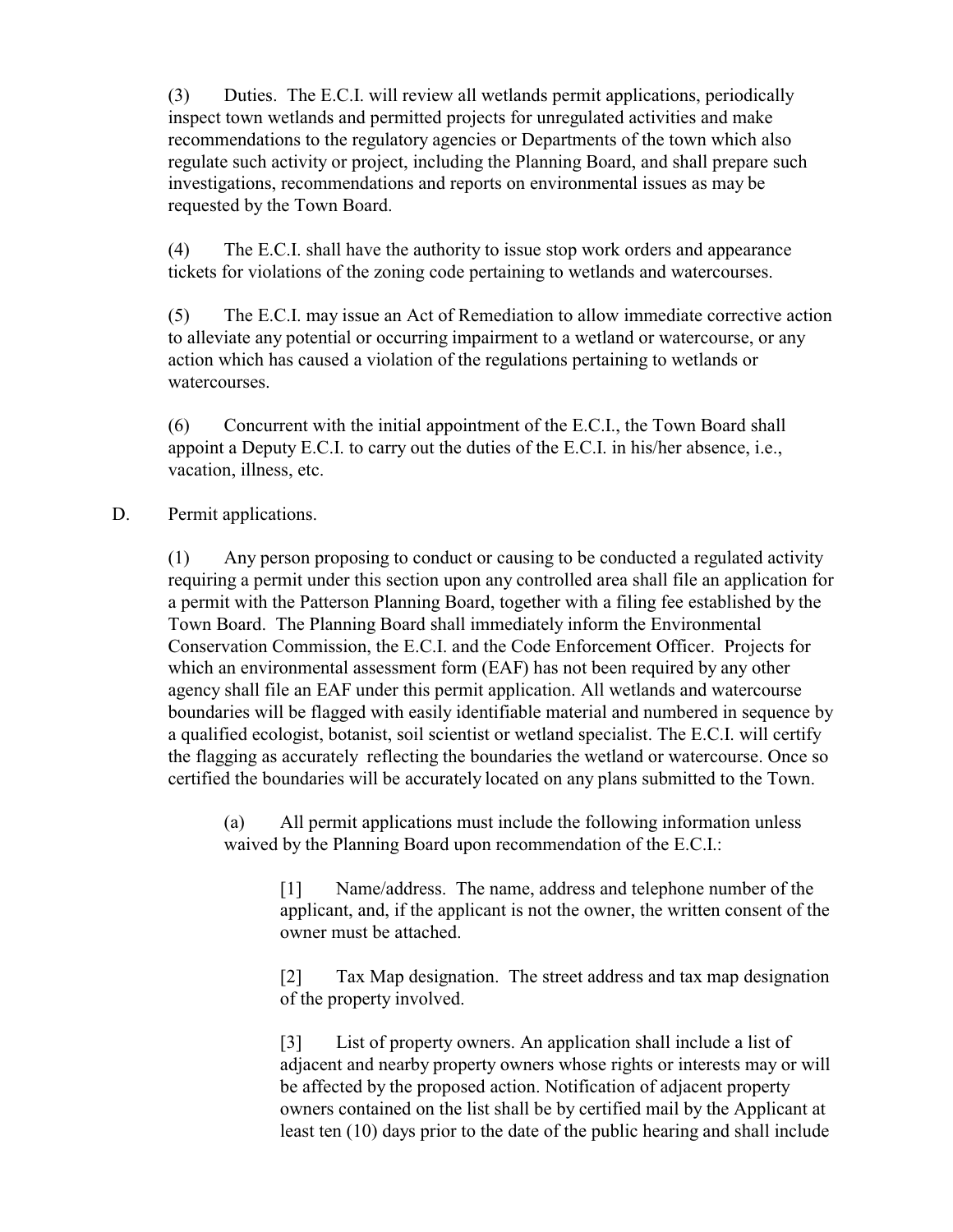(3) Duties. The E.C.I. will review all wetlands permit applications, periodically inspect town wetlands and permitted projects for unregulated activities and make recommendations to the regulatory agencies or Departments of the town which also regulate such activity or project, including the Planning Board, and shall prepare such investigations, recommendations and reports on environmental issues as may be requested by the Town Board.

(4) The E.C.I. shall have the authority to issue stop work orders and appearance tickets for violations of the zoning code pertaining to wetlands and watercourses.

(5) The E.C.I. may issue an Act of Remediation to allow immediate corrective action to alleviate any potential or occurring impairment to a wetland or watercourse, or any action which has caused a violation of the regulations pertaining to wetlands or watercourses.

(6) Concurrent with the initial appointment of the E.C.I., the Town Board shall appoint a Deputy E.C.I. to carry out the duties of the E.C.I. in his/her absence, i.e., vacation, illness, etc.

D. Permit applications.

(1) Any person proposing to conduct or causing to be conducted a regulated activity requiring a permit under this section upon any controlled area shall file an application for a permit with the Patterson Planning Board, together with a filing fee established by the Town Board. The Planning Board shall immediately inform the Environmental Conservation Commission, the E.C.I. and the Code Enforcement Officer. Projects for which an environmental assessment form (EAF) has not been required by any other agency shall file an EAF under this permit application. All wetlands and watercourse boundaries will be flagged with easily identifiable material and numbered in sequence by a qualified ecologist, botanist, soil scientist or wetland specialist. The E.C.I. will certify the flagging as accurately reflecting the boundaries the wetland or watercourse. Once so certified the boundaries will be accurately located on any plans submitted to the Town.

(a) All permit applications must include the following information unless waived by the Planning Board upon recommendation of the E.C.I.:

[1] Name/address. The name, address and telephone number of the applicant, and, if the applicant is not the owner, the written consent of the owner must be attached.

[2] Tax Map designation. The street address and tax map designation of the property involved.

[3] List of property owners. An application shall include a list of adjacent and nearby property owners whose rights or interests may or will be affected by the proposed action. Notification of adjacent property owners contained on the list shall be by certified mail by the Applicant at least ten (10) days prior to the date of the public hearing and shall include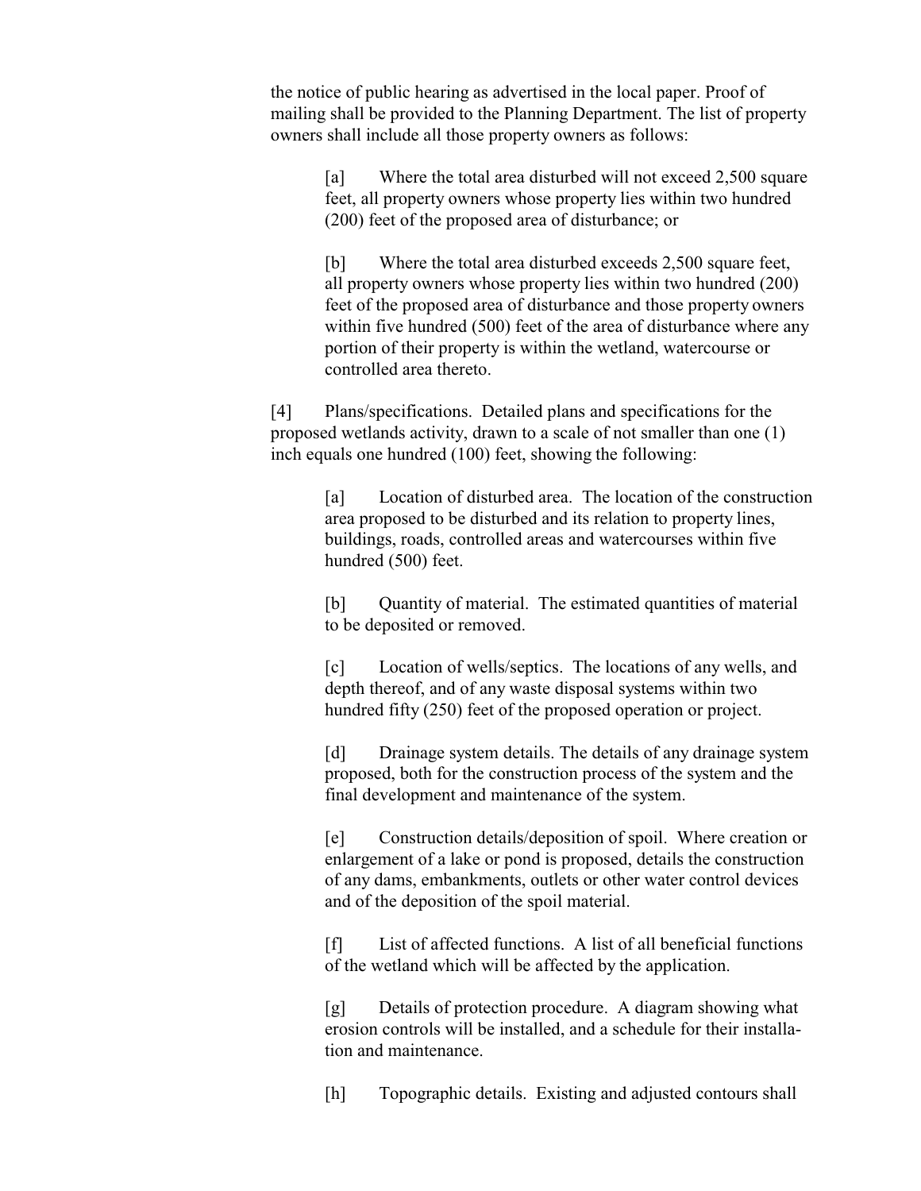the notice of public hearing as advertised in the local paper. Proof of mailing shall be provided to the Planning Department. The list of property owners shall include all those property owners as follows:

[a] Where the total area disturbed will not exceed 2,500 square feet, all property owners whose property lies within two hundred (200) feet of the proposed area of disturbance; or

[b] Where the total area disturbed exceeds 2,500 square feet, all property owners whose property lies within two hundred (200) feet of the proposed area of disturbance and those property owners within five hundred (500) feet of the area of disturbance where any portion of their property is within the wetland, watercourse or controlled area thereto.

[4] Plans/specifications. Detailed plans and specifications for the proposed wetlands activity, drawn to a scale of not smaller than one (1) inch equals one hundred (100) feet, showing the following:

[a] Location of disturbed area. The location of the construction area proposed to be disturbed and its relation to property lines, buildings, roads, controlled areas and watercourses within five hundred (500) feet.

[b] Quantity of material. The estimated quantities of material to be deposited or removed.

[c] Location of wells/septics. The locations of any wells, and depth thereof, and of any waste disposal systems within two hundred fifty (250) feet of the proposed operation or project.

[d] Drainage system details. The details of any drainage system proposed, both for the construction process of the system and the final development and maintenance of the system.

[e] Construction details/deposition of spoil. Where creation or enlargement of a lake or pond is proposed, details the construction of any dams, embankments, outlets or other water control devices and of the deposition of the spoil material.

[f] List of affected functions. A list of all beneficial functions of the wetland which will be affected by the application.

[g] Details of protection procedure. A diagram showing what erosion controls will be installed, and a schedule for their installation and maintenance.

[h] Topographic details. Existing and adjusted contours shall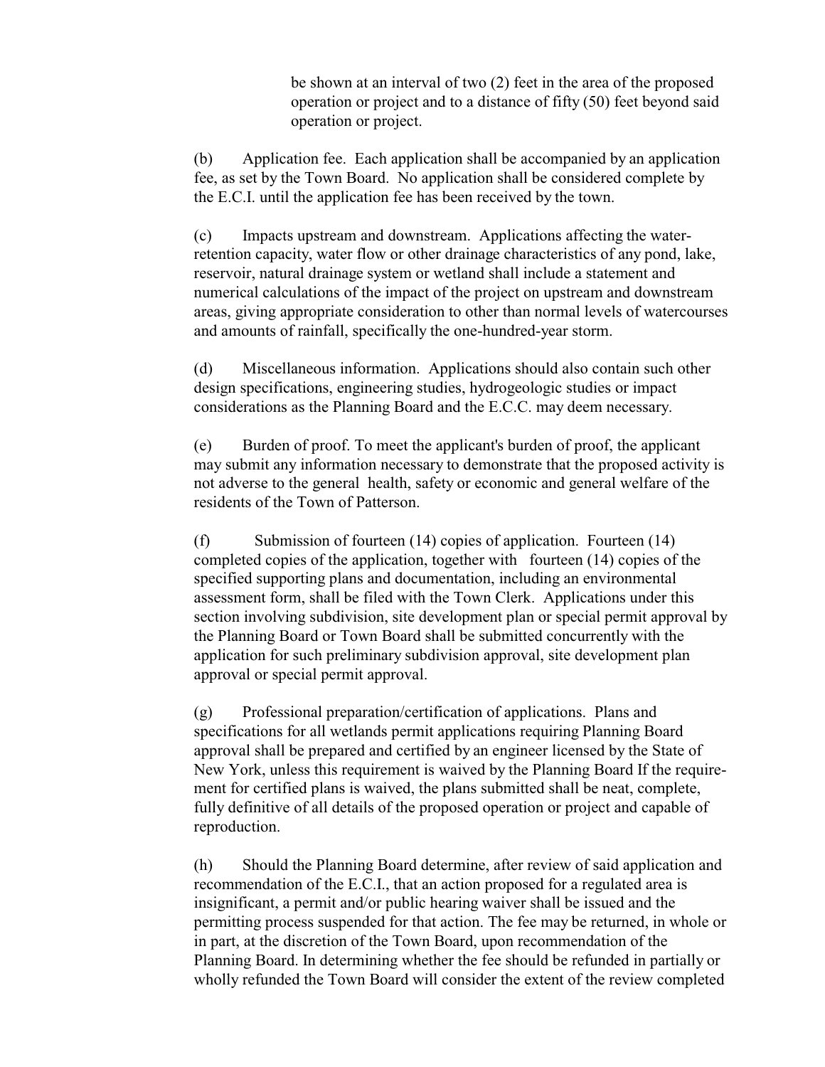be shown at an interval of two (2) feet in the area of the proposed operation or project and to a distance of fifty (50) feet beyond said operation or project.

(b) Application fee. Each application shall be accompanied by an application fee, as set by the Town Board. No application shall be considered complete by the E.C.I. until the application fee has been received by the town.

(c) Impacts upstream and downstream. Applications affecting the water-retention capacity, water flow or other drainage characteristics of any pond, lake, reservoir, natural drainage system or wetland shall include a statement and numerical calculations of the impact of the project on upstream and downstream areas, giving appropriate consideration to other than normal levels of watercourses and amounts of rainfall, specifically the one-hundred-year storm.

(d) Miscellaneous information. Applications should also contain such other design specifications, engineering studies, hydrogeologic studies or impact considerations as the Planning Board and the E.C.C. may deem necessary.

(e) Burden of proof. To meet the applicant's burden of proof, the applicant may submit any information necessary to demonstrate that the proposed activity is not adverse to the general health, safety or economic and general welfare of the residents of the Town of Patterson.

(f) Submission of fourteen (14) copies of application. Fourteen (14) completed copies of the application, together with fourteen (14) copies of the specified supporting plans and documentation, including an environmental assessment form, shall be filed with the Town Clerk. Applications under this section involving subdivision, site development plan or special permit approval by the Planning Board or Town Board shall be submitted concurrently with the application for such preliminary subdivision approval, site development plan approval or special permit approval.

(g) Professional preparation/certification of applications. Plans and specifications for all wetlands permit applications requiring Planning Board approval shall be prepared and certified by an engineer licensed by the State of New York, unless this requirement is waived by the Planning Board If the requirement for certified plans is waived, the plans submitted shall be neat, complete, fully definitive of all details of the proposed operation or project and capable of reproduction.

(h) Should the Planning Board determine, after review of said application and recommendation of the E.C.I., that an action proposed for a regulated area is insignificant, a permit and/or public hearing waiver shall be issued and the permitting process suspended for that action. The fee may be returned, in whole or in part, at the discretion of the Town Board, upon recommendation of the Planning Board. In determining whether the fee should be refunded in partially or wholly refunded the Town Board will consider the extent of the review completed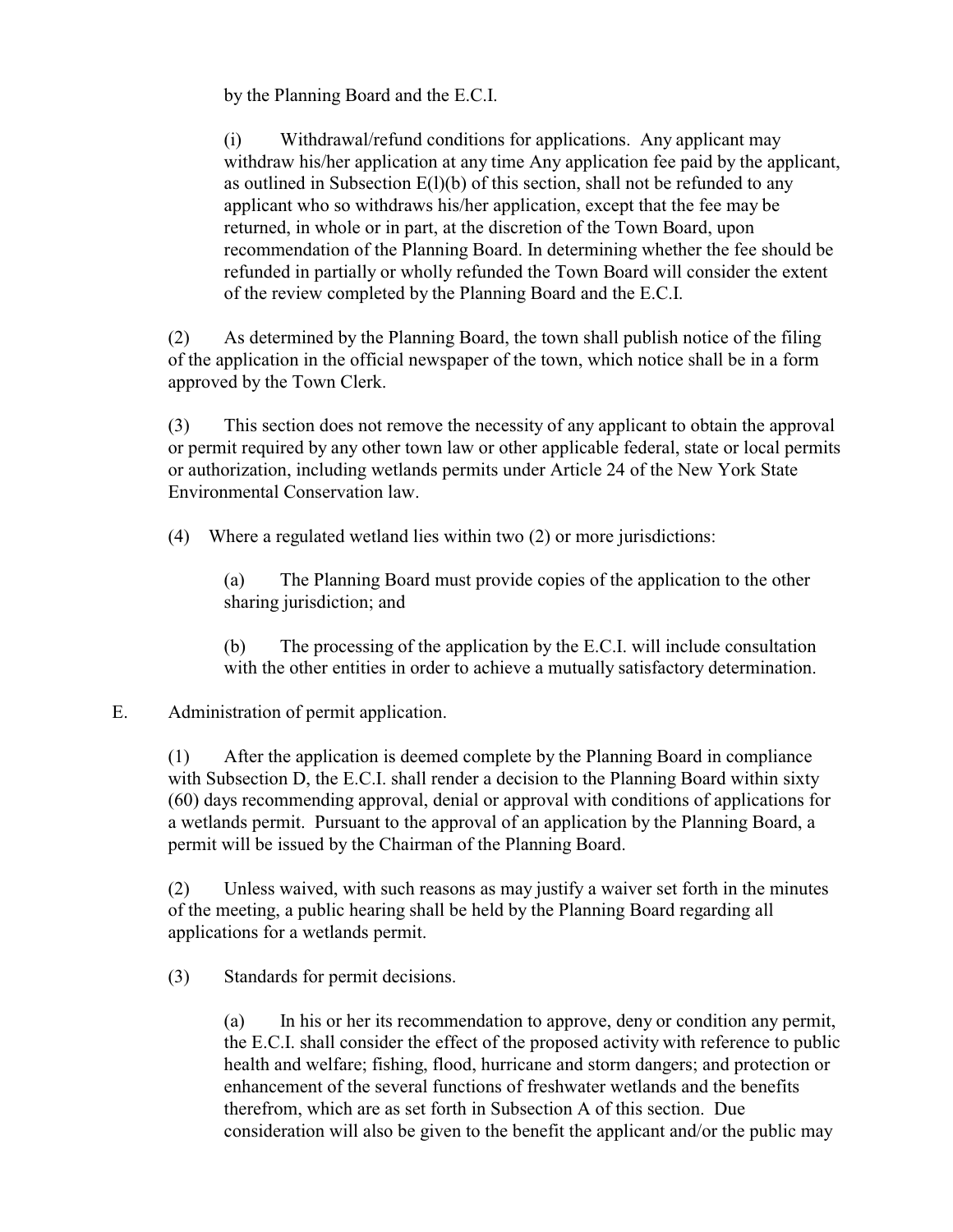by the Planning Board and the E.C.I.

(i) Withdrawal/refund conditions for applications. Any applicant may withdraw his/her application at any time Any application fee paid by the applicant, as outlined in Subsection E(l)(b) of this section, shall not be refunded to any applicant who so withdraws his/her application, except that the fee may be returned, in whole or in part, at the discretion of the Town Board, upon recommendation of the Planning Board. In determining whether the fee should be refunded in partially or wholly refunded the Town Board will consider the extent of the review completed by the Planning Board and the E.C.I.

(2) As determined by the Planning Board, the town shall publish notice of the filing of the application in the official newspaper of the town, which notice shall be in a form approved by the Town Clerk.

(3) This section does not remove the necessity of any applicant to obtain the approval or permit required by any other town law or other applicable federal, state or local permits or authorization, including wetlands permits under Article 24 of the New York State Environmental Conservation law.

(4) Where a regulated wetland lies within two (2) or more jurisdictions:

(a) The Planning Board must provide copies of the application to the other sharing jurisdiction; and

(b) The processing of the application by the E.C.I. will include consultation with the other entities in order to achieve a mutually satisfactory determination.

E. Administration of permit application.

(1) After the application is deemed complete by the Planning Board in compliance with Subsection D, the E.C.I. shall render a decision to the Planning Board within sixty (60) days recommending approval, denial or approval with conditions of applications for a wetlands permit. Pursuant to the approval of an application by the Planning Board, a permit will be issued by the Chairman of the Planning Board.

(2) Unless waived, with such reasons as may justify a waiver set forth in the minutes of the meeting, a public hearing shall be held by the Planning Board regarding all applications for a wetlands permit.

(3) Standards for permit decisions.

(a) In his or her its recommendation to approve, deny or condition any permit, the E.C.I. shall consider the effect of the proposed activity with reference to public health and welfare; fishing, flood, hurricane and storm dangers; and protection or enhancement of the several functions of freshwater wetlands and the benefits therefrom, which are as set forth in Subsection A of this section. Due consideration will also be given to the benefit the applicant and/or the public may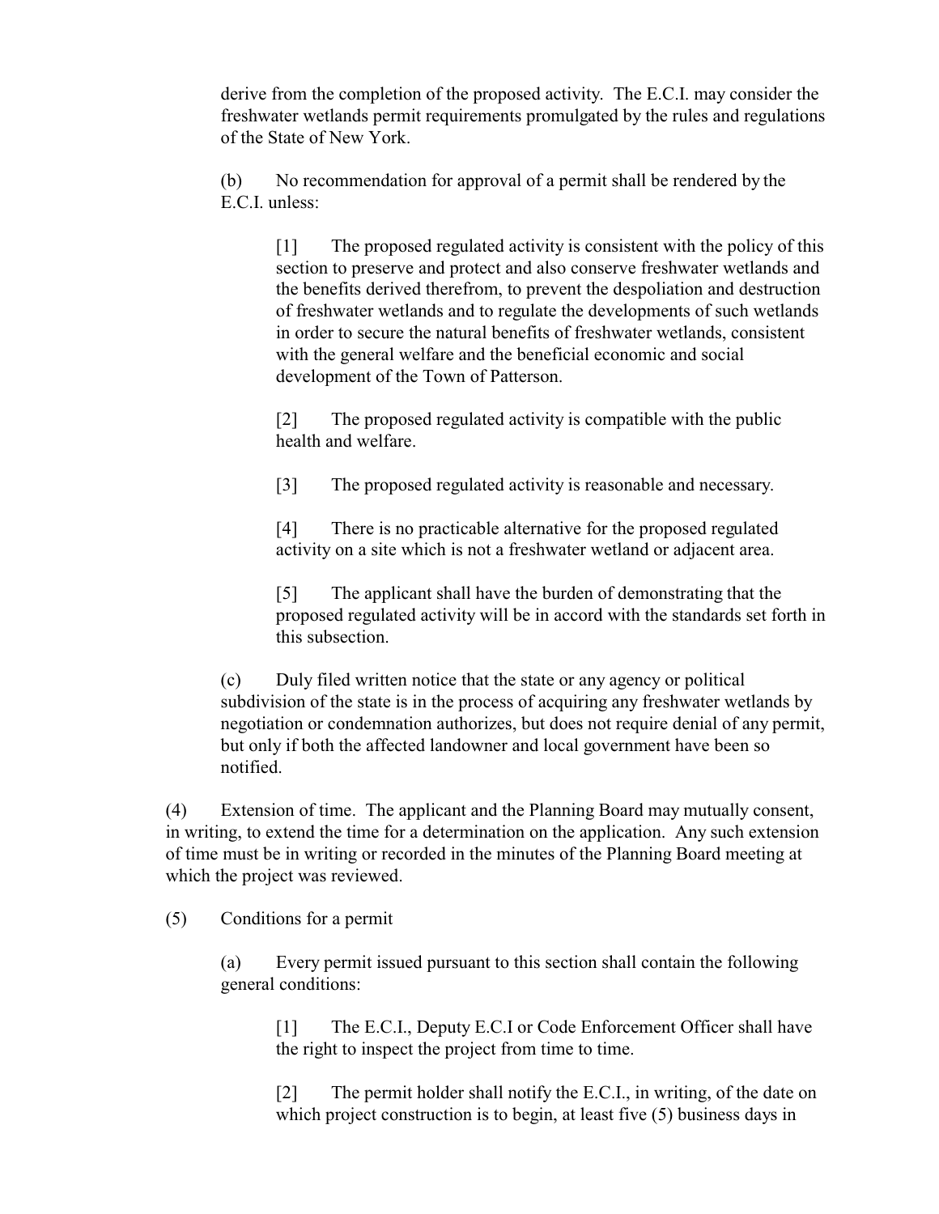derive from the completion of the proposed activity. The E.C.I. may consider the freshwater wetlands permit requirements promulgated by the rules and regulations of the State of New York.

(b) No recommendation for approval of a permit shall be rendered by the E.C.I. unless:

[1] The proposed regulated activity is consistent with the policy of this section to preserve and protect and also conserve freshwater wetlands and the benefits derived therefrom, to prevent the despoliation and destruction of freshwater wetlands and to regulate the developments of such wetlands in order to secure the natural benefits of freshwater wetlands, consistent with the general welfare and the beneficial economic and social development of the Town of Patterson.

[2] The proposed regulated activity is compatible with the public health and welfare.

[3] The proposed regulated activity is reasonable and necessary.

[4] There is no practicable alternative for the proposed regulated activity on a site which is not a freshwater wetland or adjacent area.

[5] The applicant shall have the burden of demonstrating that the proposed regulated activity will be in accord with the standards set forth in this subsection.

(c) Duly filed written notice that the state or any agency or political subdivision of the state is in the process of acquiring any freshwater wetlands by negotiation or condemnation authorizes, but does not require denial of any permit, but only if both the affected landowner and local government have been so notified.

(4) Extension of time. The applicant and the Planning Board may mutually consent, in writing, to extend the time for a determination on the application. Any such extension of time must be in writing or recorded in the minutes of the Planning Board meeting at which the project was reviewed.

(5) Conditions for a permit

(a) Every permit issued pursuant to this section shall contain the following general conditions:

[1] The E.C.I., Deputy E.C.I or Code Enforcement Officer shall have the right to inspect the project from time to time.

[2] The permit holder shall notify the E.C.I., in writing, of the date on which project construction is to begin, at least five (5) business days in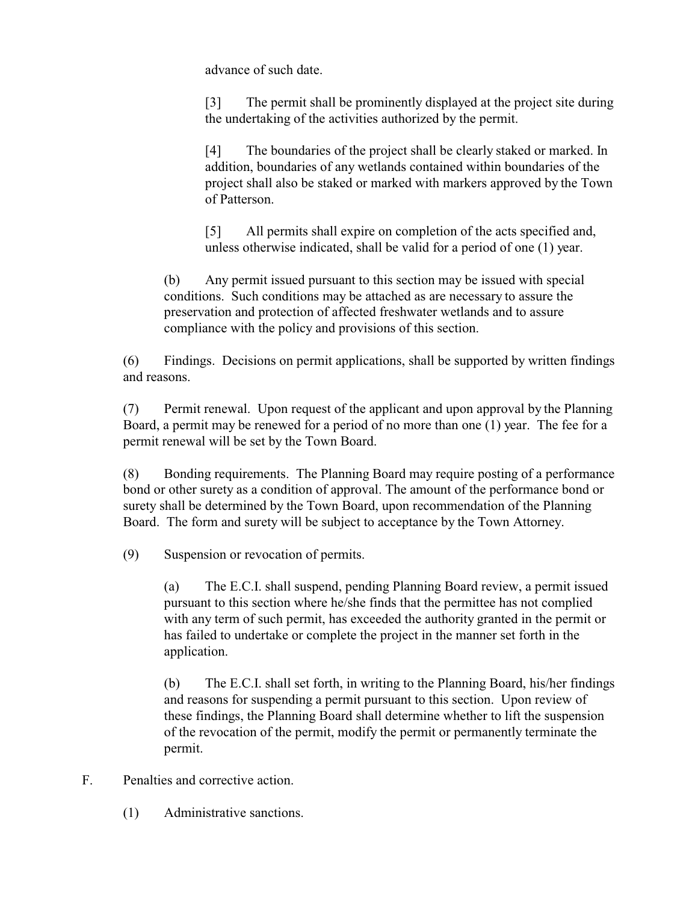advance of such date.

[3] The permit shall be prominently displayed at the project site during the undertaking of the activities authorized by the permit.

[4] The boundaries of the project shall be clearly staked or marked. In addition, boundaries of any wetlands contained within boundaries of the project shall also be staked or marked with markers approved by the Town of Patterson.

[5] All permits shall expire on completion of the acts specified and, unless otherwise indicated, shall be valid for a period of one (1) year.

(b) Any permit issued pursuant to this section may be issued with special conditions. Such conditions may be attached as are necessary to assure the preservation and protection of affected freshwater wetlands and to assure compliance with the policy and provisions of this section.

(6) Findings. Decisions on permit applications, shall be supported by written findings and reasons.

(7) Permit renewal. Upon request of the applicant and upon approval by the Planning Board, a permit may be renewed for a period of no more than one (1) year. The fee for a permit renewal will be set by the Town Board.

(8) Bonding requirements. The Planning Board may require posting of a performance bond or other surety as a condition of approval. The amount of the performance bond or surety shall be determined by the Town Board, upon recommendation of the Planning Board. The form and surety will be subject to acceptance by the Town Attorney.

(9) Suspension or revocation of permits.

(a) The E.C.I. shall suspend, pending Planning Board review, a permit issued pursuant to this section where he/she finds that the permittee has not complied with any term of such permit, has exceeded the authority granted in the permit or has failed to undertake or complete the project in the manner set forth in the application.

(b) The E.C.I. shall set forth, in writing to the Planning Board, his/her findings and reasons for suspending a permit pursuant to this section. Upon review of these findings, the Planning Board shall determine whether to lift the suspension of the revocation of the permit, modify the permit or permanently terminate the permit.

F. Penalties and corrective action.

(1) Administrative sanctions.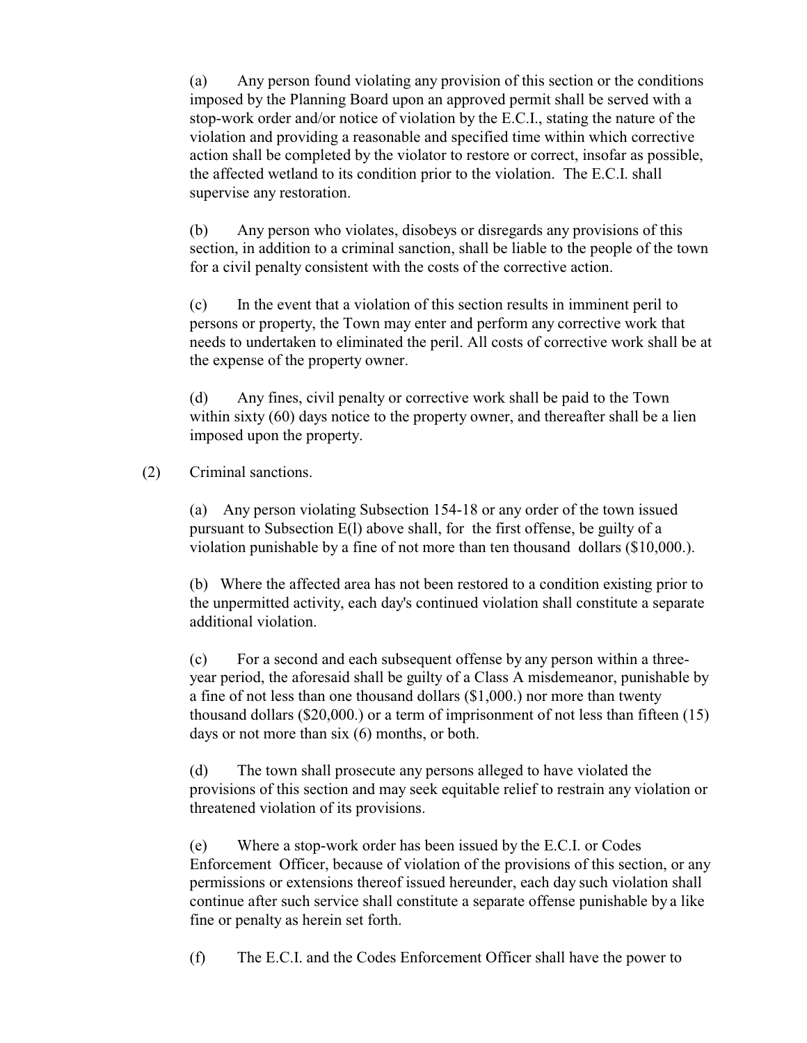(a) Any person found violating any provision of this section or the conditions imposed by the Planning Board upon an approved permit shall be served with a stop-work order and/or notice of violation by the E.C.I., stating the nature of the violation and providing a reasonable and specified time within which corrective action shall be completed by the violator to restore or correct, insofar as possible, the affected wetland to its condition prior to the violation. The E.C.I. shall supervise any restoration.

(b) Any person who violates, disobeys or disregards any provisions of this section, in addition to a criminal sanction, shall be liable to the people of the town for a civil penalty consistent with the costs of the corrective action.

(c) In the event that a violation of this section results in imminent peril to persons or property, the Town may enter and perform any corrective work that needs to undertaken to eliminated the peril. All costs of corrective work shall be at the expense of the property owner.

(d) Any fines, civil penalty or corrective work shall be paid to the Town within sixty (60) days notice to the property owner, and thereafter shall be a lien imposed upon the property.

(2) Criminal sanctions.

(a) Any person violating Subsection 154-18 or any order of the town issued pursuant to Subsection E(l) above shall, for the first offense, be guilty of a violation punishable by a fine of not more than ten thousand dollars ($10,000.).

(b) Where the affected area has not been restored to a condition existing prior to the unpermitted activity, each day's continued violation shall constitute a separate additional violation.

(c) For a second and each subsequent offense by any person within a three-year period, the aforesaid shall be guilty of a Class A misdemeanor, punishable by a fine of not less than one thousand dollars ($1,000.) nor more than twenty thousand dollars ($20,000.) or a term of imprisonment of not less than fifteen (15) days or not more than six (6) months, or both.

(d) The town shall prosecute any persons alleged to have violated the provisions of this section and may seek equitable relief to restrain any violation or threatened violation of its provisions.

(e) Where a stop-work order has been issued by the E.C.I. or Codes Enforcement Officer, because of violation of the provisions of this section, or any permissions or extensions thereof issued hereunder, each day such violation shall continue after such service shall constitute a separate offense punishable by a like fine or penalty as herein set forth.

(f) The E.C.I. and the Codes Enforcement Officer shall have the power to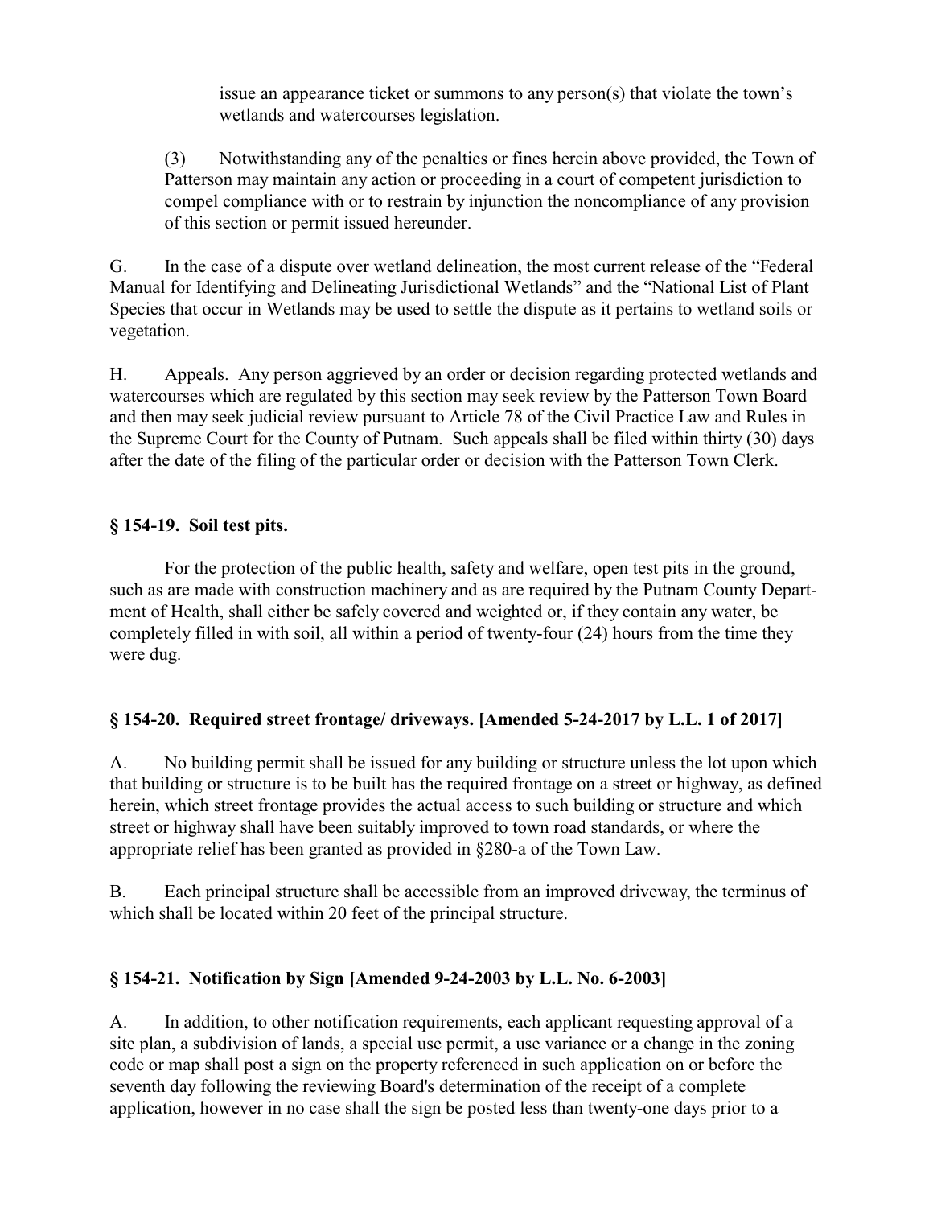issue an appearance ticket or summons to any person(s) that violate the town's wetlands and watercourses legislation.

(3) Notwithstanding any of the penalties or fines herein above provided, the Town of Patterson may maintain any action or proceeding in a court of competent jurisdiction to compel compliance with or to restrain by injunction the noncompliance of any provision of this section or permit issued hereunder.

G. In the case of a dispute over wetland delineation, the most current release of the "Federal Manual for Identifying and Delineating Jurisdictional Wetlands" and the "National List of Plant Species that occur in Wetlands may be used to settle the dispute as it pertains to wetland soils or vegetation.

H. Appeals. Any person aggrieved by an order or decision regarding protected wetlands and watercourses which are regulated by this section may seek review by the Patterson Town Board and then may seek judicial review pursuant to Article 78 of the Civil Practice Law and Rules in the Supreme Court for the County of Putnam. Such appeals shall be filed within thirty (30) days after the date of the filing of the particular order or decision with the Patterson Town Clerk.

### § 154-19. Soil test pits.

For the protection of the public health, safety and welfare, open test pits in the ground, such as are made with construction machinery and as are required by the Putnam County Department of Health, shall either be safely covered and weighted or, if they contain any water, be completely filled in with soil, all within a period of twenty-four (24) hours from the time they were dug.

### § 154-20. Required street frontage/ driveways. [Amended 5-24-2017 by L.L. 1 of 2017]

A. No building permit shall be issued for any building or structure unless the lot upon which that building or structure is to be built has the required frontage on a street or highway, as defined herein, which street frontage provides the actual access to such building or structure and which street or highway shall have been suitably improved to town road standards, or where the appropriate relief has been granted as provided in §280-a of the Town Law.

B. Each principal structure shall be accessible from an improved driveway, the terminus of which shall be located within 20 feet of the principal structure.

### § 154-21. Notification by Sign [Amended 9-24-2003 by L.L. No. 6-2003]

A. In addition, to other notification requirements, each applicant requesting approval of a site plan, a subdivision of lands, a special use permit, a use variance or a change in the zoning code or map shall post a sign on the property referenced in such application on or before the seventh day following the reviewing Board's determination of the receipt of a complete application, however in no case shall the sign be posted less than twenty-one days prior to a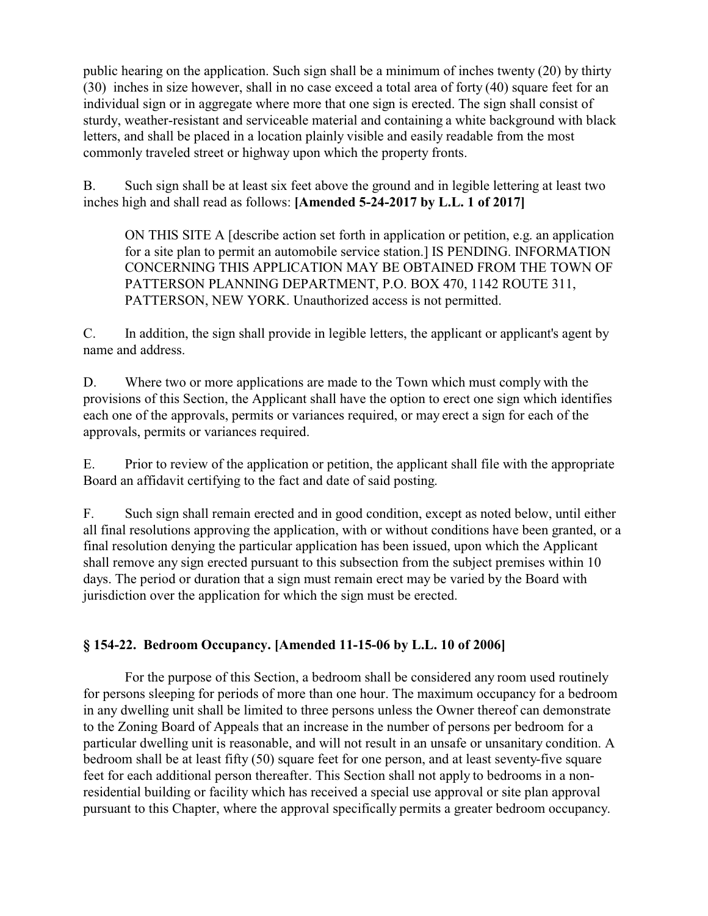public hearing on the application. Such sign shall be a minimum of inches twenty (20) by thirty (30) inches in size however, shall in no case exceed a total area of forty (40) square feet for an individual sign or in aggregate where more that one sign is erected. The sign shall consist of sturdy, weather-resistant and serviceable material and containing a white background with black letters, and shall be placed in a location plainly visible and easily readable from the most commonly traveled street or highway upon which the property fronts.

B. Such sign shall be at least six feet above the ground and in legible lettering at least two inches high and shall read as follows: **[Amended 5-24-2017 by L.L. 1 of 2017]**

> ON THIS SITE A [describe action set forth in application or petition, e.g. an application for a site plan to permit an automobile service station.] IS PENDING. INFORMATION CONCERNING THIS APPLICATION MAY BE OBTAINED FROM THE TOWN OF PATTERSON PLANNING DEPARTMENT, P.O. BOX 470, 1142 ROUTE 311, PATTERSON, NEW YORK. Unauthorized access is not permitted.

C. In addition, the sign shall provide in legible letters, the applicant or applicant's agent by name and address.

D. Where two or more applications are made to the Town which must comply with the provisions of this Section, the Applicant shall have the option to erect one sign which identifies each one of the approvals, permits or variances required, or may erect a sign for each of the approvals, permits or variances required.

E. Prior to review of the application or petition, the applicant shall file with the appropriate Board an affidavit certifying to the fact and date of said posting.

F. Such sign shall remain erected and in good condition, except as noted below, until either all final resolutions approving the application, with or without conditions have been granted, or a final resolution denying the particular application has been issued, upon which the Applicant shall remove any sign erected pursuant to this subsection from the subject premises within 10 days. The period or duration that a sign must remain erect may be varied by the Board with jurisdiction over the application for which the sign must be erected.

### § 154-22. Bedroom Occupancy. [Amended 11-15-06 by L.L. 10 of 2006]

For the purpose of this Section, a bedroom shall be considered any room used routinely for persons sleeping for periods of more than one hour. The maximum occupancy for a bedroom in any dwelling unit shall be limited to three persons unless the Owner thereof can demonstrate to the Zoning Board of Appeals that an increase in the number of persons per bedroom for a particular dwelling unit is reasonable, and will not result in an unsafe or unsanitary condition. A bedroom shall be at least fifty (50) square feet for one person, and at least seventy-five square feet for each additional person thereafter. This Section shall not apply to bedrooms in a non-residential building or facility which has received a special use approval or site plan approval pursuant to this Chapter, where the approval specifically permits a greater bedroom occupancy.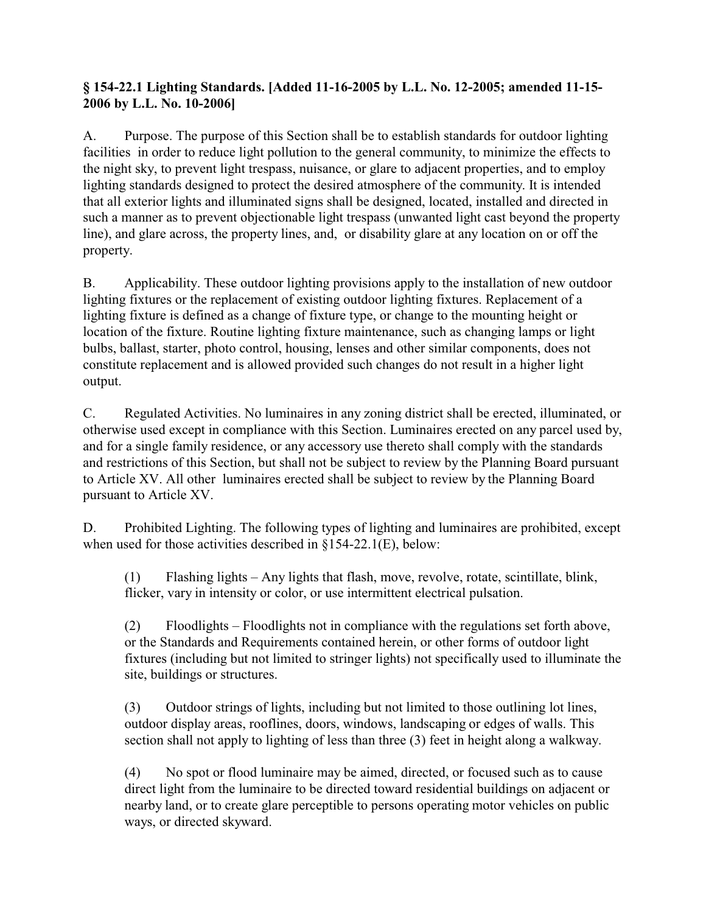**§ 154-22.1 Lighting Standards. [Added 11-16-2005 by L.L. No. 12-2005; amended 11-15-2006 by L.L. No. 10-2006]**

A. Purpose. The purpose of this Section shall be to establish standards for outdoor lighting facilities in order to reduce light pollution to the general community, to minimize the effects to the night sky, to prevent light trespass, nuisance, or glare to adjacent properties, and to employ lighting standards designed to protect the desired atmosphere of the community. It is intended that all exterior lights and illuminated signs shall be designed, located, installed and directed in such a manner as to prevent objectionable light trespass (unwanted light cast beyond the property line), and glare across, the property lines, and, or disability glare at any location on or off the property.

B. Applicability. These outdoor lighting provisions apply to the installation of new outdoor lighting fixtures or the replacement of existing outdoor lighting fixtures. Replacement of a lighting fixture is defined as a change of fixture type, or change to the mounting height or location of the fixture. Routine lighting fixture maintenance, such as changing lamps or light bulbs, ballast, starter, photo control, housing, lenses and other similar components, does not constitute replacement and is allowed provided such changes do not result in a higher light output.

C. Regulated Activities. No luminaires in any zoning district shall be erected, illuminated, or otherwise used except in compliance with this Section. Luminaires erected on any parcel used by, and for a single family residence, or any accessory use thereto shall comply with the standards and restrictions of this Section, but shall not be subject to review by the Planning Board pursuant to Article XV. All other luminaires erected shall be subject to review by the Planning Board pursuant to Article XV.

D. Prohibited Lighting. The following types of lighting and luminaires are prohibited, except when used for those activities described in §154-22.1(E), below:

(1) Flashing lights – Any lights that flash, move, revolve, rotate, scintillate, blink, flicker, vary in intensity or color, or use intermittent electrical pulsation.

(2) Floodlights – Floodlights not in compliance with the regulations set forth above, or the Standards and Requirements contained herein, or other forms of outdoor light fixtures (including but not limited to stringer lights) not specifically used to illuminate the site, buildings or structures.

(3) Outdoor strings of lights, including but not limited to those outlining lot lines, outdoor display areas, rooflines, doors, windows, landscaping or edges of walls. This section shall not apply to lighting of less than three (3) feet in height along a walkway.

(4) No spot or flood luminaire may be aimed, directed, or focused such as to cause direct light from the luminaire to be directed toward residential buildings on adjacent or nearby land, or to create glare perceptible to persons operating motor vehicles on public ways, or directed skyward.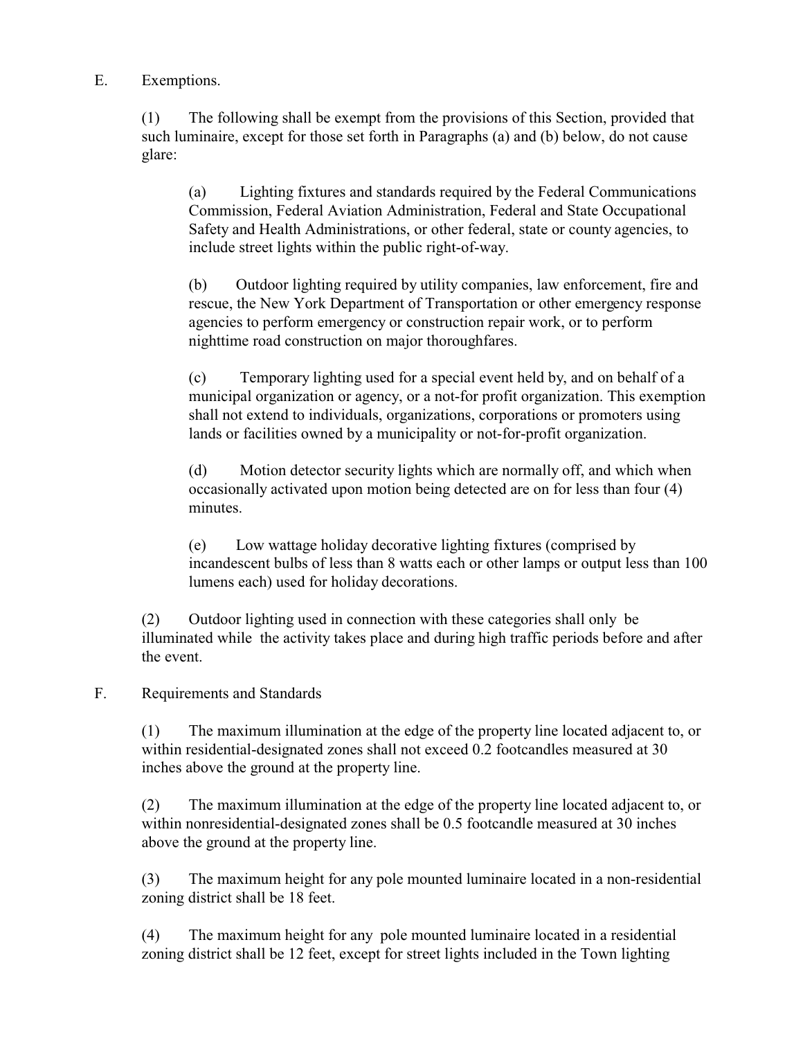E. Exemptions.

(1) The following shall be exempt from the provisions of this Section, provided that such luminaire, except for those set forth in Paragraphs (a) and (b) below, do not cause glare:

(a) Lighting fixtures and standards required by the Federal Communications Commission, Federal Aviation Administration, Federal and State Occupational Safety and Health Administrations, or other federal, state or county agencies, to include street lights within the public right-of-way.

(b) Outdoor lighting required by utility companies, law enforcement, fire and rescue, the New York Department of Transportation or other emergency response agencies to perform emergency or construction repair work, or to perform nighttime road construction on major thoroughfares.

(c) Temporary lighting used for a special event held by, and on behalf of a municipal organization or agency, or a not-for profit organization. This exemption shall not extend to individuals, organizations, corporations or promoters using lands or facilities owned by a municipality or not-for-profit organization.

(d) Motion detector security lights which are normally off, and which when occasionally activated upon motion being detected are on for less than four (4) minutes.

(e) Low wattage holiday decorative lighting fixtures (comprised by incandescent bulbs of less than 8 watts each or other lamps or output less than 100 lumens each) used for holiday decorations.

(2) Outdoor lighting used in connection with these categories shall only be illuminated while the activity takes place and during high traffic periods before and after the event.

F. Requirements and Standards

(1) The maximum illumination at the edge of the property line located adjacent to, or within residential-designated zones shall not exceed 0.2 footcandles measured at 30 inches above the ground at the property line.

(2) The maximum illumination at the edge of the property line located adjacent to, or within nonresidential-designated zones shall be 0.5 footcandle measured at 30 inches above the ground at the property line.

(3) The maximum height for any pole mounted luminaire located in a non-residential zoning district shall be 18 feet.

(4) The maximum height for any pole mounted luminaire located in a residential zoning district shall be 12 feet, except for street lights included in the Town lighting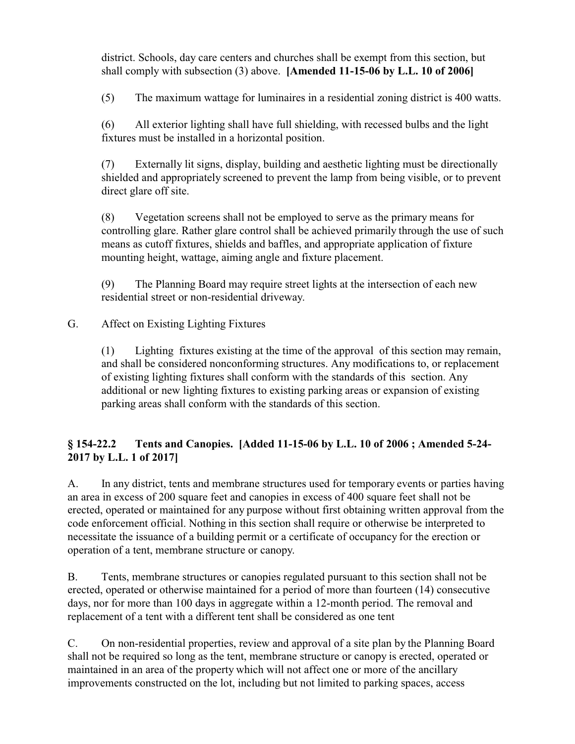district. Schools, day care centers and churches shall be exempt from this section, but shall comply with subsection (3) above. **[Amended 11-15-06 by L.L. 10 of 2006]**

(5) The maximum wattage for luminaires in a residential zoning district is 400 watts.

(6) All exterior lighting shall have full shielding, with recessed bulbs and the light fixtures must be installed in a horizontal position.

(7) Externally lit signs, display, building and aesthetic lighting must be directionally shielded and appropriately screened to prevent the lamp from being visible, or to prevent direct glare off site.

(8) Vegetation screens shall not be employed to serve as the primary means for controlling glare. Rather glare control shall be achieved primarily through the use of such means as cutoff fixtures, shields and baffles, and appropriate application of fixture mounting height, wattage, aiming angle and fixture placement.

(9) The Planning Board may require street lights at the intersection of each new residential street or non-residential driveway.

G. Affect on Existing Lighting Fixtures

(1) Lighting fixtures existing at the time of the approval of this section may remain, and shall be considered nonconforming structures. Any modifications to, or replacement of existing lighting fixtures shall conform with the standards of this section. Any additional or new lighting fixtures to existing parking areas or expansion of existing parking areas shall conform with the standards of this section.

## § 154-22.2 Tents and Canopies. [Added 11-15-06 by L.L. 10 of 2006 ; Amended 5-24-2017 by L.L. 1 of 2017]

A. In any district, tents and membrane structures used for temporary events or parties having an area in excess of 200 square feet and canopies in excess of 400 square feet shall not be erected, operated or maintained for any purpose without first obtaining written approval from the code enforcement official. Nothing in this section shall require or otherwise be interpreted to necessitate the issuance of a building permit or a certificate of occupancy for the erection or operation of a tent, membrane structure or canopy.

B. Tents, membrane structures or canopies regulated pursuant to this section shall not be erected, operated or otherwise maintained for a period of more than fourteen (14) consecutive days, nor for more than 100 days in aggregate within a 12-month period. The removal and replacement of a tent with a different tent shall be considered as one tent

C. On non-residential properties, review and approval of a site plan by the Planning Board shall not be required so long as the tent, membrane structure or canopy is erected, operated or maintained in an area of the property which will not affect one or more of the ancillary improvements constructed on the lot, including but not limited to parking spaces, access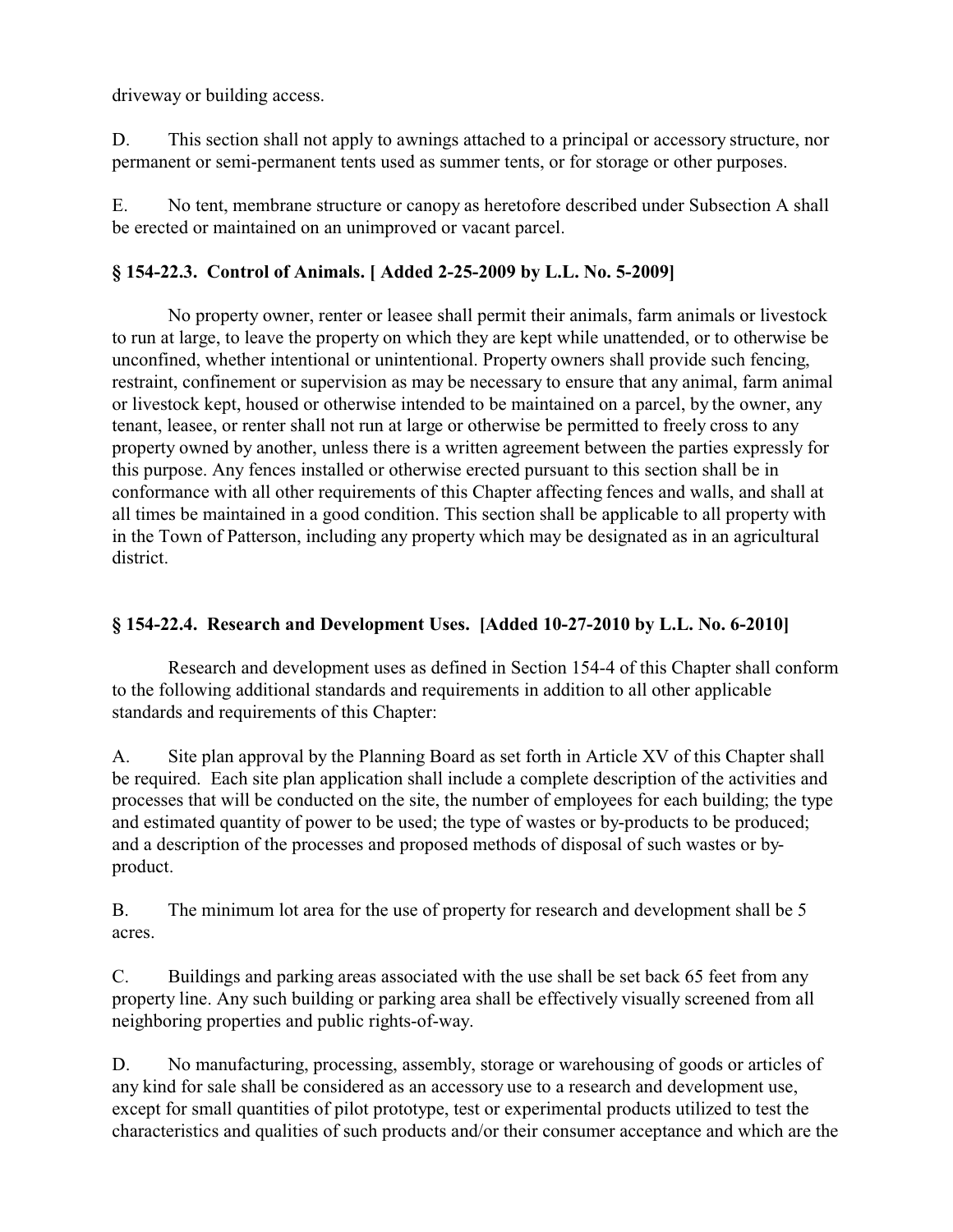driveway or building access.

D. This section shall not apply to awnings attached to a principal or accessory structure, nor permanent or semi-permanent tents used as summer tents, or for storage or other purposes.

E. No tent, membrane structure or canopy as heretofore described under Subsection A shall be erected or maintained on an unimproved or vacant parcel.

### § 154-22.3. Control of Animals. [ Added 2-25-2009 by L.L. No. 5-2009]

No property owner, renter or leasee shall permit their animals, farm animals or livestock to run at large, to leave the property on which they are kept while unattended, or to otherwise be unconfined, whether intentional or unintentional. Property owners shall provide such fencing, restraint, confinement or supervision as may be necessary to ensure that any animal, farm animal or livestock kept, housed or otherwise intended to be maintained on a parcel, by the owner, any tenant, leasee, or renter shall not run at large or otherwise be permitted to freely cross to any property owned by another, unless there is a written agreement between the parties expressly for this purpose. Any fences installed or otherwise erected pursuant to this section shall be in conformance with all other requirements of this Chapter affecting fences and walls, and shall at all times be maintained in a good condition. This section shall be applicable to all property with in the Town of Patterson, including any property which may be designated as in an agricultural district.

### § 154-22.4. Research and Development Uses. [Added 10-27-2010 by L.L. No. 6-2010]

Research and development uses as defined in Section 154-4 of this Chapter shall conform to the following additional standards and requirements in addition to all other applicable standards and requirements of this Chapter:

A. Site plan approval by the Planning Board as set forth in Article XV of this Chapter shall be required. Each site plan application shall include a complete description of the activities and processes that will be conducted on the site, the number of employees for each building; the type and estimated quantity of power to be used; the type of wastes or by-products to be produced; and a description of the processes and proposed methods of disposal of such wastes or by-product.

B. The minimum lot area for the use of property for research and development shall be 5 acres.

C. Buildings and parking areas associated with the use shall be set back 65 feet from any property line. Any such building or parking area shall be effectively visually screened from all neighboring properties and public rights-of-way.

D. No manufacturing, processing, assembly, storage or warehousing of goods or articles of any kind for sale shall be considered as an accessory use to a research and development use, except for small quantities of pilot prototype, test or experimental products utilized to test the characteristics and qualities of such products and/or their consumer acceptance and which are the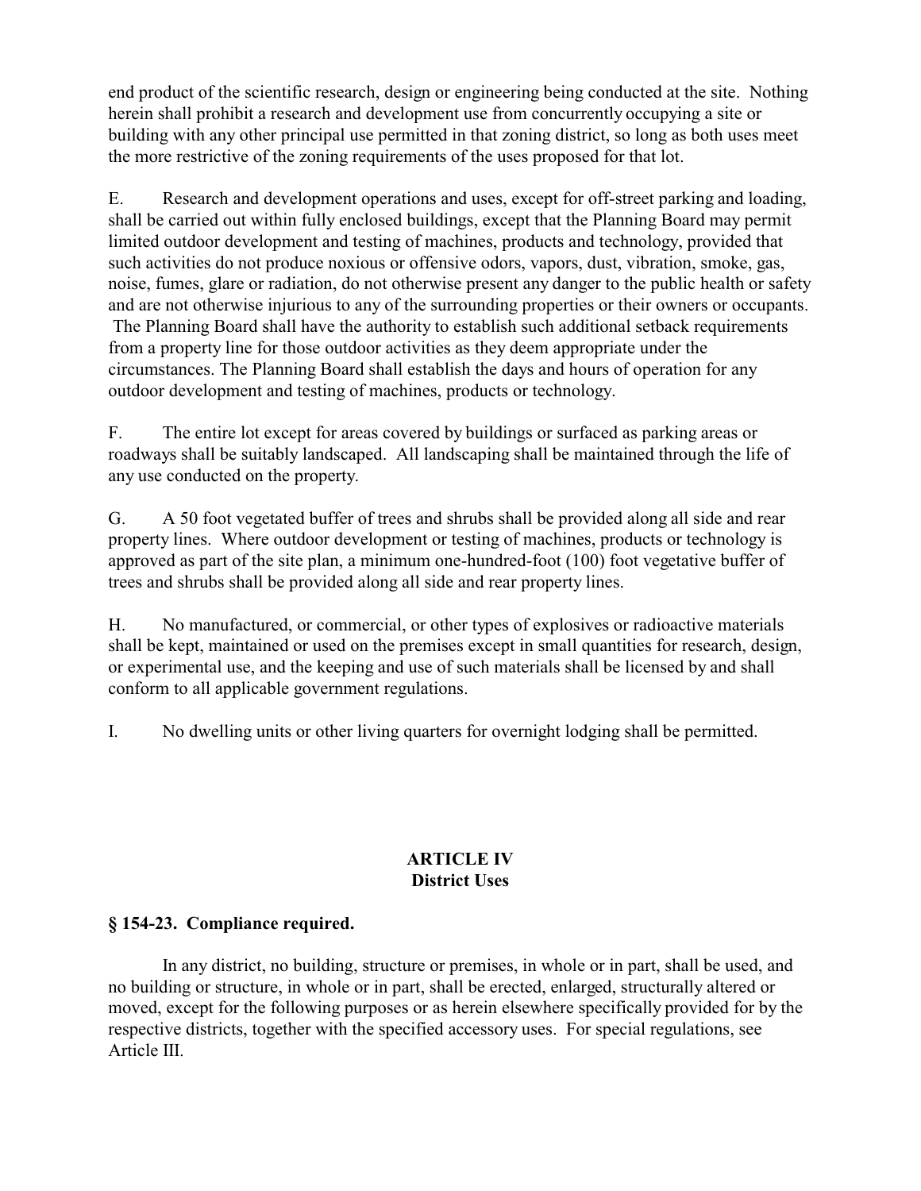end product of the scientific research, design or engineering being conducted at the site. Nothing herein shall prohibit a research and development use from concurrently occupying a site or building with any other principal use permitted in that zoning district, so long as both uses meet the more restrictive of the zoning requirements of the uses proposed for that lot.

E. Research and development operations and uses, except for off-street parking and loading, shall be carried out within fully enclosed buildings, except that the Planning Board may permit limited outdoor development and testing of machines, products and technology, provided that such activities do not produce noxious or offensive odors, vapors, dust, vibration, smoke, gas, noise, fumes, glare or radiation, do not otherwise present any danger to the public health or safety and are not otherwise injurious to any of the surrounding properties or their owners or occupants. The Planning Board shall have the authority to establish such additional setback requirements from a property line for those outdoor activities as they deem appropriate under the circumstances. The Planning Board shall establish the days and hours of operation for any outdoor development and testing of machines, products or technology.

F. The entire lot except for areas covered by buildings or surfaced as parking areas or roadways shall be suitably landscaped. All landscaping shall be maintained through the life of any use conducted on the property.

G. A 50 foot vegetated buffer of trees and shrubs shall be provided along all side and rear property lines. Where outdoor development or testing of machines, products or technology is approved as part of the site plan, a minimum one-hundred-foot (100) foot vegetative buffer of trees and shrubs shall be provided along all side and rear property lines.

H. No manufactured, or commercial, or other types of explosives or radioactive materials shall be kept, maintained or used on the premises except in small quantities for research, design, or experimental use, and the keeping and use of such materials shall be licensed by and shall conform to all applicable government regulations.

I. No dwelling units or other living quarters for overnight lodging shall be permitted.

## ARTICLE IV
## District Uses

### § 154-23. Compliance required.

In any district, no building, structure or premises, in whole or in part, shall be used, and no building or structure, in whole or in part, shall be erected, enlarged, structurally altered or moved, except for the following purposes or as herein elsewhere specifically provided for by the respective districts, together with the specified accessory uses. For special regulations, see Article III.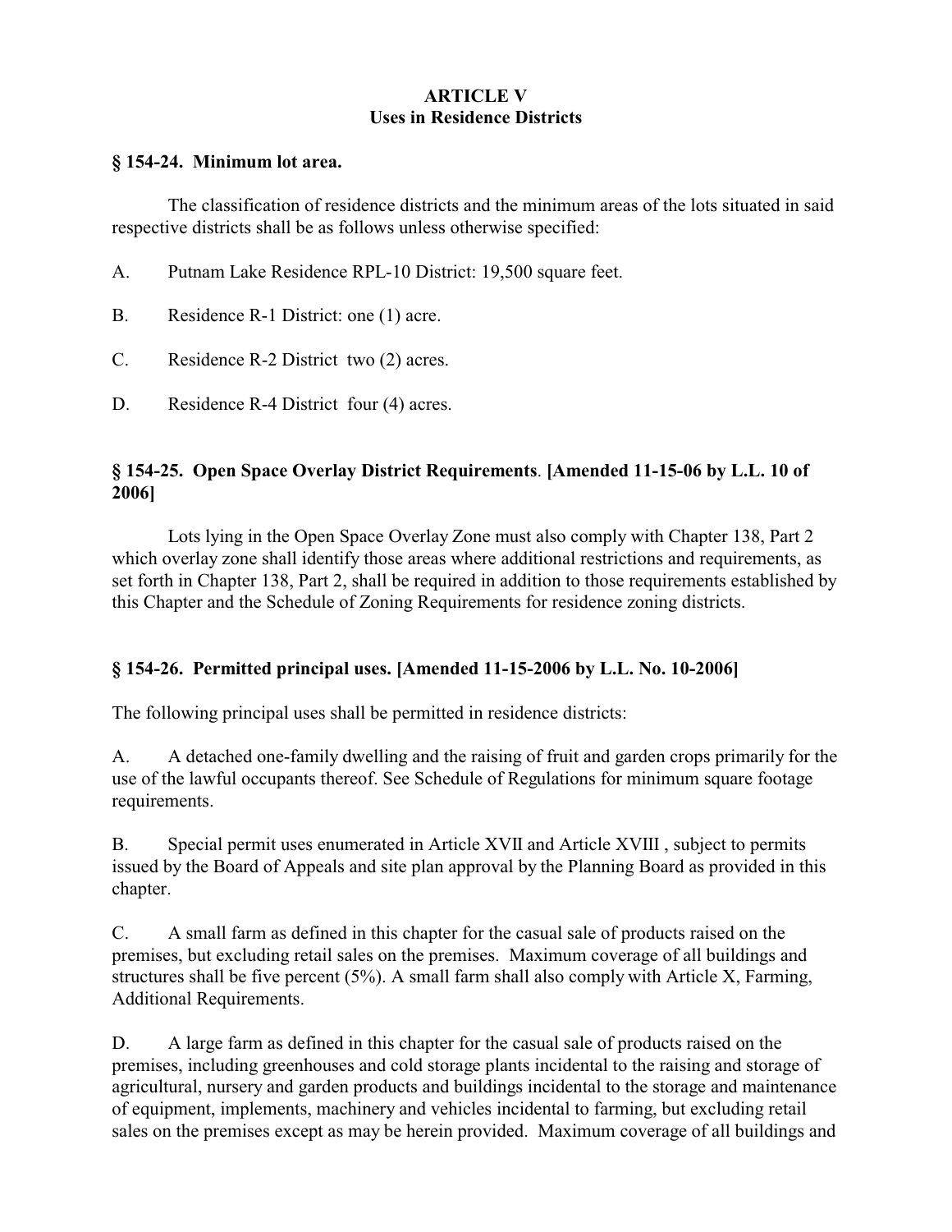# ARTICLE V
## Uses in Residence Districts

### § 154-24. Minimum lot area.

The classification of residence districts and the minimum areas of the lots situated in said respective districts shall be as follows unless otherwise specified:

A. Putnam Lake Residence RPL-10 District: 19,500 square feet.

B. Residence R-1 District: one (1) acre.

C. Residence R-2 District two (2) acres.

D. Residence R-4 District four (4) acres.

### § 154-25. Open Space Overlay District Requirements. [Amended 11-15-06 by L.L. 10 of 2006]

Lots lying in the Open Space Overlay Zone must also comply with Chapter 138, Part 2 which overlay zone shall identify those areas where additional restrictions and requirements, as set forth in Chapter 138, Part 2, shall be required in addition to those requirements established by this Chapter and the Schedule of Zoning Requirements for residence zoning districts.

### § 154-26. Permitted principal uses. [Amended 11-15-2006 by L.L. No. 10-2006]

The following principal uses shall be permitted in residence districts:

A. A detached one-family dwelling and the raising of fruit and garden crops primarily for the use of the lawful occupants thereof. See Schedule of Regulations for minimum square footage requirements.

B. Special permit uses enumerated in Article XVII and Article XVIII , subject to permits issued by the Board of Appeals and site plan approval by the Planning Board as provided in this chapter.

C. A small farm as defined in this chapter for the casual sale of products raised on the premises, but excluding retail sales on the premises. Maximum coverage of all buildings and structures shall be five percent (5%). A small farm shall also comply with Article X, Farming, Additional Requirements.

D. A large farm as defined in this chapter for the casual sale of products raised on the premises, including greenhouses and cold storage plants incidental to the raising and storage of agricultural, nursery and garden products and buildings incidental to the storage and maintenance of equipment, implements, machinery and vehicles incidental to farming, but excluding retail sales on the premises except as may be herein provided. Maximum coverage of all buildings and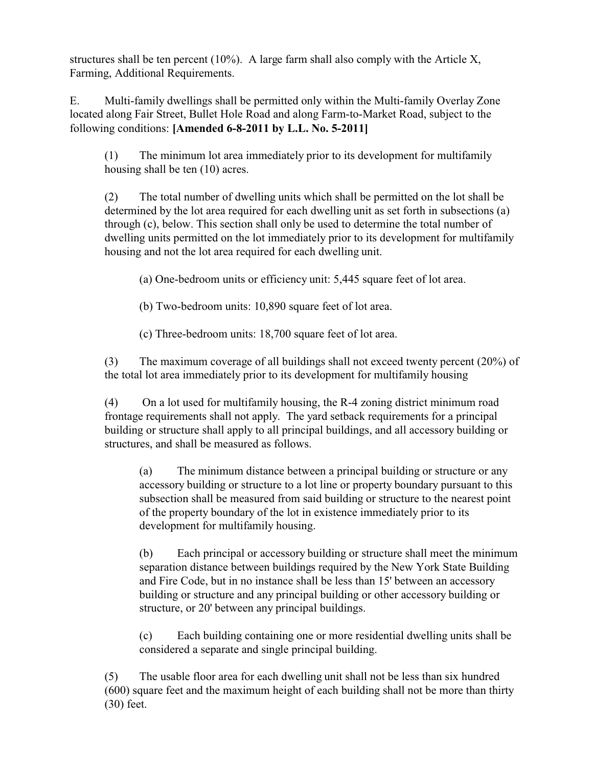structures shall be ten percent (10%). A large farm shall also comply with the Article X, Farming, Additional Requirements.

E. Multi-family dwellings shall be permitted only within the Multi-family Overlay Zone located along Fair Street, Bullet Hole Road and along Farm-to-Market Road, subject to the following conditions: **[Amended 6-8-2011 by L.L. No. 5-2011]**

(1) The minimum lot area immediately prior to its development for multifamily housing shall be ten (10) acres.

(2) The total number of dwelling units which shall be permitted on the lot shall be determined by the lot area required for each dwelling unit as set forth in subsections (a) through (c), below. This section shall only be used to determine the total number of dwelling units permitted on the lot immediately prior to its development for multifamily housing and not the lot area required for each dwelling unit.

(a) One-bedroom units or efficiency unit: 5,445 square feet of lot area.

(b) Two-bedroom units: 10,890 square feet of lot area.

(c) Three-bedroom units: 18,700 square feet of lot area.

(3) The maximum coverage of all buildings shall not exceed twenty percent (20%) of the total lot area immediately prior to its development for multifamily housing

(4) On a lot used for multifamily housing, the R-4 zoning district minimum road frontage requirements shall not apply. The yard setback requirements for a principal building or structure shall apply to all principal buildings, and all accessory building or structures, and shall be measured as follows.

(a) The minimum distance between a principal building or structure or any accessory building or structure to a lot line or property boundary pursuant to this subsection shall be measured from said building or structure to the nearest point of the property boundary of the lot in existence immediately prior to its development for multifamily housing.

(b) Each principal or accessory building or structure shall meet the minimum separation distance between buildings required by the New York State Building and Fire Code, but in no instance shall be less than 15' between an accessory building or structure and any principal building or other accessory building or structure, or 20' between any principal buildings.

(c) Each building containing one or more residential dwelling units shall be considered a separate and single principal building.

(5) The usable floor area for each dwelling unit shall not be less than six hundred (600) square feet and the maximum height of each building shall not be more than thirty (30) feet.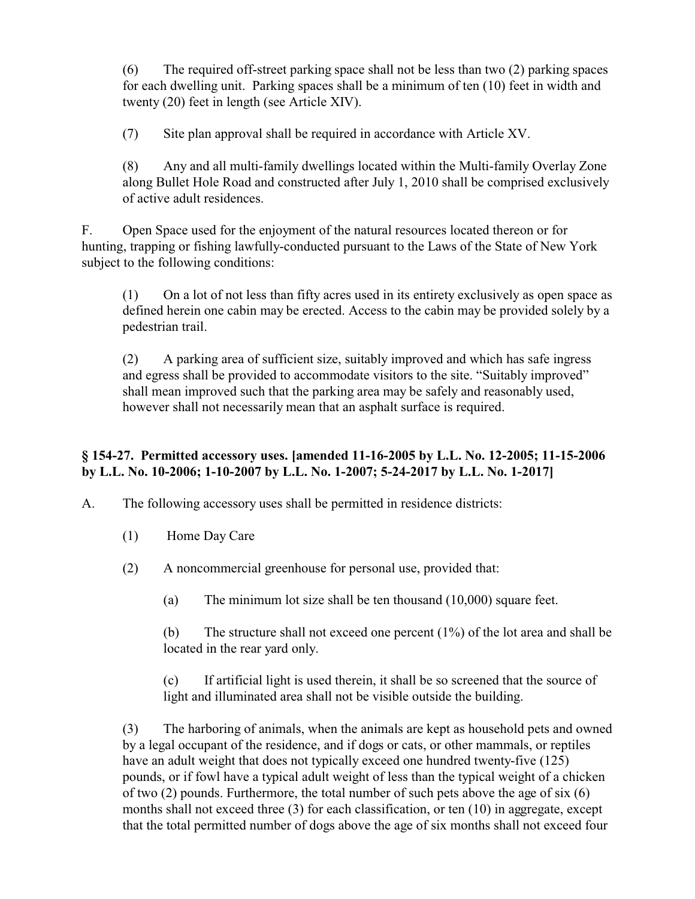(6) The required off-street parking space shall not be less than two (2) parking spaces for each dwelling unit. Parking spaces shall be a minimum of ten (10) feet in width and twenty (20) feet in length (see Article XIV).

(7) Site plan approval shall be required in accordance with Article XV.

(8) Any and all multi-family dwellings located within the Multi-family Overlay Zone along Bullet Hole Road and constructed after July 1, 2010 shall be comprised exclusively of active adult residences.

F. Open Space used for the enjoyment of the natural resources located thereon or for hunting, trapping or fishing lawfully-conducted pursuant to the Laws of the State of New York subject to the following conditions:

(1) On a lot of not less than fifty acres used in its entirety exclusively as open space as defined herein one cabin may be erected. Access to the cabin may be provided solely by a pedestrian trail.

(2) A parking area of sufficient size, suitably improved and which has safe ingress and egress shall be provided to accommodate visitors to the site. "Suitably improved" shall mean improved such that the parking area may be safely and reasonably used, however shall not necessarily mean that an asphalt surface is required.

### § 154-27. Permitted accessory uses. [amended 11-16-2005 by L.L. No. 12-2005; 11-15-2006 by L.L. No. 10-2006; 1-10-2007 by L.L. No. 1-2007; 5-24-2017 by L.L. No. 1-2017]

A. The following accessory uses shall be permitted in residence districts:

(1) Home Day Care

(2) A noncommercial greenhouse for personal use, provided that:

(a) The minimum lot size shall be ten thousand (10,000) square feet.

(b) The structure shall not exceed one percent (1%) of the lot area and shall be located in the rear yard only.

(c) If artificial light is used therein, it shall be so screened that the source of light and illuminated area shall not be visible outside the building.

(3) The harboring of animals, when the animals are kept as household pets and owned by a legal occupant of the residence, and if dogs or cats, or other mammals, or reptiles have an adult weight that does not typically exceed one hundred twenty-five (125) pounds, or if fowl have a typical adult weight of less than the typical weight of a chicken of two (2) pounds. Furthermore, the total number of such pets above the age of six (6) months shall not exceed three (3) for each classification, or ten (10) in aggregate, except that the total permitted number of dogs above the age of six months shall not exceed four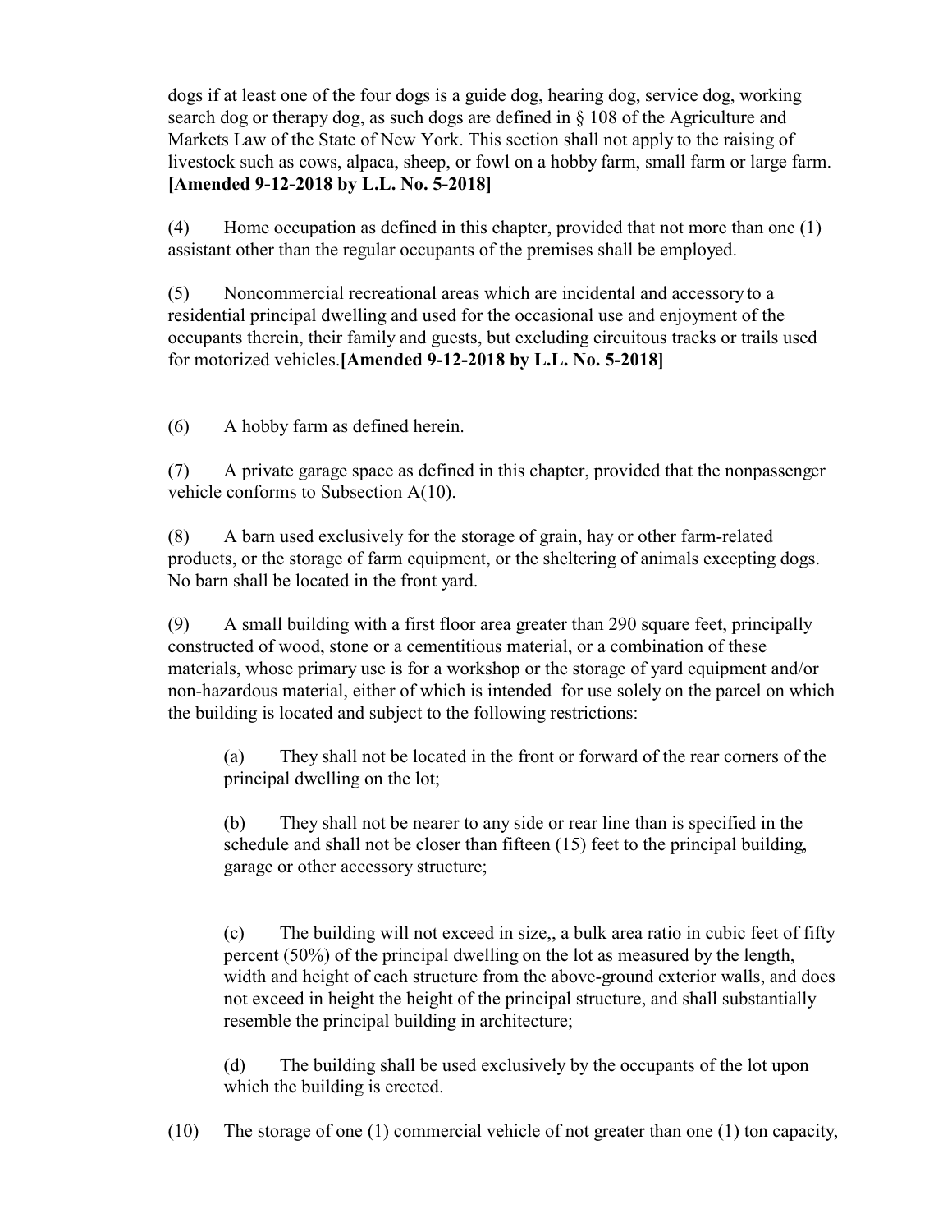dogs if at least one of the four dogs is a guide dog, hearing dog, service dog, working search dog or therapy dog, as such dogs are defined in § 108 of the Agriculture and Markets Law of the State of New York. This section shall not apply to the raising of livestock such as cows, alpaca, sheep, or fowl on a hobby farm, small farm or large farm. **[Amended 9-12-2018 by L.L. No. 5-2018]**

(4) Home occupation as defined in this chapter, provided that not more than one (1) assistant other than the regular occupants of the premises shall be employed.

(5) Noncommercial recreational areas which are incidental and accessory to a residential principal dwelling and used for the occasional use and enjoyment of the occupants therein, their family and guests, but excluding circuitous tracks or trails used for motorized vehicles.**[Amended 9-12-2018 by L.L. No. 5-2018]**

(6) A hobby farm as defined herein.

(7) A private garage space as defined in this chapter, provided that the nonpassenger vehicle conforms to Subsection A(10).

(8) A barn used exclusively for the storage of grain, hay or other farm-related products, or the storage of farm equipment, or the sheltering of animals excepting dogs. No barn shall be located in the front yard.

(9) A small building with a first floor area greater than 290 square feet, principally constructed of wood, stone or a cementitious material, or a combination of these materials, whose primary use is for a workshop or the storage of yard equipment and/or non-hazardous material, either of which is intended for use solely on the parcel on which the building is located and subject to the following restrictions:

(a) They shall not be located in the front or forward of the rear corners of the principal dwelling on the lot;

(b) They shall not be nearer to any side or rear line than is specified in the schedule and shall not be closer than fifteen (15) feet to the principal building, garage or other accessory structure;

(c) The building will not exceed in size,, a bulk area ratio in cubic feet of fifty percent (50%) of the principal dwelling on the lot as measured by the length, width and height of each structure from the above-ground exterior walls, and does not exceed in height the height of the principal structure, and shall substantially resemble the principal building in architecture;

(d) The building shall be used exclusively by the occupants of the lot upon which the building is erected.

(10) The storage of one (1) commercial vehicle of not greater than one (1) ton capacity,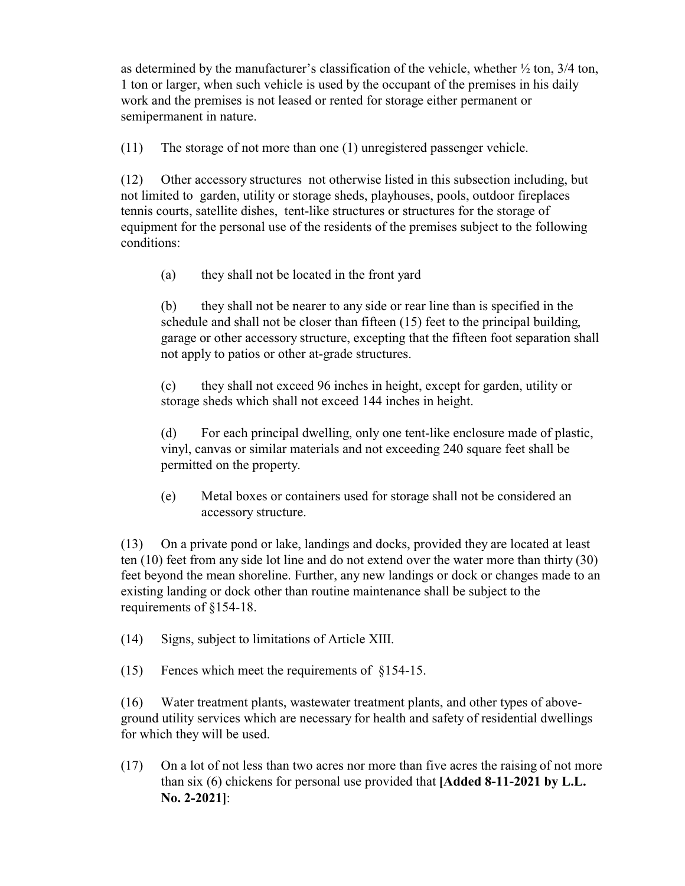as determined by the manufacturer's classification of the vehicle, whether ½ ton, 3/4 ton, 1 ton or larger, when such vehicle is used by the occupant of the premises in his daily work and the premises is not leased or rented for storage either permanent or semipermanent in nature.

(11) The storage of not more than one (1) unregistered passenger vehicle.

(12) Other accessory structures not otherwise listed in this subsection including, but not limited to garden, utility or storage sheds, playhouses, pools, outdoor fireplaces tennis courts, satellite dishes, tent-like structures or structures for the storage of equipment for the personal use of the residents of the premises subject to the following conditions:

> (a) they shall not be located in the front yard
>
> (b) they shall not be nearer to any side or rear line than is specified in the schedule and shall not be closer than fifteen (15) feet to the principal building, garage or other accessory structure, excepting that the fifteen foot separation shall not apply to patios or other at-grade structures.
>
> (c) they shall not exceed 96 inches in height, except for garden, utility or storage sheds which shall not exceed 144 inches in height.
>
> (d) For each principal dwelling, only one tent-like enclosure made of plastic, vinyl, canvas or similar materials and not exceeding 240 square feet shall be permitted on the property.
>
> (e) Metal boxes or containers used for storage shall not be considered an accessory structure.

(13) On a private pond or lake, landings and docks, provided they are located at least ten (10) feet from any side lot line and do not extend over the water more than thirty (30) feet beyond the mean shoreline. Further, any new landings or dock or changes made to an existing landing or dock other than routine maintenance shall be subject to the requirements of §154-18.

(14) Signs, subject to limitations of Article XIII.

(15) Fences which meet the requirements of §154-15.

(16) Water treatment plants, wastewater treatment plants, and other types of above-ground utility services which are necessary for health and safety of residential dwellings for which they will be used.

(17) On a lot of not less than two acres nor more than five acres the raising of not more than six (6) chickens for personal use provided that **[Added 8-11-2021 by L.L. No. 2-2021]**: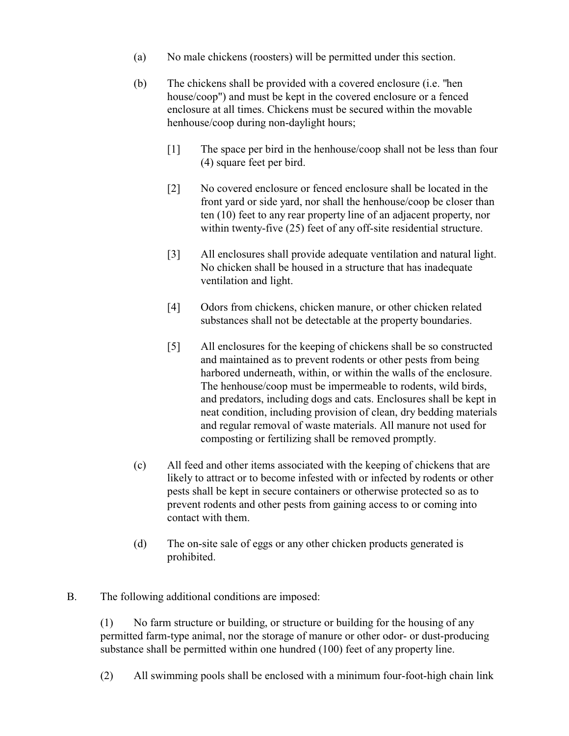(a) No male chickens (roosters) will be permitted under this section.

(b) The chickens shall be provided with a covered enclosure (i.e. "hen house/coop") and must be kept in the covered enclosure or a fenced enclosure at all times. Chickens must be secured within the movable henhouse/coop during non-daylight hours;

[1] The space per bird in the henhouse/coop shall not be less than four (4) square feet per bird.

[2] No covered enclosure or fenced enclosure shall be located in the front yard or side yard, nor shall the henhouse/coop be closer than ten (10) feet to any rear property line of an adjacent property, nor within twenty-five (25) feet of any off-site residential structure.

[3] All enclosures shall provide adequate ventilation and natural light. No chicken shall be housed in a structure that has inadequate ventilation and light.

[4] Odors from chickens, chicken manure, or other chicken related substances shall not be detectable at the property boundaries.

[5] All enclosures for the keeping of chickens shall be so constructed and maintained as to prevent rodents or other pests from being harbored underneath, within, or within the walls of the enclosure. The henhouse/coop must be impermeable to rodents, wild birds, and predators, including dogs and cats. Enclosures shall be kept in neat condition, including provision of clean, dry bedding materials and regular removal of waste materials. All manure not used for composting or fertilizing shall be removed promptly.

(c) All feed and other items associated with the keeping of chickens that are likely to attract or to become infested with or infected by rodents or other pests shall be kept in secure containers or otherwise protected so as to prevent rodents and other pests from gaining access to or coming into contact with them.

(d) The on-site sale of eggs or any other chicken products generated is prohibited.

B. The following additional conditions are imposed:

(1) No farm structure or building, or structure or building for the housing of any permitted farm-type animal, nor the storage of manure or other odor- or dust-producing substance shall be permitted within one hundred (100) feet of any property line.

(2) All swimming pools shall be enclosed with a minimum four-foot-high chain link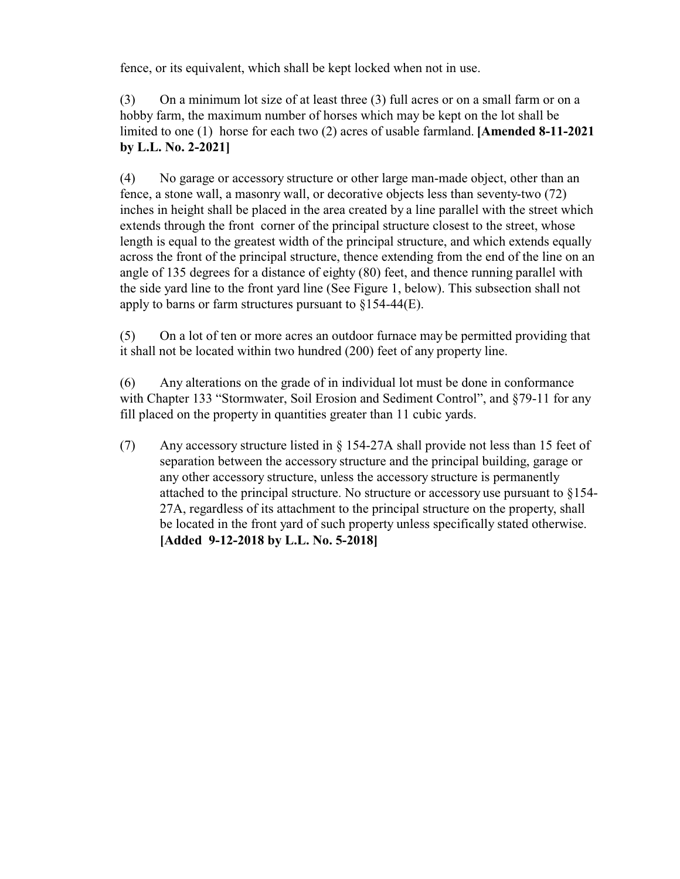fence, or its equivalent, which shall be kept locked when not in use.

(3) On a minimum lot size of at least three (3) full acres or on a small farm or on a hobby farm, the maximum number of horses which may be kept on the lot shall be limited to one (1) horse for each two (2) acres of usable farmland. **[Amended 8-11-2021 by L.L. No. 2-2021]**

(4) No garage or accessory structure or other large man-made object, other than an fence, a stone wall, a masonry wall, or decorative objects less than seventy-two (72) inches in height shall be placed in the area created by a line parallel with the street which extends through the front corner of the principal structure closest to the street, whose length is equal to the greatest width of the principal structure, and which extends equally across the front of the principal structure, thence extending from the end of the line on an angle of 135 degrees for a distance of eighty (80) feet, and thence running parallel with the side yard line to the front yard line (See Figure 1, below). This subsection shall not apply to barns or farm structures pursuant to §154-44(E).

(5) On a lot of ten or more acres an outdoor furnace may be permitted providing that it shall not be located within two hundred (200) feet of any property line.

(6) Any alterations on the grade of in individual lot must be done in conformance with Chapter 133 "Stormwater, Soil Erosion and Sediment Control", and §79-11 for any fill placed on the property in quantities greater than 11 cubic yards.

(7) Any accessory structure listed in § 154-27A shall provide not less than 15 feet of separation between the accessory structure and the principal building, garage or any other accessory structure, unless the accessory structure is permanently attached to the principal structure. No structure or accessory use pursuant to §154-27A, regardless of its attachment to the principal structure on the property, shall be located in the front yard of such property unless specifically stated otherwise. **[Added 9-12-2018 by L.L. No. 5-2018]**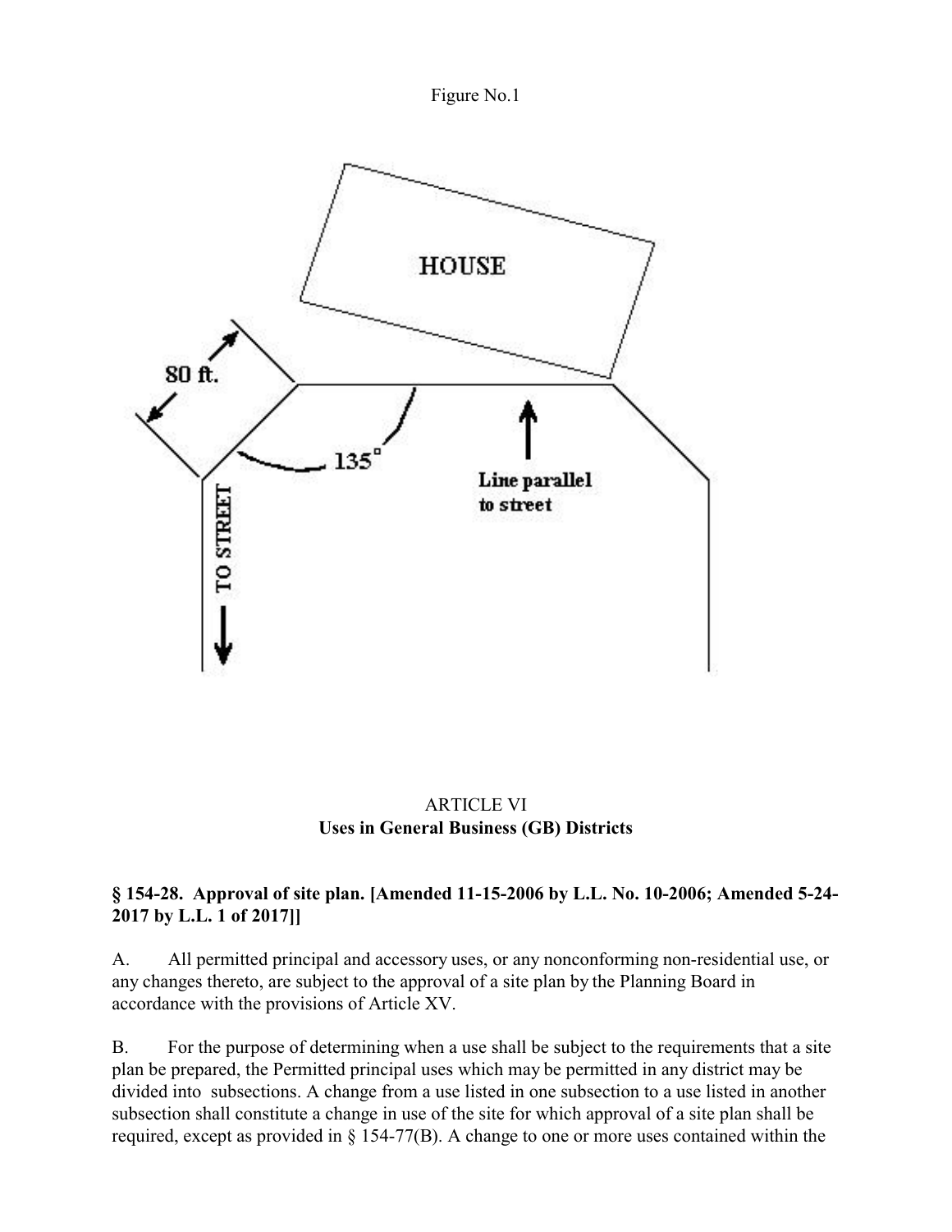Figure No.1

HOUSE

80 ft.

135°

Line parallel to street

TO STREET

# ARTICLE VI
## Uses in General Business (GB) Districts

### § 154-28. Approval of site plan. [Amended 11-15-2006 by L.L. No. 10-2006; Amended 5-24-2017 by L.L. 1 of 2017]]

A. All permitted principal and accessory uses, or any nonconforming non-residential use, or any changes thereto, are subject to the approval of a site plan by the Planning Board in accordance with the provisions of Article XV.

B. For the purpose of determining when a use shall be subject to the requirements that a site plan be prepared, the Permitted principal uses which may be permitted in any district may be divided into subsections. A change from a use listed in one subsection to a use listed in another subsection shall constitute a change in use of the site for which approval of a site plan shall be required, except as provided in § 154-77(B). A change to one or more uses contained within the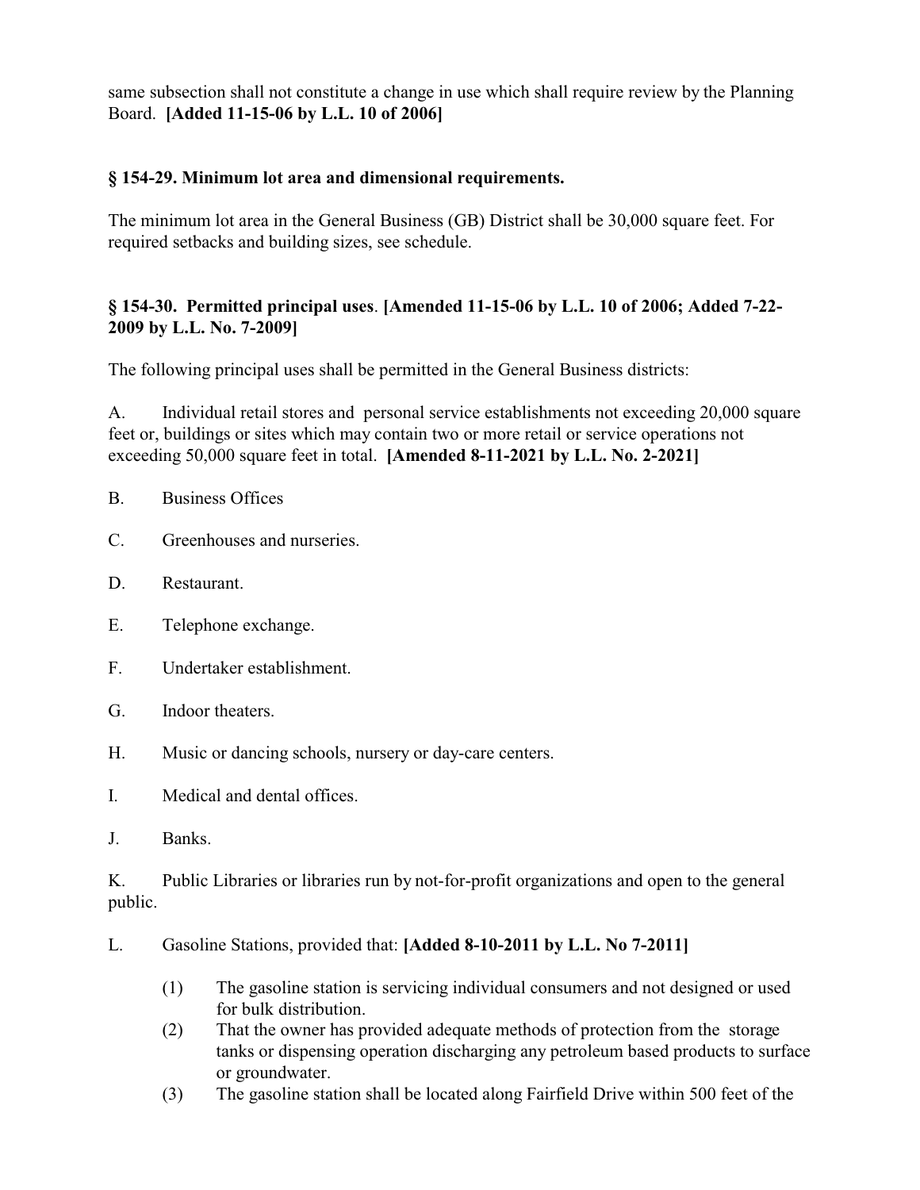same subsection shall not constitute a change in use which shall require review by the Planning Board. **[Added 11-15-06 by L.L. 10 of 2006]**

### § 154-29. Minimum lot area and dimensional requirements.

The minimum lot area in the General Business (GB) District shall be 30,000 square feet. For required setbacks and building sizes, see schedule.

### § 154-30. Permitted principal uses. [Amended 11-15-06 by L.L. 10 of 2006; Added 7-22-2009 by L.L. No. 7-2009]

The following principal uses shall be permitted in the General Business districts:

A. Individual retail stores and personal service establishments not exceeding 20,000 square feet or, buildings or sites which may contain two or more retail or service operations not exceeding 50,000 square feet in total. **[Amended 8-11-2021 by L.L. No. 2-2021]**

B. Business Offices

C. Greenhouses and nurseries.

D. Restaurant.

E. Telephone exchange.

F. Undertaker establishment.

G. Indoor theaters.

H. Music or dancing schools, nursery or day-care centers.

I. Medical and dental offices.

J. Banks.

K. Public Libraries or libraries run by not-for-profit organizations and open to the general public.

L. Gasoline Stations, provided that: **[Added 8-10-2011 by L.L. No 7-2011]**

(1) The gasoline station is servicing individual consumers and not designed or used for bulk distribution.

(2) That the owner has provided adequate methods of protection from the storage tanks or dispensing operation discharging any petroleum based products to surface or groundwater.

(3) The gasoline station shall be located along Fairfield Drive within 500 feet of the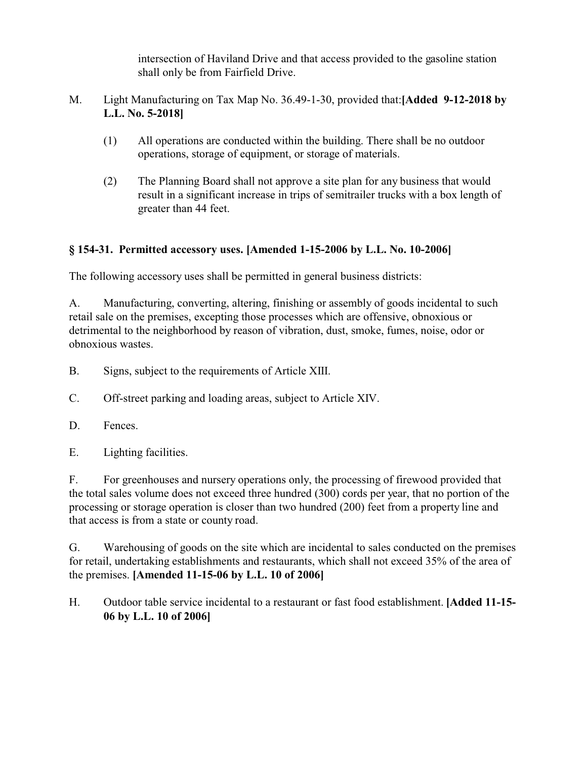intersection of Haviland Drive and that access provided to the gasoline station shall only be from Fairfield Drive.

M. Light Manufacturing on Tax Map No. 36.49-1-30, provided that: **[Added 9-12-2018 by L.L. No. 5-2018]**

(1) All operations are conducted within the building. There shall be no outdoor operations, storage of equipment, or storage of materials.

(2) The Planning Board shall not approve a site plan for any business that would result in a significant increase in trips of semitrailer trucks with a box length of greater than 44 feet.

### § 154-31. Permitted accessory uses. [Amended 1-15-2006 by L.L. No. 10-2006]

The following accessory uses shall be permitted in general business districts:

A. Manufacturing, converting, altering, finishing or assembly of goods incidental to such retail sale on the premises, excepting those processes which are offensive, obnoxious or detrimental to the neighborhood by reason of vibration, dust, smoke, fumes, noise, odor or obnoxious wastes.

B. Signs, subject to the requirements of Article XIII.

C. Off-street parking and loading areas, subject to Article XIV.

D. Fences.

E. Lighting facilities.

F. For greenhouses and nursery operations only, the processing of firewood provided that the total sales volume does not exceed three hundred (300) cords per year, that no portion of the processing or storage operation is closer than two hundred (200) feet from a property line and that access is from a state or county road.

G. Warehousing of goods on the site which are incidental to sales conducted on the premises for retail, undertaking establishments and restaurants, which shall not exceed 35% of the area of the premises. **[Amended 11-15-06 by L.L. 10 of 2006]**

H. Outdoor table service incidental to a restaurant or fast food establishment. **[Added 11-15-06 by L.L. 10 of 2006]**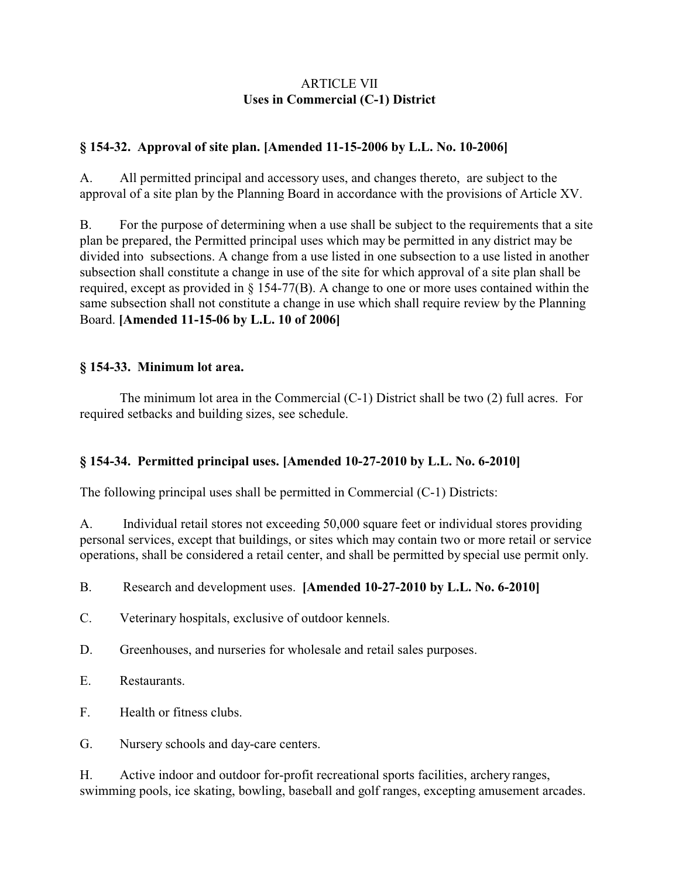# ARTICLE VII
## Uses in Commercial (C-1) District

### § 154-32. Approval of site plan. [Amended 11-15-2006 by L.L. No. 10-2006]

A. All permitted principal and accessory uses, and changes thereto, are subject to the approval of a site plan by the Planning Board in accordance with the provisions of Article XV.

B. For the purpose of determining when a use shall be subject to the requirements that a site plan be prepared, the Permitted principal uses which may be permitted in any district may be divided into subsections. A change from a use listed in one subsection to a use listed in another subsection shall constitute a change in use of the site for which approval of a site plan shall be required, except as provided in § 154-77(B). A change to one or more uses contained within the same subsection shall not constitute a change in use which shall require review by the Planning Board. **[Amended 11-15-06 by L.L. 10 of 2006]**

### § 154-33. Minimum lot area.

The minimum lot area in the Commercial (C-1) District shall be two (2) full acres. For required setbacks and building sizes, see schedule.

### § 154-34. Permitted principal uses. [Amended 10-27-2010 by L.L. No. 6-2010]

The following principal uses shall be permitted in Commercial (C-1) Districts:

A. Individual retail stores not exceeding 50,000 square feet or individual stores providing personal services, except that buildings, or sites which may contain two or more retail or service operations, shall be considered a retail center, and shall be permitted by special use permit only.

B. Research and development uses. **[Amended 10-27-2010 by L.L. No. 6-2010]**

C. Veterinary hospitals, exclusive of outdoor kennels.

D. Greenhouses, and nurseries for wholesale and retail sales purposes.

E. Restaurants.

F. Health or fitness clubs.

G. Nursery schools and day-care centers.

H. Active indoor and outdoor for-profit recreational sports facilities, archery ranges, swimming pools, ice skating, bowling, baseball and golf ranges, excepting amusement arcades.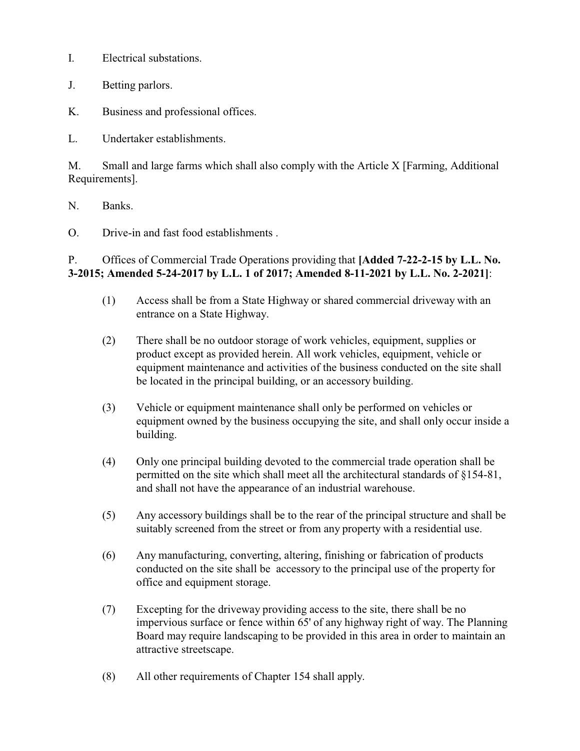I. Electrical substations.

J. Betting parlors.

K. Business and professional offices.

L. Undertaker establishments.

M. Small and large farms which shall also comply with the Article X [Farming, Additional Requirements].

N. Banks.

O. Drive-in and fast food establishments .

P. Offices of Commercial Trade Operations providing that **[Added 7-22-2-15 by L.L. No. 3-2015; Amended 5-24-2017 by L.L. 1 of 2017; Amended 8-11-2021 by L.L. No. 2-2021]**:

(1) Access shall be from a State Highway or shared commercial driveway with an entrance on a State Highway.

(2) There shall be no outdoor storage of work vehicles, equipment, supplies or product except as provided herein. All work vehicles, equipment, vehicle or equipment maintenance and activities of the business conducted on the site shall be located in the principal building, or an accessory building.

(3) Vehicle or equipment maintenance shall only be performed on vehicles or equipment owned by the business occupying the site, and shall only occur inside a building.

(4) Only one principal building devoted to the commercial trade operation shall be permitted on the site which shall meet all the architectural standards of §154-81, and shall not have the appearance of an industrial warehouse.

(5) Any accessory buildings shall be to the rear of the principal structure and shall be suitably screened from the street or from any property with a residential use.

(6) Any manufacturing, converting, altering, finishing or fabrication of products conducted on the site shall be accessory to the principal use of the property for office and equipment storage.

(7) Excepting for the driveway providing access to the site, there shall be no impervious surface or fence within 65' of any highway right of way. The Planning Board may require landscaping to be provided in this area in order to maintain an attractive streetscape.

(8) All other requirements of Chapter 154 shall apply.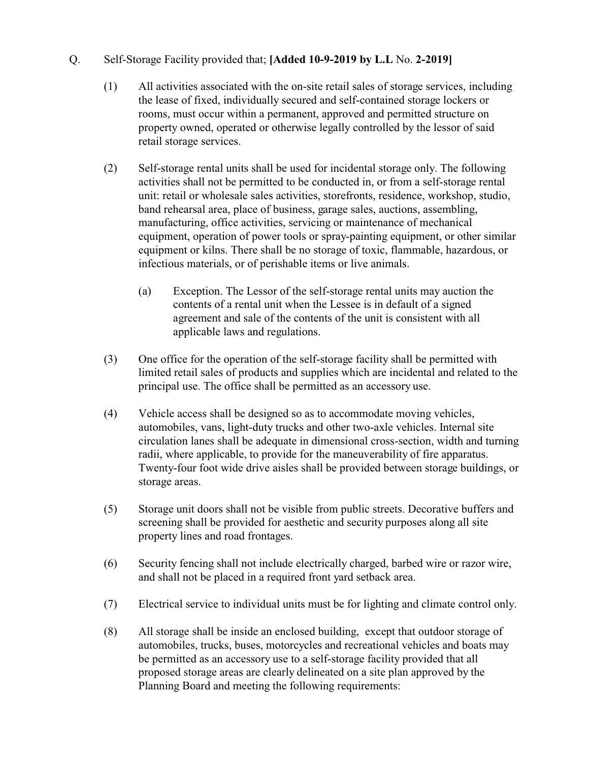Q. Self-Storage Facility provided that; **[Added 10-9-2019 by L.L** No. **2-2019]**

(1) All activities associated with the on-site retail sales of storage services, including the lease of fixed, individually secured and self-contained storage lockers or rooms, must occur within a permanent, approved and permitted structure on property owned, operated or otherwise legally controlled by the lessor of said retail storage services.

(2) Self-storage rental units shall be used for incidental storage only. The following activities shall not be permitted to be conducted in, or from a self-storage rental unit: retail or wholesale sales activities, storefronts, residence, workshop, studio, band rehearsal area, place of business, garage sales, auctions, assembling, manufacturing, office activities, servicing or maintenance of mechanical equipment, operation of power tools or spray-painting equipment, or other similar equipment or kilns. There shall be no storage of toxic, flammable, hazardous, or infectious materials, or of perishable items or live animals.

   (a) Exception. The Lessor of the self-storage rental units may auction the contents of a rental unit when the Lessee is in default of a signed agreement and sale of the contents of the unit is consistent with all applicable laws and regulations.

(3) One office for the operation of the self-storage facility shall be permitted with limited retail sales of products and supplies which are incidental and related to the principal use. The office shall be permitted as an accessory use.

(4) Vehicle access shall be designed so as to accommodate moving vehicles, automobiles, vans, light-duty trucks and other two-axle vehicles. Internal site circulation lanes shall be adequate in dimensional cross-section, width and turning radii, where applicable, to provide for the maneuverability of fire apparatus. Twenty-four foot wide drive aisles shall be provided between storage buildings, or storage areas.

(5) Storage unit doors shall not be visible from public streets. Decorative buffers and screening shall be provided for aesthetic and security purposes along all site property lines and road frontages.

(6) Security fencing shall not include electrically charged, barbed wire or razor wire, and shall not be placed in a required front yard setback area.

(7) Electrical service to individual units must be for lighting and climate control only.

(8) All storage shall be inside an enclosed building, except that outdoor storage of automobiles, trucks, buses, motorcycles and recreational vehicles and boats may be permitted as an accessory use to a self-storage facility provided that all proposed storage areas are clearly delineated on a site plan approved by the Planning Board and meeting the following requirements: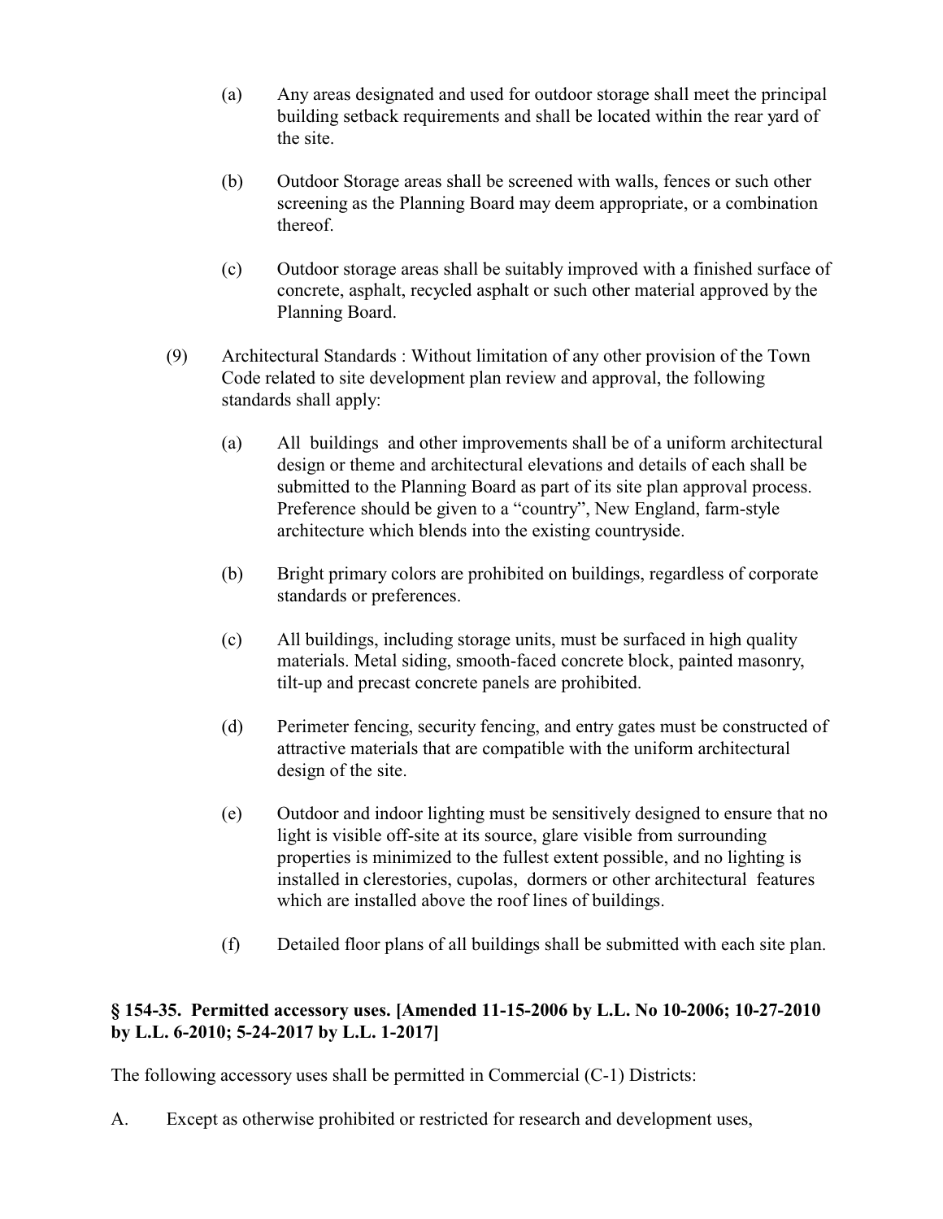(a) Any areas designated and used for outdoor storage shall meet the principal building setback requirements and shall be located within the rear yard of the site.

(b) Outdoor Storage areas shall be screened with walls, fences or such other screening as the Planning Board may deem appropriate, or a combination thereof.

(c) Outdoor storage areas shall be suitably improved with a finished surface of concrete, asphalt, recycled asphalt or such other material approved by the Planning Board.

(9) Architectural Standards : Without limitation of any other provision of the Town Code related to site development plan review and approval, the following standards shall apply:

(a) All buildings and other improvements shall be of a uniform architectural design or theme and architectural elevations and details of each shall be submitted to the Planning Board as part of its site plan approval process. Preference should be given to a "country", New England, farm-style architecture which blends into the existing countryside.

(b) Bright primary colors are prohibited on buildings, regardless of corporate standards or preferences.

(c) All buildings, including storage units, must be surfaced in high quality materials. Metal siding, smooth-faced concrete block, painted masonry, tilt-up and precast concrete panels are prohibited.

(d) Perimeter fencing, security fencing, and entry gates must be constructed of attractive materials that are compatible with the uniform architectural design of the site.

(e) Outdoor and indoor lighting must be sensitively designed to ensure that no light is visible off-site at its source, glare visible from surrounding properties is minimized to the fullest extent possible, and no lighting is installed in clerestories, cupolas, dormers or other architectural features which are installed above the roof lines of buildings.

(f) Detailed floor plans of all buildings shall be submitted with each site plan.

**§ 154-35. Permitted accessory uses. [Amended 11-15-2006 by L.L. No 10-2006; 10-27-2010 by L.L. 6-2010; 5-24-2017 by L.L. 1-2017]**

The following accessory uses shall be permitted in Commercial (C-1) Districts:

A. Except as otherwise prohibited or restricted for research and development uses,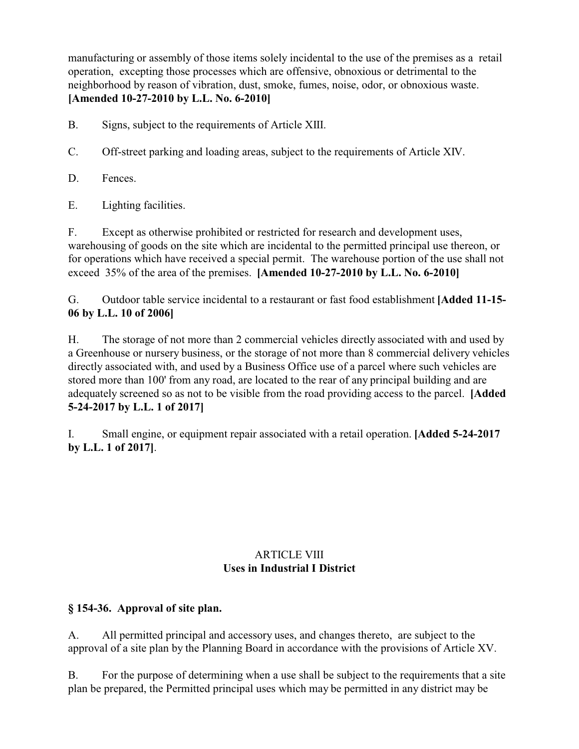manufacturing or assembly of those items solely incidental to the use of the premises as a retail operation, excepting those processes which are offensive, obnoxious or detrimental to the neighborhood by reason of vibration, dust, smoke, fumes, noise, odor, or obnoxious waste. **[Amended 10-27-2010 by L.L. No. 6-2010]**

B. Signs, subject to the requirements of Article XIII.

C. Off-street parking and loading areas, subject to the requirements of Article XIV.

D. Fences.

E. Lighting facilities.

F. Except as otherwise prohibited or restricted for research and development uses, warehousing of goods on the site which are incidental to the permitted principal use thereon, or for operations which have received a special permit. The warehouse portion of the use shall not exceed 35% of the area of the premises. **[Amended 10-27-2010 by L.L. No. 6-2010]**

G. Outdoor table service incidental to a restaurant or fast food establishment **[Added 11-15-06 by L.L. 10 of 2006]**

H. The storage of not more than 2 commercial vehicles directly associated with and used by a Greenhouse or nursery business, or the storage of not more than 8 commercial delivery vehicles directly associated with, and used by a Business Office use of a parcel where such vehicles are stored more than 100' from any road, are located to the rear of any principal building and are adequately screened so as not to be visible from the road providing access to the parcel. **[Added 5-24-2017 by L.L. 1 of 2017]**

I. Small engine, or equipment repair associated with a retail operation. **[Added 5-24-2017 by L.L. 1 of 2017]**.

## ARTICLE VIII
## Uses in Industrial I District

### § 154-36. Approval of site plan.

A. All permitted principal and accessory uses, and changes thereto, are subject to the approval of a site plan by the Planning Board in accordance with the provisions of Article XV.

B. For the purpose of determining when a use shall be subject to the requirements that a site plan be prepared, the Permitted principal uses which may be permitted in any district may be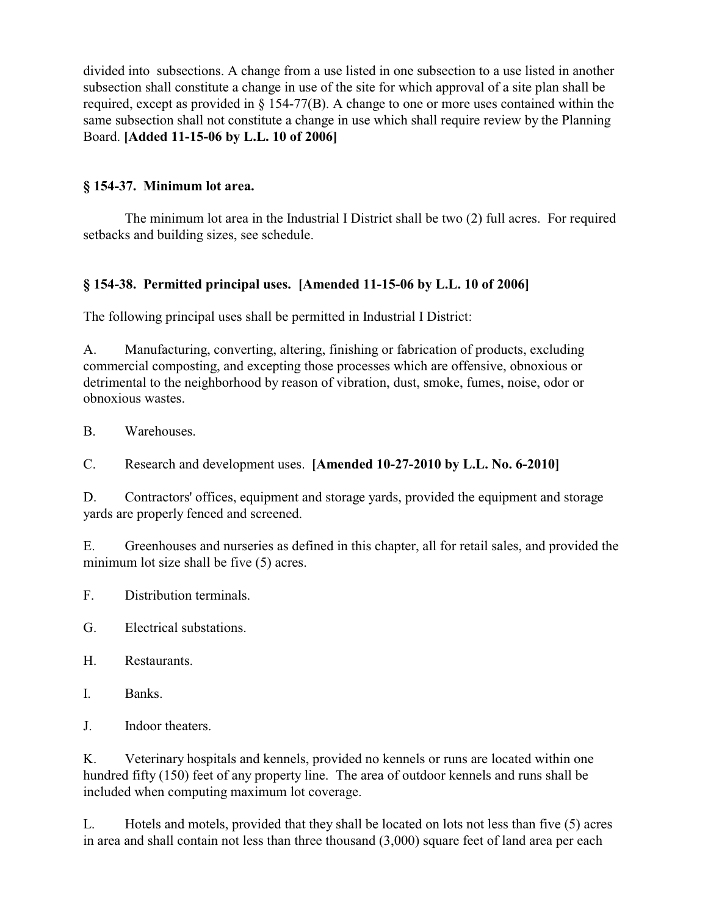divided into subsections. A change from a use listed in one subsection to a use listed in another subsection shall constitute a change in use of the site for which approval of a site plan shall be required, except as provided in § 154-77(B). A change to one or more uses contained within the same subsection shall not constitute a change in use which shall require review by the Planning Board. **[Added 11-15-06 by L.L. 10 of 2006]**

### § 154-37. Minimum lot area.

The minimum lot area in the Industrial I District shall be two (2) full acres. For required setbacks and building sizes, see schedule.

### § 154-38. Permitted principal uses. [Amended 11-15-06 by L.L. 10 of 2006]

The following principal uses shall be permitted in Industrial I District:

A. Manufacturing, converting, altering, finishing or fabrication of products, excluding commercial composting, and excepting those processes which are offensive, obnoxious or detrimental to the neighborhood by reason of vibration, dust, smoke, fumes, noise, odor or obnoxious wastes.

B. Warehouses.

C. Research and development uses. **[Amended 10-27-2010 by L.L. No. 6-2010]**

D. Contractors' offices, equipment and storage yards, provided the equipment and storage yards are properly fenced and screened.

E. Greenhouses and nurseries as defined in this chapter, all for retail sales, and provided the minimum lot size shall be five (5) acres.

F. Distribution terminals.

G. Electrical substations.

H. Restaurants.

I. Banks.

J. Indoor theaters.

K. Veterinary hospitals and kennels, provided no kennels or runs are located within one hundred fifty (150) feet of any property line. The area of outdoor kennels and runs shall be included when computing maximum lot coverage.

L. Hotels and motels, provided that they shall be located on lots not less than five (5) acres in area and shall contain not less than three thousand (3,000) square feet of land area per each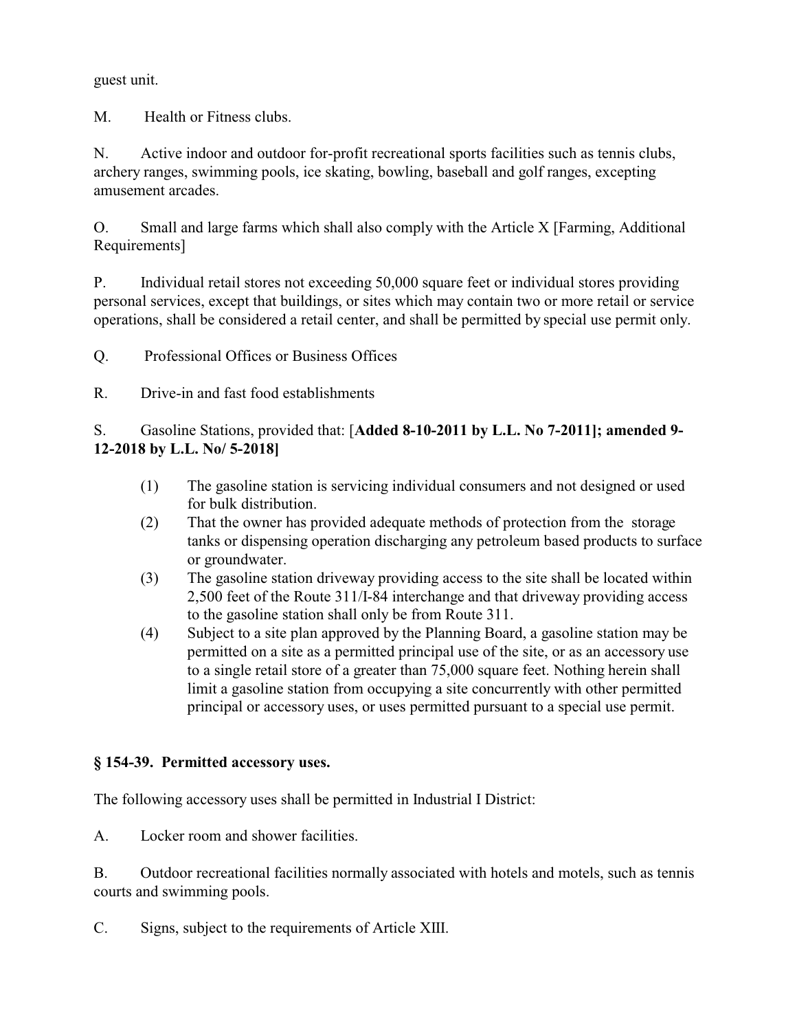guest unit.

M. Health or Fitness clubs.

N. Active indoor and outdoor for-profit recreational sports facilities such as tennis clubs, archery ranges, swimming pools, ice skating, bowling, baseball and golf ranges, excepting amusement arcades.

O. Small and large farms which shall also comply with the Article X [Farming, Additional Requirements]

P. Individual retail stores not exceeding 50,000 square feet or individual stores providing personal services, except that buildings, or sites which may contain two or more retail or service operations, shall be considered a retail center, and shall be permitted by special use permit only.

Q. Professional Offices or Business Offices

R. Drive-in and fast food establishments

S. Gasoline Stations, provided that: [**Added 8-10-2011 by L.L. No 7-2011]; amended 9-12-2018 by L.L. No/ 5-2018]**

(1) The gasoline station is servicing individual consumers and not designed or used for bulk distribution.

(2) That the owner has provided adequate methods of protection from the storage tanks or dispensing operation discharging any petroleum based products to surface or groundwater.

(3) The gasoline station driveway providing access to the site shall be located within 2,500 feet of the Route 311/I-84 interchange and that driveway providing access to the gasoline station shall only be from Route 311.

(4) Subject to a site plan approved by the Planning Board, a gasoline station may be permitted on a site as a permitted principal use of the site, or as an accessory use to a single retail store of a greater than 75,000 square feet. Nothing herein shall limit a gasoline station from occupying a site concurrently with other permitted principal or accessory uses, or uses permitted pursuant to a special use permit.

## § 154-39. Permitted accessory uses.

The following accessory uses shall be permitted in Industrial I District:

A. Locker room and shower facilities.

B. Outdoor recreational facilities normally associated with hotels and motels, such as tennis courts and swimming pools.

C. Signs, subject to the requirements of Article XIII.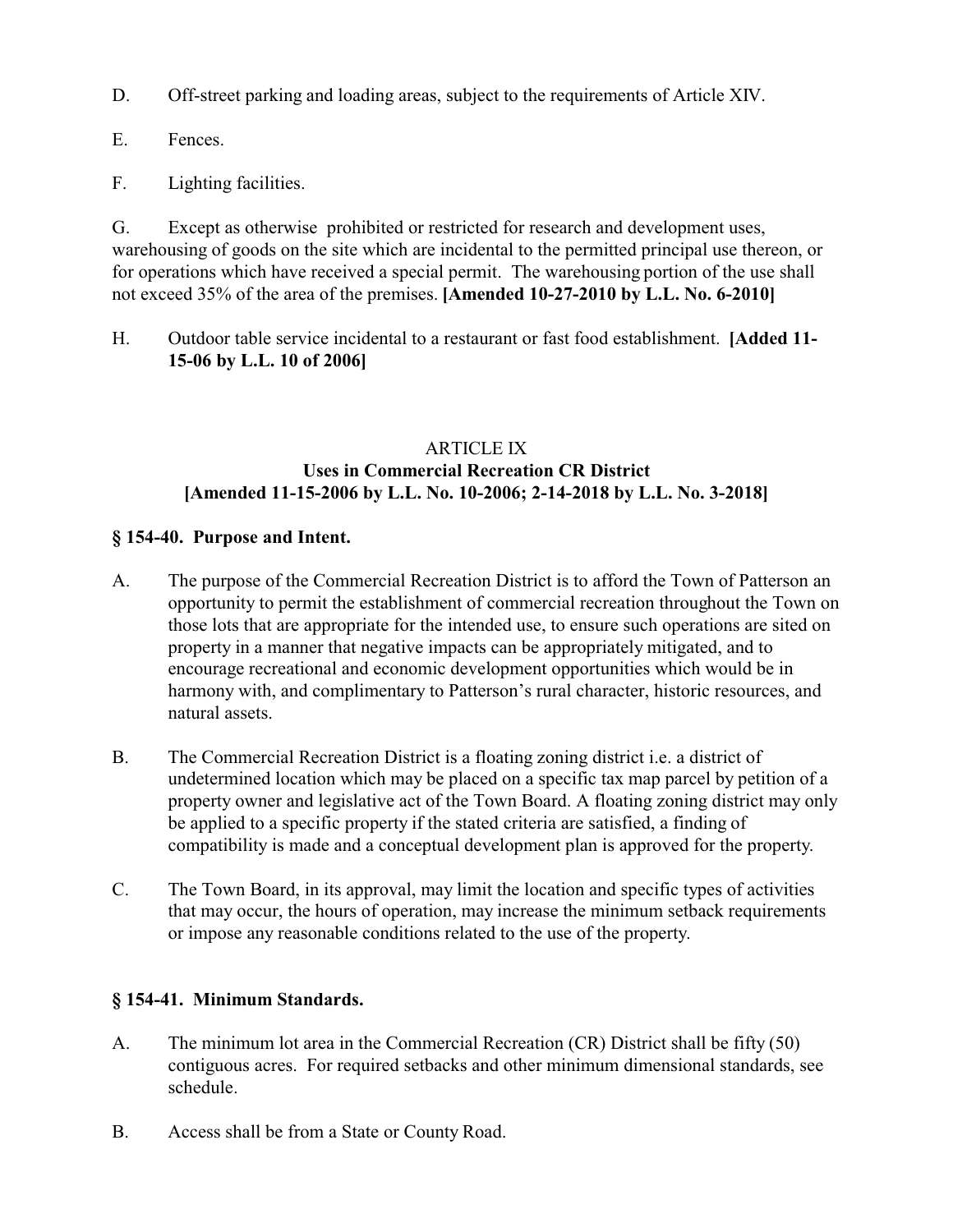D. Off-street parking and loading areas, subject to the requirements of Article XIV.

E. Fences.

F. Lighting facilities.

G. Except as otherwise prohibited or restricted for research and development uses, warehousing of goods on the site which are incidental to the permitted principal use thereon, or for operations which have received a special permit. The warehousing portion of the use shall not exceed 35% of the area of the premises. **[Amended 10-27-2010 by L.L. No. 6-2010]**

H. Outdoor table service incidental to a restaurant or fast food establishment. **[Added 11-15-06 by L.L. 10 of 2006]**

## ARTICLE IX
## Uses in Commercial Recreation CR District
## [Amended 11-15-2006 by L.L. No. 10-2006; 2-14-2018 by L.L. No. 3-2018]

### § 154-40. Purpose and Intent.

A. The purpose of the Commercial Recreation District is to afford the Town of Patterson an opportunity to permit the establishment of commercial recreation throughout the Town on those lots that are appropriate for the intended use, to ensure such operations are sited on property in a manner that negative impacts can be appropriately mitigated, and to encourage recreational and economic development opportunities which would be in harmony with, and complimentary to Patterson's rural character, historic resources, and natural assets.

B. The Commercial Recreation District is a floating zoning district i.e. a district of undetermined location which may be placed on a specific tax map parcel by petition of a property owner and legislative act of the Town Board. A floating zoning district may only be applied to a specific property if the stated criteria are satisfied, a finding of compatibility is made and a conceptual development plan is approved for the property.

C. The Town Board, in its approval, may limit the location and specific types of activities that may occur, the hours of operation, may increase the minimum setback requirements or impose any reasonable conditions related to the use of the property.

### § 154-41. Minimum Standards.

A. The minimum lot area in the Commercial Recreation (CR) District shall be fifty (50) contiguous acres. For required setbacks and other minimum dimensional standards, see schedule.

B. Access shall be from a State or County Road.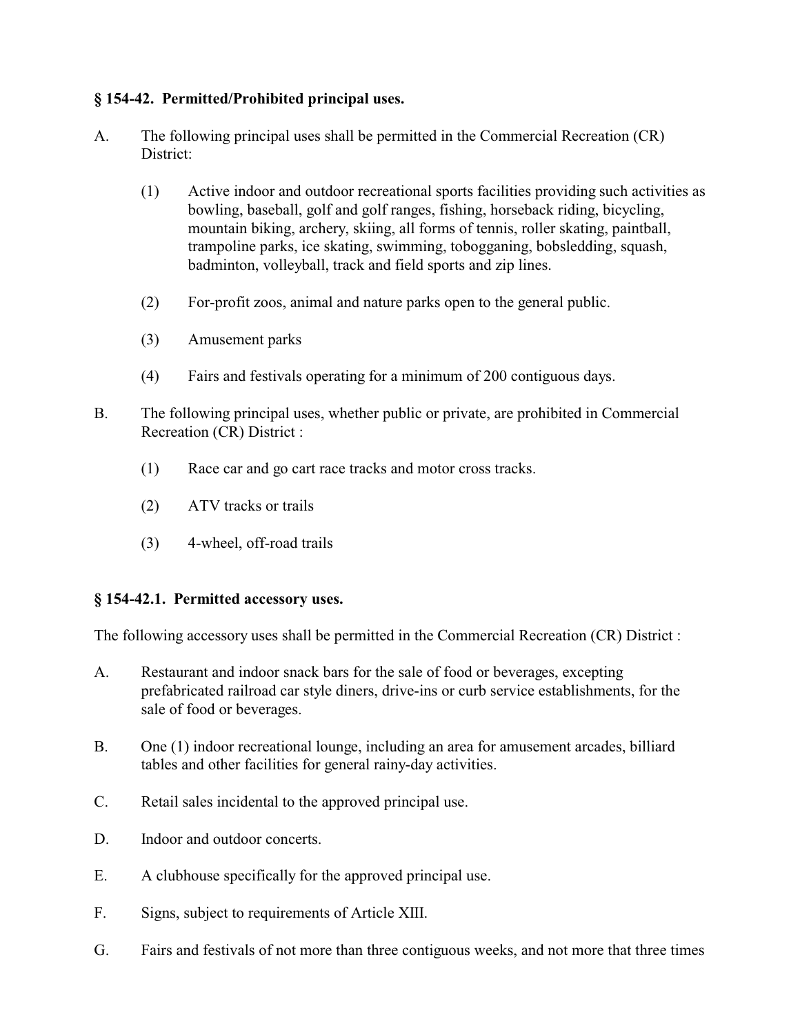## § 154-42. Permitted/Prohibited principal uses.

A. The following principal uses shall be permitted in the Commercial Recreation (CR) District:

   (1) Active indoor and outdoor recreational sports facilities providing such activities as bowling, baseball, golf and golf ranges, fishing, horseback riding, bicycling, mountain biking, archery, skiing, all forms of tennis, roller skating, paintball, trampoline parks, ice skating, swimming, tobogganing, bobsledding, squash, badminton, volleyball, track and field sports and zip lines.

   (2) For-profit zoos, animal and nature parks open to the general public.

   (3) Amusement parks

   (4) Fairs and festivals operating for a minimum of 200 contiguous days.

B. The following principal uses, whether public or private, are prohibited in Commercial Recreation (CR) District :

   (1) Race car and go cart race tracks and motor cross tracks.

   (2) ATV tracks or trails

   (3) 4-wheel, off-road trails

## § 154-42.1. Permitted accessory uses.

The following accessory uses shall be permitted in the Commercial Recreation (CR) District :

A. Restaurant and indoor snack bars for the sale of food or beverages, excepting prefabricated railroad car style diners, drive-ins or curb service establishments, for the sale of food or beverages.

B. One (1) indoor recreational lounge, including an area for amusement arcades, billiard tables and other facilities for general rainy-day activities.

C. Retail sales incidental to the approved principal use.

D. Indoor and outdoor concerts.

E. A clubhouse specifically for the approved principal use.

F. Signs, subject to requirements of Article XIII.

G. Fairs and festivals of not more than three contiguous weeks, and not more that three times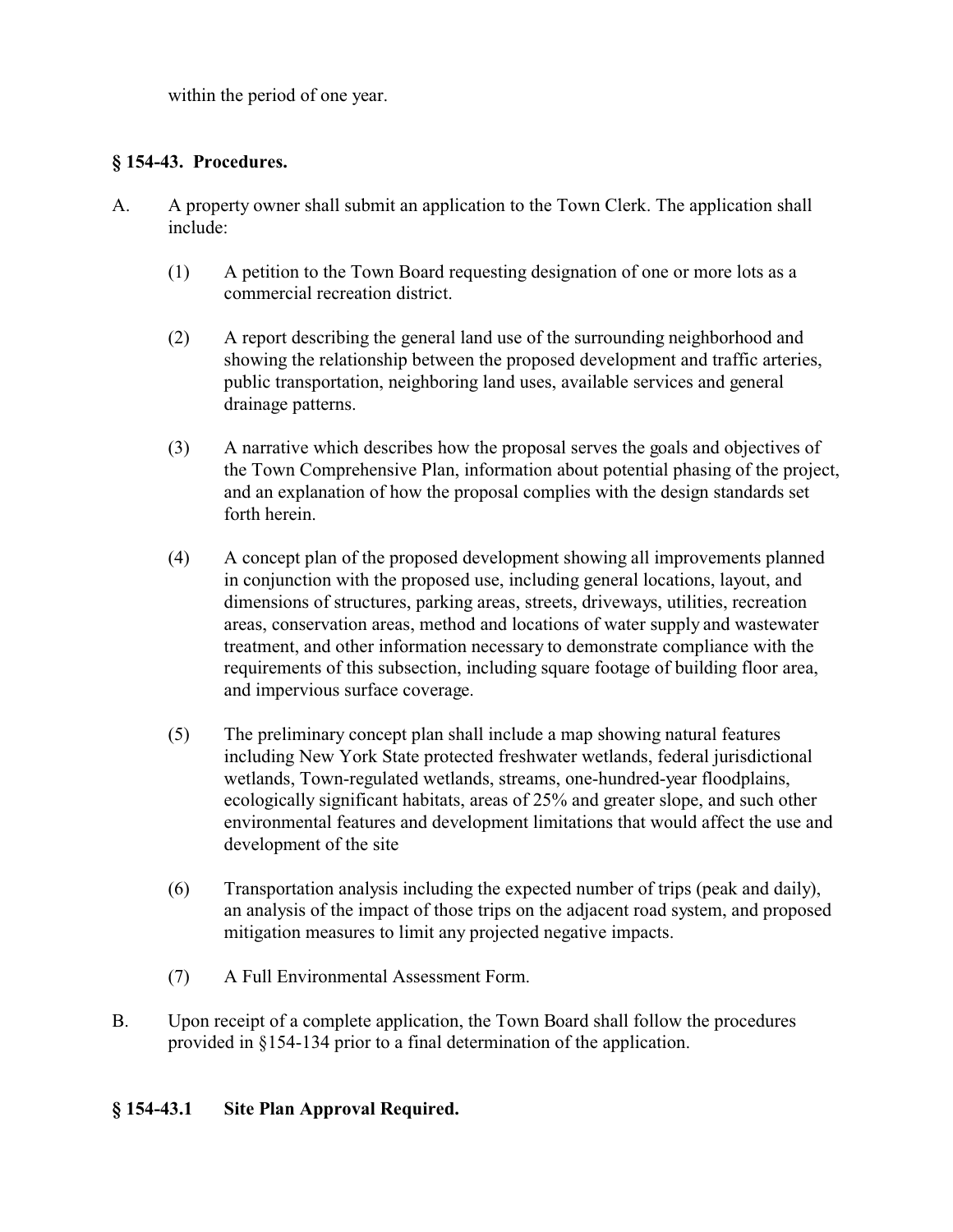within the period of one year.

### § 154-43. Procedures.

A. A property owner shall submit an application to the Town Clerk. The application shall include:

(1) A petition to the Town Board requesting designation of one or more lots as a commercial recreation district.

(2) A report describing the general land use of the surrounding neighborhood and showing the relationship between the proposed development and traffic arteries, public transportation, neighboring land uses, available services and general drainage patterns.

(3) A narrative which describes how the proposal serves the goals and objectives of the Town Comprehensive Plan, information about potential phasing of the project, and an explanation of how the proposal complies with the design standards set forth herein.

(4) A concept plan of the proposed development showing all improvements planned in conjunction with the proposed use, including general locations, layout, and dimensions of structures, parking areas, streets, driveways, utilities, recreation areas, conservation areas, method and locations of water supply and wastewater treatment, and other information necessary to demonstrate compliance with the requirements of this subsection, including square footage of building floor area, and impervious surface coverage.

(5) The preliminary concept plan shall include a map showing natural features including New York State protected freshwater wetlands, federal jurisdictional wetlands, Town-regulated wetlands, streams, one-hundred-year floodplains, ecologically significant habitats, areas of 25% and greater slope, and such other environmental features and development limitations that would affect the use and development of the site

(6) Transportation analysis including the expected number of trips (peak and daily), an analysis of the impact of those trips on the adjacent road system, and proposed mitigation measures to limit any projected negative impacts.

(7) A Full Environmental Assessment Form.

B. Upon receipt of a complete application, the Town Board shall follow the procedures provided in §154-134 prior to a final determination of the application.

### § 154-43.1 Site Plan Approval Required.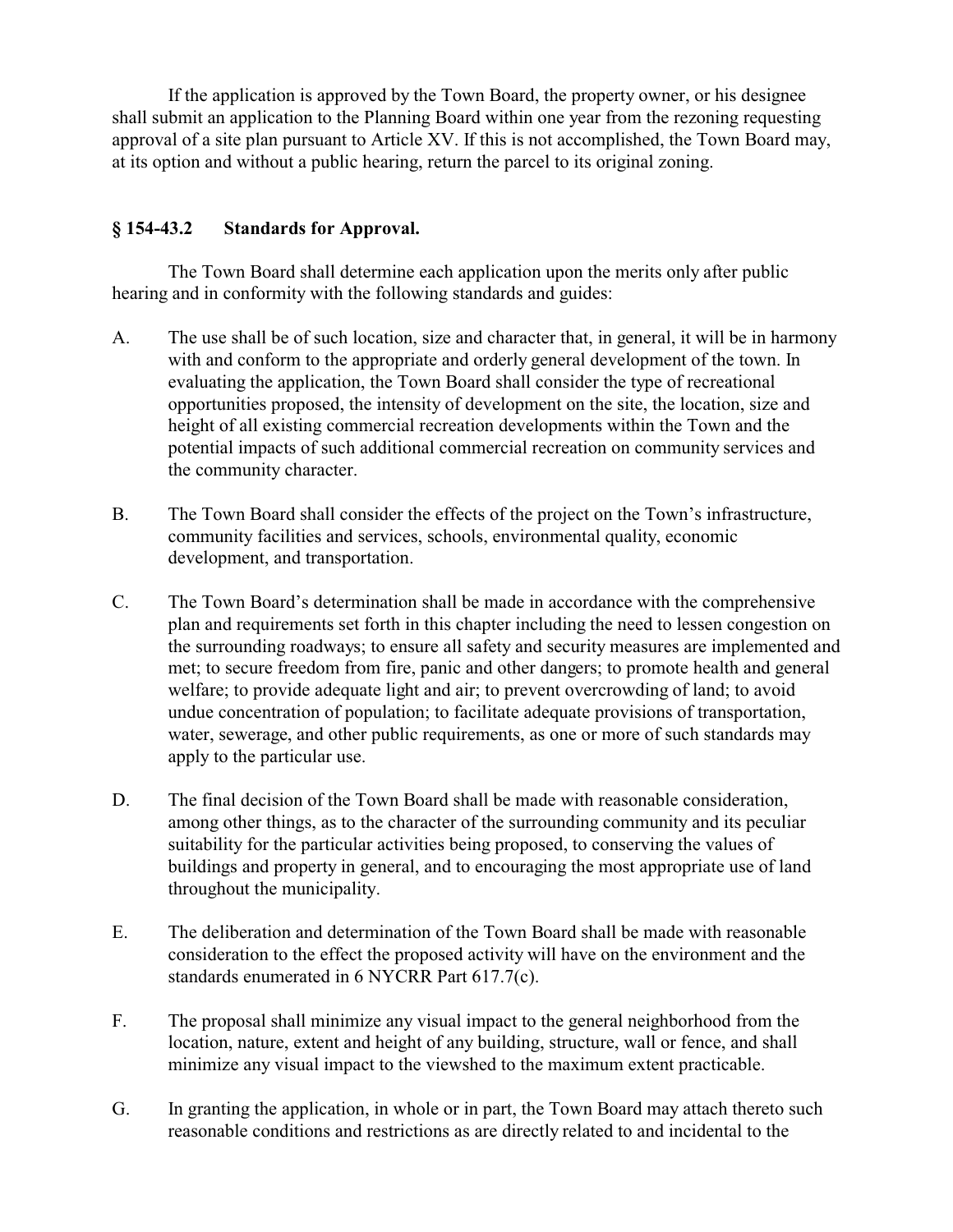If the application is approved by the Town Board, the property owner, or his designee shall submit an application to the Planning Board within one year from the rezoning requesting approval of a site plan pursuant to Article XV. If this is not accomplished, the Town Board may, at its option and without a public hearing, return the parcel to its original zoning.

### § 154-43.2 Standards for Approval.

The Town Board shall determine each application upon the merits only after public hearing and in conformity with the following standards and guides:

A. The use shall be of such location, size and character that, in general, it will be in harmony with and conform to the appropriate and orderly general development of the town. In evaluating the application, the Town Board shall consider the type of recreational opportunities proposed, the intensity of development on the site, the location, size and height of all existing commercial recreation developments within the Town and the potential impacts of such additional commercial recreation on community services and the community character.

B. The Town Board shall consider the effects of the project on the Town's infrastructure, community facilities and services, schools, environmental quality, economic development, and transportation.

C. The Town Board's determination shall be made in accordance with the comprehensive plan and requirements set forth in this chapter including the need to lessen congestion on the surrounding roadways; to ensure all safety and security measures are implemented and met; to secure freedom from fire, panic and other dangers; to promote health and general welfare; to provide adequate light and air; to prevent overcrowding of land; to avoid undue concentration of population; to facilitate adequate provisions of transportation, water, sewerage, and other public requirements, as one or more of such standards may apply to the particular use.

D. The final decision of the Town Board shall be made with reasonable consideration, among other things, as to the character of the surrounding community and its peculiar suitability for the particular activities being proposed, to conserving the values of buildings and property in general, and to encouraging the most appropriate use of land throughout the municipality.

E. The deliberation and determination of the Town Board shall be made with reasonable consideration to the effect the proposed activity will have on the environment and the standards enumerated in 6 NYCRR Part 617.7(c).

F. The proposal shall minimize any visual impact to the general neighborhood from the location, nature, extent and height of any building, structure, wall or fence, and shall minimize any visual impact to the viewshed to the maximum extent practicable.

G. In granting the application, in whole or in part, the Town Board may attach thereto such reasonable conditions and restrictions as are directly related to and incidental to the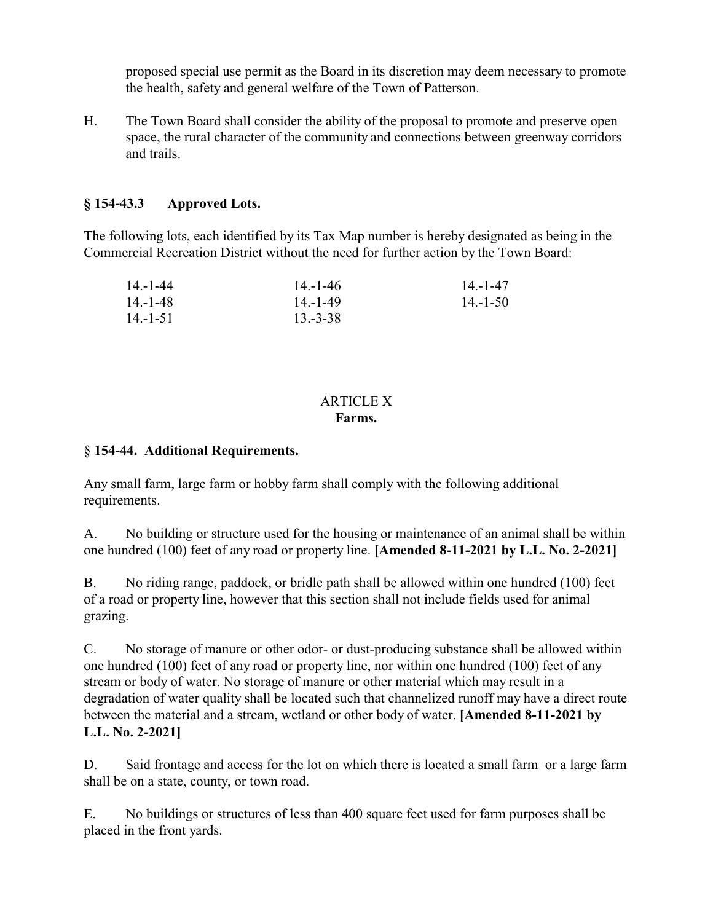proposed special use permit as the Board in its discretion may deem necessary to promote the health, safety and general welfare of the Town of Patterson.

H. The Town Board shall consider the ability of the proposal to promote and preserve open space, the rural character of the community and connections between greenway corridors and trails.

### § 154-43.3 Approved Lots.

The following lots, each identified by its Tax Map number is hereby designated as being in the Commercial Recreation District without the need for further action by the Town Board:

| | | |
|---|---|---|
| 14.-1-44 | 14.-1-46 | 14.-1-47 |
| 14.-1-48 | 14.-1-49 | 14.-1-50 |
| 14.-1-51 | 13.-3-38 | |

## ARTICLE X
## Farms.

### § 154-44. Additional Requirements.

Any small farm, large farm or hobby farm shall comply with the following additional requirements.

A. No building or structure used for the housing or maintenance of an animal shall be within one hundred (100) feet of any road or property line. **[Amended 8-11-2021 by L.L. No. 2-2021]**

B. No riding range, paddock, or bridle path shall be allowed within one hundred (100) feet of a road or property line, however that this section shall not include fields used for animal grazing.

C. No storage of manure or other odor- or dust-producing substance shall be allowed within one hundred (100) feet of any road or property line, nor within one hundred (100) feet of any stream or body of water. No storage of manure or other material which may result in a degradation of water quality shall be located such that channelized runoff may have a direct route between the material and a stream, wetland or other body of water. **[Amended 8-11-2021 by L.L. No. 2-2021]**

D. Said frontage and access for the lot on which there is located a small farm or a large farm shall be on a state, county, or town road.

E. No buildings or structures of less than 400 square feet used for farm purposes shall be placed in the front yards.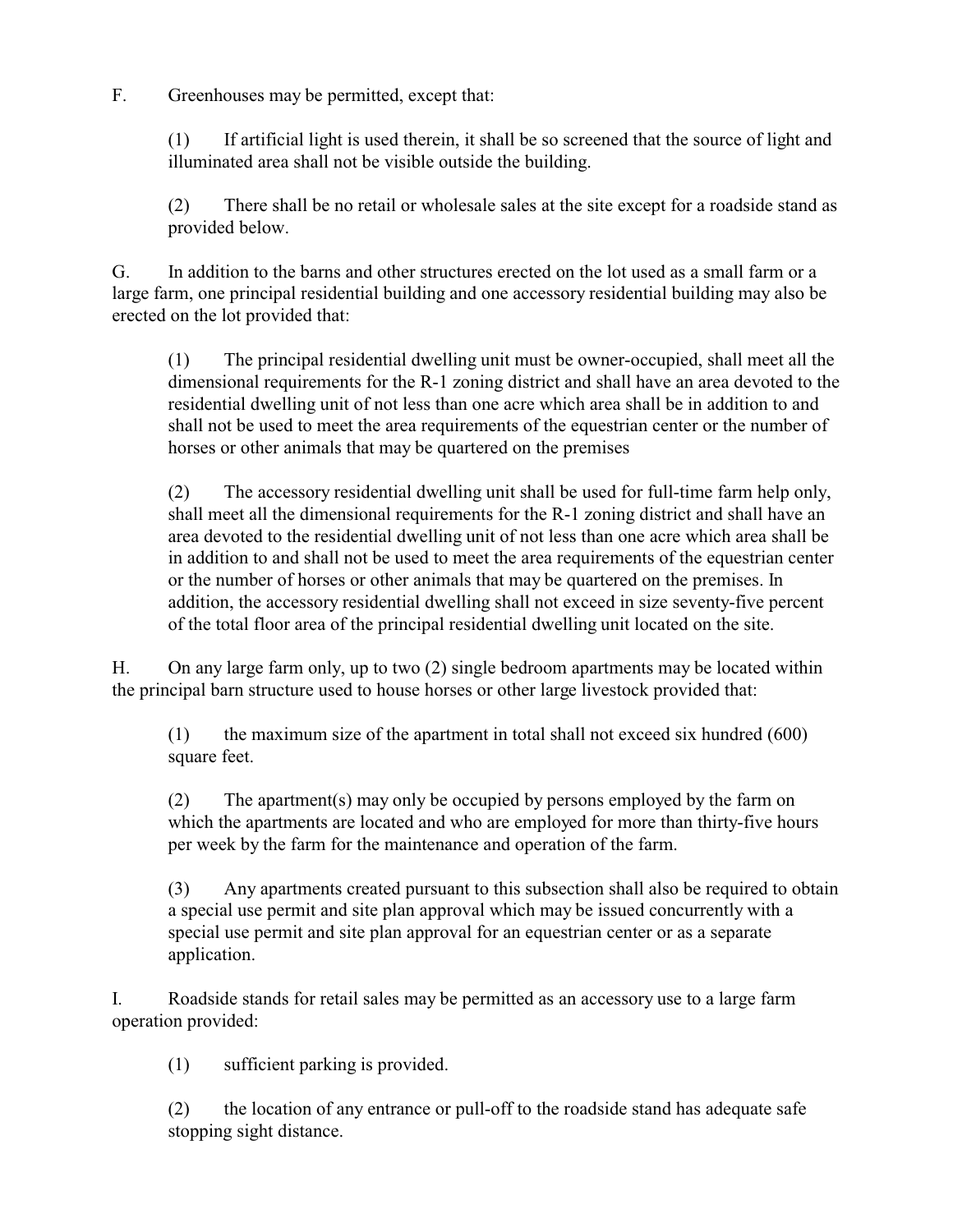F. Greenhouses may be permitted, except that:

(1) If artificial light is used therein, it shall be so screened that the source of light and illuminated area shall not be visible outside the building.

(2) There shall be no retail or wholesale sales at the site except for a roadside stand as provided below.

G. In addition to the barns and other structures erected on the lot used as a small farm or a large farm, one principal residential building and one accessory residential building may also be erected on the lot provided that:

(1) The principal residential dwelling unit must be owner-occupied, shall meet all the dimensional requirements for the R-1 zoning district and shall have an area devoted to the residential dwelling unit of not less than one acre which area shall be in addition to and shall not be used to meet the area requirements of the equestrian center or the number of horses or other animals that may be quartered on the premises

(2) The accessory residential dwelling unit shall be used for full-time farm help only, shall meet all the dimensional requirements for the R-1 zoning district and shall have an area devoted to the residential dwelling unit of not less than one acre which area shall be in addition to and shall not be used to meet the area requirements of the equestrian center or the number of horses or other animals that may be quartered on the premises. In addition, the accessory residential dwelling shall not exceed in size seventy-five percent of the total floor area of the principal residential dwelling unit located on the site.

H. On any large farm only, up to two (2) single bedroom apartments may be located within the principal barn structure used to house horses or other large livestock provided that:

(1) the maximum size of the apartment in total shall not exceed six hundred (600) square feet.

(2) The apartment(s) may only be occupied by persons employed by the farm on which the apartments are located and who are employed for more than thirty-five hours per week by the farm for the maintenance and operation of the farm.

(3) Any apartments created pursuant to this subsection shall also be required to obtain a special use permit and site plan approval which may be issued concurrently with a special use permit and site plan approval for an equestrian center or as a separate application.

I. Roadside stands for retail sales may be permitted as an accessory use to a large farm operation provided:

(1) sufficient parking is provided.

(2) the location of any entrance or pull-off to the roadside stand has adequate safe stopping sight distance.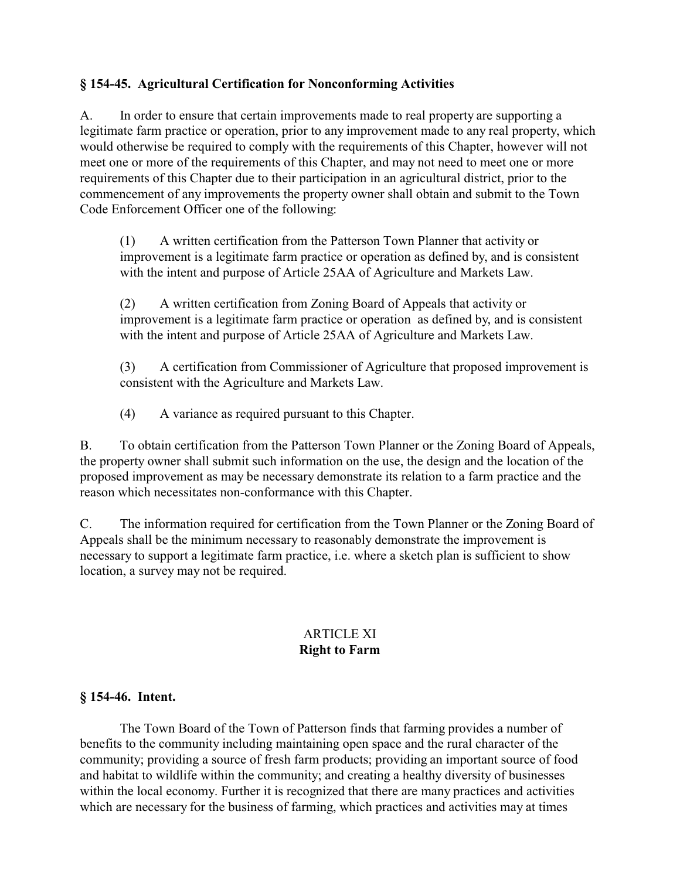### § 154-45. Agricultural Certification for Nonconforming Activities

A. In order to ensure that certain improvements made to real property are supporting a legitimate farm practice or operation, prior to any improvement made to any real property, which would otherwise be required to comply with the requirements of this Chapter, however will not meet one or more of the requirements of this Chapter, and may not need to meet one or more requirements of this Chapter due to their participation in an agricultural district, prior to the commencement of any improvements the property owner shall obtain and submit to the Town Code Enforcement Officer one of the following:

(1) A written certification from the Patterson Town Planner that activity or improvement is a legitimate farm practice or operation as defined by, and is consistent with the intent and purpose of Article 25AA of Agriculture and Markets Law.

(2) A written certification from Zoning Board of Appeals that activity or improvement is a legitimate farm practice or operation as defined by, and is consistent with the intent and purpose of Article 25AA of Agriculture and Markets Law.

(3) A certification from Commissioner of Agriculture that proposed improvement is consistent with the Agriculture and Markets Law.

(4) A variance as required pursuant to this Chapter.

B. To obtain certification from the Patterson Town Planner or the Zoning Board of Appeals, the property owner shall submit such information on the use, the design and the location of the proposed improvement as may be necessary demonstrate its relation to a farm practice and the reason which necessitates non-conformance with this Chapter.

C. The information required for certification from the Town Planner or the Zoning Board of Appeals shall be the minimum necessary to reasonably demonstrate the improvement is necessary to support a legitimate farm practice, i.e. where a sketch plan is sufficient to show location, a survey may not be required.

## ARTICLE XI
## Right to Farm

### § 154-46. Intent.

The Town Board of the Town of Patterson finds that farming provides a number of benefits to the community including maintaining open space and the rural character of the community; providing a source of fresh farm products; providing an important source of food and habitat to wildlife within the community; and creating a healthy diversity of businesses within the local economy. Further it is recognized that there are many practices and activities which are necessary for the business of farming, which practices and activities may at times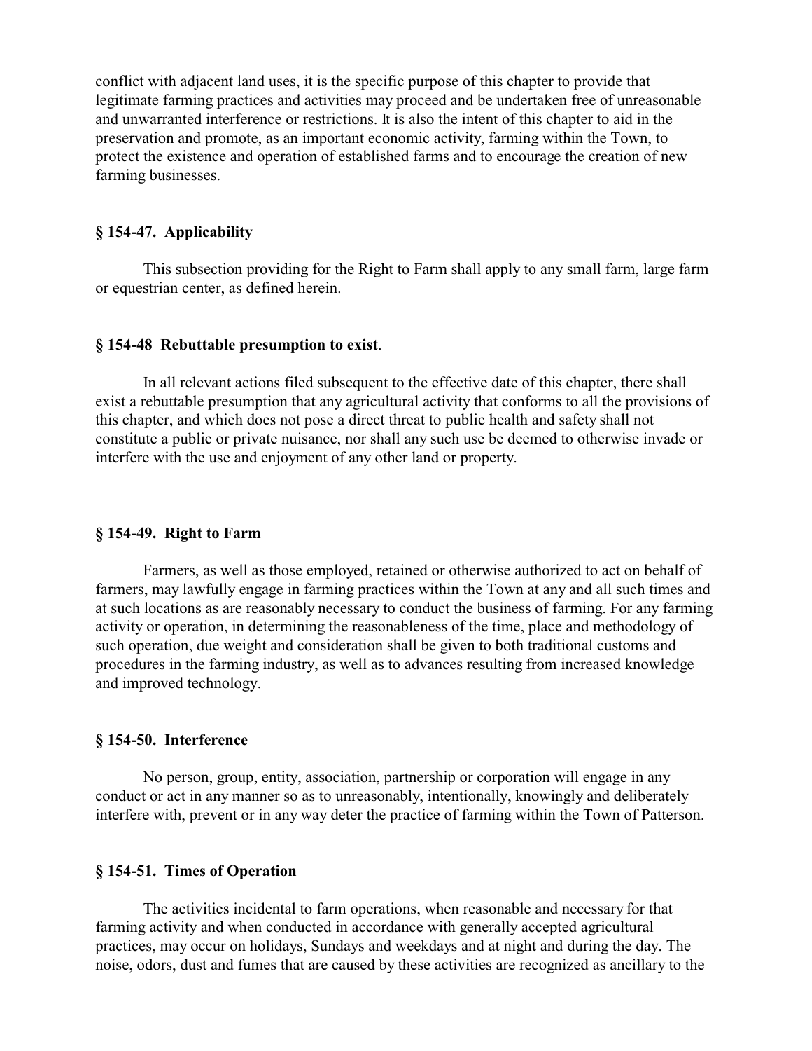conflict with adjacent land uses, it is the specific purpose of this chapter to provide that legitimate farming practices and activities may proceed and be undertaken free of unreasonable and unwarranted interference or restrictions. It is also the intent of this chapter to aid in the preservation and promote, as an important economic activity, farming within the Town, to protect the existence and operation of established farms and to encourage the creation of new farming businesses.

### § 154-47. Applicability

This subsection providing for the Right to Farm shall apply to any small farm, large farm or equestrian center, as defined herein.

### § 154-48 Rebuttable presumption to exist.

In all relevant actions filed subsequent to the effective date of this chapter, there shall exist a rebuttable presumption that any agricultural activity that conforms to all the provisions of this chapter, and which does not pose a direct threat to public health and safety shall not constitute a public or private nuisance, nor shall any such use be deemed to otherwise invade or interfere with the use and enjoyment of any other land or property.

### § 154-49. Right to Farm

Farmers, as well as those employed, retained or otherwise authorized to act on behalf of farmers, may lawfully engage in farming practices within the Town at any and all such times and at such locations as are reasonably necessary to conduct the business of farming. For any farming activity or operation, in determining the reasonableness of the time, place and methodology of such operation, due weight and consideration shall be given to both traditional customs and procedures in the farming industry, as well as to advances resulting from increased knowledge and improved technology.

### § 154-50. Interference

No person, group, entity, association, partnership or corporation will engage in any conduct or act in any manner so as to unreasonably, intentionally, knowingly and deliberately interfere with, prevent or in any way deter the practice of farming within the Town of Patterson.

### § 154-51. Times of Operation

The activities incidental to farm operations, when reasonable and necessary for that farming activity and when conducted in accordance with generally accepted agricultural practices, may occur on holidays, Sundays and weekdays and at night and during the day. The noise, odors, dust and fumes that are caused by these activities are recognized as ancillary to the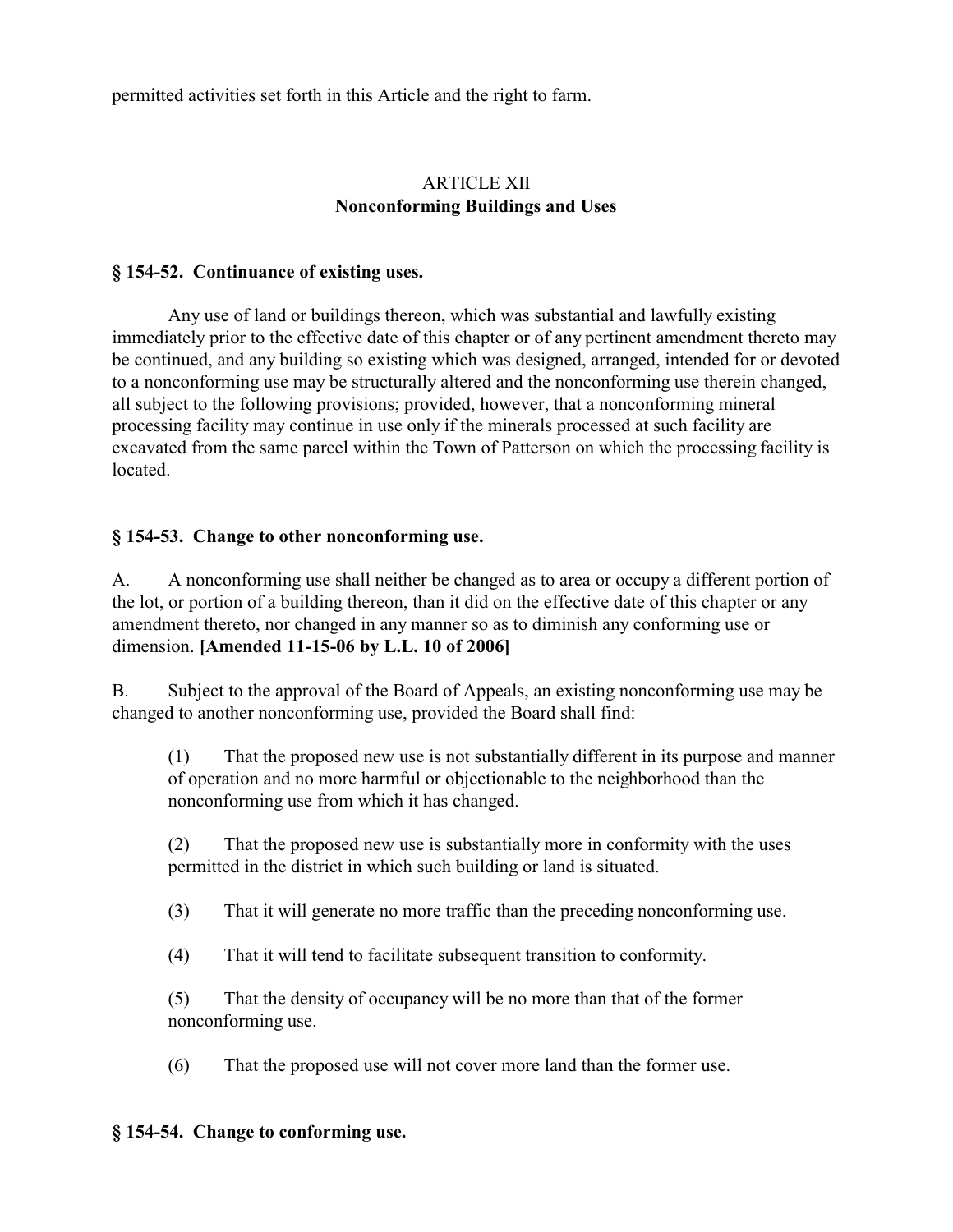permitted activities set forth in this Article and the right to farm.

## ARTICLE XII
## Nonconforming Buildings and Uses

### § 154-52. Continuance of existing uses.

Any use of land or buildings thereon, which was substantial and lawfully existing immediately prior to the effective date of this chapter or of any pertinent amendment thereto may be continued, and any building so existing which was designed, arranged, intended for or devoted to a nonconforming use may be structurally altered and the nonconforming use therein changed, all subject to the following provisions; provided, however, that a nonconforming mineral processing facility may continue in use only if the minerals processed at such facility are excavated from the same parcel within the Town of Patterson on which the processing facility is located.

### § 154-53. Change to other nonconforming use.

A. A nonconforming use shall neither be changed as to area or occupy a different portion of the lot, or portion of a building thereon, than it did on the effective date of this chapter or any amendment thereto, nor changed in any manner so as to diminish any conforming use or dimension. **[Amended 11-15-06 by L.L. 10 of 2006]**

B. Subject to the approval of the Board of Appeals, an existing nonconforming use may be changed to another nonconforming use, provided the Board shall find:

(1) That the proposed new use is not substantially different in its purpose and manner of operation and no more harmful or objectionable to the neighborhood than the nonconforming use from which it has changed.

(2) That the proposed new use is substantially more in conformity with the uses permitted in the district in which such building or land is situated.

(3) That it will generate no more traffic than the preceding nonconforming use.

(4) That it will tend to facilitate subsequent transition to conformity.

(5) That the density of occupancy will be no more than that of the former nonconforming use.

(6) That the proposed use will not cover more land than the former use.

### § 154-54. Change to conforming use.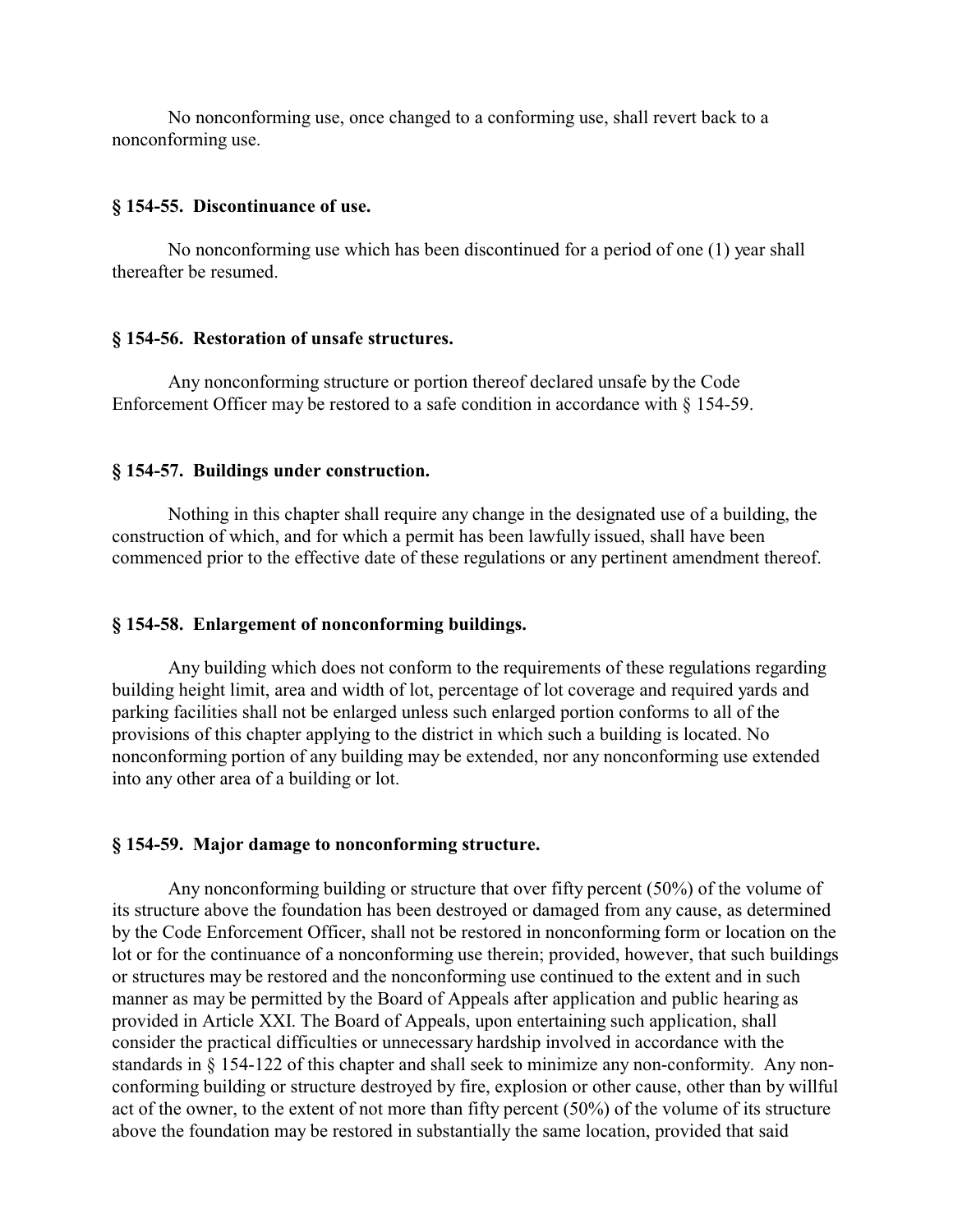No nonconforming use, once changed to a conforming use, shall revert back to a nonconforming use.

### § 154-55. Discontinuance of use.

No nonconforming use which has been discontinued for a period of one (1) year shall thereafter be resumed.

### § 154-56. Restoration of unsafe structures.

Any nonconforming structure or portion thereof declared unsafe by the Code Enforcement Officer may be restored to a safe condition in accordance with § 154-59.

### § 154-57. Buildings under construction.

Nothing in this chapter shall require any change in the designated use of a building, the construction of which, and for which a permit has been lawfully issued, shall have been commenced prior to the effective date of these regulations or any pertinent amendment thereof.

### § 154-58. Enlargement of nonconforming buildings.

Any building which does not conform to the requirements of these regulations regarding building height limit, area and width of lot, percentage of lot coverage and required yards and parking facilities shall not be enlarged unless such enlarged portion conforms to all of the provisions of this chapter applying to the district in which such a building is located. No nonconforming portion of any building may be extended, nor any nonconforming use extended into any other area of a building or lot.

### § 154-59. Major damage to nonconforming structure.

Any nonconforming building or structure that over fifty percent (50%) of the volume of its structure above the foundation has been destroyed or damaged from any cause, as determined by the Code Enforcement Officer, shall not be restored in nonconforming form or location on the lot or for the continuance of a nonconforming use therein; provided, however, that such buildings or structures may be restored and the nonconforming use continued to the extent and in such manner as may be permitted by the Board of Appeals after application and public hearing as provided in Article XXI. The Board of Appeals, upon entertaining such application, shall consider the practical difficulties or unnecessary hardship involved in accordance with the standards in § 154-122 of this chapter and shall seek to minimize any non-conformity. Any non-conforming building or structure destroyed by fire, explosion or other cause, other than by willful act of the owner, to the extent of not more than fifty percent (50%) of the volume of its structure above the foundation may be restored in substantially the same location, provided that said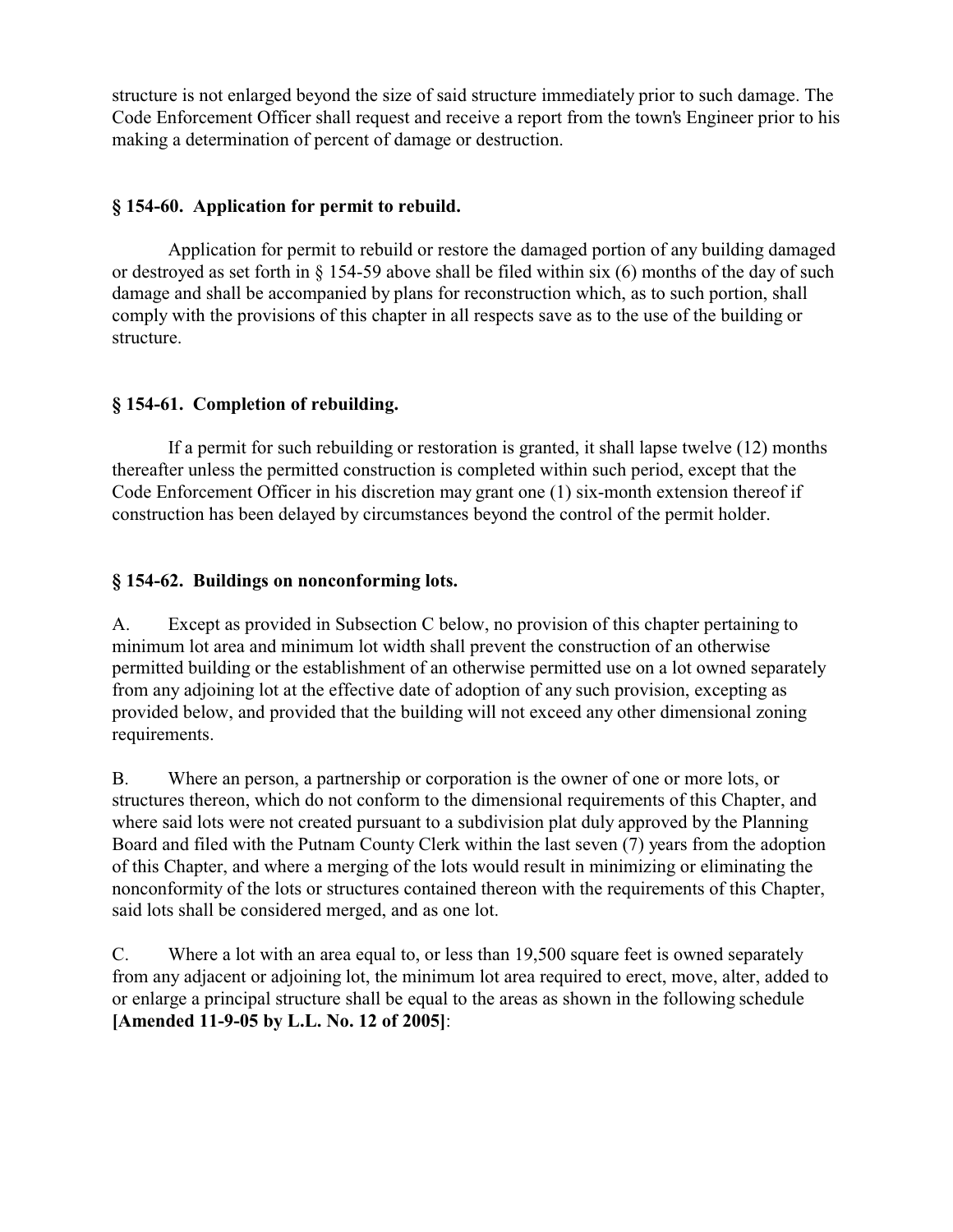structure is not enlarged beyond the size of said structure immediately prior to such damage. The Code Enforcement Officer shall request and receive a report from the town's Engineer prior to his making a determination of percent of damage or destruction.

### § 154-60. Application for permit to rebuild.

Application for permit to rebuild or restore the damaged portion of any building damaged or destroyed as set forth in § 154-59 above shall be filed within six (6) months of the day of such damage and shall be accompanied by plans for reconstruction which, as to such portion, shall comply with the provisions of this chapter in all respects save as to the use of the building or structure.

### § 154-61. Completion of rebuilding.

If a permit for such rebuilding or restoration is granted, it shall lapse twelve (12) months thereafter unless the permitted construction is completed within such period, except that the Code Enforcement Officer in his discretion may grant one (1) six-month extension thereof if construction has been delayed by circumstances beyond the control of the permit holder.

### § 154-62. Buildings on nonconforming lots.

A. Except as provided in Subsection C below, no provision of this chapter pertaining to minimum lot area and minimum lot width shall prevent the construction of an otherwise permitted building or the establishment of an otherwise permitted use on a lot owned separately from any adjoining lot at the effective date of adoption of any such provision, excepting as provided below, and provided that the building will not exceed any other dimensional zoning requirements.

B. Where an person, a partnership or corporation is the owner of one or more lots, or structures thereon, which do not conform to the dimensional requirements of this Chapter, and where said lots were not created pursuant to a subdivision plat duly approved by the Planning Board and filed with the Putnam County Clerk within the last seven (7) years from the adoption of this Chapter, and where a merging of the lots would result in minimizing or eliminating the nonconformity of the lots or structures contained thereon with the requirements of this Chapter, said lots shall be considered merged, and as one lot.

C. Where a lot with an area equal to, or less than 19,500 square feet is owned separately from any adjacent or adjoining lot, the minimum lot area required to erect, move, alter, added to or enlarge a principal structure shall be equal to the areas as shown in the following schedule **[Amended 11-9-05 by L.L. No. 12 of 2005]**: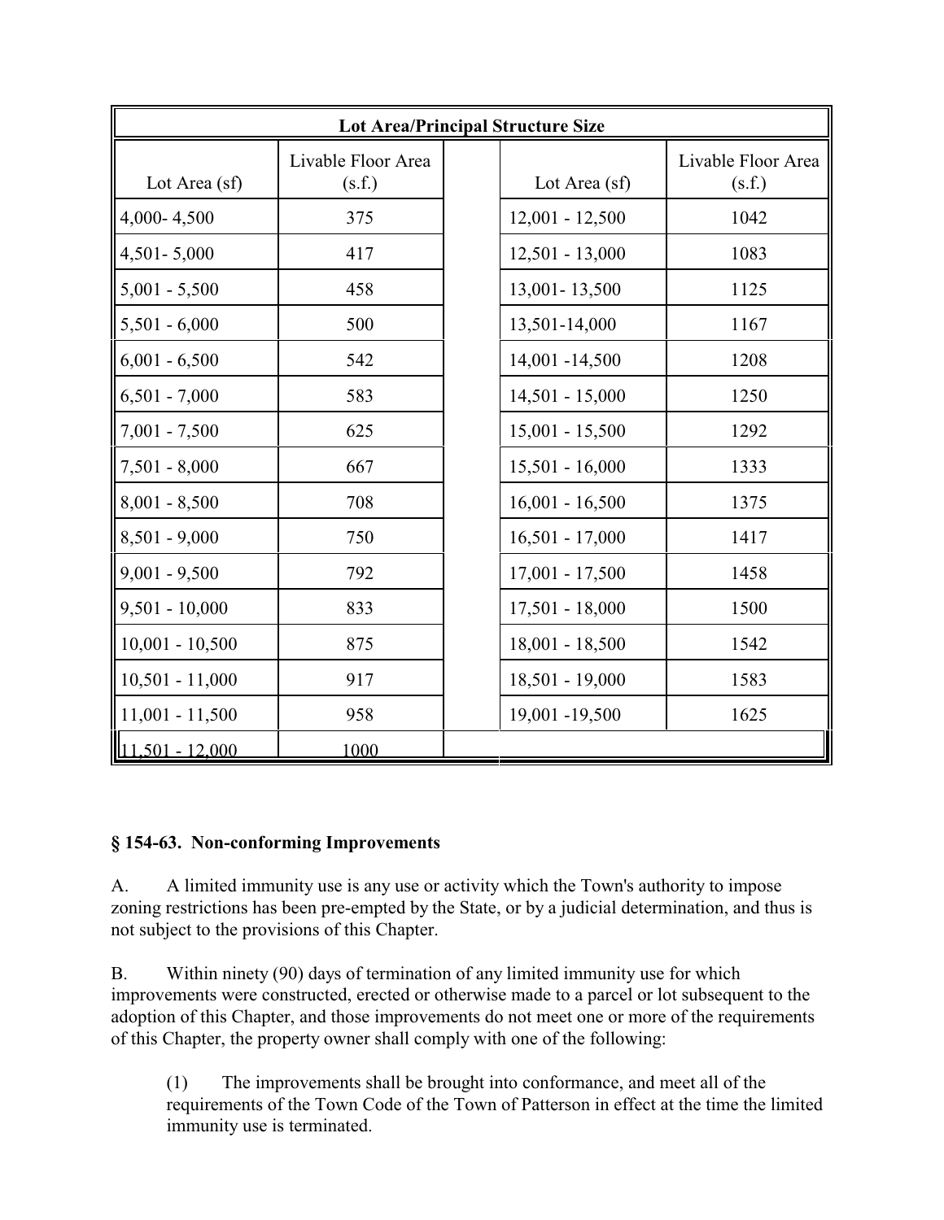| Lot Area/Principal Structure Size | | | | |
|---|---|---|---|---|
| Lot Area (sf) | Livable Floor Area (s.f.) | | Lot Area (sf) | Livable Floor Area (s.f.) |
| 4,000- 4,500 | 375 | | 12,001 - 12,500 | 1042 |
| 4,501- 5,000 | 417 | | 12,501 - 13,000 | 1083 |
| 5,001 - 5,500 | 458 | | 13,001- 13,500 | 1125 |
| 5,501 - 6,000 | 500 | | 13,501-14,000 | 1167 |
| 6,001 - 6,500 | 542 | | 14,001 -14,500 | 1208 |
| 6,501 - 7,000 | 583 | | 14,501 - 15,000 | 1250 |
| 7,001 - 7,500 | 625 | | 15,001 - 15,500 | 1292 |
| 7,501 - 8,000 | 667 | | 15,501 - 16,000 | 1333 |
| 8,001 - 8,500 | 708 | | 16,001 - 16,500 | 1375 |
| 8,501 - 9,000 | 750 | | 16,501 - 17,000 | 1417 |
| 9,001 - 9,500 | 792 | | 17,001 - 17,500 | 1458 |
| 9,501 - 10,000 | 833 | | 17,501 - 18,000 | 1500 |
| 10,001 - 10,500 | 875 | | 18,001 - 18,500 | 1542 |
| 10,501 - 11,000 | 917 | | 18,501 - 19,000 | 1583 |
| 11,001 - 11,500 | 958 | | 19,001 -19,500 | 1625 |
| 11,501 - 12,000 | 1000 | | | |

### § 154-63. Non-conforming Improvements

A. A limited immunity use is any use or activity which the Town's authority to impose zoning restrictions has been pre-empted by the State, or by a judicial determination, and thus is not subject to the provisions of this Chapter.

B. Within ninety (90) days of termination of any limited immunity use for which improvements were constructed, erected or otherwise made to a parcel or lot subsequent to the adoption of this Chapter, and those improvements do not meet one or more of the requirements of this Chapter, the property owner shall comply with one of the following:

(1) The improvements shall be brought into conformance, and meet all of the requirements of the Town Code of the Town of Patterson in effect at the time the limited immunity use is terminated.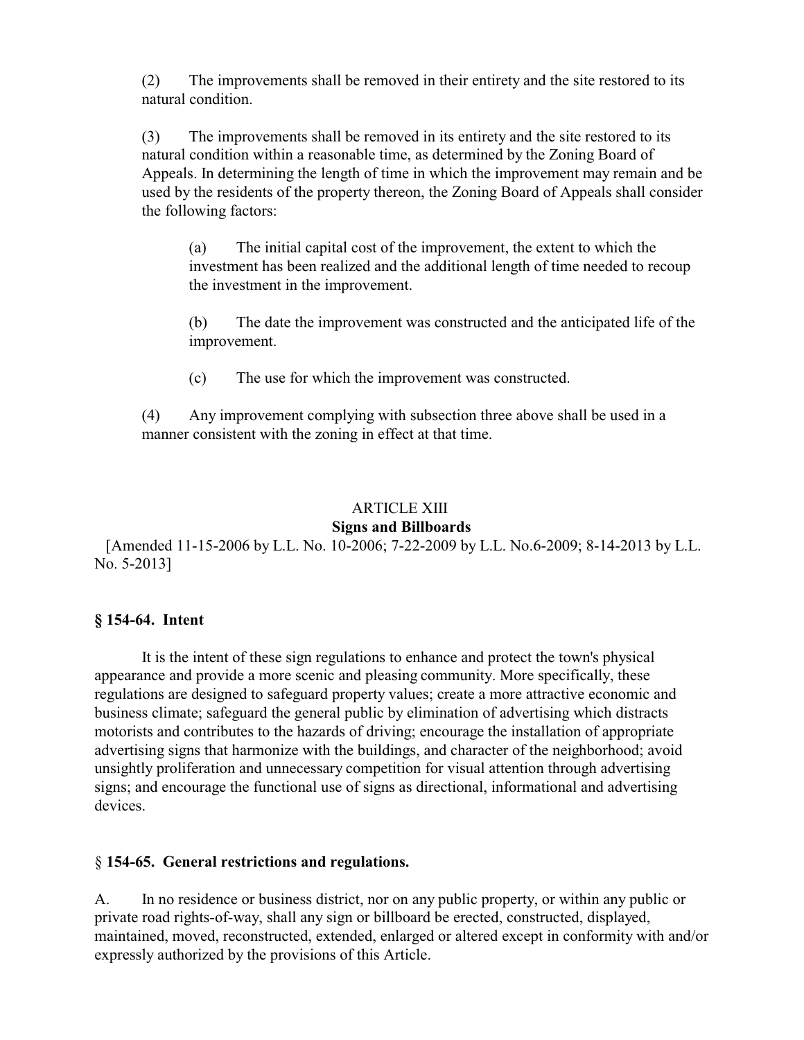(2) The improvements shall be removed in their entirety and the site restored to its natural condition.

(3) The improvements shall be removed in its entirety and the site restored to its natural condition within a reasonable time, as determined by the Zoning Board of Appeals. In determining the length of time in which the improvement may remain and be used by the residents of the property thereon, the Zoning Board of Appeals shall consider the following factors:

(a) The initial capital cost of the improvement, the extent to which the investment has been realized and the additional length of time needed to recoup the investment in the improvement.

(b) The date the improvement was constructed and the anticipated life of the improvement.

(c) The use for which the improvement was constructed.

(4) Any improvement complying with subsection three above shall be used in a manner consistent with the zoning in effect at that time.

## ARTICLE XIII
## Signs and Billboards

[Amended 11-15-2006 by L.L. No. 10-2006; 7-22-2009 by L.L. No.6-2009; 8-14-2013 by L.L. No. 5-2013]

### § 154-64. Intent

It is the intent of these sign regulations to enhance and protect the town's physical appearance and provide a more scenic and pleasing community. More specifically, these regulations are designed to safeguard property values; create a more attractive economic and business climate; safeguard the general public by elimination of advertising which distracts motorists and contributes to the hazards of driving; encourage the installation of appropriate advertising signs that harmonize with the buildings, and character of the neighborhood; avoid unsightly proliferation and unnecessary competition for visual attention through advertising signs; and encourage the functional use of signs as directional, informational and advertising devices.

### § 154-65. General restrictions and regulations.

A. In no residence or business district, nor on any public property, or within any public or private road rights-of-way, shall any sign or billboard be erected, constructed, displayed, maintained, moved, reconstructed, extended, enlarged or altered except in conformity with and/or expressly authorized by the provisions of this Article.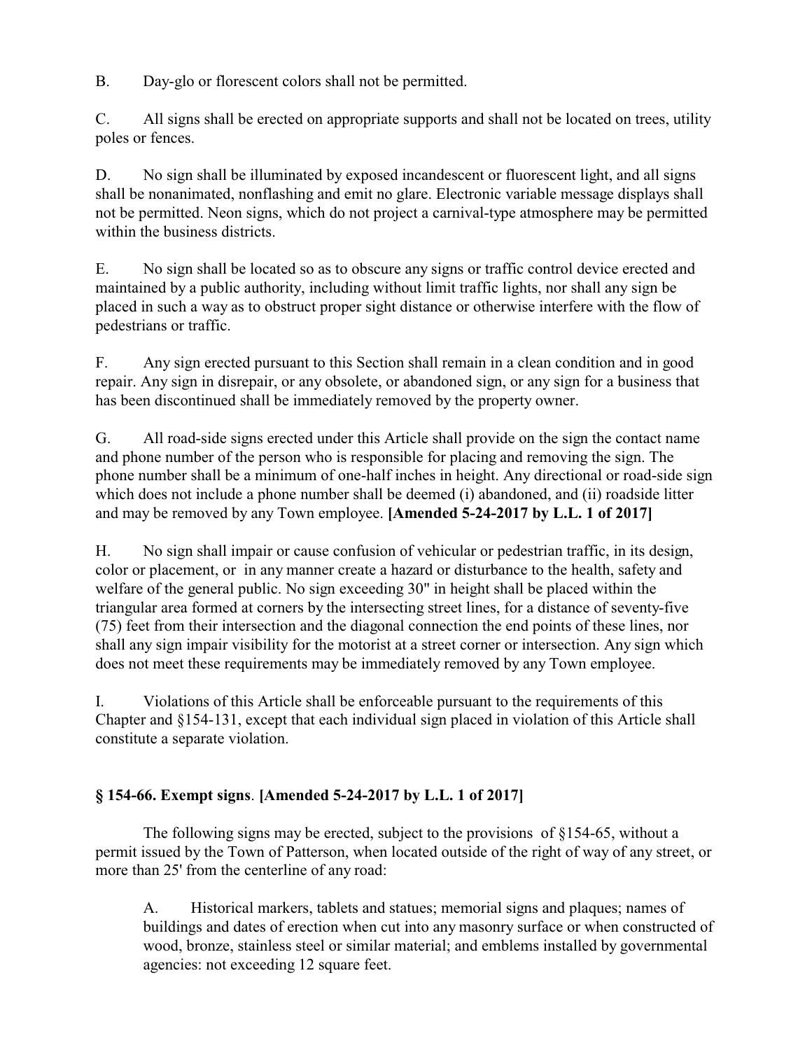B. Day-glo or florescent colors shall not be permitted.

C. All signs shall be erected on appropriate supports and shall not be located on trees, utility poles or fences.

D. No sign shall be illuminated by exposed incandescent or fluorescent light, and all signs shall be nonanimated, nonflashing and emit no glare. Electronic variable message displays shall not be permitted. Neon signs, which do not project a carnival-type atmosphere may be permitted within the business districts.

E. No sign shall be located so as to obscure any signs or traffic control device erected and maintained by a public authority, including without limit traffic lights, nor shall any sign be placed in such a way as to obstruct proper sight distance or otherwise interfere with the flow of pedestrians or traffic.

F. Any sign erected pursuant to this Section shall remain in a clean condition and in good repair. Any sign in disrepair, or any obsolete, or abandoned sign, or any sign for a business that has been discontinued shall be immediately removed by the property owner.

G. All road-side signs erected under this Article shall provide on the sign the contact name and phone number of the person who is responsible for placing and removing the sign. The phone number shall be a minimum of one-half inches in height. Any directional or road-side sign which does not include a phone number shall be deemed (i) abandoned, and (ii) roadside litter and may be removed by any Town employee. **[Amended 5-24-2017 by L.L. 1 of 2017]**

H. No sign shall impair or cause confusion of vehicular or pedestrian traffic, in its design, color or placement, or in any manner create a hazard or disturbance to the health, safety and welfare of the general public. No sign exceeding 30" in height shall be placed within the triangular area formed at corners by the intersecting street lines, for a distance of seventy-five (75) feet from their intersection and the diagonal connection the end points of these lines, nor shall any sign impair visibility for the motorist at a street corner or intersection. Any sign which does not meet these requirements may be immediately removed by any Town employee.

I. Violations of this Article shall be enforceable pursuant to the requirements of this Chapter and §154-131, except that each individual sign placed in violation of this Article shall constitute a separate violation.

### § 154-66. Exempt signs. [Amended 5-24-2017 by L.L. 1 of 2017]

The following signs may be erected, subject to the provisions of §154-65, without a permit issued by the Town of Patterson, when located outside of the right of way of any street, or more than 25' from the centerline of any road:

A. Historical markers, tablets and statues; memorial signs and plaques; names of buildings and dates of erection when cut into any masonry surface or when constructed of wood, bronze, stainless steel or similar material; and emblems installed by governmental agencies: not exceeding 12 square feet.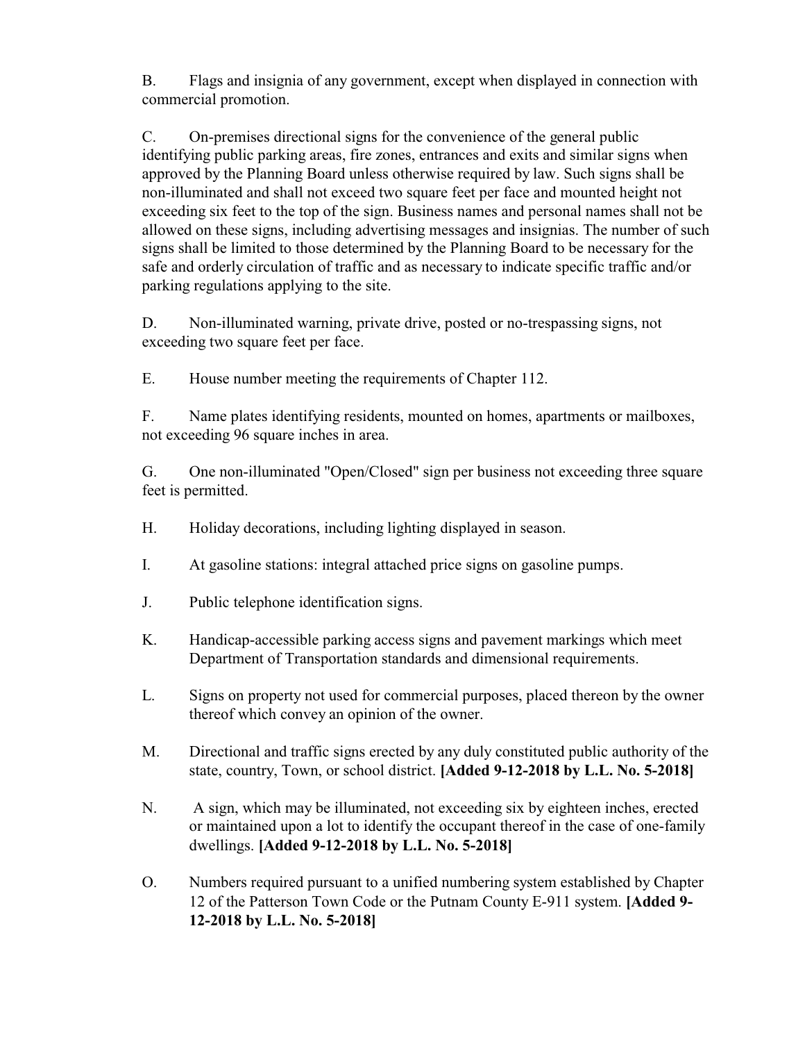B. Flags and insignia of any government, except when displayed in connection with commercial promotion.

C. On-premises directional signs for the convenience of the general public identifying public parking areas, fire zones, entrances and exits and similar signs when approved by the Planning Board unless otherwise required by law. Such signs shall be non-illuminated and shall not exceed two square feet per face and mounted height not exceeding six feet to the top of the sign. Business names and personal names shall not be allowed on these signs, including advertising messages and insignias. The number of such signs shall be limited to those determined by the Planning Board to be necessary for the safe and orderly circulation of traffic and as necessary to indicate specific traffic and/or parking regulations applying to the site.

D. Non-illuminated warning, private drive, posted or no-trespassing signs, not exceeding two square feet per face.

E. House number meeting the requirements of Chapter 112.

F. Name plates identifying residents, mounted on homes, apartments or mailboxes, not exceeding 96 square inches in area.

G. One non-illuminated "Open/Closed" sign per business not exceeding three square feet is permitted.

H. Holiday decorations, including lighting displayed in season.

I. At gasoline stations: integral attached price signs on gasoline pumps.

J. Public telephone identification signs.

K. Handicap-accessible parking access signs and pavement markings which meet Department of Transportation standards and dimensional requirements.

L. Signs on property not used for commercial purposes, placed thereon by the owner thereof which convey an opinion of the owner.

M. Directional and traffic signs erected by any duly constituted public authority of the state, country, Town, or school district. **[Added 9-12-2018 by L.L. No. 5-2018]**

N. A sign, which may be illuminated, not exceeding six by eighteen inches, erected or maintained upon a lot to identify the occupant thereof in the case of one-family dwellings. **[Added 9-12-2018 by L.L. No. 5-2018]**

O. Numbers required pursuant to a unified numbering system established by Chapter 12 of the Patterson Town Code or the Putnam County E-911 system. **[Added 9-12-2018 by L.L. No. 5-2018]**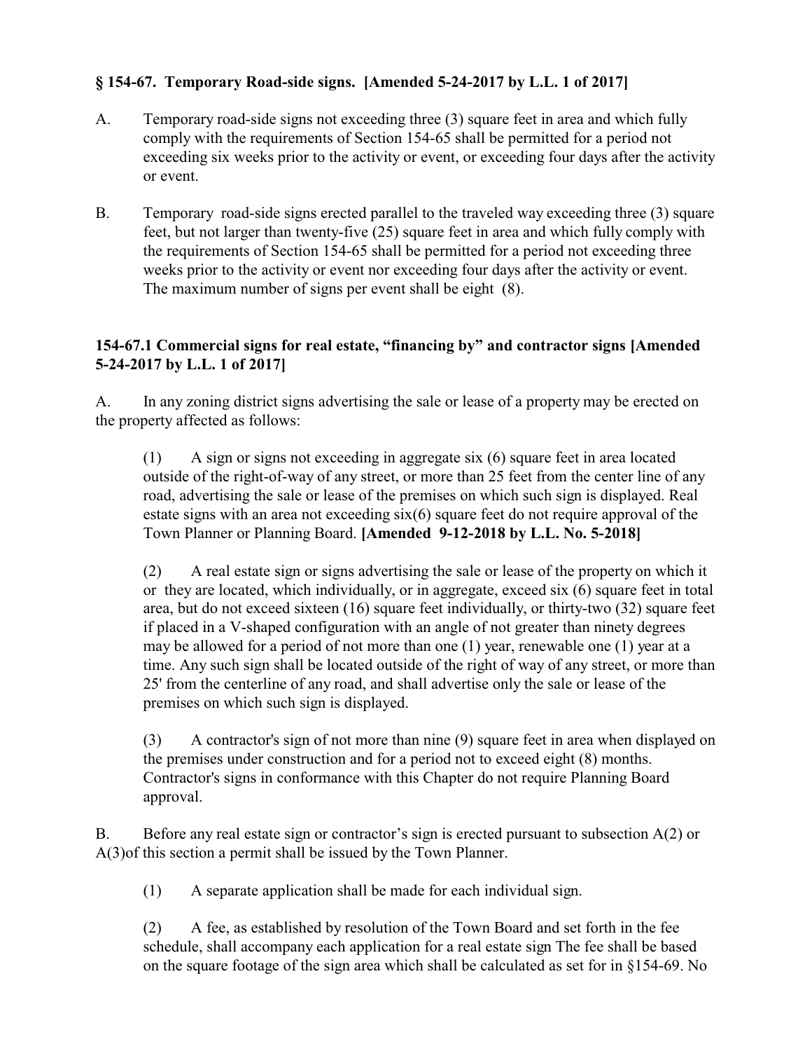### § 154-67. Temporary Road-side signs. [Amended 5-24-2017 by L.L. 1 of 2017]

A. Temporary road-side signs not exceeding three (3) square feet in area and which fully comply with the requirements of Section 154-65 shall be permitted for a period not exceeding six weeks prior to the activity or event, or exceeding four days after the activity or event.

B. Temporary road-side signs erected parallel to the traveled way exceeding three (3) square feet, but not larger than twenty-five (25) square feet in area and which fully comply with the requirements of Section 154-65 shall be permitted for a period not exceeding three weeks prior to the activity or event nor exceeding four days after the activity or event. The maximum number of signs per event shall be eight (8).

### 154-67.1 Commercial signs for real estate, "financing by" and contractor signs [Amended 5-24-2017 by L.L. 1 of 2017]

A. In any zoning district signs advertising the sale or lease of a property may be erected on the property affected as follows:

(1) A sign or signs not exceeding in aggregate six (6) square feet in area located outside of the right-of-way of any street, or more than 25 feet from the center line of any road, advertising the sale or lease of the premises on which such sign is displayed. Real estate signs with an area not exceeding six(6) square feet do not require approval of the Town Planner or Planning Board. **[Amended 9-12-2018 by L.L. No. 5-2018]**

(2) A real estate sign or signs advertising the sale or lease of the property on which it or they are located, which individually, or in aggregate, exceed six (6) square feet in total area, but do not exceed sixteen (16) square feet individually, or thirty-two (32) square feet if placed in a V-shaped configuration with an angle of not greater than ninety degrees may be allowed for a period of not more than one (1) year, renewable one (1) year at a time. Any such sign shall be located outside of the right of way of any street, or more than 25' from the centerline of any road, and shall advertise only the sale or lease of the premises on which such sign is displayed.

(3) A contractor's sign of not more than nine (9) square feet in area when displayed on the premises under construction and for a period not to exceed eight (8) months. Contractor's signs in conformance with this Chapter do not require Planning Board approval.

B. Before any real estate sign or contractor's sign is erected pursuant to subsection A(2) or A(3)of this section a permit shall be issued by the Town Planner.

(1) A separate application shall be made for each individual sign.

(2) A fee, as established by resolution of the Town Board and set forth in the fee schedule, shall accompany each application for a real estate sign The fee shall be based on the square footage of the sign area which shall be calculated as set for in §154-69. No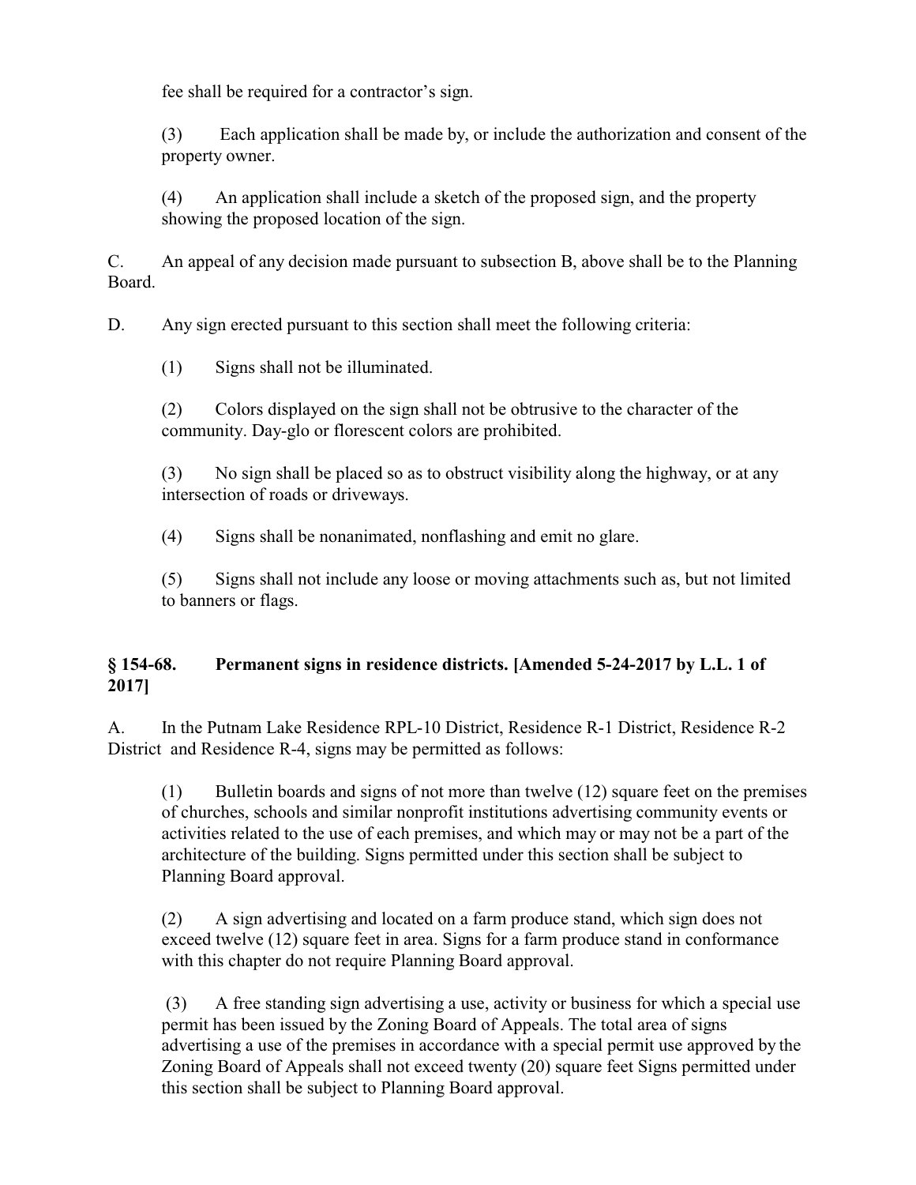fee shall be required for a contractor's sign.

(3) Each application shall be made by, or include the authorization and consent of the property owner.

(4) An application shall include a sketch of the proposed sign, and the property showing the proposed location of the sign.

C. An appeal of any decision made pursuant to subsection B, above shall be to the Planning Board.

D. Any sign erected pursuant to this section shall meet the following criteria:

(1) Signs shall not be illuminated.

(2) Colors displayed on the sign shall not be obtrusive to the character of the community. Day-glo or florescent colors are prohibited.

(3) No sign shall be placed so as to obstruct visibility along the highway, or at any intersection of roads or driveways.

(4) Signs shall be nonanimated, nonflashing and emit no glare.

(5) Signs shall not include any loose or moving attachments such as, but not limited to banners or flags.

### § 154-68. Permanent signs in residence districts. [Amended 5-24-2017 by L.L. 1 of 2017]

A. In the Putnam Lake Residence RPL-10 District, Residence R-1 District, Residence R-2 District and Residence R-4, signs may be permitted as follows:

(1) Bulletin boards and signs of not more than twelve (12) square feet on the premises of churches, schools and similar nonprofit institutions advertising community events or activities related to the use of each premises, and which may or may not be a part of the architecture of the building. Signs permitted under this section shall be subject to Planning Board approval.

(2) A sign advertising and located on a farm produce stand, which sign does not exceed twelve (12) square feet in area. Signs for a farm produce stand in conformance with this chapter do not require Planning Board approval.

(3) A free standing sign advertising a use, activity or business for which a special use permit has been issued by the Zoning Board of Appeals. The total area of signs advertising a use of the premises in accordance with a special permit use approved by the Zoning Board of Appeals shall not exceed twenty (20) square feet Signs permitted under this section shall be subject to Planning Board approval.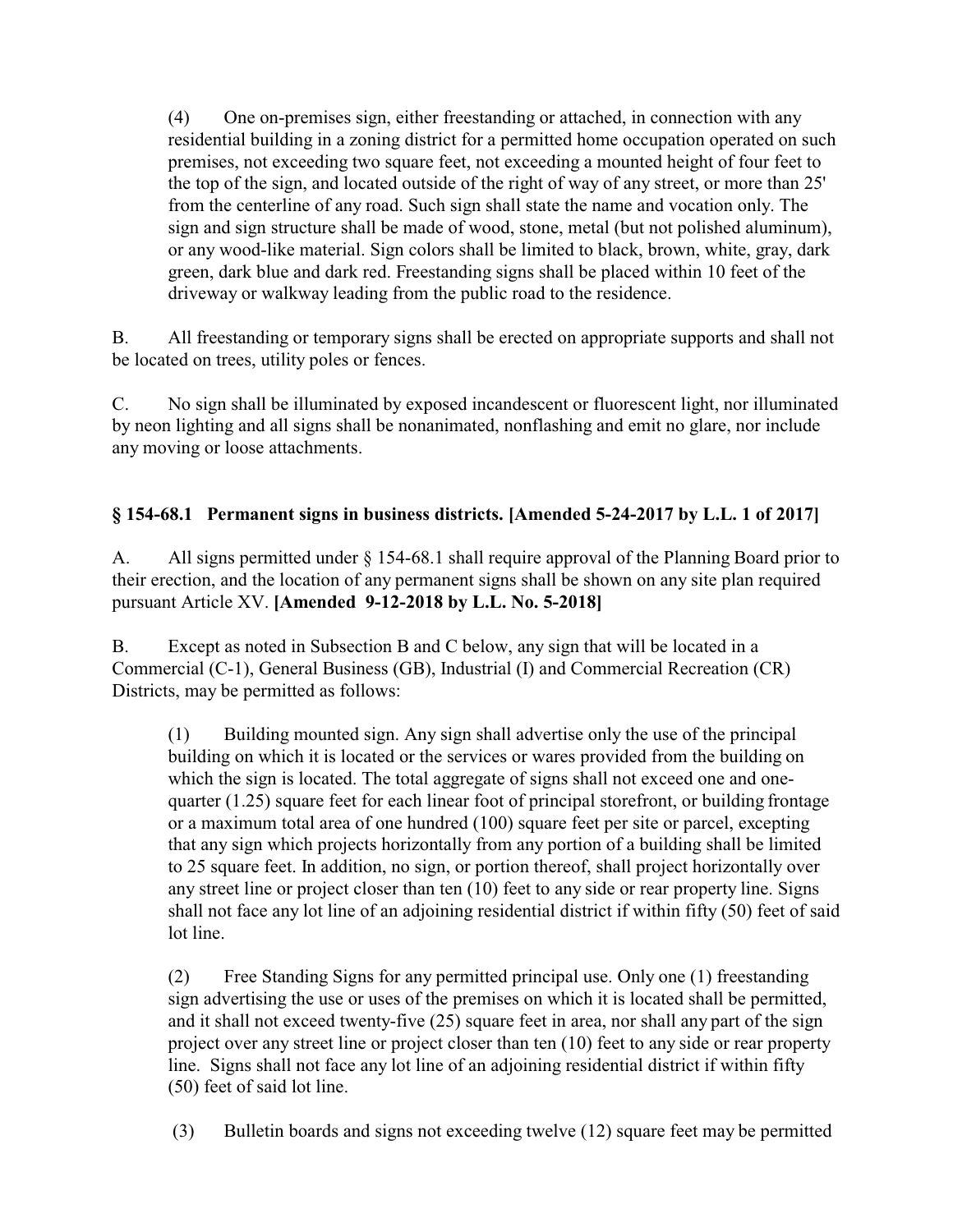(4) One on-premises sign, either freestanding or attached, in connection with any residential building in a zoning district for a permitted home occupation operated on such premises, not exceeding two square feet, not exceeding a mounted height of four feet to the top of the sign, and located outside of the right of way of any street, or more than 25' from the centerline of any road. Such sign shall state the name and vocation only. The sign and sign structure shall be made of wood, stone, metal (but not polished aluminum), or any wood-like material. Sign colors shall be limited to black, brown, white, gray, dark green, dark blue and dark red. Freestanding signs shall be placed within 10 feet of the driveway or walkway leading from the public road to the residence.

B. All freestanding or temporary signs shall be erected on appropriate supports and shall not be located on trees, utility poles or fences.

C. No sign shall be illuminated by exposed incandescent or fluorescent light, nor illuminated by neon lighting and all signs shall be nonanimated, nonflashing and emit no glare, nor include any moving or loose attachments.

### § 154-68.1 Permanent signs in business districts. [Amended 5-24-2017 by L.L. 1 of 2017]

A. All signs permitted under § 154-68.1 shall require approval of the Planning Board prior to their erection, and the location of any permanent signs shall be shown on any site plan required pursuant Article XV. **[Amended 9-12-2018 by L.L. No. 5-2018]**

B. Except as noted in Subsection B and C below, any sign that will be located in a Commercial (C-1), General Business (GB), Industrial (I) and Commercial Recreation (CR) Districts, may be permitted as follows:

(1) Building mounted sign. Any sign shall advertise only the use of the principal building on which it is located or the services or wares provided from the building on which the sign is located. The total aggregate of signs shall not exceed one and one-quarter (1.25) square feet for each linear foot of principal storefront, or building frontage or a maximum total area of one hundred (100) square feet per site or parcel, excepting that any sign which projects horizontally from any portion of a building shall be limited to 25 square feet. In addition, no sign, or portion thereof, shall project horizontally over any street line or project closer than ten (10) feet to any side or rear property line. Signs shall not face any lot line of an adjoining residential district if within fifty (50) feet of said lot line.

(2) Free Standing Signs for any permitted principal use. Only one (1) freestanding sign advertising the use or uses of the premises on which it is located shall be permitted, and it shall not exceed twenty-five (25) square feet in area, nor shall any part of the sign project over any street line or project closer than ten (10) feet to any side or rear property line. Signs shall not face any lot line of an adjoining residential district if within fifty (50) feet of said lot line.

(3) Bulletin boards and signs not exceeding twelve (12) square feet may be permitted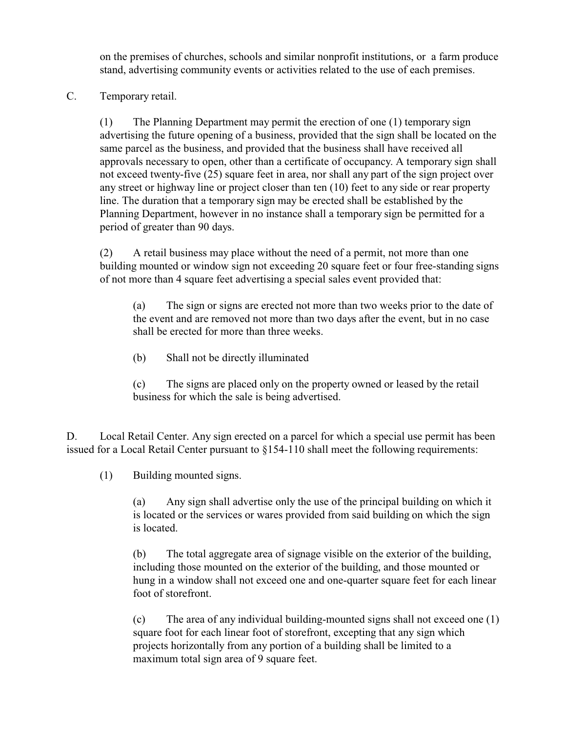on the premises of churches, schools and similar nonprofit institutions, or a farm produce stand, advertising community events or activities related to the use of each premises.

C. Temporary retail.

(1) The Planning Department may permit the erection of one (1) temporary sign advertising the future opening of a business, provided that the sign shall be located on the same parcel as the business, and provided that the business shall have received all approvals necessary to open, other than a certificate of occupancy. A temporary sign shall not exceed twenty-five (25) square feet in area, nor shall any part of the sign project over any street or highway line or project closer than ten (10) feet to any side or rear property line. The duration that a temporary sign may be erected shall be established by the Planning Department, however in no instance shall a temporary sign be permitted for a period of greater than 90 days.

(2) A retail business may place without the need of a permit, not more than one building mounted or window sign not exceeding 20 square feet or four free-standing signs of not more than 4 square feet advertising a special sales event provided that:

(a) The sign or signs are erected not more than two weeks prior to the date of the event and are removed not more than two days after the event, but in no case shall be erected for more than three weeks.

(b) Shall not be directly illuminated

(c) The signs are placed only on the property owned or leased by the retail business for which the sale is being advertised.

D. Local Retail Center. Any sign erected on a parcel for which a special use permit has been issued for a Local Retail Center pursuant to §154-110 shall meet the following requirements:

(1) Building mounted signs.

(a) Any sign shall advertise only the use of the principal building on which it is located or the services or wares provided from said building on which the sign is located.

(b) The total aggregate area of signage visible on the exterior of the building, including those mounted on the exterior of the building, and those mounted or hung in a window shall not exceed one and one-quarter square feet for each linear foot of storefront.

(c) The area of any individual building-mounted signs shall not exceed one (1) square foot for each linear foot of storefront, excepting that any sign which projects horizontally from any portion of a building shall be limited to a maximum total sign area of 9 square feet.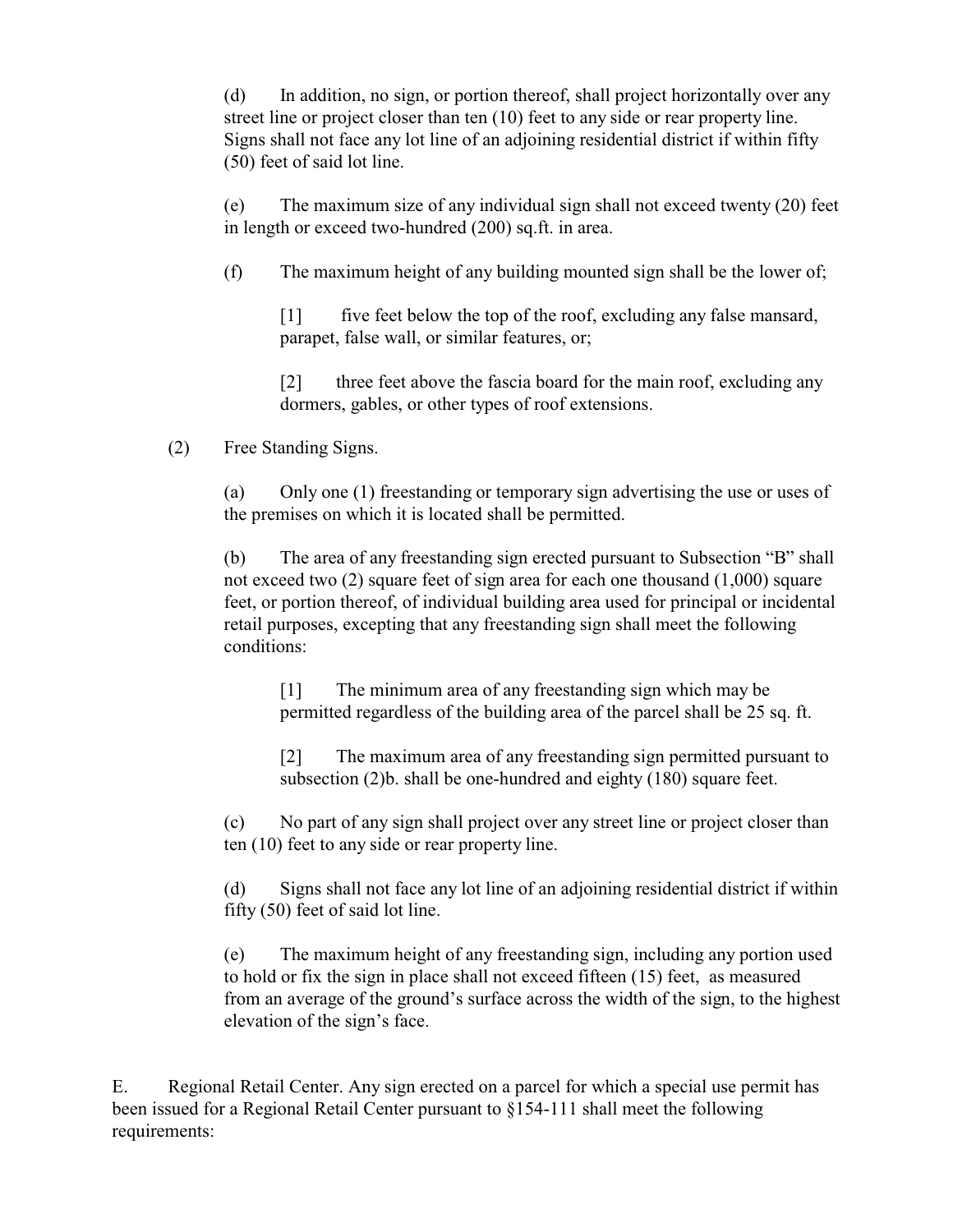(d) In addition, no sign, or portion thereof, shall project horizontally over any street line or project closer than ten (10) feet to any side or rear property line. Signs shall not face any lot line of an adjoining residential district if within fifty (50) feet of said lot line.

(e) The maximum size of any individual sign shall not exceed twenty (20) feet in length or exceed two-hundred (200) sq.ft. in area.

(f) The maximum height of any building mounted sign shall be the lower of;

[1] five feet below the top of the roof, excluding any false mansard, parapet, false wall, or similar features, or;

[2] three feet above the fascia board for the main roof, excluding any dormers, gables, or other types of roof extensions.

(2) Free Standing Signs.

(a) Only one (1) freestanding or temporary sign advertising the use or uses of the premises on which it is located shall be permitted.

(b) The area of any freestanding sign erected pursuant to Subsection "B" shall not exceed two (2) square feet of sign area for each one thousand (1,000) square feet, or portion thereof, of individual building area used for principal or incidental retail purposes, excepting that any freestanding sign shall meet the following conditions:

[1] The minimum area of any freestanding sign which may be permitted regardless of the building area of the parcel shall be 25 sq. ft.

[2] The maximum area of any freestanding sign permitted pursuant to subsection (2)b. shall be one-hundred and eighty (180) square feet.

(c) No part of any sign shall project over any street line or project closer than ten (10) feet to any side or rear property line.

(d) Signs shall not face any lot line of an adjoining residential district if within fifty (50) feet of said lot line.

(e) The maximum height of any freestanding sign, including any portion used to hold or fix the sign in place shall not exceed fifteen (15) feet, as measured from an average of the ground's surface across the width of the sign, to the highest elevation of the sign's face.

E. Regional Retail Center. Any sign erected on a parcel for which a special use permit has been issued for a Regional Retail Center pursuant to §154-111 shall meet the following requirements: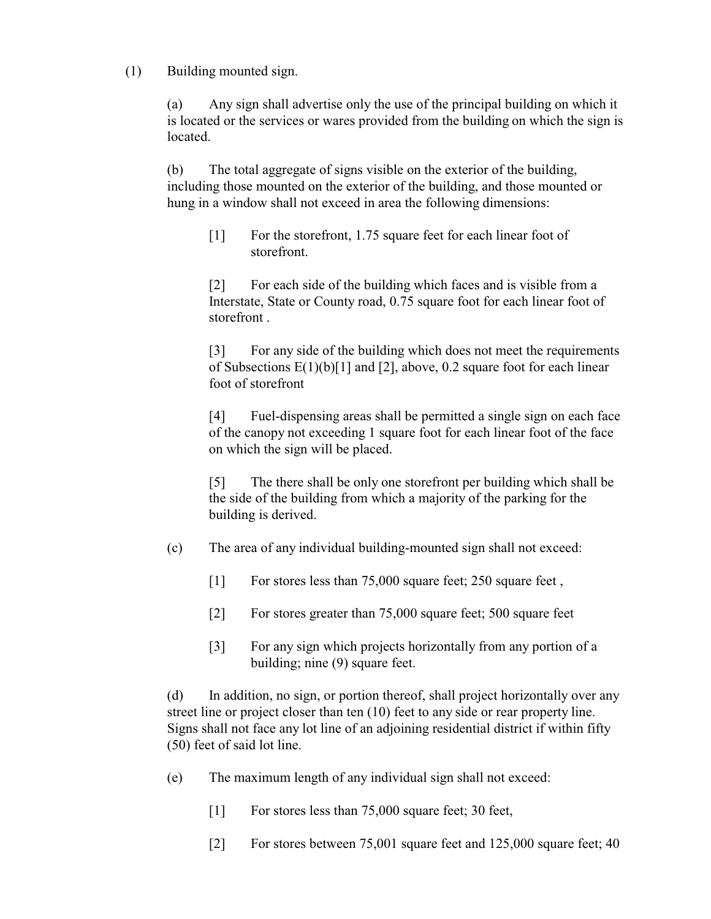(1) Building mounted sign.

(a) Any sign shall advertise only the use of the principal building on which it is located or the services or wares provided from the building on which the sign is located.

(b) The total aggregate of signs visible on the exterior of the building, including those mounted on the exterior of the building, and those mounted or hung in a window shall not exceed in area the following dimensions:

[1] For the storefront, 1.75 square feet for each linear foot of storefront.

[2] For each side of the building which faces and is visible from a Interstate, State or County road, 0.75 square foot for each linear foot of storefront .

[3] For any side of the building which does not meet the requirements of Subsections E(1)(b)[1] and [2], above, 0.2 square foot for each linear foot of storefront

[4] Fuel-dispensing areas shall be permitted a single sign on each face of the canopy not exceeding 1 square foot for each linear foot of the face on which the sign will be placed.

[5] The there shall be only one storefront per building which shall be the side of the building from which a majority of the parking for the building is derived.

(c) The area of any individual building-mounted sign shall not exceed:

[1] For stores less than 75,000 square feet; 250 square feet ,

[2] For stores greater than 75,000 square feet; 500 square feet

[3] For any sign which projects horizontally from any portion of a building; nine (9) square feet.

(d) In addition, no sign, or portion thereof, shall project horizontally over any street line or project closer than ten (10) feet to any side or rear property line. Signs shall not face any lot line of an adjoining residential district if within fifty (50) feet of said lot line.

(e) The maximum length of any individual sign shall not exceed:

[1] For stores less than 75,000 square feet; 30 feet,

[2] For stores between 75,001 square feet and 125,000 square feet; 40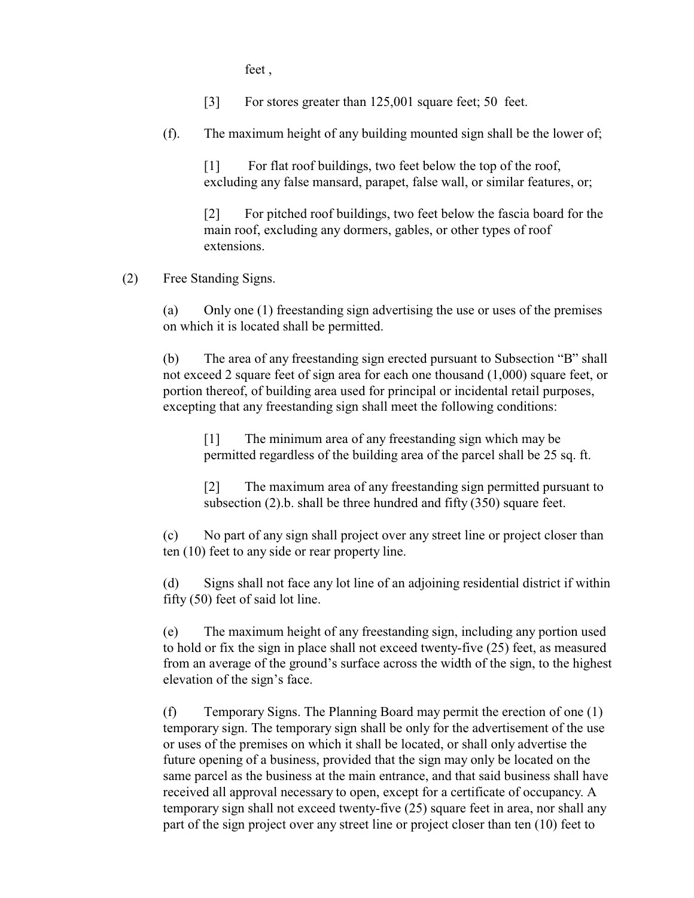feet ,

[3] For stores greater than 125,001 square feet; 50 feet.

(f). The maximum height of any building mounted sign shall be the lower of;

[1] For flat roof buildings, two feet below the top of the roof, excluding any false mansard, parapet, false wall, or similar features, or;

[2] For pitched roof buildings, two feet below the fascia board for the main roof, excluding any dormers, gables, or other types of roof extensions.

(2) Free Standing Signs.

(a) Only one (1) freestanding sign advertising the use or uses of the premises on which it is located shall be permitted.

(b) The area of any freestanding sign erected pursuant to Subsection "B" shall not exceed 2 square feet of sign area for each one thousand (1,000) square feet, or portion thereof, of building area used for principal or incidental retail purposes, excepting that any freestanding sign shall meet the following conditions:

[1] The minimum area of any freestanding sign which may be permitted regardless of the building area of the parcel shall be 25 sq. ft.

[2] The maximum area of any freestanding sign permitted pursuant to subsection (2).b. shall be three hundred and fifty (350) square feet.

(c) No part of any sign shall project over any street line or project closer than ten (10) feet to any side or rear property line.

(d) Signs shall not face any lot line of an adjoining residential district if within fifty (50) feet of said lot line.

(e) The maximum height of any freestanding sign, including any portion used to hold or fix the sign in place shall not exceed twenty-five (25) feet, as measured from an average of the ground's surface across the width of the sign, to the highest elevation of the sign's face.

(f) Temporary Signs. The Planning Board may permit the erection of one (1) temporary sign. The temporary sign shall be only for the advertisement of the use or uses of the premises on which it shall be located, or shall only advertise the future opening of a business, provided that the sign may only be located on the same parcel as the business at the main entrance, and that said business shall have received all approval necessary to open, except for a certificate of occupancy. A temporary sign shall not exceed twenty-five (25) square feet in area, nor shall any part of the sign project over any street line or project closer than ten (10) feet to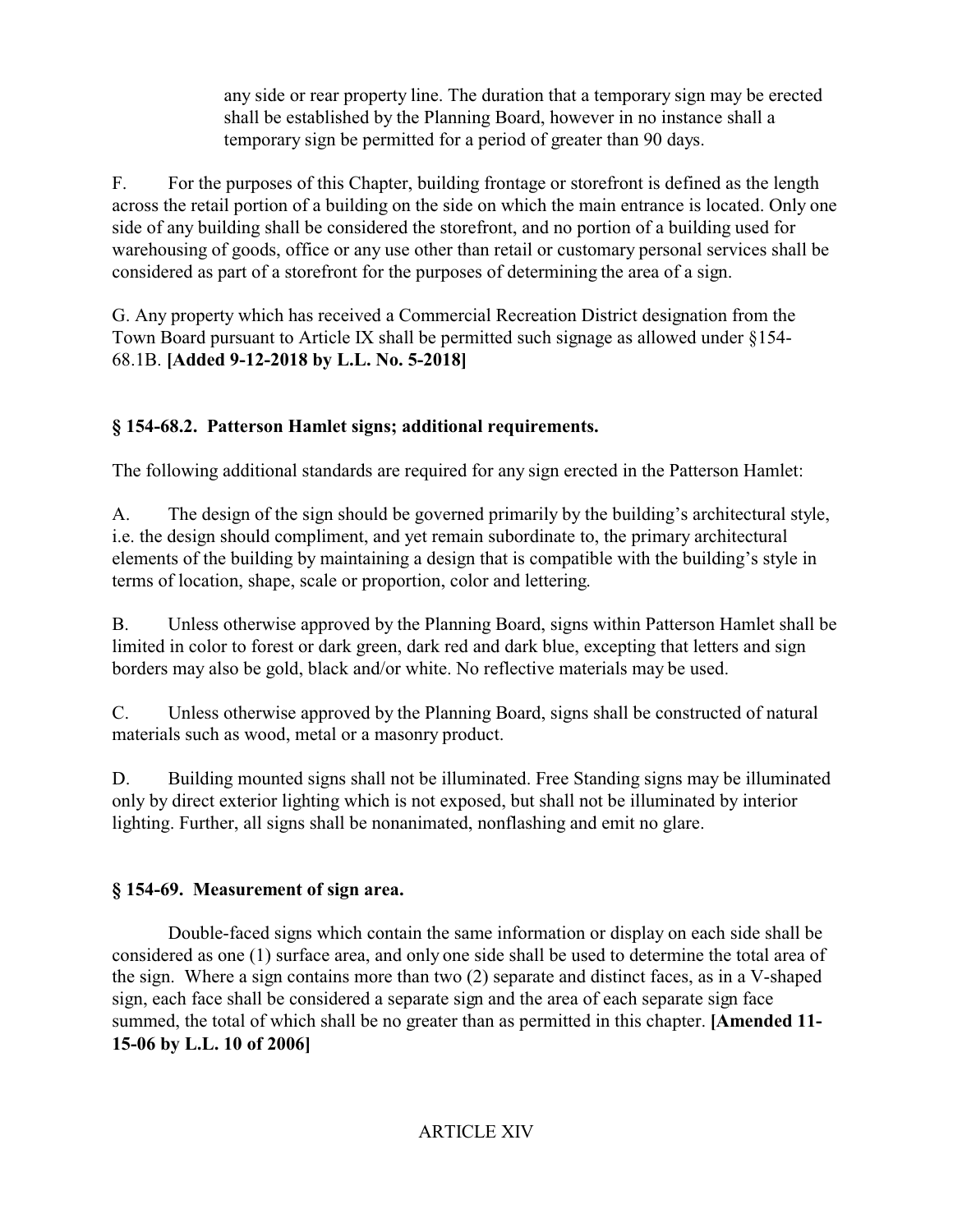any side or rear property line. The duration that a temporary sign may be erected shall be established by the Planning Board, however in no instance shall a temporary sign be permitted for a period of greater than 90 days.

F. For the purposes of this Chapter, building frontage or storefront is defined as the length across the retail portion of a building on the side on which the main entrance is located. Only one side of any building shall be considered the storefront, and no portion of a building used for warehousing of goods, office or any use other than retail or customary personal services shall be considered as part of a storefront for the purposes of determining the area of a sign.

G. Any property which has received a Commercial Recreation District designation from the Town Board pursuant to Article IX shall be permitted such signage as allowed under §154-68.1B. **[Added 9-12-2018 by L.L. No. 5-2018]**

### § 154-68.2. Patterson Hamlet signs; additional requirements.

The following additional standards are required for any sign erected in the Patterson Hamlet:

A. The design of the sign should be governed primarily by the building's architectural style, i.e. the design should compliment, and yet remain subordinate to, the primary architectural elements of the building by maintaining a design that is compatible with the building's style in terms of location, shape, scale or proportion, color and lettering.

B. Unless otherwise approved by the Planning Board, signs within Patterson Hamlet shall be limited in color to forest or dark green, dark red and dark blue, excepting that letters and sign borders may also be gold, black and/or white. No reflective materials may be used.

C. Unless otherwise approved by the Planning Board, signs shall be constructed of natural materials such as wood, metal or a masonry product.

D. Building mounted signs shall not be illuminated. Free Standing signs may be illuminated only by direct exterior lighting which is not exposed, but shall not be illuminated by interior lighting. Further, all signs shall be nonanimated, nonflashing and emit no glare.

### § 154-69. Measurement of sign area.

Double-faced signs which contain the same information or display on each side shall be considered as one (1) surface area, and only one side shall be used to determine the total area of the sign. Where a sign contains more than two (2) separate and distinct faces, as in a V-shaped sign, each face shall be considered a separate sign and the area of each separate sign face summed, the total of which shall be no greater than as permitted in this chapter. **[Amended 11-15-06 by L.L. 10 of 2006]**

ARTICLE XIV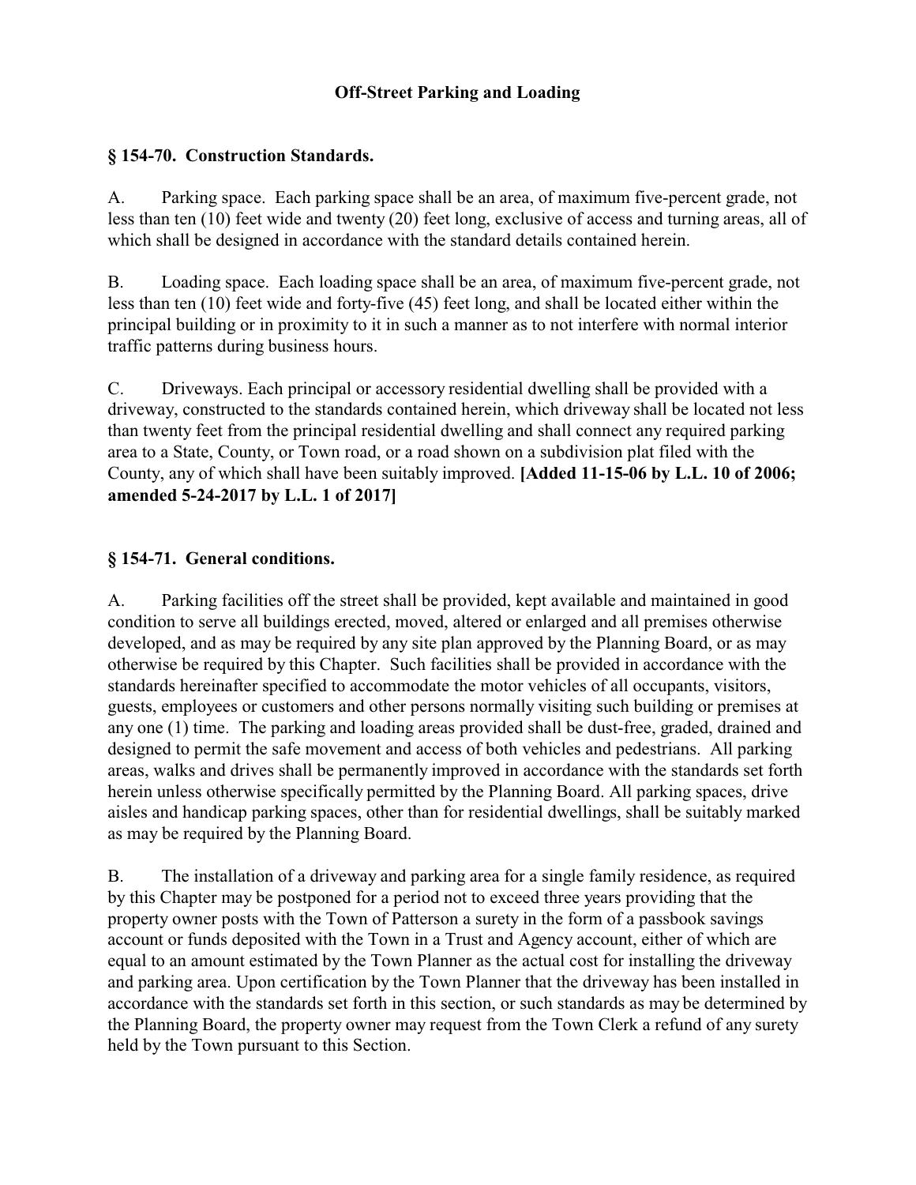## Off-Street Parking and Loading

### § 154-70. Construction Standards.

A. Parking space. Each parking space shall be an area, of maximum five-percent grade, not less than ten (10) feet wide and twenty (20) feet long, exclusive of access and turning areas, all of which shall be designed in accordance with the standard details contained herein.

B. Loading space. Each loading space shall be an area, of maximum five-percent grade, not less than ten (10) feet wide and forty-five (45) feet long, and shall be located either within the principal building or in proximity to it in such a manner as to not interfere with normal interior traffic patterns during business hours.

C. Driveways. Each principal or accessory residential dwelling shall be provided with a driveway, constructed to the standards contained herein, which driveway shall be located not less than twenty feet from the principal residential dwelling and shall connect any required parking area to a State, County, or Town road, or a road shown on a subdivision plat filed with the County, any of which shall have been suitably improved. **[Added 11-15-06 by L.L. 10 of 2006; amended 5-24-2017 by L.L. 1 of 2017]**

### § 154-71. General conditions.

A. Parking facilities off the street shall be provided, kept available and maintained in good condition to serve all buildings erected, moved, altered or enlarged and all premises otherwise developed, and as may be required by any site plan approved by the Planning Board, or as may otherwise be required by this Chapter. Such facilities shall be provided in accordance with the standards hereinafter specified to accommodate the motor vehicles of all occupants, visitors, guests, employees or customers and other persons normally visiting such building or premises at any one (1) time. The parking and loading areas provided shall be dust-free, graded, drained and designed to permit the safe movement and access of both vehicles and pedestrians. All parking areas, walks and drives shall be permanently improved in accordance with the standards set forth herein unless otherwise specifically permitted by the Planning Board. All parking spaces, drive aisles and handicap parking spaces, other than for residential dwellings, shall be suitably marked as may be required by the Planning Board.

B. The installation of a driveway and parking area for a single family residence, as required by this Chapter may be postponed for a period not to exceed three years providing that the property owner posts with the Town of Patterson a surety in the form of a passbook savings account or funds deposited with the Town in a Trust and Agency account, either of which are equal to an amount estimated by the Town Planner as the actual cost for installing the driveway and parking area. Upon certification by the Town Planner that the driveway has been installed in accordance with the standards set forth in this section, or such standards as may be determined by the Planning Board, the property owner may request from the Town Clerk a refund of any surety held by the Town pursuant to this Section.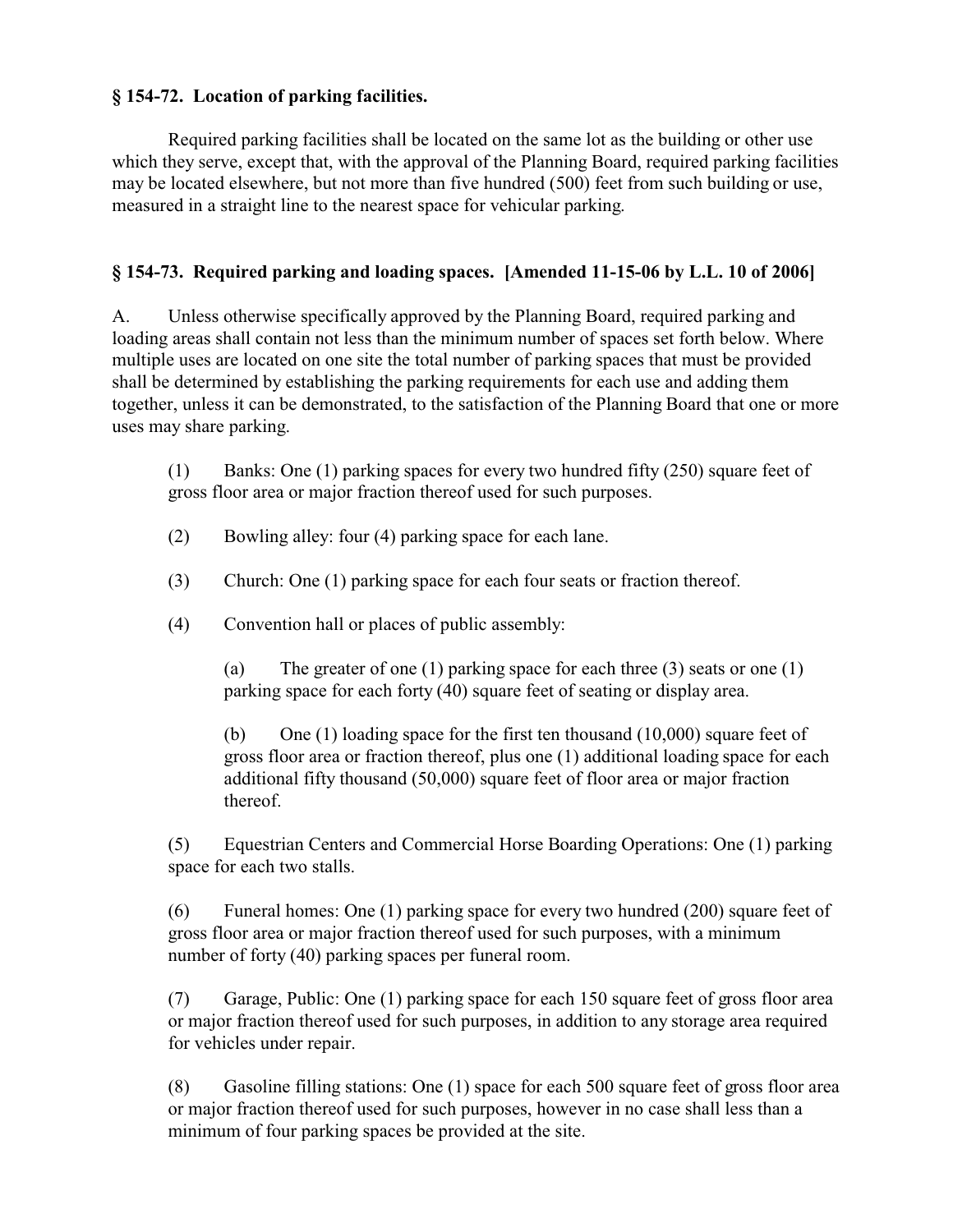**§ 154-72. Location of parking facilities.**

Required parking facilities shall be located on the same lot as the building or other use which they serve, except that, with the approval of the Planning Board, required parking facilities may be located elsewhere, but not more than five hundred (500) feet from such building or use, measured in a straight line to the nearest space for vehicular parking.

**§ 154-73. Required parking and loading spaces. [Amended 11-15-06 by L.L. 10 of 2006]**

A. Unless otherwise specifically approved by the Planning Board, required parking and loading areas shall contain not less than the minimum number of spaces set forth below. Where multiple uses are located on one site the total number of parking spaces that must be provided shall be determined by establishing the parking requirements for each use and adding them together, unless it can be demonstrated, to the satisfaction of the Planning Board that one or more uses may share parking.

(1) Banks: One (1) parking spaces for every two hundred fifty (250) square feet of gross floor area or major fraction thereof used for such purposes.

(2) Bowling alley: four (4) parking space for each lane.

(3) Church: One (1) parking space for each four seats or fraction thereof.

(4) Convention hall or places of public assembly:

(a) The greater of one (1) parking space for each three (3) seats or one (1) parking space for each forty (40) square feet of seating or display area.

(b) One (1) loading space for the first ten thousand (10,000) square feet of gross floor area or fraction thereof, plus one (1) additional loading space for each additional fifty thousand (50,000) square feet of floor area or major fraction thereof.

(5) Equestrian Centers and Commercial Horse Boarding Operations: One (1) parking space for each two stalls.

(6) Funeral homes: One (1) parking space for every two hundred (200) square feet of gross floor area or major fraction thereof used for such purposes, with a minimum number of forty (40) parking spaces per funeral room.

(7) Garage, Public: One (1) parking space for each 150 square feet of gross floor area or major fraction thereof used for such purposes, in addition to any storage area required for vehicles under repair.

(8) Gasoline filling stations: One (1) space for each 500 square feet of gross floor area or major fraction thereof used for such purposes, however in no case shall less than a minimum of four parking spaces be provided at the site.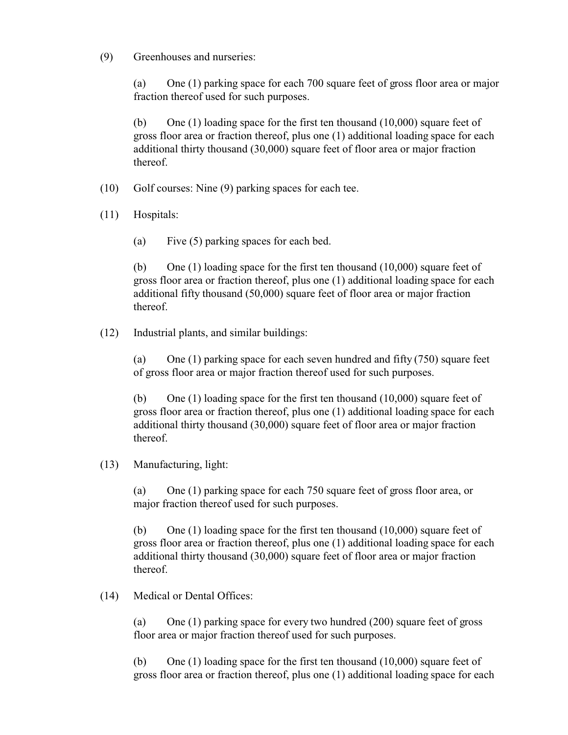(9) Greenhouses and nurseries:

(a) One (1) parking space for each 700 square feet of gross floor area or major fraction thereof used for such purposes.

(b) One (1) loading space for the first ten thousand (10,000) square feet of gross floor area or fraction thereof, plus one (1) additional loading space for each additional thirty thousand (30,000) square feet of floor area or major fraction thereof.

(10) Golf courses: Nine (9) parking spaces for each tee.

(11) Hospitals:

(a) Five (5) parking spaces for each bed.

(b) One (1) loading space for the first ten thousand (10,000) square feet of gross floor area or fraction thereof, plus one (1) additional loading space for each additional fifty thousand (50,000) square feet of floor area or major fraction thereof.

(12) Industrial plants, and similar buildings:

(a) One (1) parking space for each seven hundred and fifty (750) square feet of gross floor area or major fraction thereof used for such purposes.

(b) One (1) loading space for the first ten thousand (10,000) square feet of gross floor area or fraction thereof, plus one (1) additional loading space for each additional thirty thousand (30,000) square feet of floor area or major fraction thereof.

(13) Manufacturing, light:

(a) One (1) parking space for each 750 square feet of gross floor area, or major fraction thereof used for such purposes.

(b) One (1) loading space for the first ten thousand (10,000) square feet of gross floor area or fraction thereof, plus one (1) additional loading space for each additional thirty thousand (30,000) square feet of floor area or major fraction thereof.

(14) Medical or Dental Offices:

(a) One (1) parking space for every two hundred (200) square feet of gross floor area or major fraction thereof used for such purposes.

(b) One (1) loading space for the first ten thousand (10,000) square feet of gross floor area or fraction thereof, plus one (1) additional loading space for each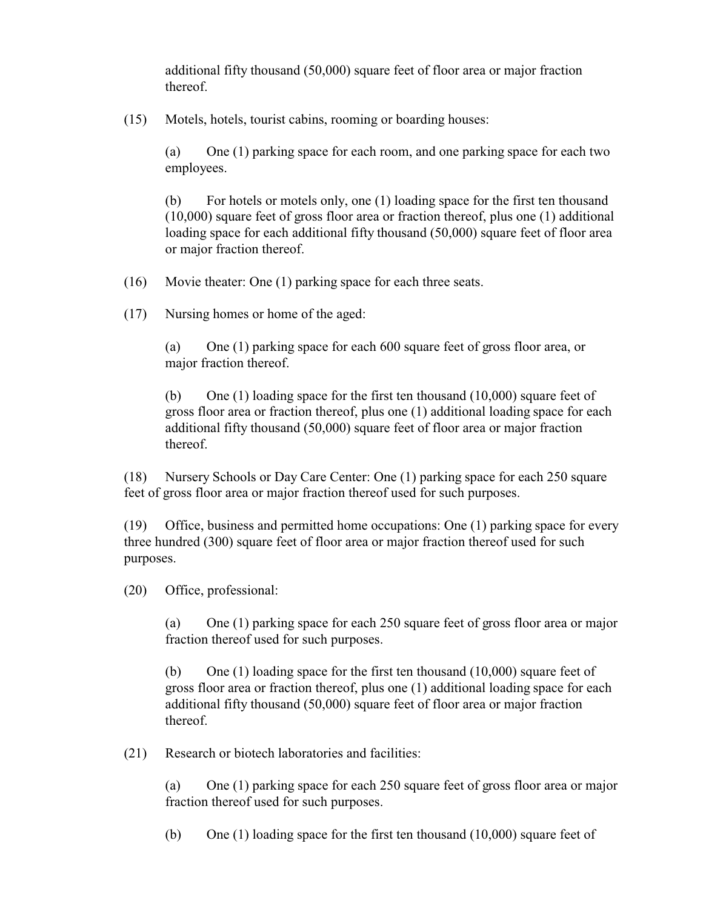additional fifty thousand (50,000) square feet of floor area or major fraction thereof.

(15) Motels, hotels, tourist cabins, rooming or boarding houses:

(a) One (1) parking space for each room, and one parking space for each two employees.

(b) For hotels or motels only, one (1) loading space for the first ten thousand (10,000) square feet of gross floor area or fraction thereof, plus one (1) additional loading space for each additional fifty thousand (50,000) square feet of floor area or major fraction thereof.

(16) Movie theater: One (1) parking space for each three seats.

(17) Nursing homes or home of the aged:

(a) One (1) parking space for each 600 square feet of gross floor area, or major fraction thereof.

(b) One (1) loading space for the first ten thousand (10,000) square feet of gross floor area or fraction thereof, plus one (1) additional loading space for each additional fifty thousand (50,000) square feet of floor area or major fraction thereof.

(18) Nursery Schools or Day Care Center: One (1) parking space for each 250 square feet of gross floor area or major fraction thereof used for such purposes.

(19) Office, business and permitted home occupations: One (1) parking space for every three hundred (300) square feet of floor area or major fraction thereof used for such purposes.

(20) Office, professional:

(a) One (1) parking space for each 250 square feet of gross floor area or major fraction thereof used for such purposes.

(b) One (1) loading space for the first ten thousand (10,000) square feet of gross floor area or fraction thereof, plus one (1) additional loading space for each additional fifty thousand (50,000) square feet of floor area or major fraction thereof.

(21) Research or biotech laboratories and facilities:

(a) One (1) parking space for each 250 square feet of gross floor area or major fraction thereof used for such purposes.

(b) One (1) loading space for the first ten thousand (10,000) square feet of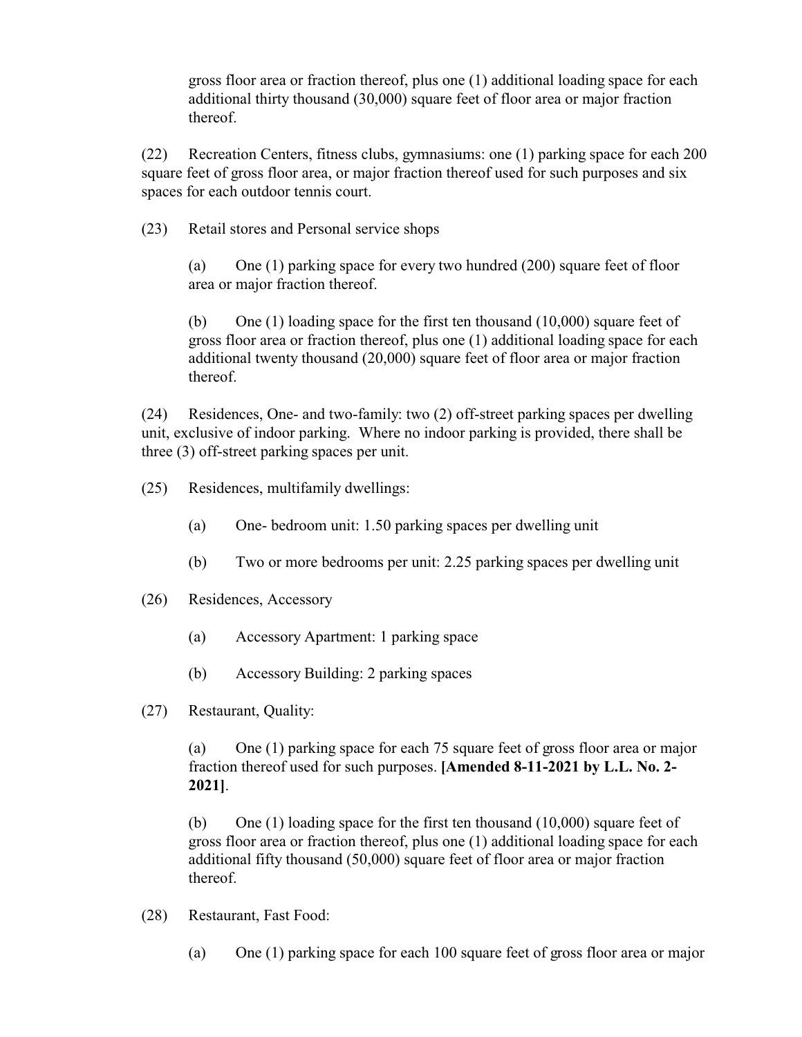gross floor area or fraction thereof, plus one (1) additional loading space for each additional thirty thousand (30,000) square feet of floor area or major fraction thereof.

(22) Recreation Centers, fitness clubs, gymnasiums: one (1) parking space for each 200 square feet of gross floor area, or major fraction thereof used for such purposes and six spaces for each outdoor tennis court.

(23) Retail stores and Personal service shops

(a) One (1) parking space for every two hundred (200) square feet of floor area or major fraction thereof.

(b) One (1) loading space for the first ten thousand (10,000) square feet of gross floor area or fraction thereof, plus one (1) additional loading space for each additional twenty thousand (20,000) square feet of floor area or major fraction thereof.

(24) Residences, One- and two-family: two (2) off-street parking spaces per dwelling unit, exclusive of indoor parking. Where no indoor parking is provided, there shall be three (3) off-street parking spaces per unit.

(25) Residences, multifamily dwellings:

(a) One- bedroom unit: 1.50 parking spaces per dwelling unit

(b) Two or more bedrooms per unit: 2.25 parking spaces per dwelling unit

(26) Residences, Accessory

(a) Accessory Apartment: 1 parking space

(b) Accessory Building: 2 parking spaces

(27) Restaurant, Quality:

(a) One (1) parking space for each 75 square feet of gross floor area or major fraction thereof used for such purposes. **[Amended 8-11-2021 by L.L. No. 2-2021]**.

(b) One (1) loading space for the first ten thousand (10,000) square feet of gross floor area or fraction thereof, plus one (1) additional loading space for each additional fifty thousand (50,000) square feet of floor area or major fraction thereof.

(28) Restaurant, Fast Food:

(a) One (1) parking space for each 100 square feet of gross floor area or major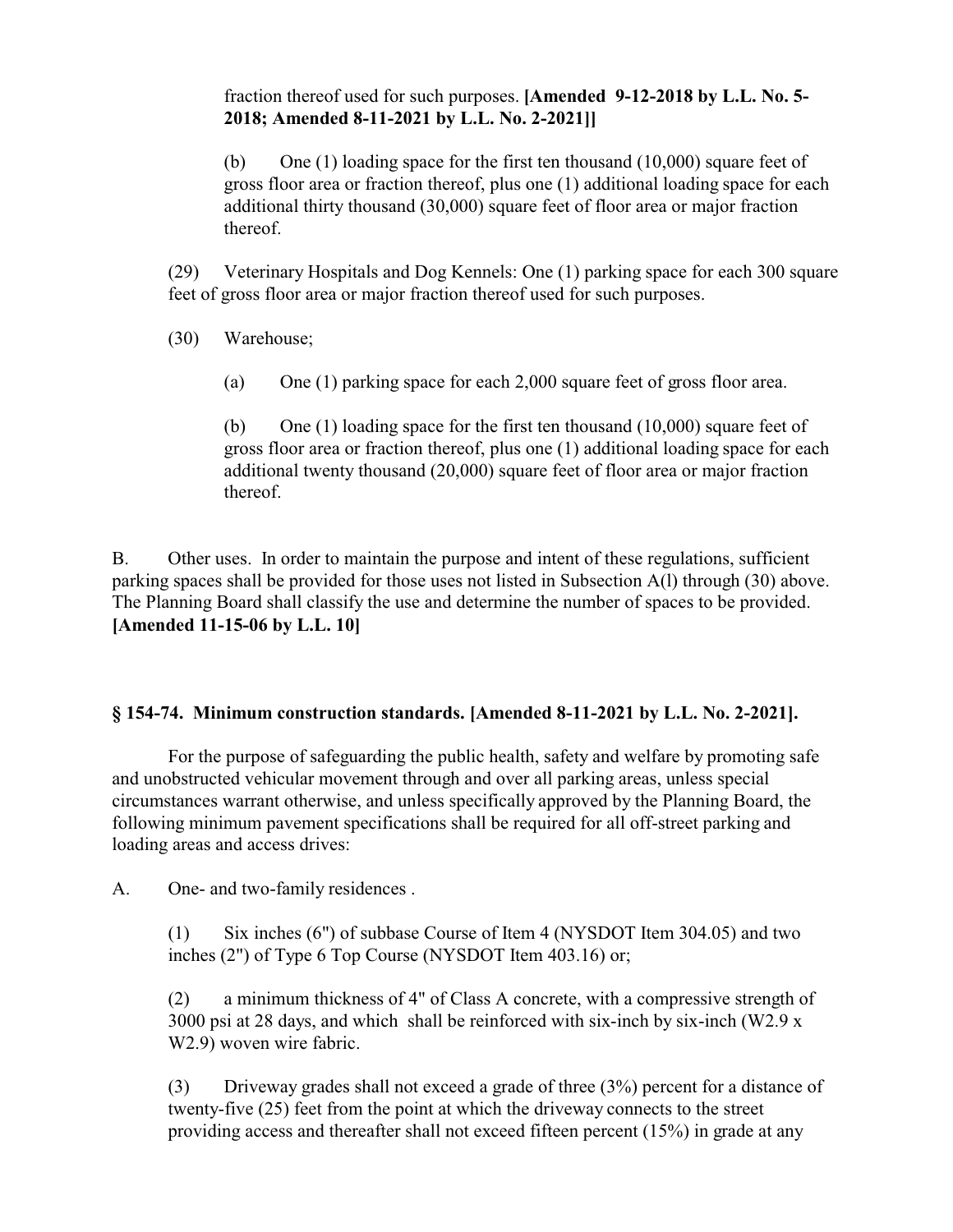fraction thereof used for such purposes. **[Amended 9-12-2018 by L.L. No. 5-2018; Amended 8-11-2021 by L.L. No. 2-2021]]**

(b) One (1) loading space for the first ten thousand (10,000) square feet of gross floor area or fraction thereof, plus one (1) additional loading space for each additional thirty thousand (30,000) square feet of floor area or major fraction thereof.

(29) Veterinary Hospitals and Dog Kennels: One (1) parking space for each 300 square feet of gross floor area or major fraction thereof used for such purposes.

(30) Warehouse;

(a) One (1) parking space for each 2,000 square feet of gross floor area.

(b) One (1) loading space for the first ten thousand (10,000) square feet of gross floor area or fraction thereof, plus one (1) additional loading space for each additional twenty thousand (20,000) square feet of floor area or major fraction thereof.

B. Other uses. In order to maintain the purpose and intent of these regulations, sufficient parking spaces shall be provided for those uses not listed in Subsection A(l) through (30) above. The Planning Board shall classify the use and determine the number of spaces to be provided. **[Amended 11-15-06 by L.L. 10]**

### § 154-74. Minimum construction standards. [Amended 8-11-2021 by L.L. No. 2-2021].

For the purpose of safeguarding the public health, safety and welfare by promoting safe and unobstructed vehicular movement through and over all parking areas, unless special circumstances warrant otherwise, and unless specifically approved by the Planning Board, the following minimum pavement specifications shall be required for all off-street parking and loading areas and access drives:

A. One- and two-family residences .

(1) Six inches (6") of subbase Course of Item 4 (NYSDOT Item 304.05) and two inches (2") of Type 6 Top Course (NYSDOT Item 403.16) or;

(2) a minimum thickness of 4" of Class A concrete, with a compressive strength of 3000 psi at 28 days, and which shall be reinforced with six-inch by six-inch (W2.9 x W2.9) woven wire fabric.

(3) Driveway grades shall not exceed a grade of three (3%) percent for a distance of twenty-five (25) feet from the point at which the driveway connects to the street providing access and thereafter shall not exceed fifteen percent (15%) in grade at any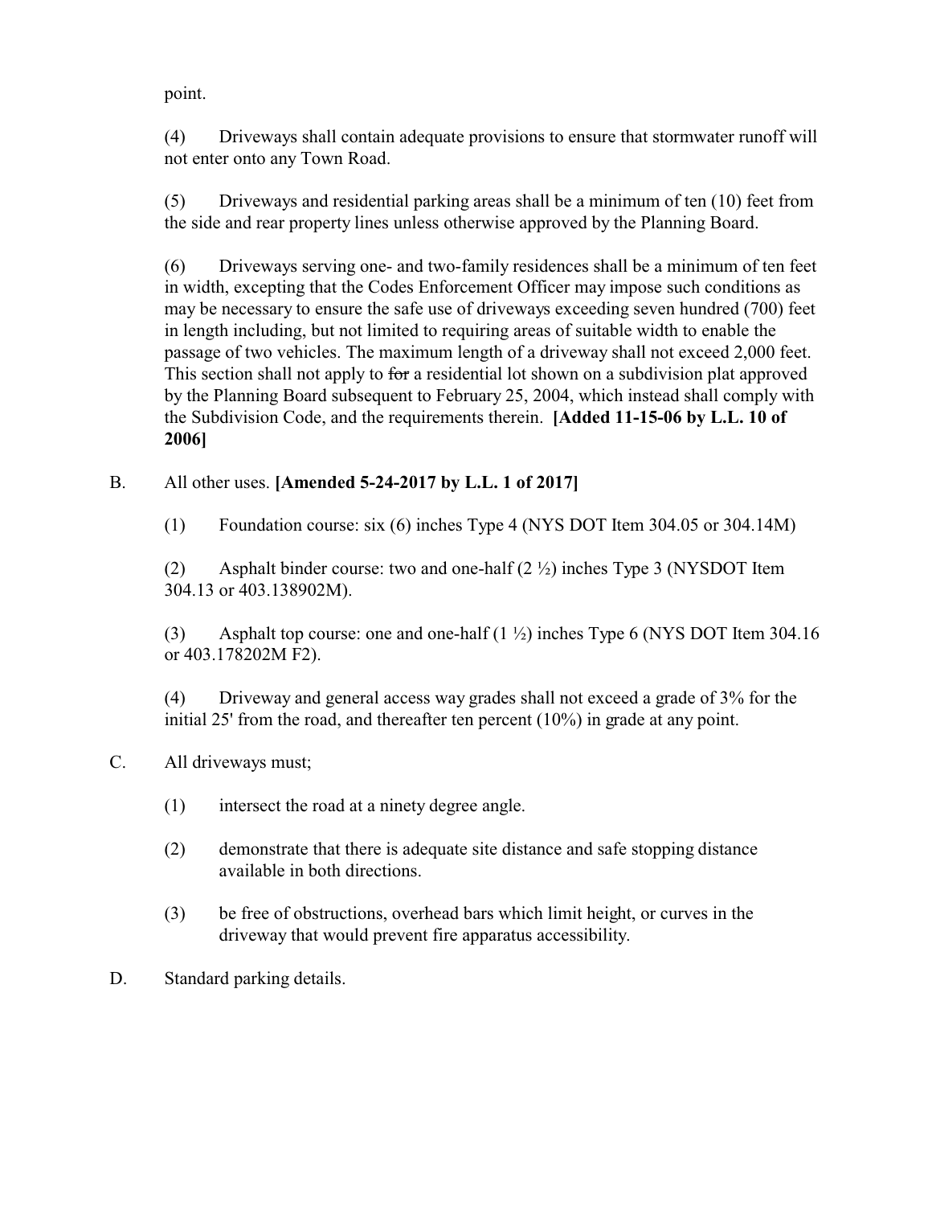point.

(4) Driveways shall contain adequate provisions to ensure that stormwater runoff will not enter onto any Town Road.

(5) Driveways and residential parking areas shall be a minimum of ten (10) feet from the side and rear property lines unless otherwise approved by the Planning Board.

(6) Driveways serving one- and two-family residences shall be a minimum of ten feet in width, excepting that the Codes Enforcement Officer may impose such conditions as may be necessary to ensure the safe use of driveways exceeding seven hundred (700) feet in length including, but not limited to requiring areas of suitable width to enable the passage of two vehicles. The maximum length of a driveway shall not exceed 2,000 feet. This section shall not apply to ~~for~~ a residential lot shown on a subdivision plat approved by the Planning Board subsequent to February 25, 2004, which instead shall comply with the Subdivision Code, and the requirements therein. **[Added 11-15-06 by L.L. 10 of 2006]**

B. All other uses. **[Amended 5-24-2017 by L.L. 1 of 2017]**

(1) Foundation course: six (6) inches Type 4 (NYS DOT Item 304.05 or 304.14M)

(2) Asphalt binder course: two and one-half (2 ½) inches Type 3 (NYSDOT Item 304.13 or 403.138902M).

(3) Asphalt top course: one and one-half (1 ½) inches Type 6 (NYS DOT Item 304.16 or 403.178202M F2).

(4) Driveway and general access way grades shall not exceed a grade of 3% for the initial 25' from the road, and thereafter ten percent (10%) in grade at any point.

C. All driveways must;

(1) intersect the road at a ninety degree angle.

(2) demonstrate that there is adequate site distance and safe stopping distance available in both directions.

(3) be free of obstructions, overhead bars which limit height, or curves in the driveway that would prevent fire apparatus accessibility.

D. Standard parking details.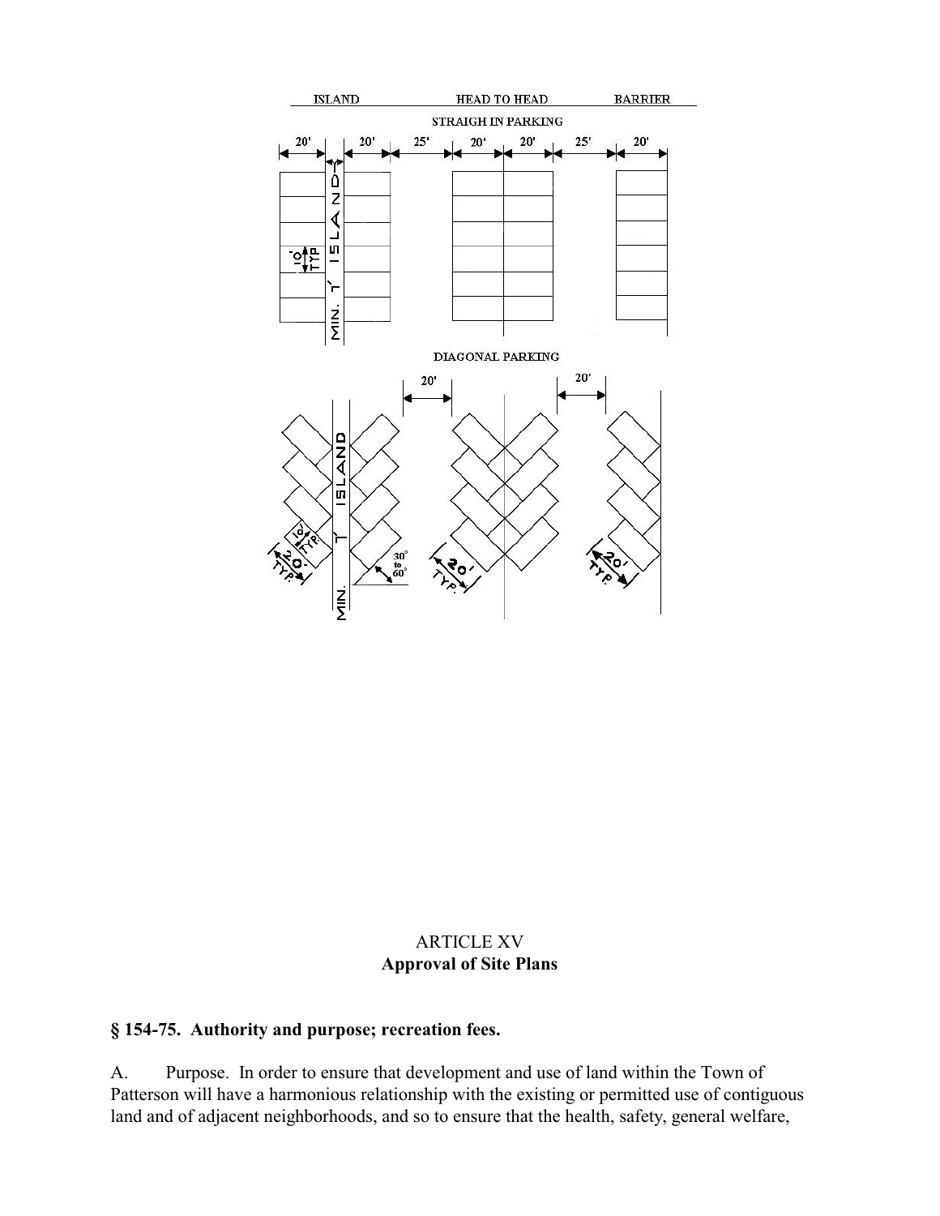ISLAND HEAD TO HEAD BARRIER

STRAIGH IN PARKING

20' 20' 25' 20' 20' 25' 20'

10' TYP MIN. 1' ISLAND

DIAGONAL PARKING

20' 20'

MIN. 1' ISLAND 10' TYP. 20' TYP. 30° to 60° 20' TYP. 20' TYP.

ARTICLE XV
**Approval of Site Plans**

## § 154-75. Authority and purpose; recreation fees.

A. Purpose. In order to ensure that development and use of land within the Town of Patterson will have a harmonious relationship with the existing or permitted use of contiguous land and of adjacent neighborhoods, and so to ensure that the health, safety, general welfare,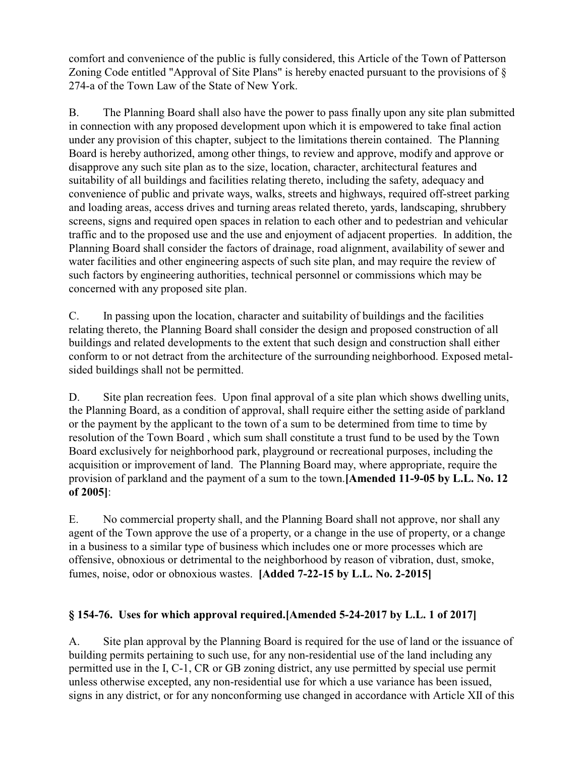comfort and convenience of the public is fully considered, this Article of the Town of Patterson Zoning Code entitled "Approval of Site Plans" is hereby enacted pursuant to the provisions of § 274-a of the Town Law of the State of New York.

B. The Planning Board shall also have the power to pass finally upon any site plan submitted in connection with any proposed development upon which it is empowered to take final action under any provision of this chapter, subject to the limitations therein contained. The Planning Board is hereby authorized, among other things, to review and approve, modify and approve or disapprove any such site plan as to the size, location, character, architectural features and suitability of all buildings and facilities relating thereto, including the safety, adequacy and convenience of public and private ways, walks, streets and highways, required off-street parking and loading areas, access drives and turning areas related thereto, yards, landscaping, shrubbery screens, signs and required open spaces in relation to each other and to pedestrian and vehicular traffic and to the proposed use and the use and enjoyment of adjacent properties. In addition, the Planning Board shall consider the factors of drainage, road alignment, availability of sewer and water facilities and other engineering aspects of such site plan, and may require the review of such factors by engineering authorities, technical personnel or commissions which may be concerned with any proposed site plan.

C. In passing upon the location, character and suitability of buildings and the facilities relating thereto, the Planning Board shall consider the design and proposed construction of all buildings and related developments to the extent that such design and construction shall either conform to or not detract from the architecture of the surrounding neighborhood. Exposed metal-sided buildings shall not be permitted.

D. Site plan recreation fees. Upon final approval of a site plan which shows dwelling units, the Planning Board, as a condition of approval, shall require either the setting aside of parkland or the payment by the applicant to the town of a sum to be determined from time to time by resolution of the Town Board , which sum shall constitute a trust fund to be used by the Town Board exclusively for neighborhood park, playground or recreational purposes, including the acquisition or improvement of land. The Planning Board may, where appropriate, require the provision of parkland and the payment of a sum to the town.**[Amended 11-9-05 by L.L. No. 12 of 2005]**:

E. No commercial property shall, and the Planning Board shall not approve, nor shall any agent of the Town approve the use of a property, or a change in the use of property, or a change in a business to a similar type of business which includes one or more processes which are offensive, obnoxious or detrimental to the neighborhood by reason of vibration, dust, smoke, fumes, noise, odor or obnoxious wastes. **[Added 7-22-15 by L.L. No. 2-2015]**

## § 154-76. Uses for which approval required.[Amended 5-24-2017 by L.L. 1 of 2017]

A. Site plan approval by the Planning Board is required for the use of land or the issuance of building permits pertaining to such use, for any non-residential use of the land including any permitted use in the I, C-1, CR or GB zoning district, any use permitted by special use permit unless otherwise excepted, any non-residential use for which a use variance has been issued, signs in any district, or for any nonconforming use changed in accordance with Article XII of this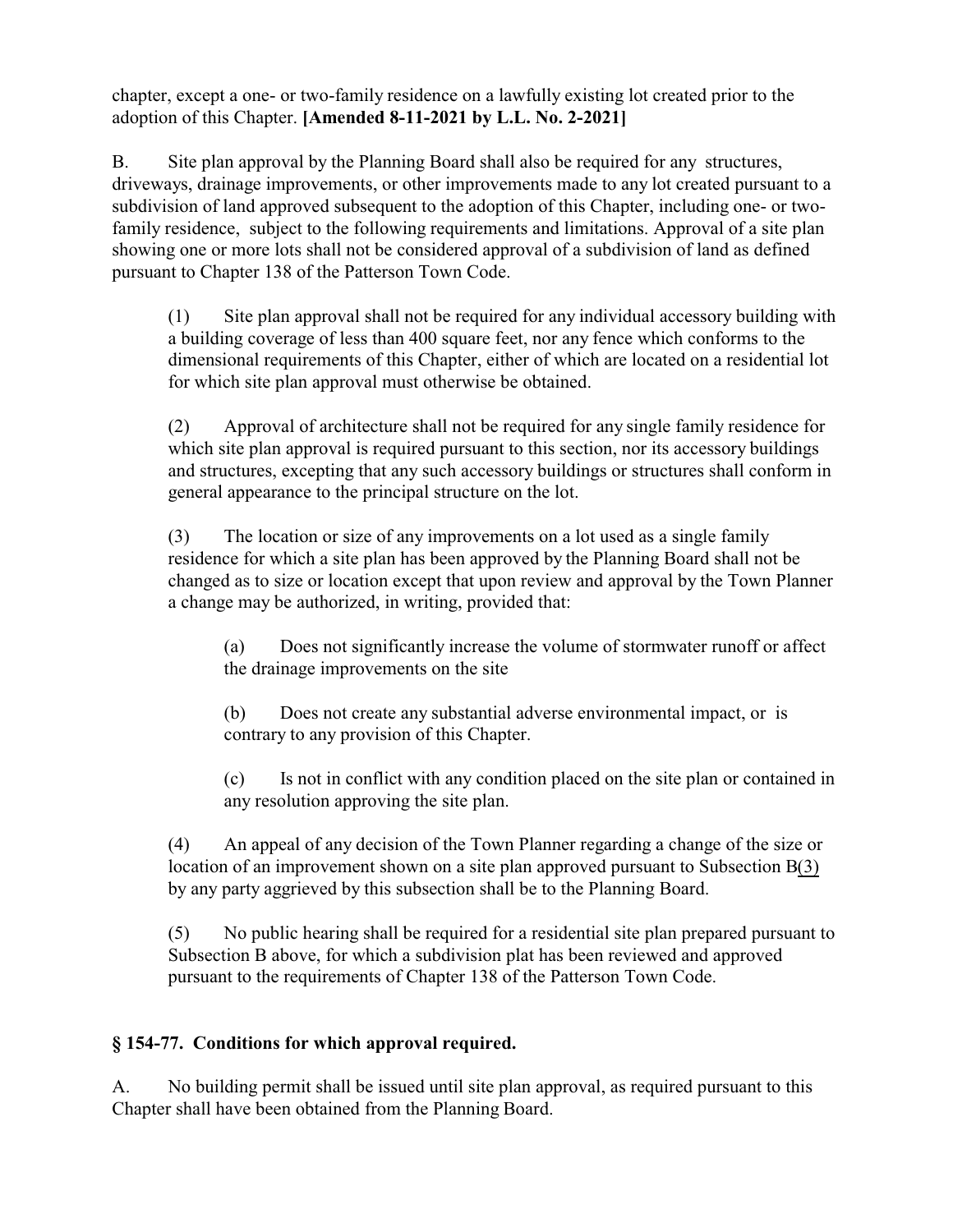chapter, except a one- or two-family residence on a lawfully existing lot created prior to the adoption of this Chapter. **[Amended 8-11-2021 by L.L. No. 2-2021]**

B. Site plan approval by the Planning Board shall also be required for any structures, driveways, drainage improvements, or other improvements made to any lot created pursuant to a subdivision of land approved subsequent to the adoption of this Chapter, including one- or two-family residence, subject to the following requirements and limitations. Approval of a site plan showing one or more lots shall not be considered approval of a subdivision of land as defined pursuant to Chapter 138 of the Patterson Town Code.

(1) Site plan approval shall not be required for any individual accessory building with a building coverage of less than 400 square feet, nor any fence which conforms to the dimensional requirements of this Chapter, either of which are located on a residential lot for which site plan approval must otherwise be obtained.

(2) Approval of architecture shall not be required for any single family residence for which site plan approval is required pursuant to this section, nor its accessory buildings and structures, excepting that any such accessory buildings or structures shall conform in general appearance to the principal structure on the lot.

(3) The location or size of any improvements on a lot used as a single family residence for which a site plan has been approved by the Planning Board shall not be changed as to size or location except that upon review and approval by the Town Planner a change may be authorized, in writing, provided that:

(a) Does not significantly increase the volume of stormwater runoff or affect the drainage improvements on the site

(b) Does not create any substantial adverse environmental impact, or is contrary to any provision of this Chapter.

(c) Is not in conflict with any condition placed on the site plan or contained in any resolution approving the site plan.

(4) An appeal of any decision of the Town Planner regarding a change of the size or location of an improvement shown on a site plan approved pursuant to Subsection B(3) by any party aggrieved by this subsection shall be to the Planning Board.

(5) No public hearing shall be required for a residential site plan prepared pursuant to Subsection B above, for which a subdivision plat has been reviewed and approved pursuant to the requirements of Chapter 138 of the Patterson Town Code.

### § 154-77. Conditions for which approval required.

A. No building permit shall be issued until site plan approval, as required pursuant to this Chapter shall have been obtained from the Planning Board.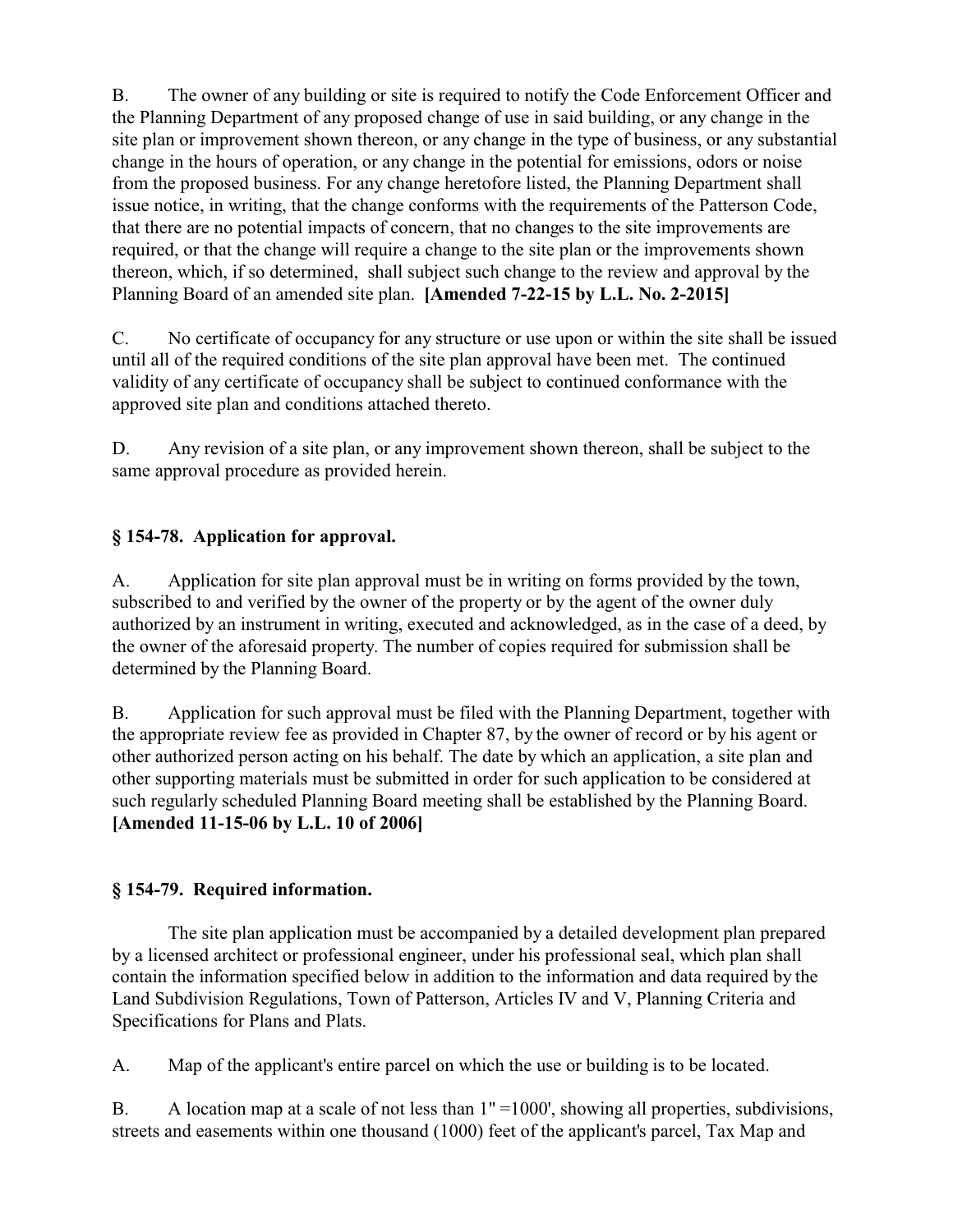B. The owner of any building or site is required to notify the Code Enforcement Officer and the Planning Department of any proposed change of use in said building, or any change in the site plan or improvement shown thereon, or any change in the type of business, or any substantial change in the hours of operation, or any change in the potential for emissions, odors or noise from the proposed business. For any change heretofore listed, the Planning Department shall issue notice, in writing, that the change conforms with the requirements of the Patterson Code, that there are no potential impacts of concern, that no changes to the site improvements are required, or that the change will require a change to the site plan or the improvements shown thereon, which, if so determined, shall subject such change to the review and approval by the Planning Board of an amended site plan. **[Amended 7-22-15 by L.L. No. 2-2015]**

C. No certificate of occupancy for any structure or use upon or within the site shall be issued until all of the required conditions of the site plan approval have been met. The continued validity of any certificate of occupancy shall be subject to continued conformance with the approved site plan and conditions attached thereto.

D. Any revision of a site plan, or any improvement shown thereon, shall be subject to the same approval procedure as provided herein.

### § 154-78. Application for approval.

A. Application for site plan approval must be in writing on forms provided by the town, subscribed to and verified by the owner of the property or by the agent of the owner duly authorized by an instrument in writing, executed and acknowledged, as in the case of a deed, by the owner of the aforesaid property. The number of copies required for submission shall be determined by the Planning Board.

B. Application for such approval must be filed with the Planning Department, together with the appropriate review fee as provided in Chapter 87, by the owner of record or by his agent or other authorized person acting on his behalf. The date by which an application, a site plan and other supporting materials must be submitted in order for such application to be considered at such regularly scheduled Planning Board meeting shall be established by the Planning Board. **[Amended 11-15-06 by L.L. 10 of 2006]**

### § 154-79. Required information.

The site plan application must be accompanied by a detailed development plan prepared by a licensed architect or professional engineer, under his professional seal, which plan shall contain the information specified below in addition to the information and data required by the Land Subdivision Regulations, Town of Patterson, Articles IV and V, Planning Criteria and Specifications for Plans and Plats.

A. Map of the applicant's entire parcel on which the use or building is to be located.

B. A location map at a scale of not less than 1" =1000', showing all properties, subdivisions, streets and easements within one thousand (1000) feet of the applicant's parcel, Tax Map and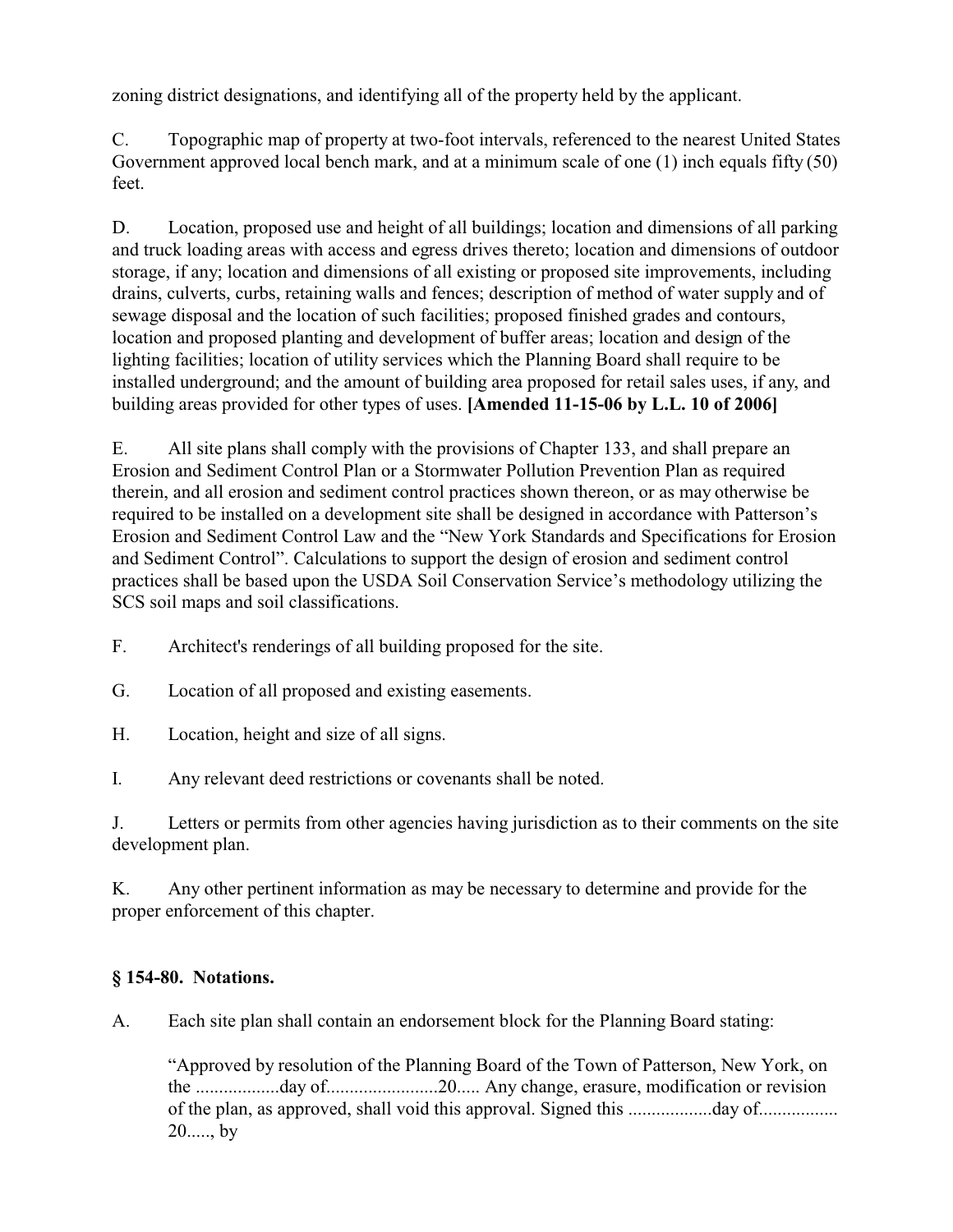zoning district designations, and identifying all of the property held by the applicant.

C. Topographic map of property at two-foot intervals, referenced to the nearest United States Government approved local bench mark, and at a minimum scale of one (1) inch equals fifty (50) feet.

D. Location, proposed use and height of all buildings; location and dimensions of all parking and truck loading areas with access and egress drives thereto; location and dimensions of outdoor storage, if any; location and dimensions of all existing or proposed site improvements, including drains, culverts, curbs, retaining walls and fences; description of method of water supply and of sewage disposal and the location of such facilities; proposed finished grades and contours, location and proposed planting and development of buffer areas; location and design of the lighting facilities; location of utility services which the Planning Board shall require to be installed underground; and the amount of building area proposed for retail sales uses, if any, and building areas provided for other types of uses. **[Amended 11-15-06 by L.L. 10 of 2006]**

E. All site plans shall comply with the provisions of Chapter 133, and shall prepare an Erosion and Sediment Control Plan or a Stormwater Pollution Prevention Plan as required therein, and all erosion and sediment control practices shown thereon, or as may otherwise be required to be installed on a development site shall be designed in accordance with Patterson's Erosion and Sediment Control Law and the "New York Standards and Specifications for Erosion and Sediment Control". Calculations to support the design of erosion and sediment control practices shall be based upon the USDA Soil Conservation Service's methodology utilizing the SCS soil maps and soil classifications.

F. Architect's renderings of all building proposed for the site.

G. Location of all proposed and existing easements.

H. Location, height and size of all signs.

I. Any relevant deed restrictions or covenants shall be noted.

J. Letters or permits from other agencies having jurisdiction as to their comments on the site development plan.

K. Any other pertinent information as may be necessary to determine and provide for the proper enforcement of this chapter.

### § 154-80. Notations.

A. Each site plan shall contain an endorsement block for the Planning Board stating:

> "Approved by resolution of the Planning Board of the Town of Patterson, New York, on the ..................day of........................20..... Any change, erasure, modification or revision of the plan, as approved, shall void this approval. Signed this ..................day of................ 20....., by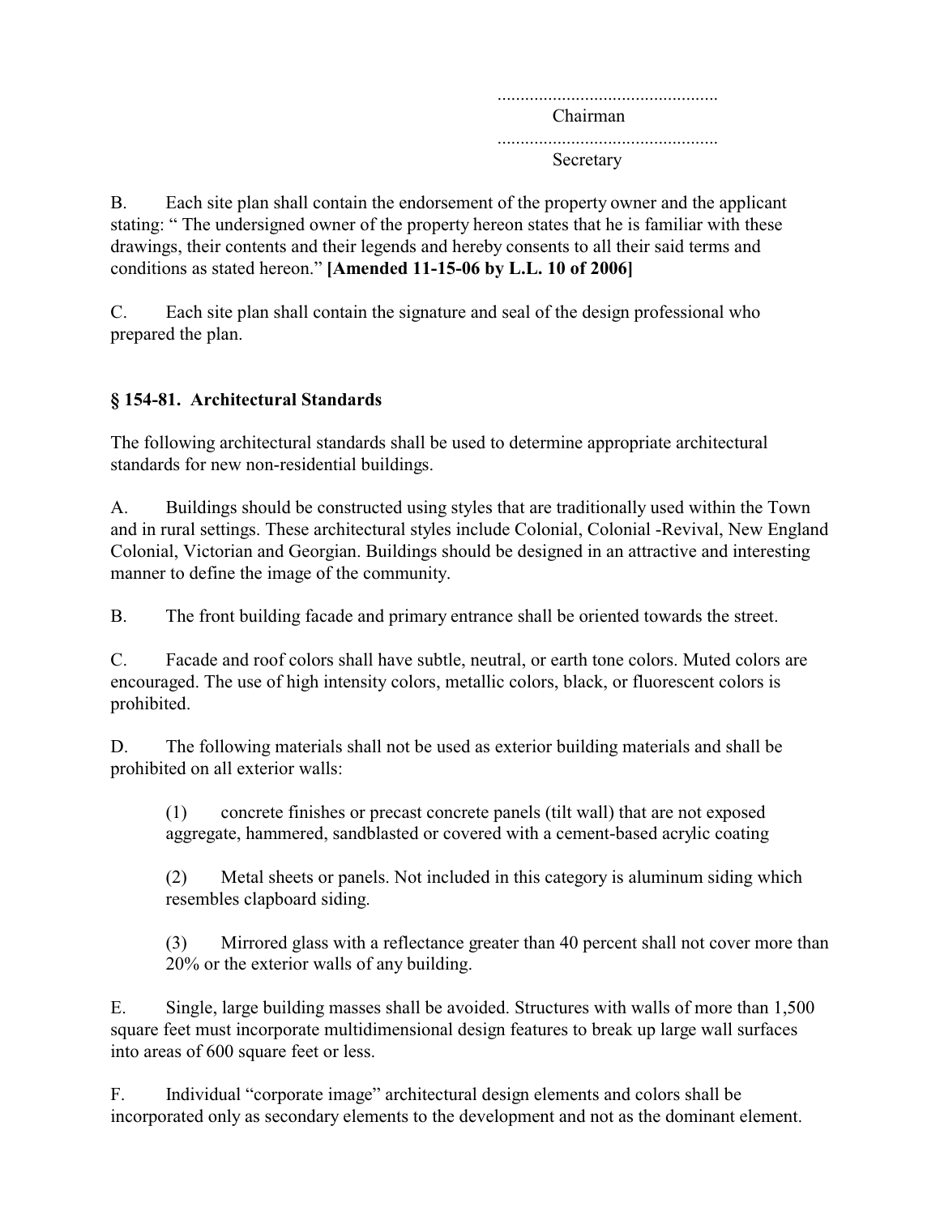...............................................
Chairman

...............................................
Secretary

B. Each site plan shall contain the endorsement of the property owner and the applicant stating: " The undersigned owner of the property hereon states that he is familiar with these drawings, their contents and their legends and hereby consents to all their said terms and conditions as stated hereon." **[Amended 11-15-06 by L.L. 10 of 2006]**

C. Each site plan shall contain the signature and seal of the design professional who prepared the plan.

### § 154-81. Architectural Standards

The following architectural standards shall be used to determine appropriate architectural standards for new non-residential buildings.

A. Buildings should be constructed using styles that are traditionally used within the Town and in rural settings. These architectural styles include Colonial, Colonial -Revival, New England Colonial, Victorian and Georgian. Buildings should be designed in an attractive and interesting manner to define the image of the community.

B. The front building facade and primary entrance shall be oriented towards the street.

C. Facade and roof colors shall have subtle, neutral, or earth tone colors. Muted colors are encouraged. The use of high intensity colors, metallic colors, black, or fluorescent colors is prohibited.

D. The following materials shall not be used as exterior building materials and shall be prohibited on all exterior walls:

(1) concrete finishes or precast concrete panels (tilt wall) that are not exposed aggregate, hammered, sandblasted or covered with a cement-based acrylic coating

(2) Metal sheets or panels. Not included in this category is aluminum siding which resembles clapboard siding.

(3) Mirrored glass with a reflectance greater than 40 percent shall not cover more than 20% or the exterior walls of any building.

E. Single, large building masses shall be avoided. Structures with walls of more than 1,500 square feet must incorporate multidimensional design features to break up large wall surfaces into areas of 600 square feet or less.

F. Individual "corporate image" architectural design elements and colors shall be incorporated only as secondary elements to the development and not as the dominant element.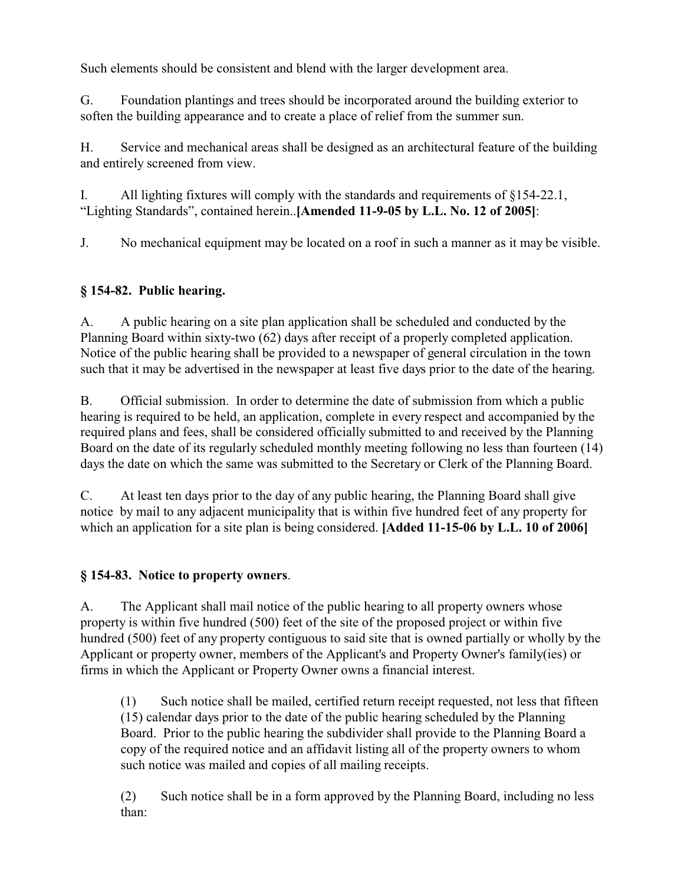Such elements should be consistent and blend with the larger development area.

G. Foundation plantings and trees should be incorporated around the building exterior to soften the building appearance and to create a place of relief from the summer sun.

H. Service and mechanical areas shall be designed as an architectural feature of the building and entirely screened from view.

I. All lighting fixtures will comply with the standards and requirements of §154-22.1, "Lighting Standards", contained herein..**[Amended 11-9-05 by L.L. No. 12 of 2005]**:

J. No mechanical equipment may be located on a roof in such a manner as it may be visible.

## § 154-82. Public hearing.

A. A public hearing on a site plan application shall be scheduled and conducted by the Planning Board within sixty-two (62) days after receipt of a properly completed application. Notice of the public hearing shall be provided to a newspaper of general circulation in the town such that it may be advertised in the newspaper at least five days prior to the date of the hearing.

B. Official submission. In order to determine the date of submission from which a public hearing is required to be held, an application, complete in every respect and accompanied by the required plans and fees, shall be considered officially submitted to and received by the Planning Board on the date of its regularly scheduled monthly meeting following no less than fourteen (14) days the date on which the same was submitted to the Secretary or Clerk of the Planning Board.

C. At least ten days prior to the day of any public hearing, the Planning Board shall give notice by mail to any adjacent municipality that is within five hundred feet of any property for which an application for a site plan is being considered. **[Added 11-15-06 by L.L. 10 of 2006]**

## § 154-83. Notice to property owners.

A. The Applicant shall mail notice of the public hearing to all property owners whose property is within five hundred (500) feet of the site of the proposed project or within five hundred (500) feet of any property contiguous to said site that is owned partially or wholly by the Applicant or property owner, members of the Applicant's and Property Owner's family(ies) or firms in which the Applicant or Property Owner owns a financial interest.

> (1) Such notice shall be mailed, certified return receipt requested, not less that fifteen (15) calendar days prior to the date of the public hearing scheduled by the Planning Board. Prior to the public hearing the subdivider shall provide to the Planning Board a copy of the required notice and an affidavit listing all of the property owners to whom such notice was mailed and copies of all mailing receipts.
>
> (2) Such notice shall be in a form approved by the Planning Board, including no less than: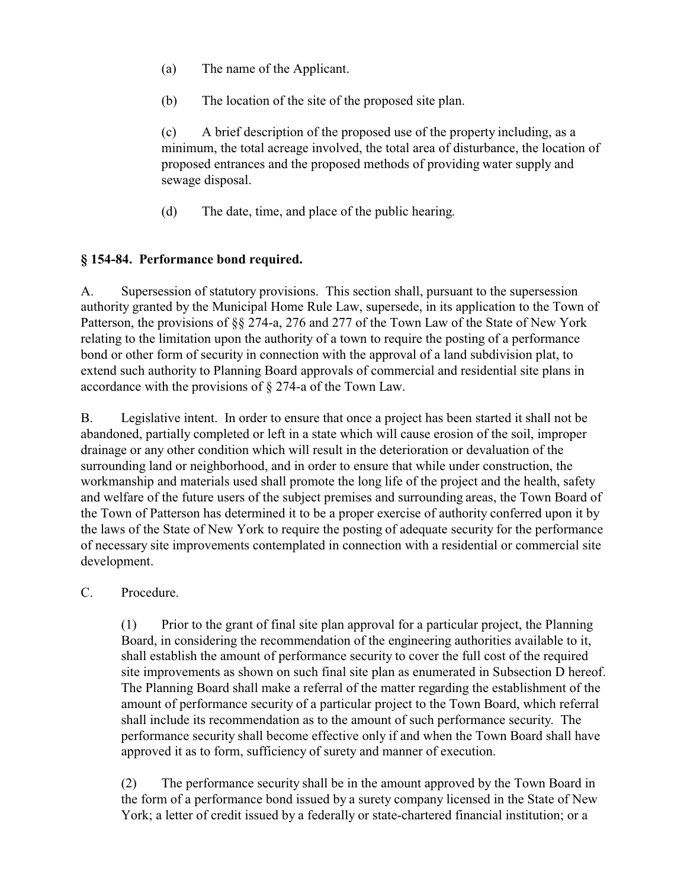(a) The name of the Applicant.

(b) The location of the site of the proposed site plan.

(c) A brief description of the proposed use of the property including, as a minimum, the total acreage involved, the total area of disturbance, the location of proposed entrances and the proposed methods of providing water supply and sewage disposal.

(d) The date, time, and place of the public hearing.

### § 154-84. Performance bond required.

A. Supersession of statutory provisions. This section shall, pursuant to the supersession authority granted by the Municipal Home Rule Law, supersede, in its application to the Town of Patterson, the provisions of §§ 274-a, 276 and 277 of the Town Law of the State of New York relating to the limitation upon the authority of a town to require the posting of a performance bond or other form of security in connection with the approval of a land subdivision plat, to extend such authority to Planning Board approvals of commercial and residential site plans in accordance with the provisions of § 274-a of the Town Law.

B. Legislative intent. In order to ensure that once a project has been started it shall not be abandoned, partially completed or left in a state which will cause erosion of the soil, improper drainage or any other condition which will result in the deterioration or devaluation of the surrounding land or neighborhood, and in order to ensure that while under construction, the workmanship and materials used shall promote the long life of the project and the health, safety and welfare of the future users of the subject premises and surrounding areas, the Town Board of the Town of Patterson has determined it to be a proper exercise of authority conferred upon it by the laws of the State of New York to require the posting of adequate security for the performance of necessary site improvements contemplated in connection with a residential or commercial site development.

C. Procedure.

(1) Prior to the grant of final site plan approval for a particular project, the Planning Board, in considering the recommendation of the engineering authorities available to it, shall establish the amount of performance security to cover the full cost of the required site improvements as shown on such final site plan as enumerated in Subsection D hereof. The Planning Board shall make a referral of the matter regarding the establishment of the amount of performance security of a particular project to the Town Board, which referral shall include its recommendation as to the amount of such performance security. The performance security shall become effective only if and when the Town Board shall have approved it as to form, sufficiency of surety and manner of execution.

(2) The performance security shall be in the amount approved by the Town Board in the form of a performance bond issued by a surety company licensed in the State of New York; a letter of credit issued by a federally or state-chartered financial institution; or a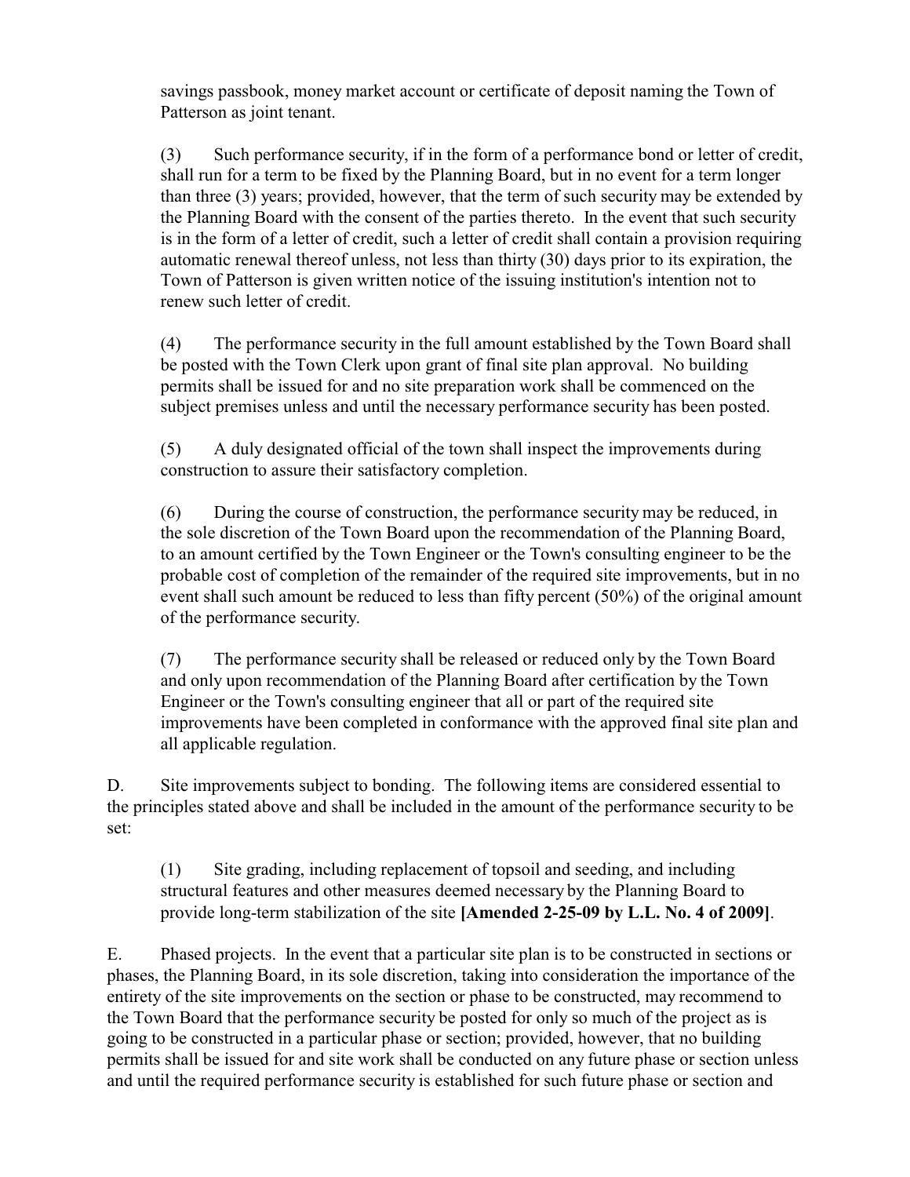savings passbook, money market account or certificate of deposit naming the Town of Patterson as joint tenant.

(3) Such performance security, if in the form of a performance bond or letter of credit, shall run for a term to be fixed by the Planning Board, but in no event for a term longer than three (3) years; provided, however, that the term of such security may be extended by the Planning Board with the consent of the parties thereto. In the event that such security is in the form of a letter of credit, such a letter of credit shall contain a provision requiring automatic renewal thereof unless, not less than thirty (30) days prior to its expiration, the Town of Patterson is given written notice of the issuing institution's intention not to renew such letter of credit.

(4) The performance security in the full amount established by the Town Board shall be posted with the Town Clerk upon grant of final site plan approval. No building permits shall be issued for and no site preparation work shall be commenced on the subject premises unless and until the necessary performance security has been posted.

(5) A duly designated official of the town shall inspect the improvements during construction to assure their satisfactory completion.

(6) During the course of construction, the performance security may be reduced, in the sole discretion of the Town Board upon the recommendation of the Planning Board, to an amount certified by the Town Engineer or the Town's consulting engineer to be the probable cost of completion of the remainder of the required site improvements, but in no event shall such amount be reduced to less than fifty percent (50%) of the original amount of the performance security.

(7) The performance security shall be released or reduced only by the Town Board and only upon recommendation of the Planning Board after certification by the Town Engineer or the Town's consulting engineer that all or part of the required site improvements have been completed in conformance with the approved final site plan and all applicable regulation.

D. Site improvements subject to bonding. The following items are considered essential to the principles stated above and shall be included in the amount of the performance security to be set:

(1) Site grading, including replacement of topsoil and seeding, and including structural features and other measures deemed necessary by the Planning Board to provide long-term stabilization of the site **[Amended 2-25-09 by L.L. No. 4 of 2009]**.

E. Phased projects. In the event that a particular site plan is to be constructed in sections or phases, the Planning Board, in its sole discretion, taking into consideration the importance of the entirety of the site improvements on the section or phase to be constructed, may recommend to the Town Board that the performance security be posted for only so much of the project as is going to be constructed in a particular phase or section; provided, however, that no building permits shall be issued for and site work shall be conducted on any future phase or section unless and until the required performance security is established for such future phase or section and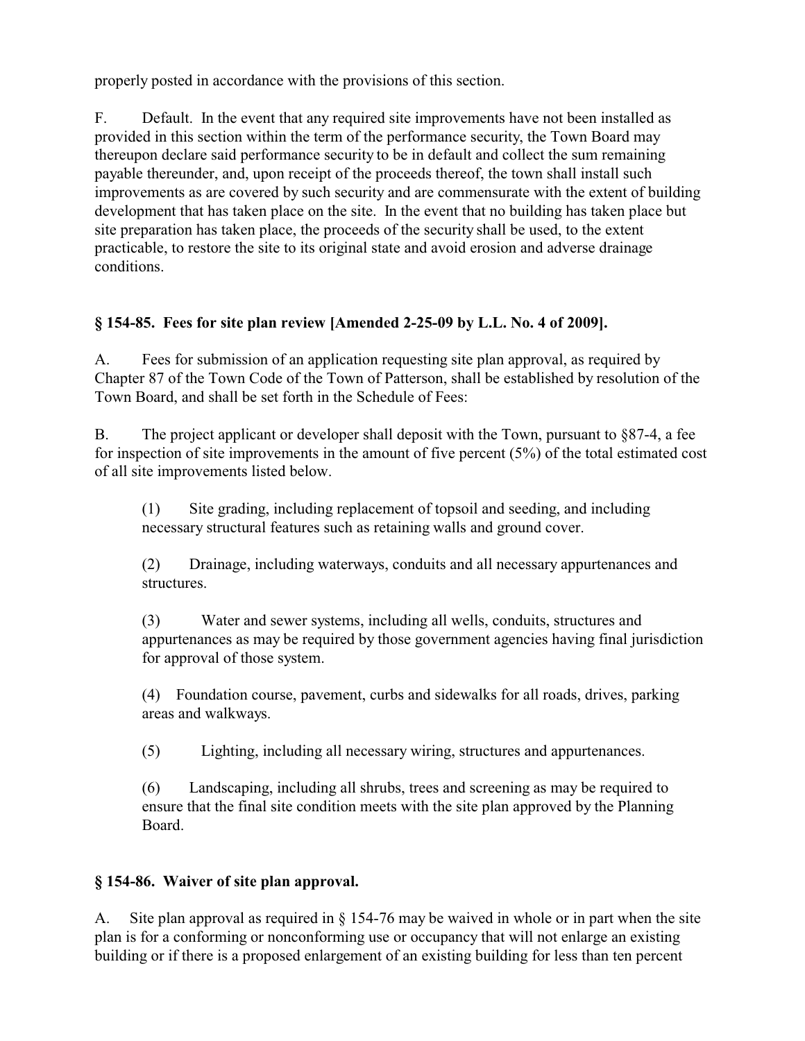properly posted in accordance with the provisions of this section.

F. Default. In the event that any required site improvements have not been installed as provided in this section within the term of the performance security, the Town Board may thereupon declare said performance security to be in default and collect the sum remaining payable thereunder, and, upon receipt of the proceeds thereof, the town shall install such improvements as are covered by such security and are commensurate with the extent of building development that has taken place on the site. In the event that no building has taken place but site preparation has taken place, the proceeds of the security shall be used, to the extent practicable, to restore the site to its original state and avoid erosion and adverse drainage conditions.

## § 154-85. Fees for site plan review [Amended 2-25-09 by L.L. No. 4 of 2009].

A. Fees for submission of an application requesting site plan approval, as required by Chapter 87 of the Town Code of the Town of Patterson, shall be established by resolution of the Town Board, and shall be set forth in the Schedule of Fees:

B. The project applicant or developer shall deposit with the Town, pursuant to §87-4, a fee for inspection of site improvements in the amount of five percent (5%) of the total estimated cost of all site improvements listed below.

(1) Site grading, including replacement of topsoil and seeding, and including necessary structural features such as retaining walls and ground cover.

(2) Drainage, including waterways, conduits and all necessary appurtenances and structures.

(3) Water and sewer systems, including all wells, conduits, structures and appurtenances as may be required by those government agencies having final jurisdiction for approval of those system.

(4) Foundation course, pavement, curbs and sidewalks for all roads, drives, parking areas and walkways.

(5) Lighting, including all necessary wiring, structures and appurtenances.

(6) Landscaping, including all shrubs, trees and screening as may be required to ensure that the final site condition meets with the site plan approved by the Planning Board.

## § 154-86. Waiver of site plan approval.

A. Site plan approval as required in § 154-76 may be waived in whole or in part when the site plan is for a conforming or nonconforming use or occupancy that will not enlarge an existing building or if there is a proposed enlargement of an existing building for less than ten percent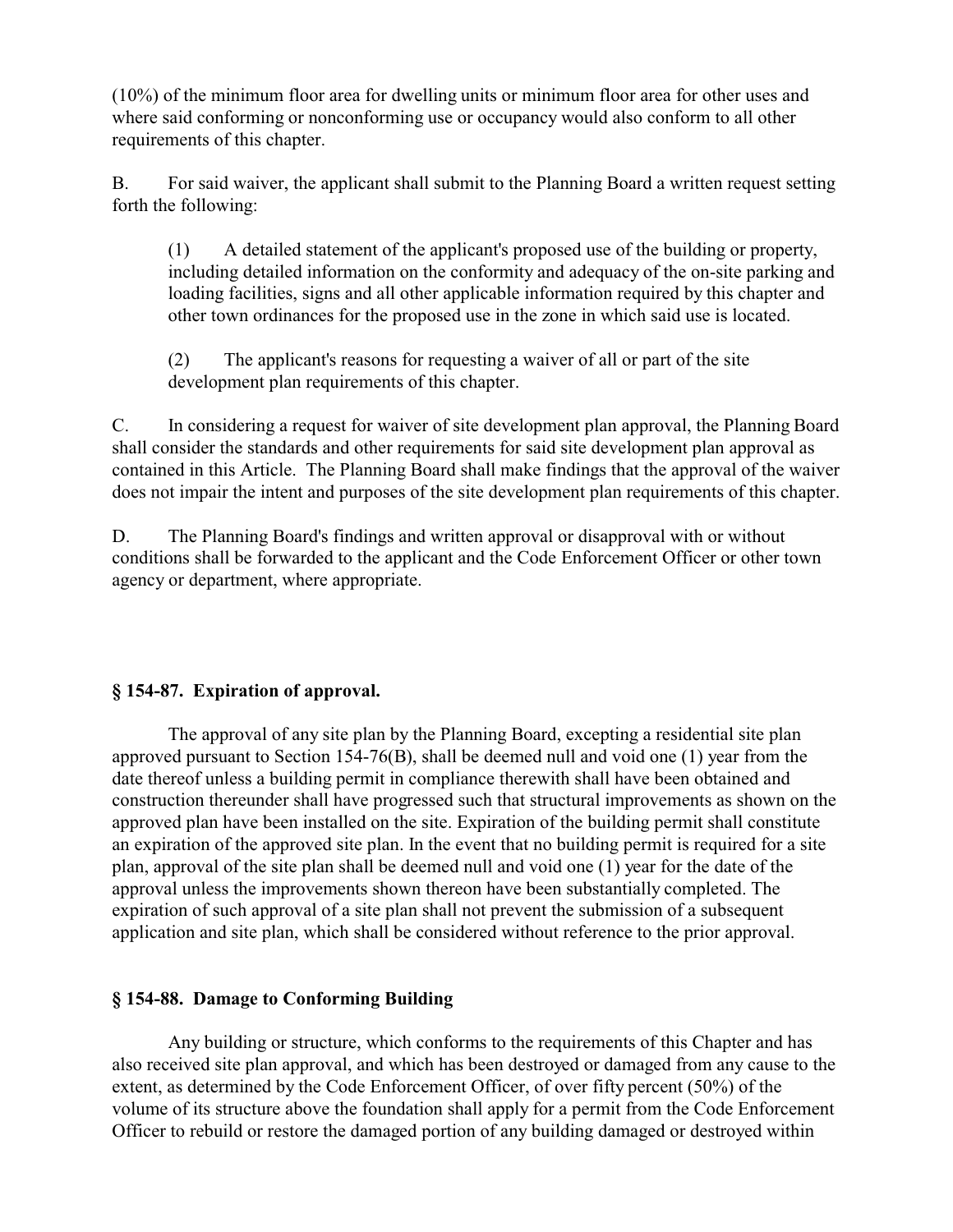(10%) of the minimum floor area for dwelling units or minimum floor area for other uses and where said conforming or nonconforming use or occupancy would also conform to all other requirements of this chapter.

B. For said waiver, the applicant shall submit to the Planning Board a written request setting forth the following:

(1) A detailed statement of the applicant's proposed use of the building or property, including detailed information on the conformity and adequacy of the on-site parking and loading facilities, signs and all other applicable information required by this chapter and other town ordinances for the proposed use in the zone in which said use is located.

(2) The applicant's reasons for requesting a waiver of all or part of the site development plan requirements of this chapter.

C. In considering a request for waiver of site development plan approval, the Planning Board shall consider the standards and other requirements for said site development plan approval as contained in this Article. The Planning Board shall make findings that the approval of the waiver does not impair the intent and purposes of the site development plan requirements of this chapter.

D. The Planning Board's findings and written approval or disapproval with or without conditions shall be forwarded to the applicant and the Code Enforcement Officer or other town agency or department, where appropriate.

### § 154-87. Expiration of approval.

The approval of any site plan by the Planning Board, excepting a residential site plan approved pursuant to Section 154-76(B), shall be deemed null and void one (1) year from the date thereof unless a building permit in compliance therewith shall have been obtained and construction thereunder shall have progressed such that structural improvements as shown on the approved plan have been installed on the site. Expiration of the building permit shall constitute an expiration of the approved site plan. In the event that no building permit is required for a site plan, approval of the site plan shall be deemed null and void one (1) year for the date of the approval unless the improvements shown thereon have been substantially completed. The expiration of such approval of a site plan shall not prevent the submission of a subsequent application and site plan, which shall be considered without reference to the prior approval.

### § 154-88. Damage to Conforming Building

Any building or structure, which conforms to the requirements of this Chapter and has also received site plan approval, and which has been destroyed or damaged from any cause to the extent, as determined by the Code Enforcement Officer, of over fifty percent (50%) of the volume of its structure above the foundation shall apply for a permit from the Code Enforcement Officer to rebuild or restore the damaged portion of any building damaged or destroyed within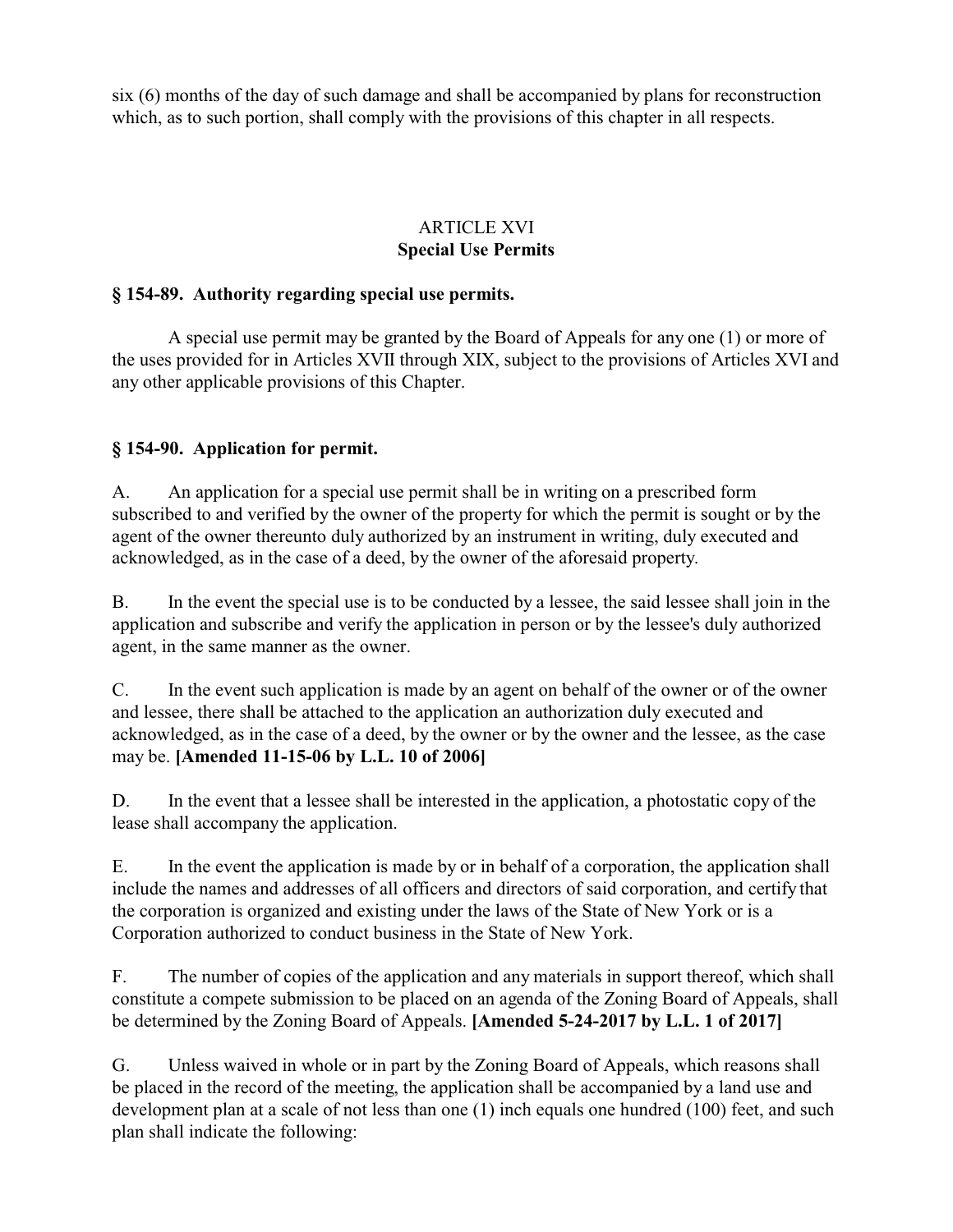six (6) months of the day of such damage and shall be accompanied by plans for reconstruction which, as to such portion, shall comply with the provisions of this chapter in all respects.

## ARTICLE XVI
## Special Use Permits

### § 154-89. Authority regarding special use permits.

A special use permit may be granted by the Board of Appeals for any one (1) or more of the uses provided for in Articles XVII through XIX, subject to the provisions of Articles XVI and any other applicable provisions of this Chapter.

### § 154-90. Application for permit.

A. An application for a special use permit shall be in writing on a prescribed form subscribed to and verified by the owner of the property for which the permit is sought or by the agent of the owner thereunto duly authorized by an instrument in writing, duly executed and acknowledged, as in the case of a deed, by the owner of the aforesaid property.

B. In the event the special use is to be conducted by a lessee, the said lessee shall join in the application and subscribe and verify the application in person or by the lessee's duly authorized agent, in the same manner as the owner.

C. In the event such application is made by an agent on behalf of the owner or of the owner and lessee, there shall be attached to the application an authorization duly executed and acknowledged, as in the case of a deed, by the owner or by the owner and the lessee, as the case may be. **[Amended 11-15-06 by L.L. 10 of 2006]**

D. In the event that a lessee shall be interested in the application, a photostatic copy of the lease shall accompany the application.

E. In the event the application is made by or in behalf of a corporation, the application shall include the names and addresses of all officers and directors of said corporation, and certify that the corporation is organized and existing under the laws of the State of New York or is a Corporation authorized to conduct business in the State of New York.

F. The number of copies of the application and any materials in support thereof, which shall constitute a compete submission to be placed on an agenda of the Zoning Board of Appeals, shall be determined by the Zoning Board of Appeals. **[Amended 5-24-2017 by L.L. 1 of 2017]**

G. Unless waived in whole or in part by the Zoning Board of Appeals, which reasons shall be placed in the record of the meeting, the application shall be accompanied by a land use and development plan at a scale of not less than one (1) inch equals one hundred (100) feet, and such plan shall indicate the following: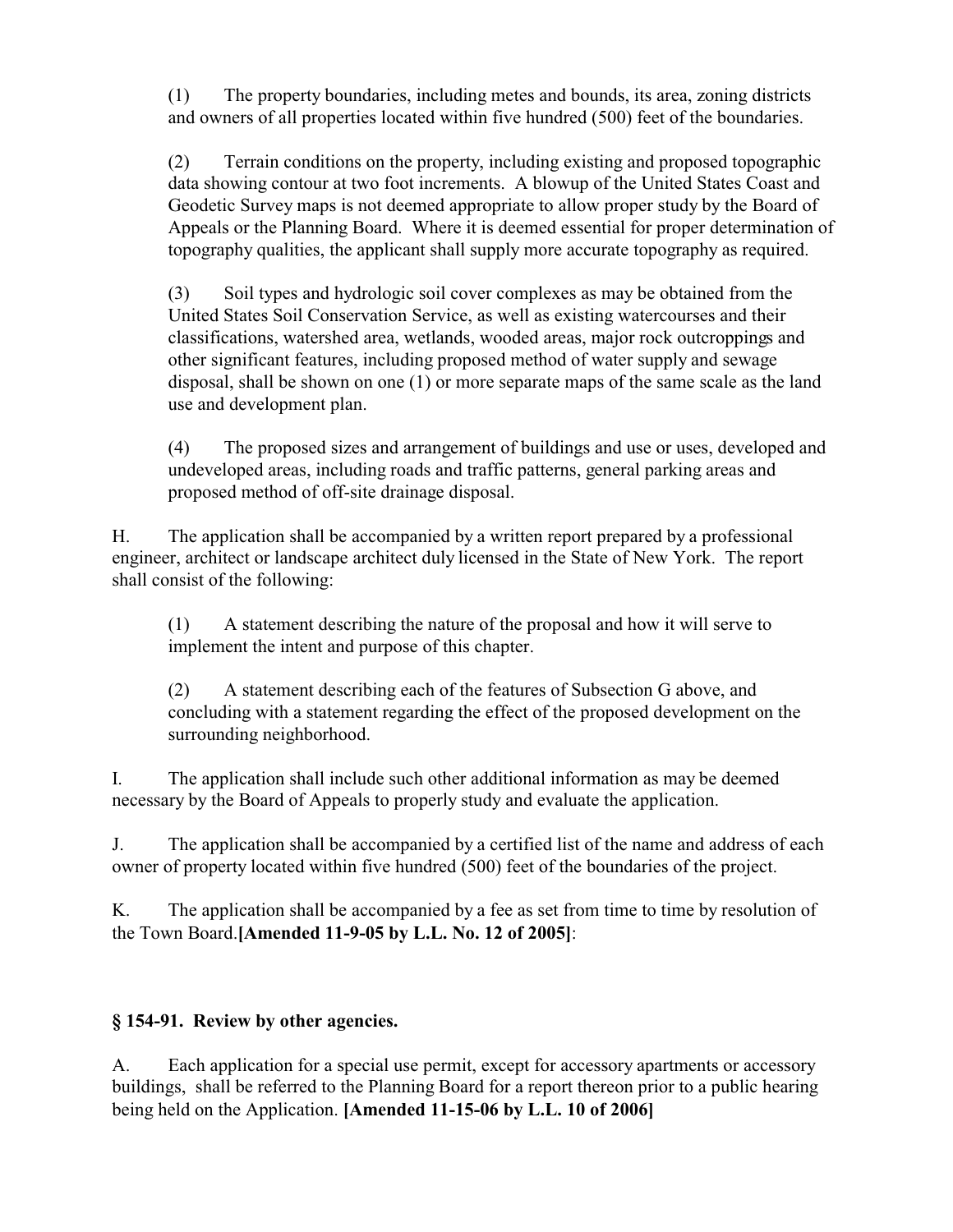(1) The property boundaries, including metes and bounds, its area, zoning districts and owners of all properties located within five hundred (500) feet of the boundaries.

(2) Terrain conditions on the property, including existing and proposed topographic data showing contour at two foot increments. A blowup of the United States Coast and Geodetic Survey maps is not deemed appropriate to allow proper study by the Board of Appeals or the Planning Board. Where it is deemed essential for proper determination of topography qualities, the applicant shall supply more accurate topography as required.

(3) Soil types and hydrologic soil cover complexes as may be obtained from the United States Soil Conservation Service, as well as existing watercourses and their classifications, watershed area, wetlands, wooded areas, major rock outcroppings and other significant features, including proposed method of water supply and sewage disposal, shall be shown on one (1) or more separate maps of the same scale as the land use and development plan.

(4) The proposed sizes and arrangement of buildings and use or uses, developed and undeveloped areas, including roads and traffic patterns, general parking areas and proposed method of off-site drainage disposal.

H. The application shall be accompanied by a written report prepared by a professional engineer, architect or landscape architect duly licensed in the State of New York. The report shall consist of the following:

(1) A statement describing the nature of the proposal and how it will serve to implement the intent and purpose of this chapter.

(2) A statement describing each of the features of Subsection G above, and concluding with a statement regarding the effect of the proposed development on the surrounding neighborhood.

I. The application shall include such other additional information as may be deemed necessary by the Board of Appeals to properly study and evaluate the application.

J. The application shall be accompanied by a certified list of the name and address of each owner of property located within five hundred (500) feet of the boundaries of the project.

K. The application shall be accompanied by a fee as set from time to time by resolution of the Town Board.**[Amended 11-9-05 by L.L. No. 12 of 2005]**:

### § 154-91. Review by other agencies.

A. Each application for a special use permit, except for accessory apartments or accessory buildings, shall be referred to the Planning Board for a report thereon prior to a public hearing being held on the Application. **[Amended 11-15-06 by L.L. 10 of 2006]**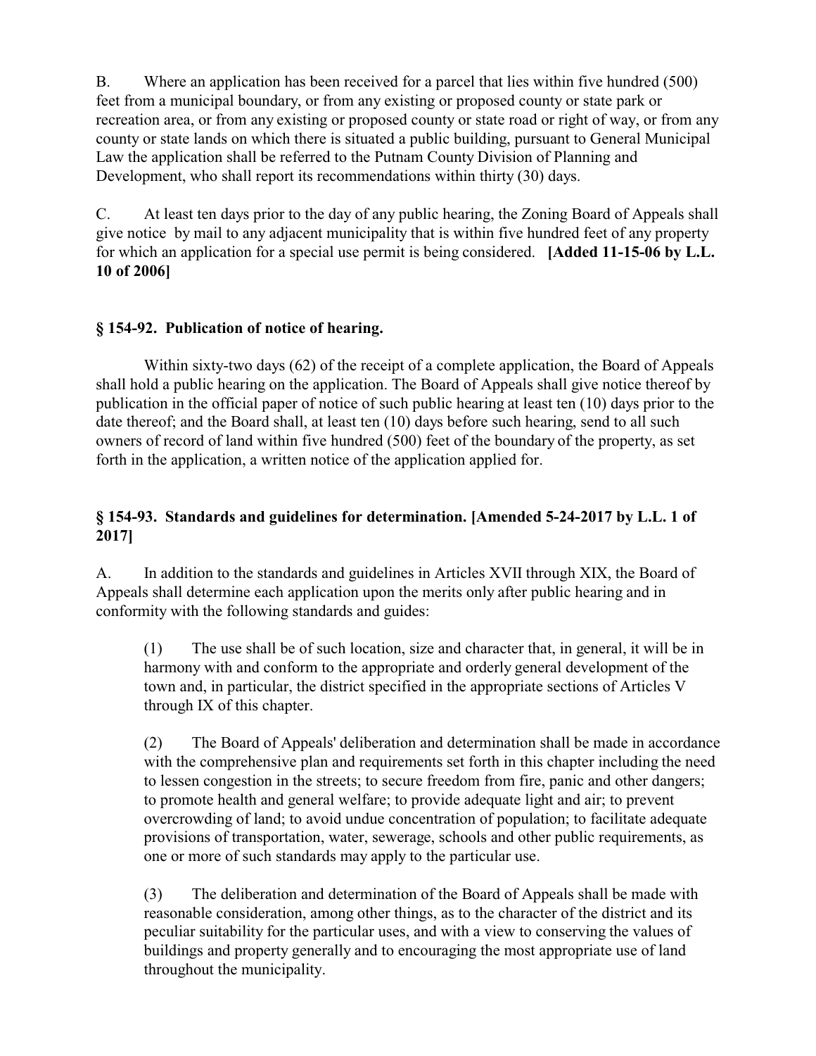B. Where an application has been received for a parcel that lies within five hundred (500) feet from a municipal boundary, or from any existing or proposed county or state park or recreation area, or from any existing or proposed county or state road or right of way, or from any county or state lands on which there is situated a public building, pursuant to General Municipal Law the application shall be referred to the Putnam County Division of Planning and Development, who shall report its recommendations within thirty (30) days.

C. At least ten days prior to the day of any public hearing, the Zoning Board of Appeals shall give notice by mail to any adjacent municipality that is within five hundred feet of any property for which an application for a special use permit is being considered. **[Added 11-15-06 by L.L. 10 of 2006]**

### § 154-92. Publication of notice of hearing.

Within sixty-two days (62) of the receipt of a complete application, the Board of Appeals shall hold a public hearing on the application. The Board of Appeals shall give notice thereof by publication in the official paper of notice of such public hearing at least ten (10) days prior to the date thereof; and the Board shall, at least ten (10) days before such hearing, send to all such owners of record of land within five hundred (500) feet of the boundary of the property, as set forth in the application, a written notice of the application applied for.

### § 154-93. Standards and guidelines for determination. [Amended 5-24-2017 by L.L. 1 of 2017]

A. In addition to the standards and guidelines in Articles XVII through XIX, the Board of Appeals shall determine each application upon the merits only after public hearing and in conformity with the following standards and guides:

(1) The use shall be of such location, size and character that, in general, it will be in harmony with and conform to the appropriate and orderly general development of the town and, in particular, the district specified in the appropriate sections of Articles V through IX of this chapter.

(2) The Board of Appeals' deliberation and determination shall be made in accordance with the comprehensive plan and requirements set forth in this chapter including the need to lessen congestion in the streets; to secure freedom from fire, panic and other dangers; to promote health and general welfare; to provide adequate light and air; to prevent overcrowding of land; to avoid undue concentration of population; to facilitate adequate provisions of transportation, water, sewerage, schools and other public requirements, as one or more of such standards may apply to the particular use.

(3) The deliberation and determination of the Board of Appeals shall be made with reasonable consideration, among other things, as to the character of the district and its peculiar suitability for the particular uses, and with a view to conserving the values of buildings and property generally and to encouraging the most appropriate use of land throughout the municipality.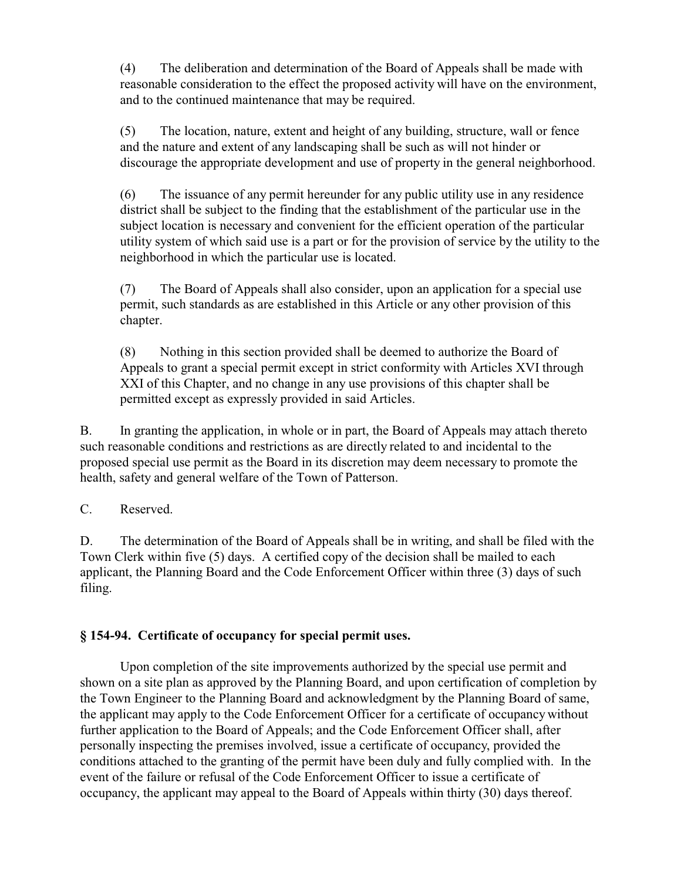(4) The deliberation and determination of the Board of Appeals shall be made with reasonable consideration to the effect the proposed activity will have on the environment, and to the continued maintenance that may be required.

(5) The location, nature, extent and height of any building, structure, wall or fence and the nature and extent of any landscaping shall be such as will not hinder or discourage the appropriate development and use of property in the general neighborhood.

(6) The issuance of any permit hereunder for any public utility use in any residence district shall be subject to the finding that the establishment of the particular use in the subject location is necessary and convenient for the efficient operation of the particular utility system of which said use is a part or for the provision of service by the utility to the neighborhood in which the particular use is located.

(7) The Board of Appeals shall also consider, upon an application for a special use permit, such standards as are established in this Article or any other provision of this chapter.

(8) Nothing in this section provided shall be deemed to authorize the Board of Appeals to grant a special permit except in strict conformity with Articles XVI through XXI of this Chapter, and no change in any use provisions of this chapter shall be permitted except as expressly provided in said Articles.

B. In granting the application, in whole or in part, the Board of Appeals may attach thereto such reasonable conditions and restrictions as are directly related to and incidental to the proposed special use permit as the Board in its discretion may deem necessary to promote the health, safety and general welfare of the Town of Patterson.

C. Reserved.

D. The determination of the Board of Appeals shall be in writing, and shall be filed with the Town Clerk within five (5) days. A certified copy of the decision shall be mailed to each applicant, the Planning Board and the Code Enforcement Officer within three (3) days of such filing.

### § 154-94. Certificate of occupancy for special permit uses.

Upon completion of the site improvements authorized by the special use permit and shown on a site plan as approved by the Planning Board, and upon certification of completion by the Town Engineer to the Planning Board and acknowledgment by the Planning Board of same, the applicant may apply to the Code Enforcement Officer for a certificate of occupancy without further application to the Board of Appeals; and the Code Enforcement Officer shall, after personally inspecting the premises involved, issue a certificate of occupancy, provided the conditions attached to the granting of the permit have been duly and fully complied with. In the event of the failure or refusal of the Code Enforcement Officer to issue a certificate of occupancy, the applicant may appeal to the Board of Appeals within thirty (30) days thereof.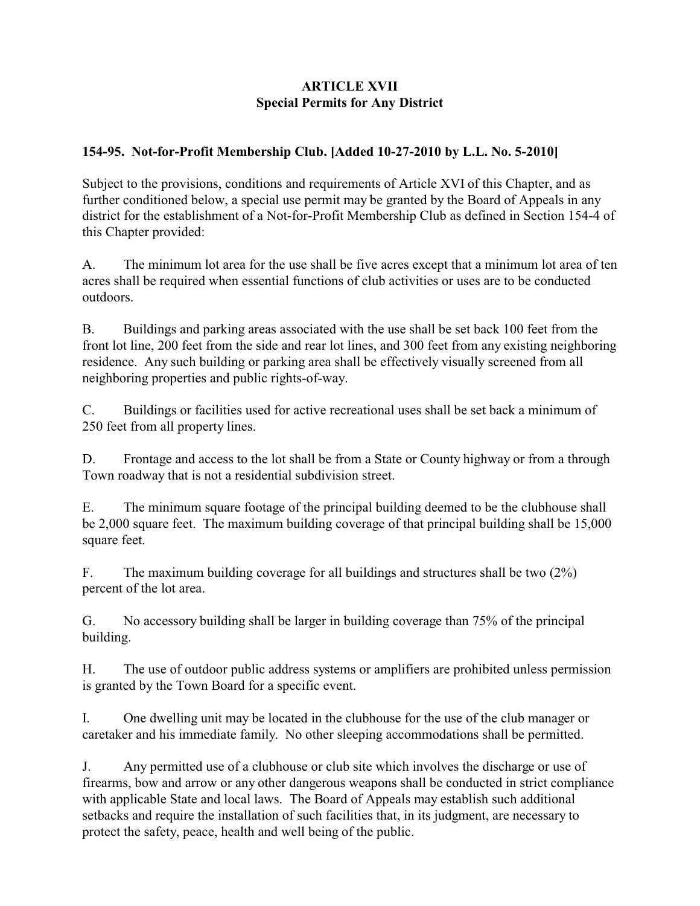# ARTICLE XVII
## Special Permits for Any District

### 154-95. Not-for-Profit Membership Club. [Added 10-27-2010 by L.L. No. 5-2010]

Subject to the provisions, conditions and requirements of Article XVI of this Chapter, and as further conditioned below, a special use permit may be granted by the Board of Appeals in any district for the establishment of a Not-for-Profit Membership Club as defined in Section 154-4 of this Chapter provided:

A. The minimum lot area for the use shall be five acres except that a minimum lot area of ten acres shall be required when essential functions of club activities or uses are to be conducted outdoors.

B. Buildings and parking areas associated with the use shall be set back 100 feet from the front lot line, 200 feet from the side and rear lot lines, and 300 feet from any existing neighboring residence. Any such building or parking area shall be effectively visually screened from all neighboring properties and public rights-of-way.

C. Buildings or facilities used for active recreational uses shall be set back a minimum of 250 feet from all property lines.

D. Frontage and access to the lot shall be from a State or County highway or from a through Town roadway that is not a residential subdivision street.

E. The minimum square footage of the principal building deemed to be the clubhouse shall be 2,000 square feet. The maximum building coverage of that principal building shall be 15,000 square feet.

F. The maximum building coverage for all buildings and structures shall be two (2%) percent of the lot area.

G. No accessory building shall be larger in building coverage than 75% of the principal building.

H. The use of outdoor public address systems or amplifiers are prohibited unless permission is granted by the Town Board for a specific event.

I. One dwelling unit may be located in the clubhouse for the use of the club manager or caretaker and his immediate family. No other sleeping accommodations shall be permitted.

J. Any permitted use of a clubhouse or club site which involves the discharge or use of firearms, bow and arrow or any other dangerous weapons shall be conducted in strict compliance with applicable State and local laws. The Board of Appeals may establish such additional setbacks and require the installation of such facilities that, in its judgment, are necessary to protect the safety, peace, health and well being of the public.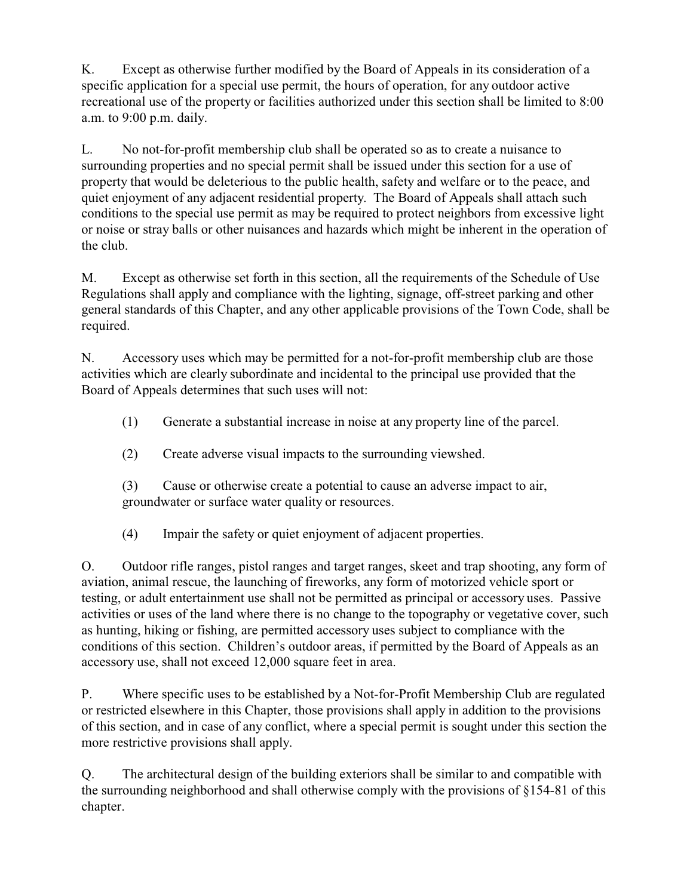K. Except as otherwise further modified by the Board of Appeals in its consideration of a specific application for a special use permit, the hours of operation, for any outdoor active recreational use of the property or facilities authorized under this section shall be limited to 8:00 a.m. to 9:00 p.m. daily.

L. No not-for-profit membership club shall be operated so as to create a nuisance to surrounding properties and no special permit shall be issued under this section for a use of property that would be deleterious to the public health, safety and welfare or to the peace, and quiet enjoyment of any adjacent residential property. The Board of Appeals shall attach such conditions to the special use permit as may be required to protect neighbors from excessive light or noise or stray balls or other nuisances and hazards which might be inherent in the operation of the club.

M. Except as otherwise set forth in this section, all the requirements of the Schedule of Use Regulations shall apply and compliance with the lighting, signage, off-street parking and other general standards of this Chapter, and any other applicable provisions of the Town Code, shall be required.

N. Accessory uses which may be permitted for a not-for-profit membership club are those activities which are clearly subordinate and incidental to the principal use provided that the Board of Appeals determines that such uses will not:

(1) Generate a substantial increase in noise at any property line of the parcel.

(2) Create adverse visual impacts to the surrounding viewshed.

(3) Cause or otherwise create a potential to cause an adverse impact to air, groundwater or surface water quality or resources.

(4) Impair the safety or quiet enjoyment of adjacent properties.

O. Outdoor rifle ranges, pistol ranges and target ranges, skeet and trap shooting, any form of aviation, animal rescue, the launching of fireworks, any form of motorized vehicle sport or testing, or adult entertainment use shall not be permitted as principal or accessory uses. Passive activities or uses of the land where there is no change to the topography or vegetative cover, such as hunting, hiking or fishing, are permitted accessory uses subject to compliance with the conditions of this section. Children's outdoor areas, if permitted by the Board of Appeals as an accessory use, shall not exceed 12,000 square feet in area.

P. Where specific uses to be established by a Not-for-Profit Membership Club are regulated or restricted elsewhere in this Chapter, those provisions shall apply in addition to the provisions of this section, and in case of any conflict, where a special permit is sought under this section the more restrictive provisions shall apply.

Q. The architectural design of the building exteriors shall be similar to and compatible with the surrounding neighborhood and shall otherwise comply with the provisions of §154-81 of this chapter.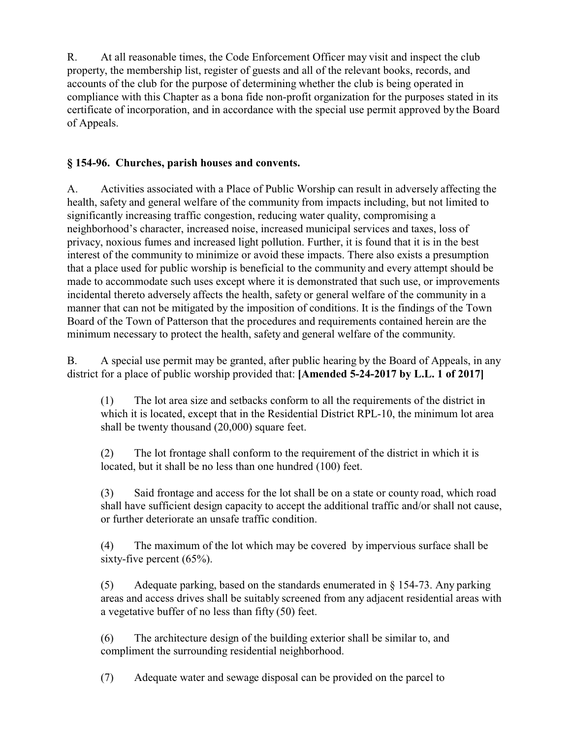R. At all reasonable times, the Code Enforcement Officer may visit and inspect the club property, the membership list, register of guests and all of the relevant books, records, and accounts of the club for the purpose of determining whether the club is being operated in compliance with this Chapter as a bona fide non-profit organization for the purposes stated in its certificate of incorporation, and in accordance with the special use permit approved by the Board of Appeals.

## § 154-96. Churches, parish houses and convents.

A. Activities associated with a Place of Public Worship can result in adversely affecting the health, safety and general welfare of the community from impacts including, but not limited to significantly increasing traffic congestion, reducing water quality, compromising a neighborhood's character, increased noise, increased municipal services and taxes, loss of privacy, noxious fumes and increased light pollution. Further, it is found that it is in the best interest of the community to minimize or avoid these impacts. There also exists a presumption that a place used for public worship is beneficial to the community and every attempt should be made to accommodate such uses except where it is demonstrated that such use, or improvements incidental thereto adversely affects the health, safety or general welfare of the community in a manner that can not be mitigated by the imposition of conditions. It is the findings of the Town Board of the Town of Patterson that the procedures and requirements contained herein are the minimum necessary to protect the health, safety and general welfare of the community.

B. A special use permit may be granted, after public hearing by the Board of Appeals, in any district for a place of public worship provided that: **[Amended 5-24-2017 by L.L. 1 of 2017]**

(1) The lot area size and setbacks conform to all the requirements of the district in which it is located, except that in the Residential District RPL-10, the minimum lot area shall be twenty thousand (20,000) square feet.

(2) The lot frontage shall conform to the requirement of the district in which it is located, but it shall be no less than one hundred (100) feet.

(3) Said frontage and access for the lot shall be on a state or county road, which road shall have sufficient design capacity to accept the additional traffic and/or shall not cause, or further deteriorate an unsafe traffic condition.

(4) The maximum of the lot which may be covered by impervious surface shall be sixty-five percent (65%).

(5) Adequate parking, based on the standards enumerated in § 154-73. Any parking areas and access drives shall be suitably screened from any adjacent residential areas with a vegetative buffer of no less than fifty (50) feet.

(6) The architecture design of the building exterior shall be similar to, and compliment the surrounding residential neighborhood.

(7) Adequate water and sewage disposal can be provided on the parcel to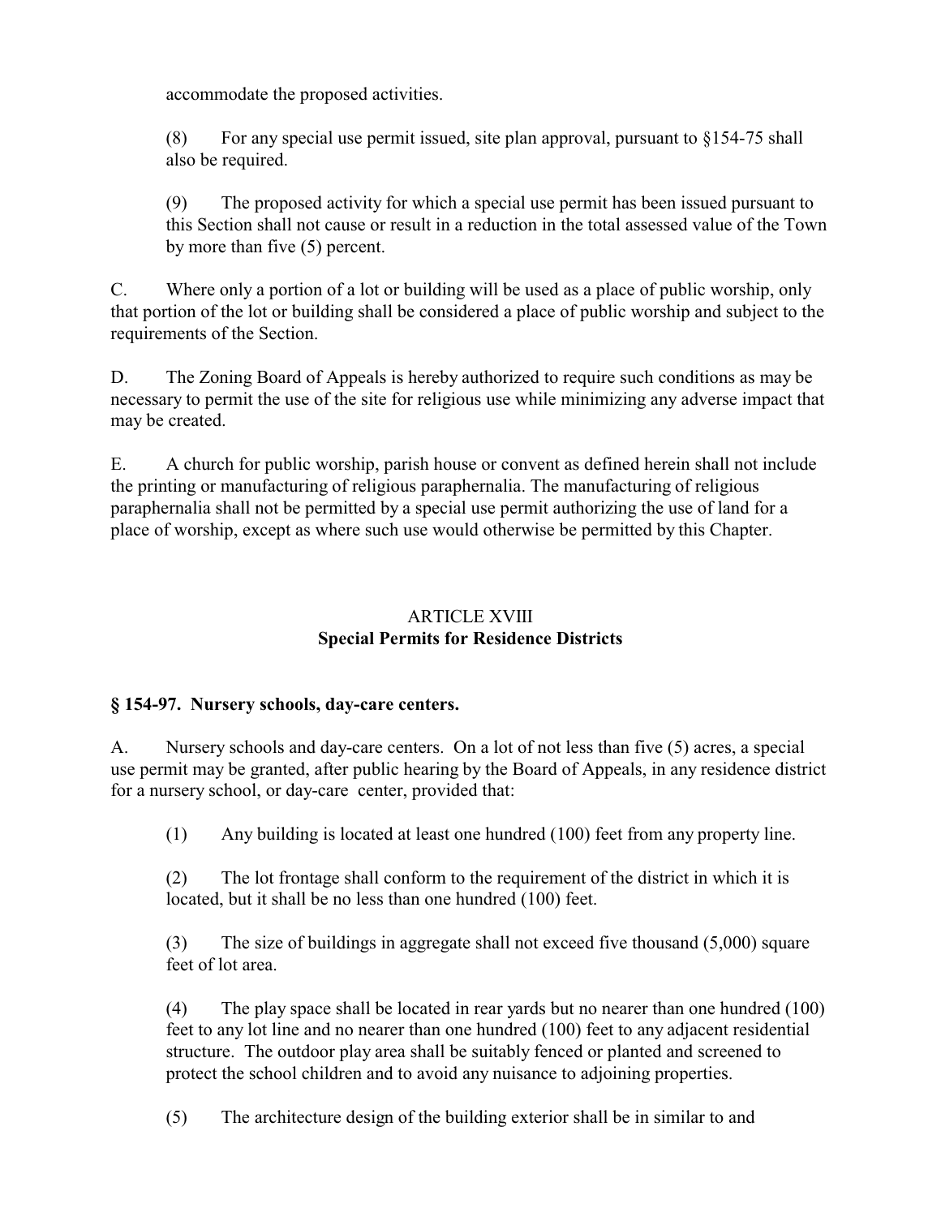accommodate the proposed activities.

(8) For any special use permit issued, site plan approval, pursuant to §154-75 shall also be required.

(9) The proposed activity for which a special use permit has been issued pursuant to this Section shall not cause or result in a reduction in the total assessed value of the Town by more than five (5) percent.

C. Where only a portion of a lot or building will be used as a place of public worship, only that portion of the lot or building shall be considered a place of public worship and subject to the requirements of the Section.

D. The Zoning Board of Appeals is hereby authorized to require such conditions as may be necessary to permit the use of the site for religious use while minimizing any adverse impact that may be created.

E. A church for public worship, parish house or convent as defined herein shall not include the printing or manufacturing of religious paraphernalia. The manufacturing of religious paraphernalia shall not be permitted by a special use permit authorizing the use of land for a place of worship, except as where such use would otherwise be permitted by this Chapter.

## ARTICLE XVIII
## Special Permits for Residence Districts

### § 154-97. Nursery schools, day-care centers.

A. Nursery schools and day-care centers. On a lot of not less than five (5) acres, a special use permit may be granted, after public hearing by the Board of Appeals, in any residence district for a nursery school, or day-care center, provided that:

(1) Any building is located at least one hundred (100) feet from any property line.

(2) The lot frontage shall conform to the requirement of the district in which it is located, but it shall be no less than one hundred (100) feet.

(3) The size of buildings in aggregate shall not exceed five thousand (5,000) square feet of lot area.

(4) The play space shall be located in rear yards but no nearer than one hundred (100) feet to any lot line and no nearer than one hundred (100) feet to any adjacent residential structure. The outdoor play area shall be suitably fenced or planted and screened to protect the school children and to avoid any nuisance to adjoining properties.

(5) The architecture design of the building exterior shall be in similar to and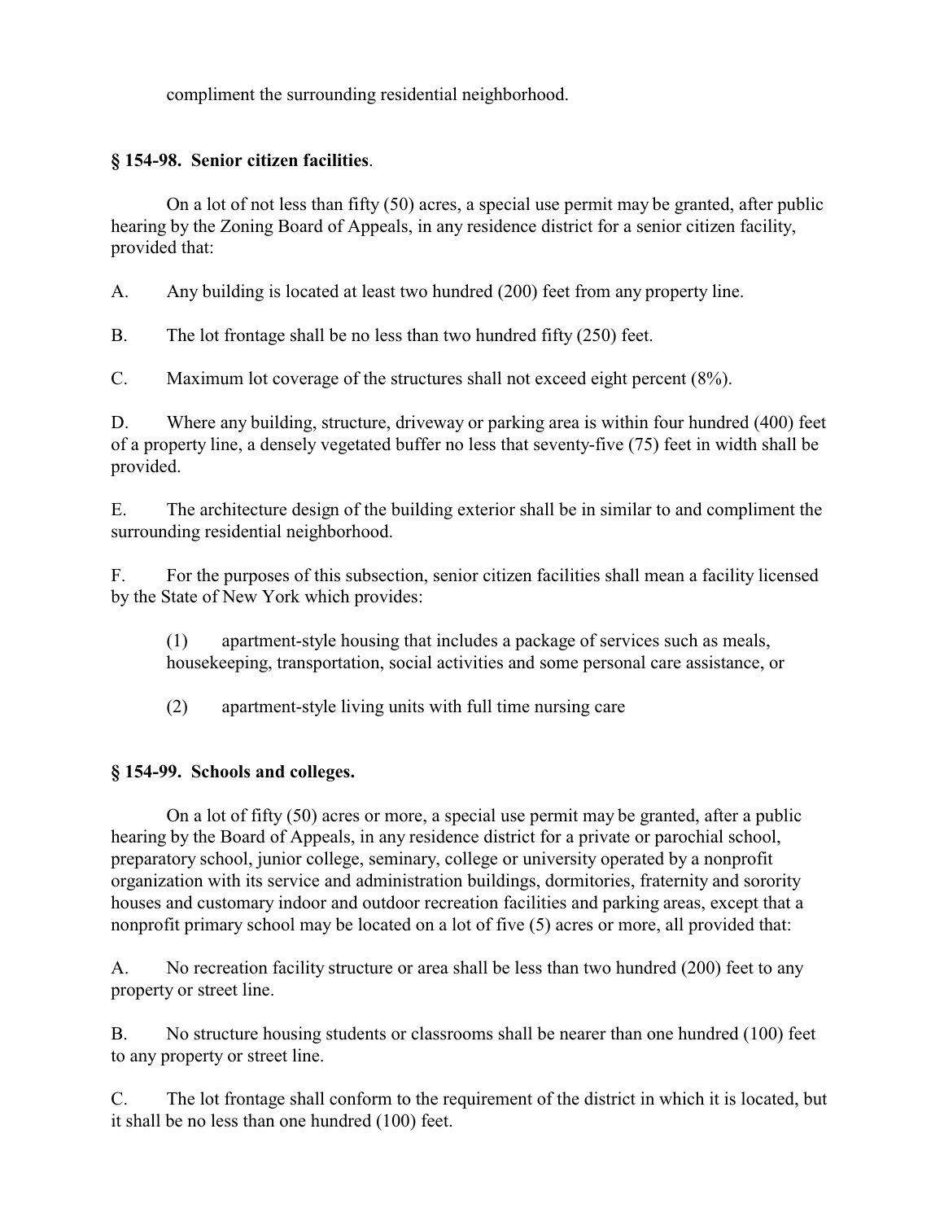compliment the surrounding residential neighborhood.

### § 154-98. Senior citizen facilities.

On a lot of not less than fifty (50) acres, a special use permit may be granted, after public hearing by the Zoning Board of Appeals, in any residence district for a senior citizen facility, provided that:

A. Any building is located at least two hundred (200) feet from any property line.

B. The lot frontage shall be no less than two hundred fifty (250) feet.

C. Maximum lot coverage of the structures shall not exceed eight percent (8%).

D. Where any building, structure, driveway or parking area is within four hundred (400) feet of a property line, a densely vegetated buffer no less that seventy-five (75) feet in width shall be provided.

E. The architecture design of the building exterior shall be in similar to and compliment the surrounding residential neighborhood.

F. For the purposes of this subsection, senior citizen facilities shall mean a facility licensed by the State of New York which provides:

(1) apartment-style housing that includes a package of services such as meals, housekeeping, transportation, social activities and some personal care assistance, or

(2) apartment-style living units with full time nursing care

### § 154-99. Schools and colleges.

On a lot of fifty (50) acres or more, a special use permit may be granted, after a public hearing by the Board of Appeals, in any residence district for a private or parochial school, preparatory school, junior college, seminary, college or university operated by a nonprofit organization with its service and administration buildings, dormitories, fraternity and sorority houses and customary indoor and outdoor recreation facilities and parking areas, except that a nonprofit primary school may be located on a lot of five (5) acres or more, all provided that:

A. No recreation facility structure or area shall be less than two hundred (200) feet to any property or street line.

B. No structure housing students or classrooms shall be nearer than one hundred (100) feet to any property or street line.

C. The lot frontage shall conform to the requirement of the district in which it is located, but it shall be no less than one hundred (100) feet.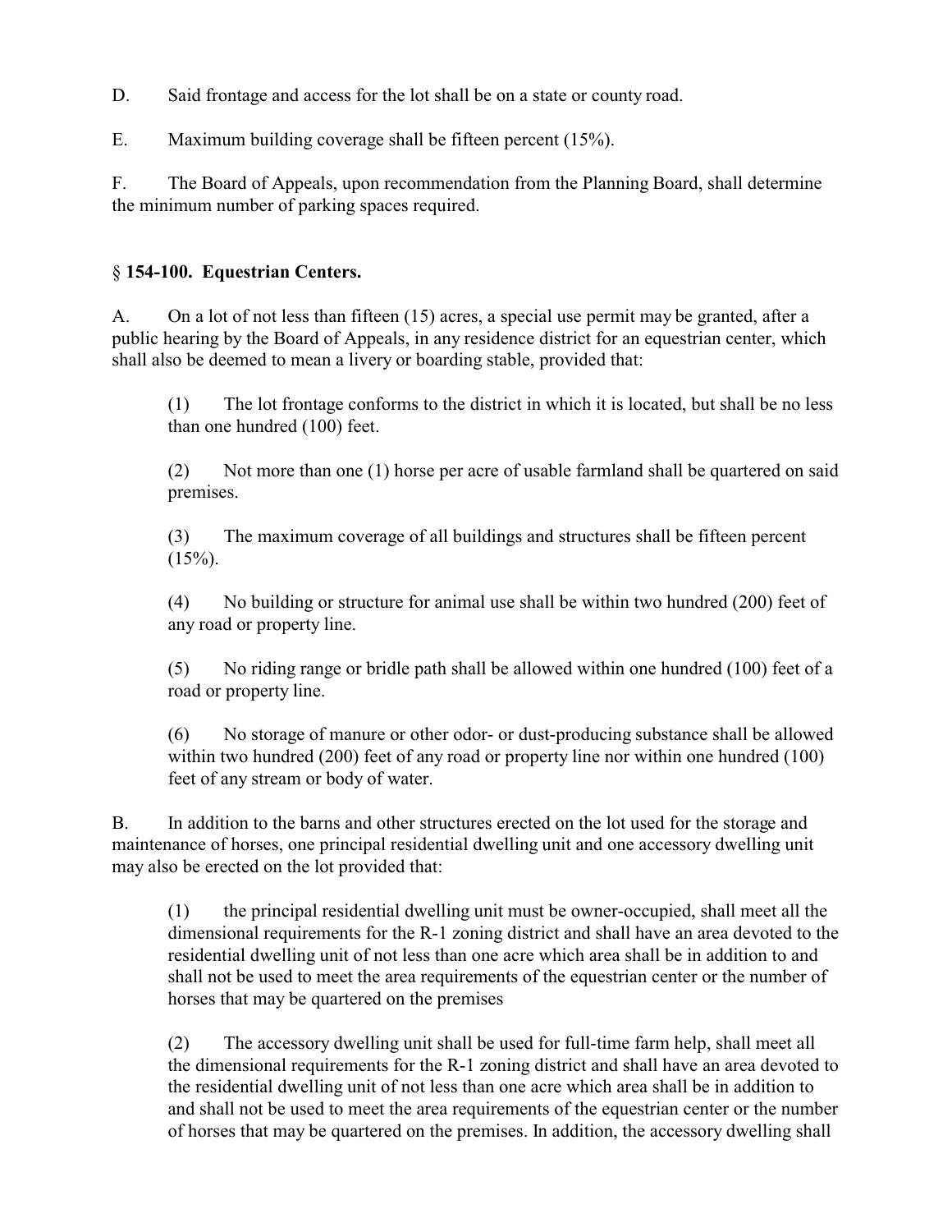D. Said frontage and access for the lot shall be on a state or county road.

E. Maximum building coverage shall be fifteen percent (15%).

F. The Board of Appeals, upon recommendation from the Planning Board, shall determine the minimum number of parking spaces required.

### § **154-100. Equestrian Centers.**

A. On a lot of not less than fifteen (15) acres, a special use permit may be granted, after a public hearing by the Board of Appeals, in any residence district for an equestrian center, which shall also be deemed to mean a livery or boarding stable, provided that:

> (1) The lot frontage conforms to the district in which it is located, but shall be no less than one hundred (100) feet.
>
> (2) Not more than one (1) horse per acre of usable farmland shall be quartered on said premises.
>
> (3) The maximum coverage of all buildings and structures shall be fifteen percent (15%).
>
> (4) No building or structure for animal use shall be within two hundred (200) feet of any road or property line.
>
> (5) No riding range or bridle path shall be allowed within one hundred (100) feet of a road or property line.
>
> (6) No storage of manure or other odor- or dust-producing substance shall be allowed within two hundred (200) feet of any road or property line nor within one hundred (100) feet of any stream or body of water.

B. In addition to the barns and other structures erected on the lot used for the storage and maintenance of horses, one principal residential dwelling unit and one accessory dwelling unit may also be erected on the lot provided that:

> (1) the principal residential dwelling unit must be owner-occupied, shall meet all the dimensional requirements for the R-1 zoning district and shall have an area devoted to the residential dwelling unit of not less than one acre which area shall be in addition to and shall not be used to meet the area requirements of the equestrian center or the number of horses that may be quartered on the premises
>
> (2) The accessory dwelling unit shall be used for full-time farm help, shall meet all the dimensional requirements for the R-1 zoning district and shall have an area devoted to the residential dwelling unit of not less than one acre which area shall be in addition to and shall not be used to meet the area requirements of the equestrian center or the number of horses that may be quartered on the premises. In addition, the accessory dwelling shall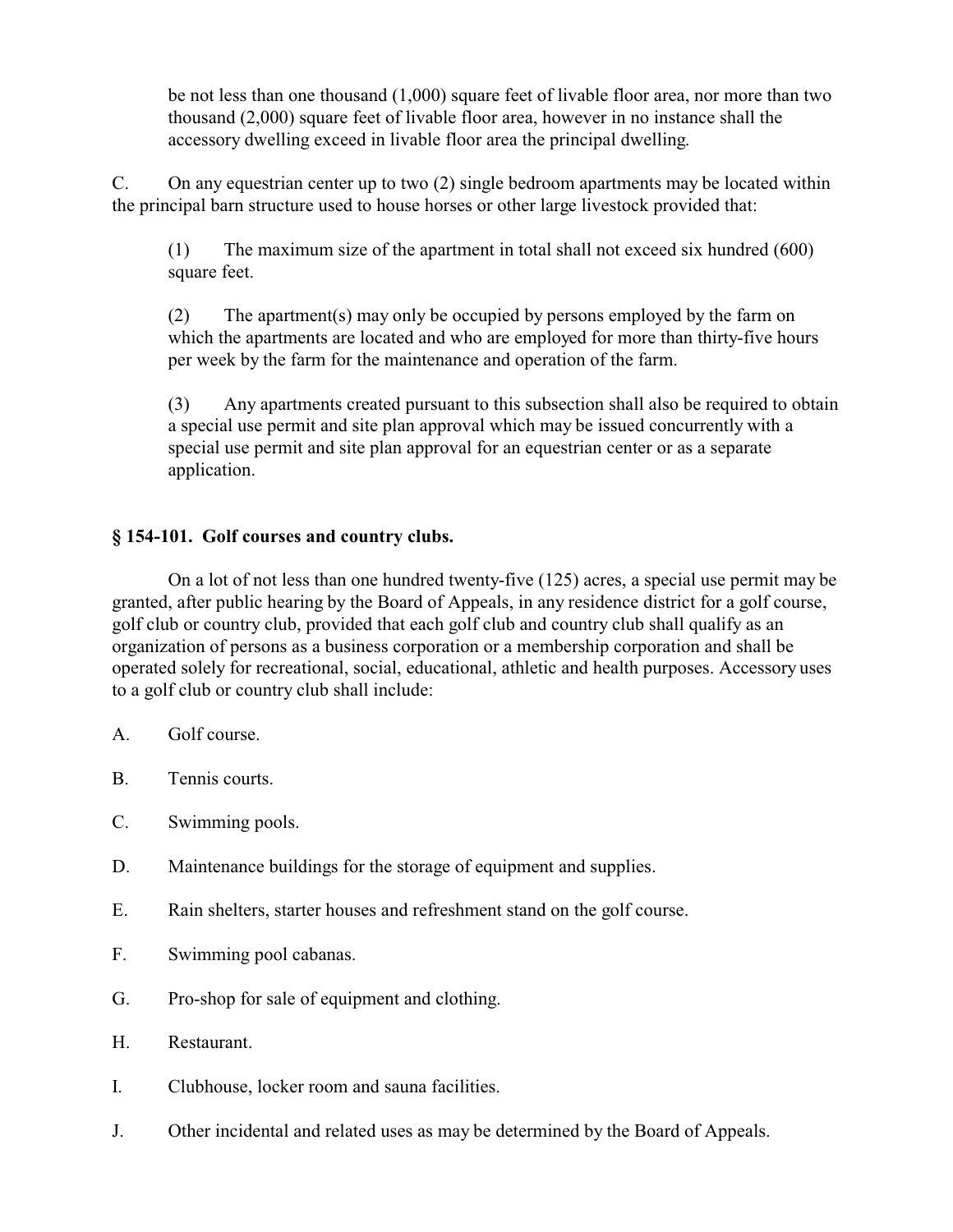be not less than one thousand (1,000) square feet of livable floor area, nor more than two thousand (2,000) square feet of livable floor area, however in no instance shall the accessory dwelling exceed in livable floor area the principal dwelling.

C. On any equestrian center up to two (2) single bedroom apartments may be located within the principal barn structure used to house horses or other large livestock provided that:

(1) The maximum size of the apartment in total shall not exceed six hundred (600) square feet.

(2) The apartment(s) may only be occupied by persons employed by the farm on which the apartments are located and who are employed for more than thirty-five hours per week by the farm for the maintenance and operation of the farm.

(3) Any apartments created pursuant to this subsection shall also be required to obtain a special use permit and site plan approval which may be issued concurrently with a special use permit and site plan approval for an equestrian center or as a separate application.

### § 154-101. Golf courses and country clubs.

On a lot of not less than one hundred twenty-five (125) acres, a special use permit may be granted, after public hearing by the Board of Appeals, in any residence district for a golf course, golf club or country club, provided that each golf club and country club shall qualify as an organization of persons as a business corporation or a membership corporation and shall be operated solely for recreational, social, educational, athletic and health purposes. Accessory uses to a golf club or country club shall include:

A. Golf course.

B. Tennis courts.

C. Swimming pools.

D. Maintenance buildings for the storage of equipment and supplies.

E. Rain shelters, starter houses and refreshment stand on the golf course.

F. Swimming pool cabanas.

G. Pro-shop for sale of equipment and clothing.

H. Restaurant.

I. Clubhouse, locker room and sauna facilities.

J. Other incidental and related uses as may be determined by the Board of Appeals.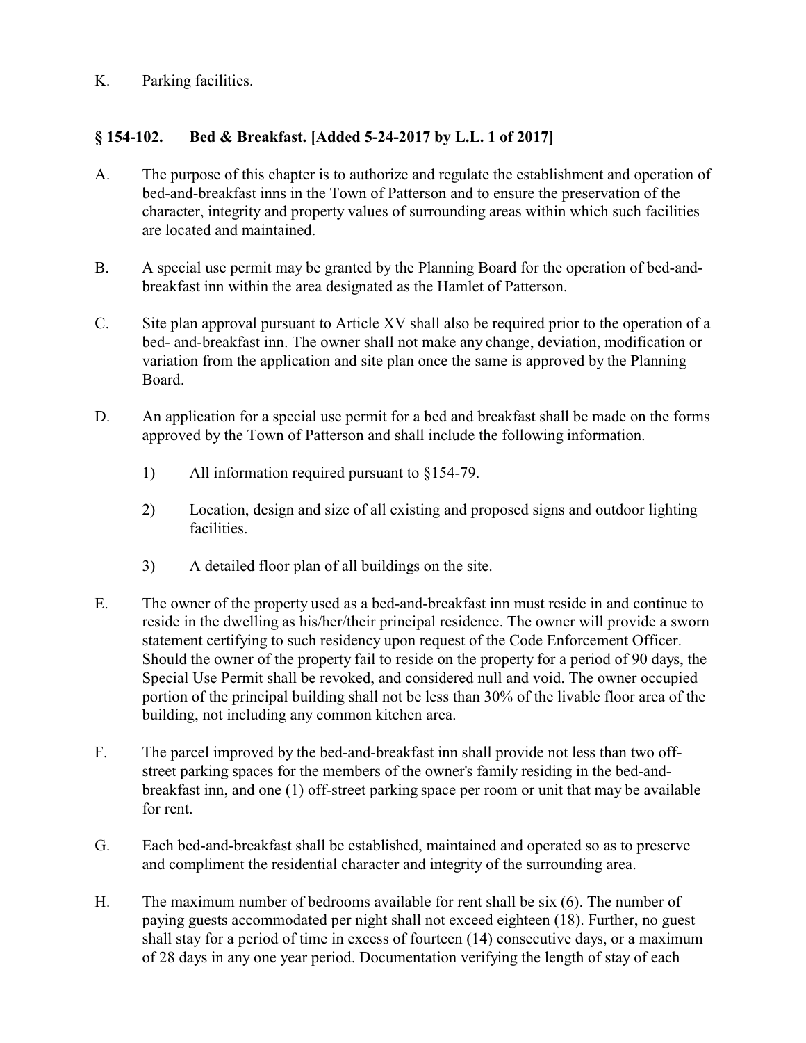K. Parking facilities.

### § 154-102. Bed & Breakfast. [Added 5-24-2017 by L.L. 1 of 2017]

A. The purpose of this chapter is to authorize and regulate the establishment and operation of bed-and-breakfast inns in the Town of Patterson and to ensure the preservation of the character, integrity and property values of surrounding areas within which such facilities are located and maintained.

B. A special use permit may be granted by the Planning Board for the operation of bed-and-breakfast inn within the area designated as the Hamlet of Patterson.

C. Site plan approval pursuant to Article XV shall also be required prior to the operation of a bed- and-breakfast inn. The owner shall not make any change, deviation, modification or variation from the application and site plan once the same is approved by the Planning Board.

D. An application for a special use permit for a bed and breakfast shall be made on the forms approved by the Town of Patterson and shall include the following information.

1) All information required pursuant to §154-79.

2) Location, design and size of all existing and proposed signs and outdoor lighting facilities.

3) A detailed floor plan of all buildings on the site.

E. The owner of the property used as a bed-and-breakfast inn must reside in and continue to reside in the dwelling as his/her/their principal residence. The owner will provide a sworn statement certifying to such residency upon request of the Code Enforcement Officer. Should the owner of the property fail to reside on the property for a period of 90 days, the Special Use Permit shall be revoked, and considered null and void. The owner occupied portion of the principal building shall not be less than 30% of the livable floor area of the building, not including any common kitchen area.

F. The parcel improved by the bed-and-breakfast inn shall provide not less than two off-street parking spaces for the members of the owner's family residing in the bed-and-breakfast inn, and one (1) off-street parking space per room or unit that may be available for rent.

G. Each bed-and-breakfast shall be established, maintained and operated so as to preserve and compliment the residential character and integrity of the surrounding area.

H. The maximum number of bedrooms available for rent shall be six (6). The number of paying guests accommodated per night shall not exceed eighteen (18). Further, no guest shall stay for a period of time in excess of fourteen (14) consecutive days, or a maximum of 28 days in any one year period. Documentation verifying the length of stay of each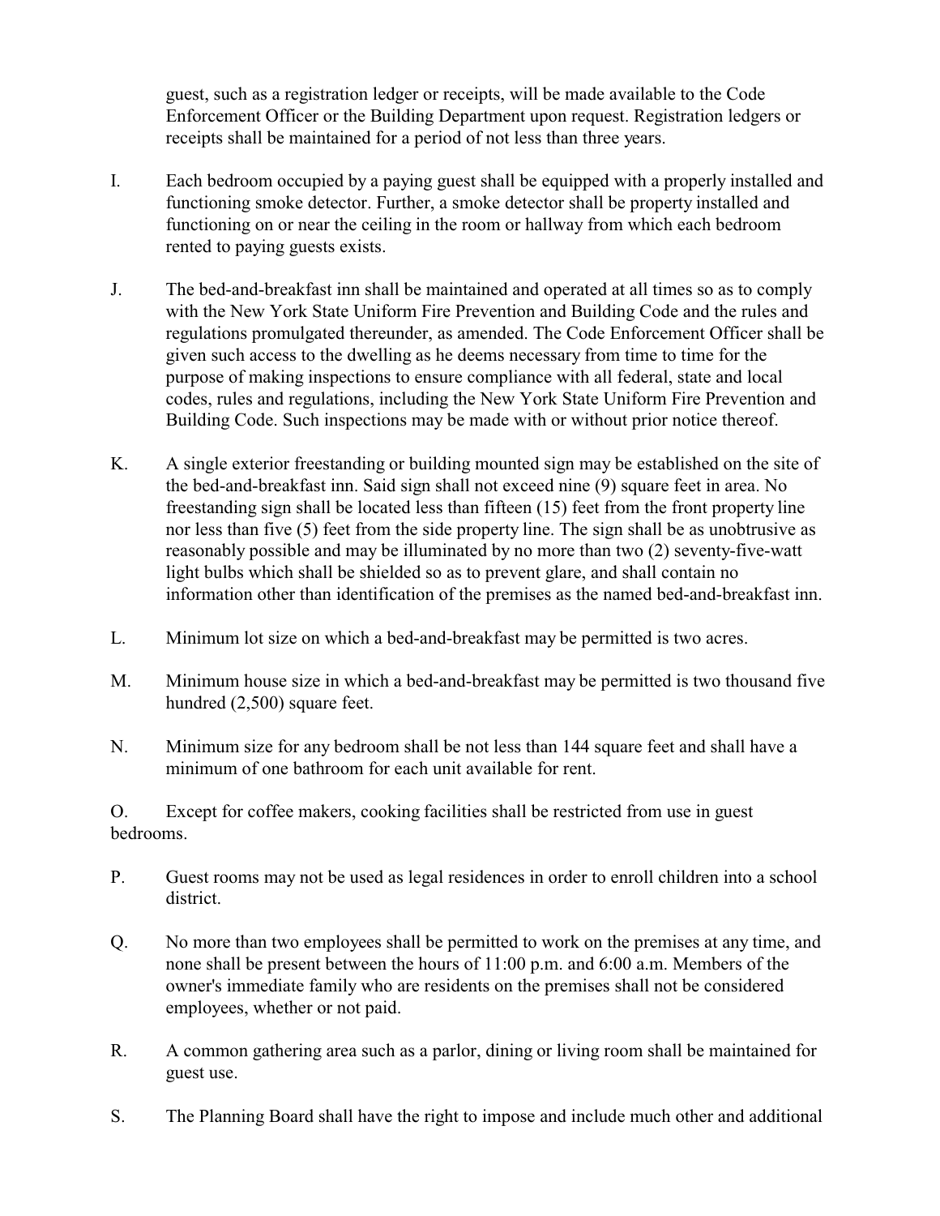guest, such as a registration ledger or receipts, will be made available to the Code Enforcement Officer or the Building Department upon request. Registration ledgers or receipts shall be maintained for a period of not less than three years.

I. Each bedroom occupied by a paying guest shall be equipped with a properly installed and functioning smoke detector. Further, a smoke detector shall be property installed and functioning on or near the ceiling in the room or hallway from which each bedroom rented to paying guests exists.

J. The bed-and-breakfast inn shall be maintained and operated at all times so as to comply with the New York State Uniform Fire Prevention and Building Code and the rules and regulations promulgated thereunder, as amended. The Code Enforcement Officer shall be given such access to the dwelling as he deems necessary from time to time for the purpose of making inspections to ensure compliance with all federal, state and local codes, rules and regulations, including the New York State Uniform Fire Prevention and Building Code. Such inspections may be made with or without prior notice thereof.

K. A single exterior freestanding or building mounted sign may be established on the site of the bed-and-breakfast inn. Said sign shall not exceed nine (9) square feet in area. No freestanding sign shall be located less than fifteen (15) feet from the front property line nor less than five (5) feet from the side property line. The sign shall be as unobtrusive as reasonably possible and may be illuminated by no more than two (2) seventy-five-watt light bulbs which shall be shielded so as to prevent glare, and shall contain no information other than identification of the premises as the named bed-and-breakfast inn.

L. Minimum lot size on which a bed-and-breakfast may be permitted is two acres.

M. Minimum house size in which a bed-and-breakfast may be permitted is two thousand five hundred (2,500) square feet.

N. Minimum size for any bedroom shall be not less than 144 square feet and shall have a minimum of one bathroom for each unit available for rent.

O. Except for coffee makers, cooking facilities shall be restricted from use in guest bedrooms.

P. Guest rooms may not be used as legal residences in order to enroll children into a school district.

Q. No more than two employees shall be permitted to work on the premises at any time, and none shall be present between the hours of 11:00 p.m. and 6:00 a.m. Members of the owner's immediate family who are residents on the premises shall not be considered employees, whether or not paid.

R. A common gathering area such as a parlor, dining or living room shall be maintained for guest use.

S. The Planning Board shall have the right to impose and include much other and additional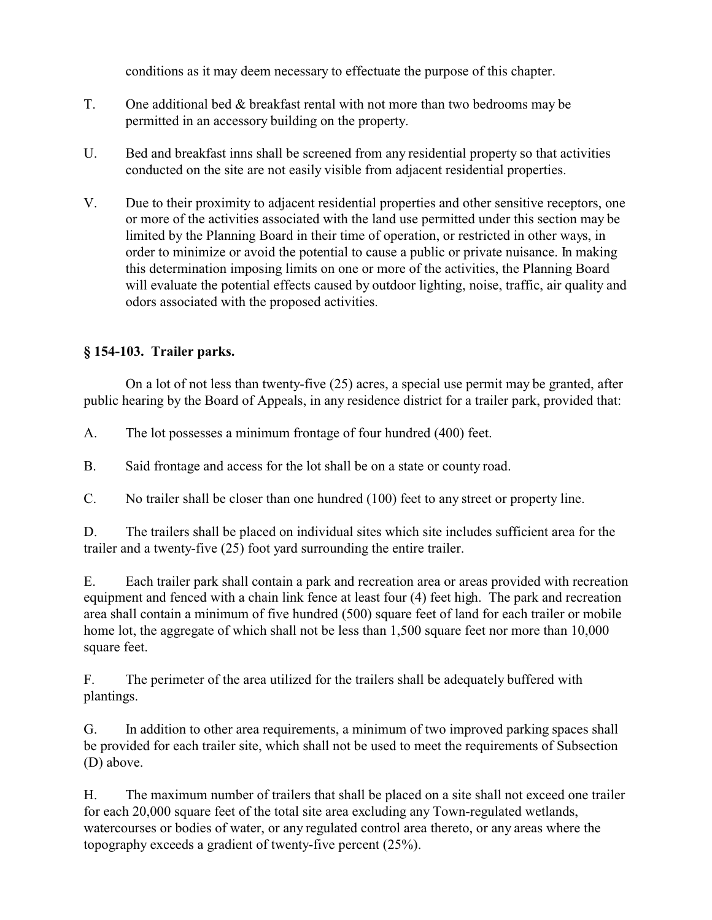conditions as it may deem necessary to effectuate the purpose of this chapter.

T. One additional bed & breakfast rental with not more than two bedrooms may be permitted in an accessory building on the property.

U. Bed and breakfast inns shall be screened from any residential property so that activities conducted on the site are not easily visible from adjacent residential properties.

V. Due to their proximity to adjacent residential properties and other sensitive receptors, one or more of the activities associated with the land use permitted under this section may be limited by the Planning Board in their time of operation, or restricted in other ways, in order to minimize or avoid the potential to cause a public or private nuisance. In making this determination imposing limits on one or more of the activities, the Planning Board will evaluate the potential effects caused by outdoor lighting, noise, traffic, air quality and odors associated with the proposed activities.

### § 154-103. Trailer parks.

On a lot of not less than twenty-five (25) acres, a special use permit may be granted, after public hearing by the Board of Appeals, in any residence district for a trailer park, provided that:

A. The lot possesses a minimum frontage of four hundred (400) feet.

B. Said frontage and access for the lot shall be on a state or county road.

C. No trailer shall be closer than one hundred (100) feet to any street or property line.

D. The trailers shall be placed on individual sites which site includes sufficient area for the trailer and a twenty-five (25) foot yard surrounding the entire trailer.

E. Each trailer park shall contain a park and recreation area or areas provided with recreation equipment and fenced with a chain link fence at least four (4) feet high. The park and recreation area shall contain a minimum of five hundred (500) square feet of land for each trailer or mobile home lot, the aggregate of which shall not be less than 1,500 square feet nor more than 10,000 square feet.

F. The perimeter of the area utilized for the trailers shall be adequately buffered with plantings.

G. In addition to other area requirements, a minimum of two improved parking spaces shall be provided for each trailer site, which shall not be used to meet the requirements of Subsection (D) above.

H. The maximum number of trailers that shall be placed on a site shall not exceed one trailer for each 20,000 square feet of the total site area excluding any Town-regulated wetlands, watercourses or bodies of water, or any regulated control area thereto, or any areas where the topography exceeds a gradient of twenty-five percent (25%).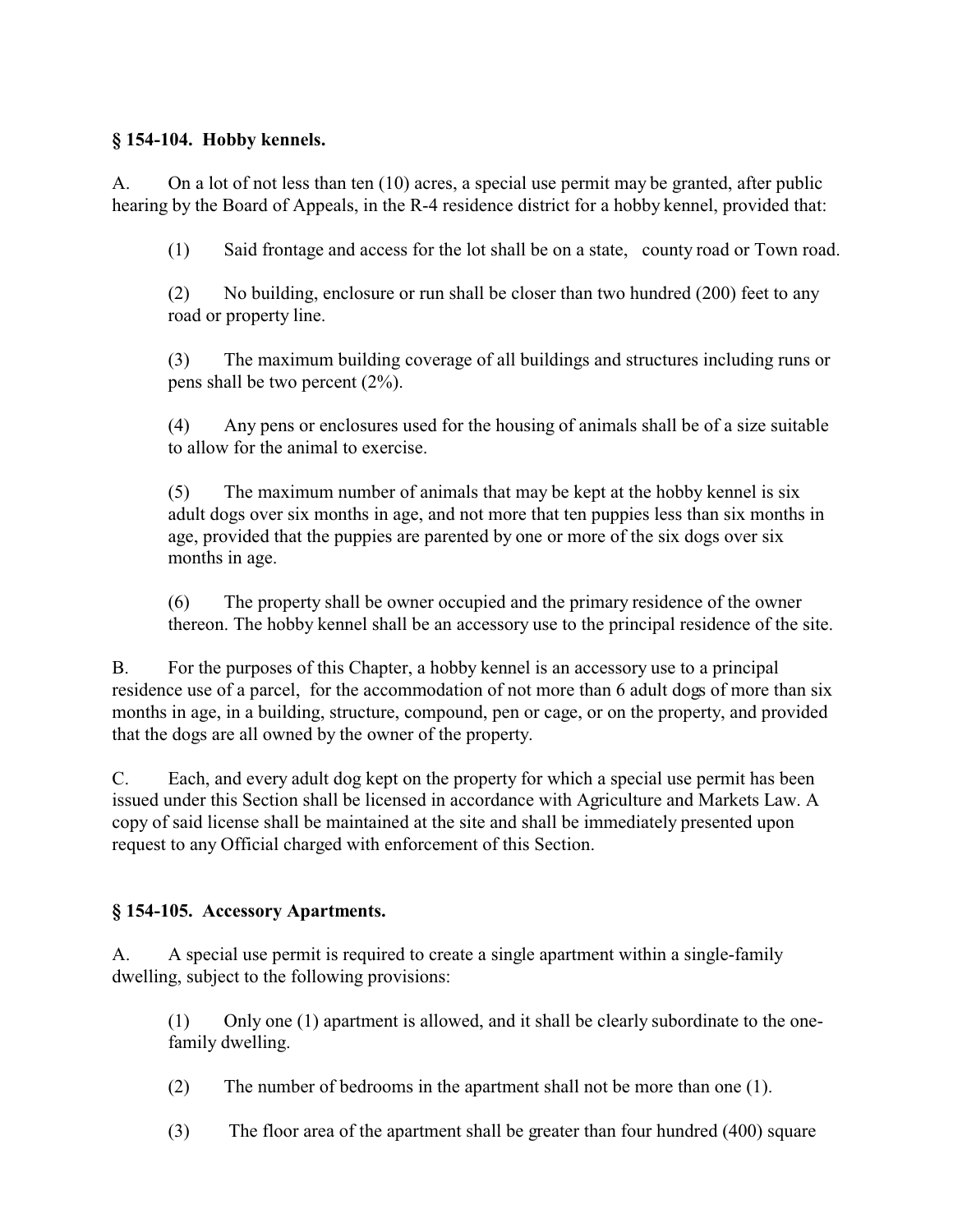### § 154-104. Hobby kennels.

A. On a lot of not less than ten (10) acres, a special use permit may be granted, after public hearing by the Board of Appeals, in the R-4 residence district for a hobby kennel, provided that:

(1) Said frontage and access for the lot shall be on a state, county road or Town road.

(2) No building, enclosure or run shall be closer than two hundred (200) feet to any road or property line.

(3) The maximum building coverage of all buildings and structures including runs or pens shall be two percent (2%).

(4) Any pens or enclosures used for the housing of animals shall be of a size suitable to allow for the animal to exercise.

(5) The maximum number of animals that may be kept at the hobby kennel is six adult dogs over six months in age, and not more that ten puppies less than six months in age, provided that the puppies are parented by one or more of the six dogs over six months in age.

(6) The property shall be owner occupied and the primary residence of the owner thereon. The hobby kennel shall be an accessory use to the principal residence of the site.

B. For the purposes of this Chapter, a hobby kennel is an accessory use to a principal residence use of a parcel, for the accommodation of not more than 6 adult dogs of more than six months in age, in a building, structure, compound, pen or cage, or on the property, and provided that the dogs are all owned by the owner of the property.

C. Each, and every adult dog kept on the property for which a special use permit has been issued under this Section shall be licensed in accordance with Agriculture and Markets Law. A copy of said license shall be maintained at the site and shall be immediately presented upon request to any Official charged with enforcement of this Section.

### § 154-105. Accessory Apartments.

A. A special use permit is required to create a single apartment within a single-family dwelling, subject to the following provisions:

(1) Only one (1) apartment is allowed, and it shall be clearly subordinate to the one-family dwelling.

(2) The number of bedrooms in the apartment shall not be more than one (1).

(3) The floor area of the apartment shall be greater than four hundred (400) square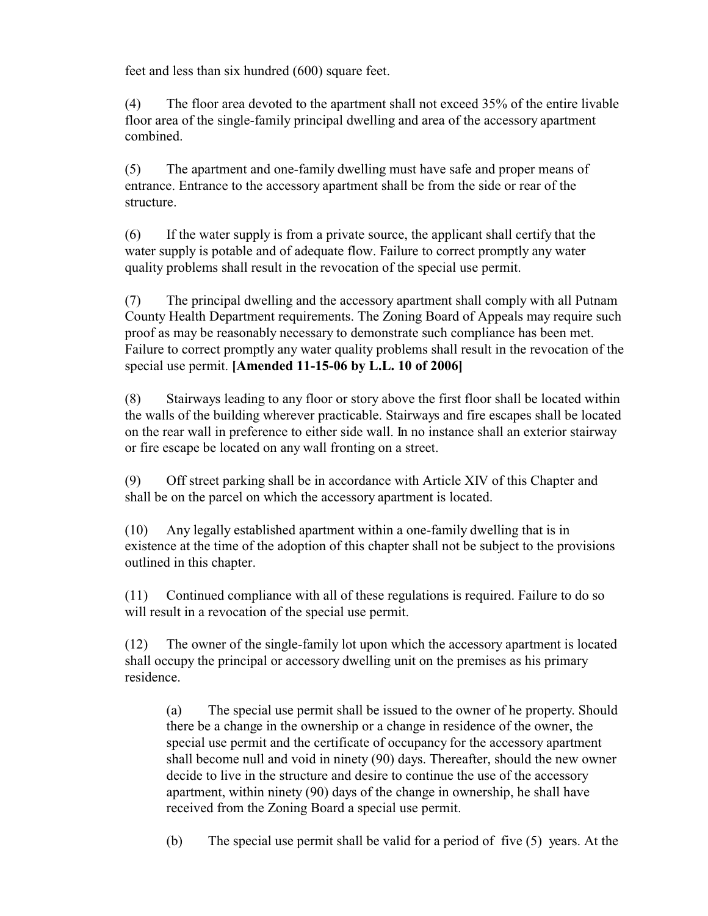feet and less than six hundred (600) square feet.

(4) The floor area devoted to the apartment shall not exceed 35% of the entire livable floor area of the single-family principal dwelling and area of the accessory apartment combined.

(5) The apartment and one-family dwelling must have safe and proper means of entrance. Entrance to the accessory apartment shall be from the side or rear of the structure.

(6) If the water supply is from a private source, the applicant shall certify that the water supply is potable and of adequate flow. Failure to correct promptly any water quality problems shall result in the revocation of the special use permit.

(7) The principal dwelling and the accessory apartment shall comply with all Putnam County Health Department requirements. The Zoning Board of Appeals may require such proof as may be reasonably necessary to demonstrate such compliance has been met. Failure to correct promptly any water quality problems shall result in the revocation of the special use permit. **[Amended 11-15-06 by L.L. 10 of 2006]**

(8) Stairways leading to any floor or story above the first floor shall be located within the walls of the building wherever practicable. Stairways and fire escapes shall be located on the rear wall in preference to either side wall. In no instance shall an exterior stairway or fire escape be located on any wall fronting on a street.

(9) Off street parking shall be in accordance with Article XIV of this Chapter and shall be on the parcel on which the accessory apartment is located.

(10) Any legally established apartment within a one-family dwelling that is in existence at the time of the adoption of this chapter shall not be subject to the provisions outlined in this chapter.

(11) Continued compliance with all of these regulations is required. Failure to do so will result in a revocation of the special use permit.

(12) The owner of the single-family lot upon which the accessory apartment is located shall occupy the principal or accessory dwelling unit on the premises as his primary residence.

> (a) The special use permit shall be issued to the owner of he property. Should there be a change in the ownership or a change in residence of the owner, the special use permit and the certificate of occupancy for the accessory apartment shall become null and void in ninety (90) days. Thereafter, should the new owner decide to live in the structure and desire to continue the use of the accessory apartment, within ninety (90) days of the change in ownership, he shall have received from the Zoning Board a special use permit.
>
> (b) The special use permit shall be valid for a period of five (5) years. At the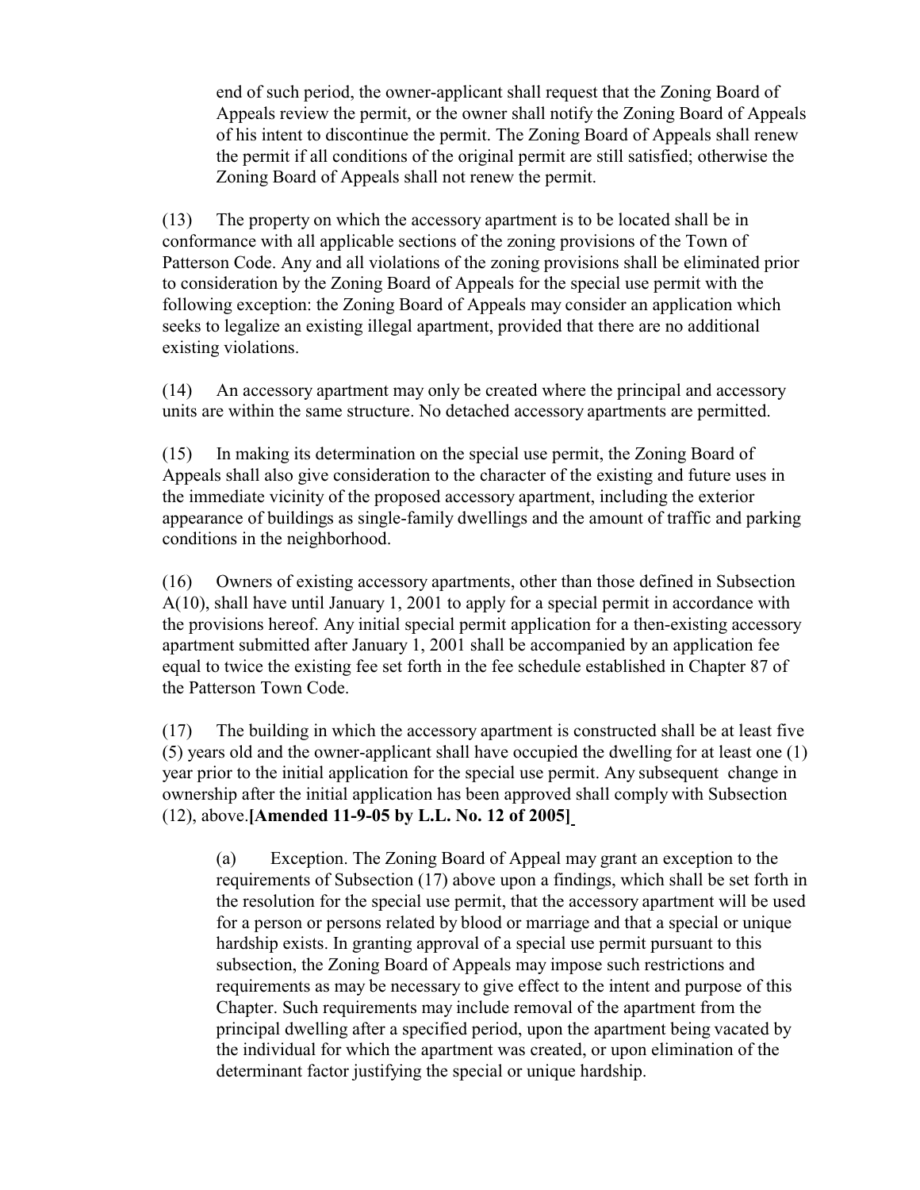end of such period, the owner-applicant shall request that the Zoning Board of Appeals review the permit, or the owner shall notify the Zoning Board of Appeals of his intent to discontinue the permit. The Zoning Board of Appeals shall renew the permit if all conditions of the original permit are still satisfied; otherwise the Zoning Board of Appeals shall not renew the permit.

(13) The property on which the accessory apartment is to be located shall be in conformance with all applicable sections of the zoning provisions of the Town of Patterson Code. Any and all violations of the zoning provisions shall be eliminated prior to consideration by the Zoning Board of Appeals for the special use permit with the following exception: the Zoning Board of Appeals may consider an application which seeks to legalize an existing illegal apartment, provided that there are no additional existing violations.

(14) An accessory apartment may only be created where the principal and accessory units are within the same structure. No detached accessory apartments are permitted.

(15) In making its determination on the special use permit, the Zoning Board of Appeals shall also give consideration to the character of the existing and future uses in the immediate vicinity of the proposed accessory apartment, including the exterior appearance of buildings as single-family dwellings and the amount of traffic and parking conditions in the neighborhood.

(16) Owners of existing accessory apartments, other than those defined in Subsection A(10), shall have until January 1, 2001 to apply for a special permit in accordance with the provisions hereof. Any initial special permit application for a then-existing accessory apartment submitted after January 1, 2001 shall be accompanied by an application fee equal to twice the existing fee set forth in the fee schedule established in Chapter 87 of the Patterson Town Code.

(17) The building in which the accessory apartment is constructed shall be at least five (5) years old and the owner-applicant shall have occupied the dwelling for at least one (1) year prior to the initial application for the special use permit. Any subsequent change in ownership after the initial application has been approved shall comply with Subsection (12), above.**[Amended 11-9-05 by L.L. No. 12 of 2005]**

(a) Exception. The Zoning Board of Appeal may grant an exception to the requirements of Subsection (17) above upon a findings, which shall be set forth in the resolution for the special use permit, that the accessory apartment will be used for a person or persons related by blood or marriage and that a special or unique hardship exists. In granting approval of a special use permit pursuant to this subsection, the Zoning Board of Appeals may impose such restrictions and requirements as may be necessary to give effect to the intent and purpose of this Chapter. Such requirements may include removal of the apartment from the principal dwelling after a specified period, upon the apartment being vacated by the individual for which the apartment was created, or upon elimination of the determinant factor justifying the special or unique hardship.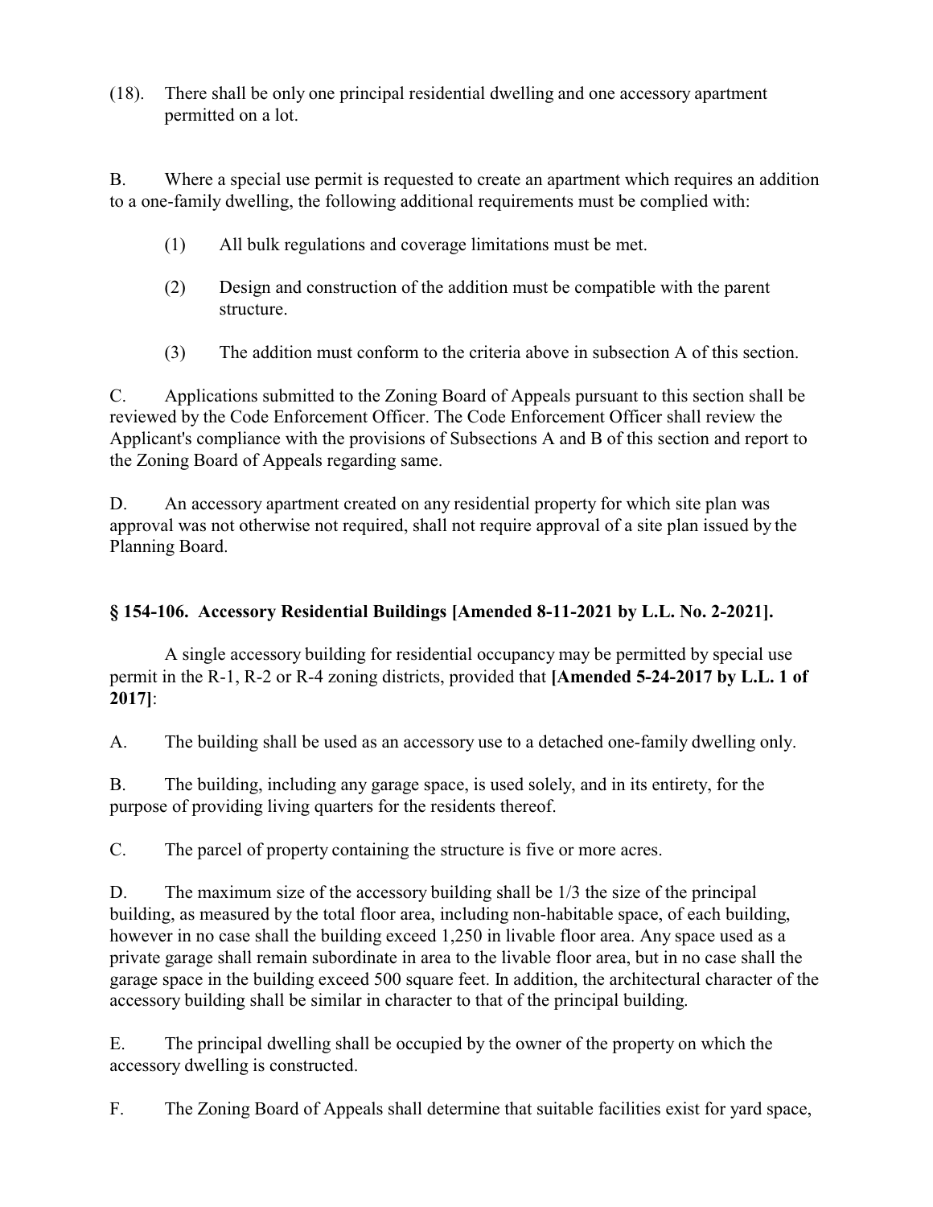(18). There shall be only one principal residential dwelling and one accessory apartment permitted on a lot.

B. Where a special use permit is requested to create an apartment which requires an addition to a one-family dwelling, the following additional requirements must be complied with:

(1) All bulk regulations and coverage limitations must be met.

(2) Design and construction of the addition must be compatible with the parent structure.

(3) The addition must conform to the criteria above in subsection A of this section.

C. Applications submitted to the Zoning Board of Appeals pursuant to this section shall be reviewed by the Code Enforcement Officer. The Code Enforcement Officer shall review the Applicant's compliance with the provisions of Subsections A and B of this section and report to the Zoning Board of Appeals regarding same.

D. An accessory apartment created on any residential property for which site plan was approval was not otherwise not required, shall not require approval of a site plan issued by the Planning Board.

### § 154-106. Accessory Residential Buildings [Amended 8-11-2021 by L.L. No. 2-2021].

A single accessory building for residential occupancy may be permitted by special use permit in the R-1, R-2 or R-4 zoning districts, provided that **[Amended 5-24-2017 by L.L. 1 of 2017]**:

A. The building shall be used as an accessory use to a detached one-family dwelling only.

B. The building, including any garage space, is used solely, and in its entirety, for the purpose of providing living quarters for the residents thereof.

C. The parcel of property containing the structure is five or more acres.

D. The maximum size of the accessory building shall be 1/3 the size of the principal building, as measured by the total floor area, including non-habitable space, of each building, however in no case shall the building exceed 1,250 in livable floor area. Any space used as a private garage shall remain subordinate in area to the livable floor area, but in no case shall the garage space in the building exceed 500 square feet. In addition, the architectural character of the accessory building shall be similar in character to that of the principal building.

E. The principal dwelling shall be occupied by the owner of the property on which the accessory dwelling is constructed.

F. The Zoning Board of Appeals shall determine that suitable facilities exist for yard space,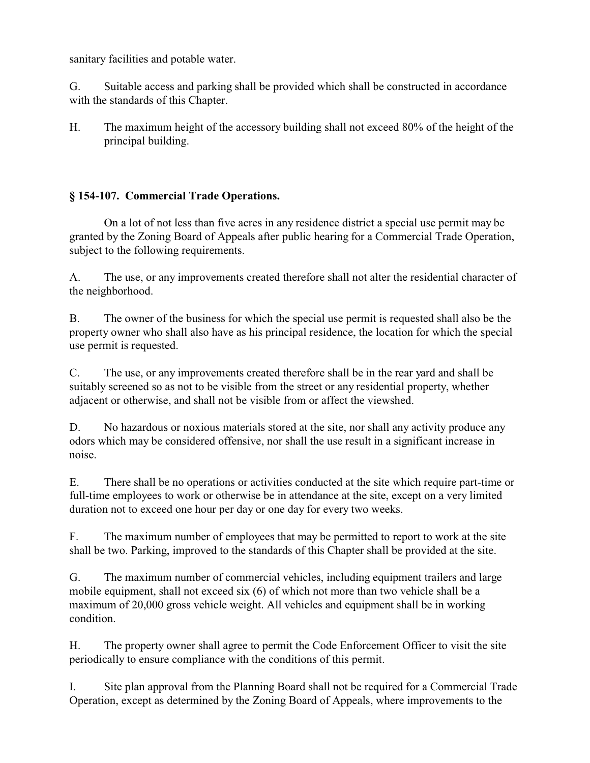sanitary facilities and potable water.

G. Suitable access and parking shall be provided which shall be constructed in accordance with the standards of this Chapter.

H. The maximum height of the accessory building shall not exceed 80% of the height of the principal building.

### § 154-107. Commercial Trade Operations.

On a lot of not less than five acres in any residence district a special use permit may be granted by the Zoning Board of Appeals after public hearing for a Commercial Trade Operation, subject to the following requirements.

A. The use, or any improvements created therefore shall not alter the residential character of the neighborhood.

B. The owner of the business for which the special use permit is requested shall also be the property owner who shall also have as his principal residence, the location for which the special use permit is requested.

C. The use, or any improvements created therefore shall be in the rear yard and shall be suitably screened so as not to be visible from the street or any residential property, whether adjacent or otherwise, and shall not be visible from or affect the viewshed.

D. No hazardous or noxious materials stored at the site, nor shall any activity produce any odors which may be considered offensive, nor shall the use result in a significant increase in noise.

E. There shall be no operations or activities conducted at the site which require part-time or full-time employees to work or otherwise be in attendance at the site, except on a very limited duration not to exceed one hour per day or one day for every two weeks.

F. The maximum number of employees that may be permitted to report to work at the site shall be two. Parking, improved to the standards of this Chapter shall be provided at the site.

G. The maximum number of commercial vehicles, including equipment trailers and large mobile equipment, shall not exceed six (6) of which not more than two vehicle shall be a maximum of 20,000 gross vehicle weight. All vehicles and equipment shall be in working condition.

H. The property owner shall agree to permit the Code Enforcement Officer to visit the site periodically to ensure compliance with the conditions of this permit.

I. Site plan approval from the Planning Board shall not be required for a Commercial Trade Operation, except as determined by the Zoning Board of Appeals, where improvements to the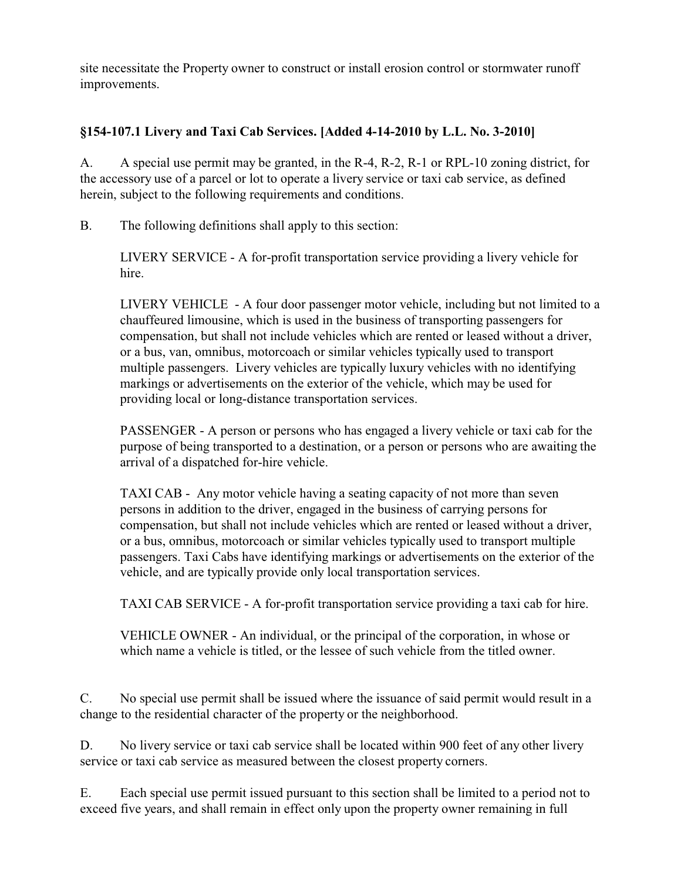site necessitate the Property owner to construct or install erosion control or stormwater runoff improvements.

### §154-107.1 Livery and Taxi Cab Services. [Added 4-14-2010 by L.L. No. 3-2010]

A. A special use permit may be granted, in the R-4, R-2, R-1 or RPL-10 zoning district, for the accessory use of a parcel or lot to operate a livery service or taxi cab service, as defined herein, subject to the following requirements and conditions.

B. The following definitions shall apply to this section:

LIVERY SERVICE - A for-profit transportation service providing a livery vehicle for hire.

LIVERY VEHICLE - A four door passenger motor vehicle, including but not limited to a chauffeured limousine, which is used in the business of transporting passengers for compensation, but shall not include vehicles which are rented or leased without a driver, or a bus, van, omnibus, motorcoach or similar vehicles typically used to transport multiple passengers. Livery vehicles are typically luxury vehicles with no identifying markings or advertisements on the exterior of the vehicle, which may be used for providing local or long-distance transportation services.

PASSENGER - A person or persons who has engaged a livery vehicle or taxi cab for the purpose of being transported to a destination, or a person or persons who are awaiting the arrival of a dispatched for-hire vehicle.

TAXI CAB - Any motor vehicle having a seating capacity of not more than seven persons in addition to the driver, engaged in the business of carrying persons for compensation, but shall not include vehicles which are rented or leased without a driver, or a bus, omnibus, motorcoach or similar vehicles typically used to transport multiple passengers. Taxi Cabs have identifying markings or advertisements on the exterior of the vehicle, and are typically provide only local transportation services.

TAXI CAB SERVICE - A for-profit transportation service providing a taxi cab for hire.

VEHICLE OWNER - An individual, or the principal of the corporation, in whose or which name a vehicle is titled, or the lessee of such vehicle from the titled owner.

C. No special use permit shall be issued where the issuance of said permit would result in a change to the residential character of the property or the neighborhood.

D. No livery service or taxi cab service shall be located within 900 feet of any other livery service or taxi cab service as measured between the closest property corners.

E. Each special use permit issued pursuant to this section shall be limited to a period not to exceed five years, and shall remain in effect only upon the property owner remaining in full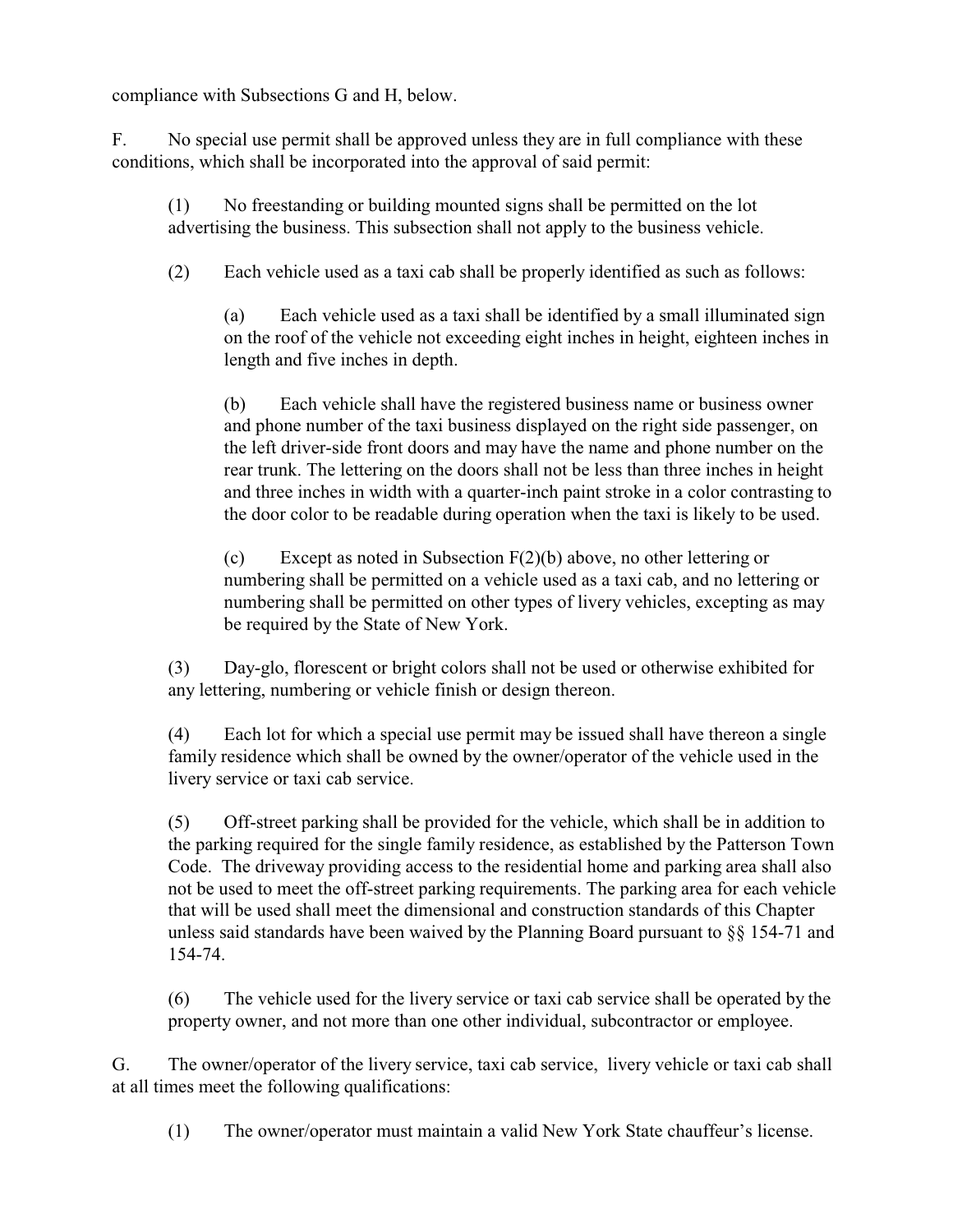compliance with Subsections G and H, below.

F. No special use permit shall be approved unless they are in full compliance with these conditions, which shall be incorporated into the approval of said permit:

(1) No freestanding or building mounted signs shall be permitted on the lot advertising the business. This subsection shall not apply to the business vehicle.

(2) Each vehicle used as a taxi cab shall be properly identified as such as follows:

(a) Each vehicle used as a taxi shall be identified by a small illuminated sign on the roof of the vehicle not exceeding eight inches in height, eighteen inches in length and five inches in depth.

(b) Each vehicle shall have the registered business name or business owner and phone number of the taxi business displayed on the right side passenger, on the left driver-side front doors and may have the name and phone number on the rear trunk. The lettering on the doors shall not be less than three inches in height and three inches in width with a quarter-inch paint stroke in a color contrasting to the door color to be readable during operation when the taxi is likely to be used.

(c) Except as noted in Subsection F(2)(b) above, no other lettering or numbering shall be permitted on a vehicle used as a taxi cab, and no lettering or numbering shall be permitted on other types of livery vehicles, excepting as may be required by the State of New York.

(3) Day-glo, florescent or bright colors shall not be used or otherwise exhibited for any lettering, numbering or vehicle finish or design thereon.

(4) Each lot for which a special use permit may be issued shall have thereon a single family residence which shall be owned by the owner/operator of the vehicle used in the livery service or taxi cab service.

(5) Off-street parking shall be provided for the vehicle, which shall be in addition to the parking required for the single family residence, as established by the Patterson Town Code. The driveway providing access to the residential home and parking area shall also not be used to meet the off-street parking requirements. The parking area for each vehicle that will be used shall meet the dimensional and construction standards of this Chapter unless said standards have been waived by the Planning Board pursuant to §§ 154-71 and 154-74.

(6) The vehicle used for the livery service or taxi cab service shall be operated by the property owner, and not more than one other individual, subcontractor or employee.

G. The owner/operator of the livery service, taxi cab service, livery vehicle or taxi cab shall at all times meet the following qualifications:

(1) The owner/operator must maintain a valid New York State chauffeur's license.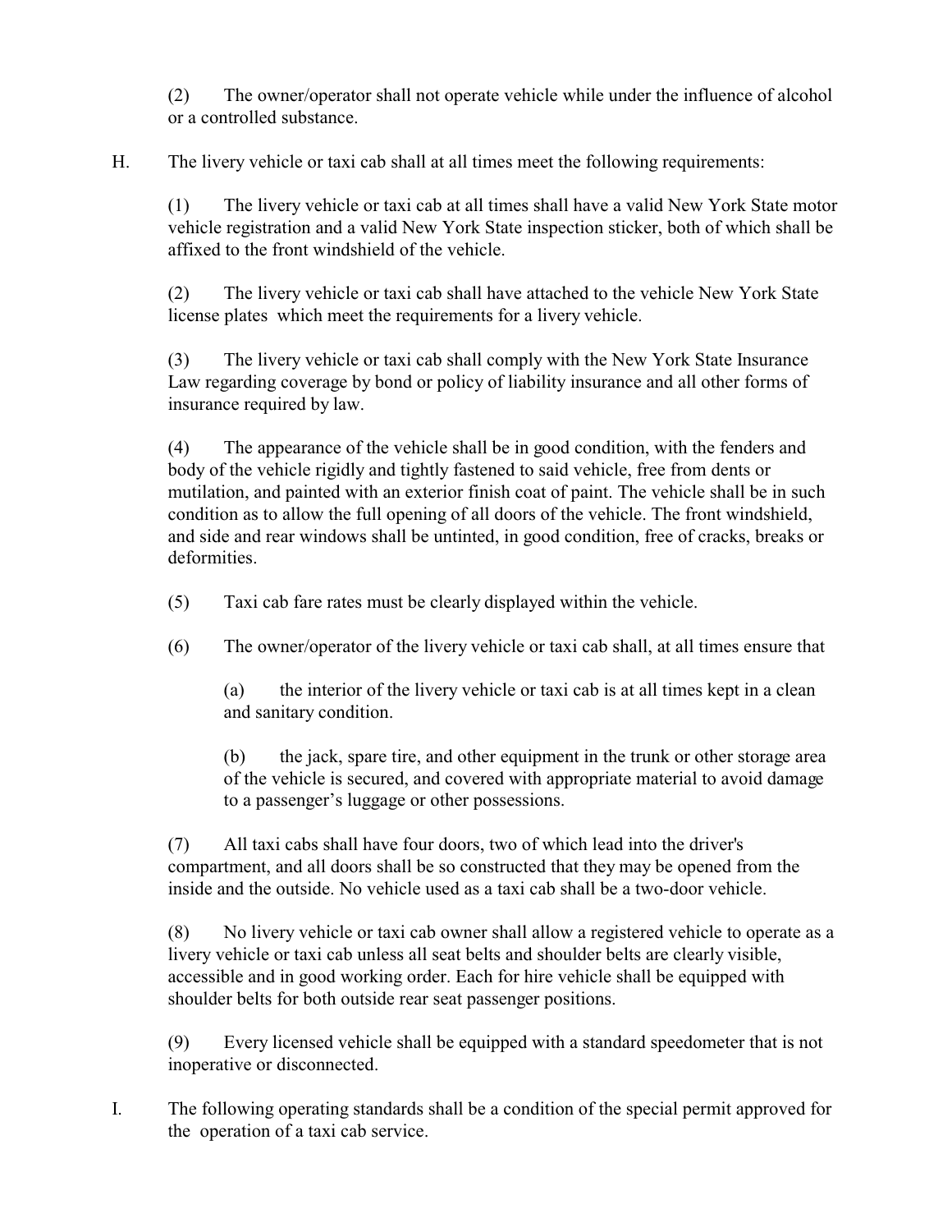(2) The owner/operator shall not operate vehicle while under the influence of alcohol or a controlled substance.

H. The livery vehicle or taxi cab shall at all times meet the following requirements:

(1) The livery vehicle or taxi cab at all times shall have a valid New York State motor vehicle registration and a valid New York State inspection sticker, both of which shall be affixed to the front windshield of the vehicle.

(2) The livery vehicle or taxi cab shall have attached to the vehicle New York State license plates which meet the requirements for a livery vehicle.

(3) The livery vehicle or taxi cab shall comply with the New York State Insurance Law regarding coverage by bond or policy of liability insurance and all other forms of insurance required by law.

(4) The appearance of the vehicle shall be in good condition, with the fenders and body of the vehicle rigidly and tightly fastened to said vehicle, free from dents or mutilation, and painted with an exterior finish coat of paint. The vehicle shall be in such condition as to allow the full opening of all doors of the vehicle. The front windshield, and side and rear windows shall be untinted, in good condition, free of cracks, breaks or deformities.

(5) Taxi cab fare rates must be clearly displayed within the vehicle.

(6) The owner/operator of the livery vehicle or taxi cab shall, at all times ensure that

(a) the interior of the livery vehicle or taxi cab is at all times kept in a clean and sanitary condition.

(b) the jack, spare tire, and other equipment in the trunk or other storage area of the vehicle is secured, and covered with appropriate material to avoid damage to a passenger's luggage or other possessions.

(7) All taxi cabs shall have four doors, two of which lead into the driver's compartment, and all doors shall be so constructed that they may be opened from the inside and the outside. No vehicle used as a taxi cab shall be a two-door vehicle.

(8) No livery vehicle or taxi cab owner shall allow a registered vehicle to operate as a livery vehicle or taxi cab unless all seat belts and shoulder belts are clearly visible, accessible and in good working order. Each for hire vehicle shall be equipped with shoulder belts for both outside rear seat passenger positions.

(9) Every licensed vehicle shall be equipped with a standard speedometer that is not inoperative or disconnected.

I. The following operating standards shall be a condition of the special permit approved for the operation of a taxi cab service.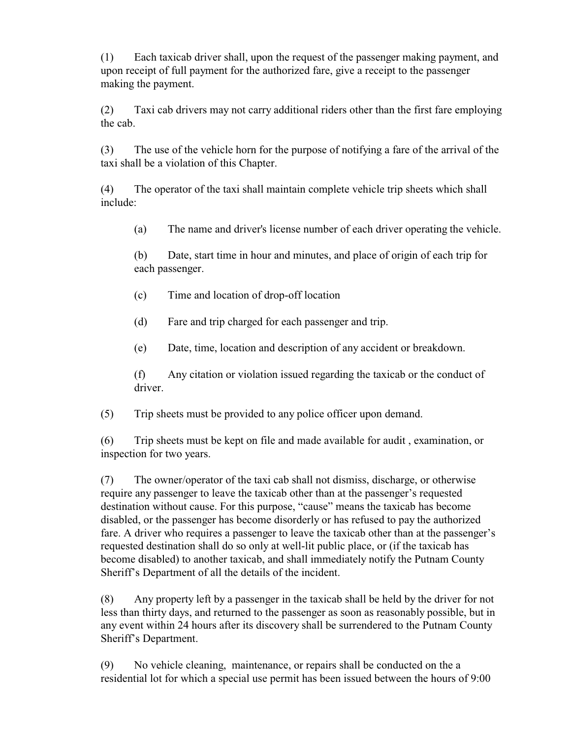(1) Each taxicab driver shall, upon the request of the passenger making payment, and upon receipt of full payment for the authorized fare, give a receipt to the passenger making the payment.

(2) Taxi cab drivers may not carry additional riders other than the first fare employing the cab.

(3) The use of the vehicle horn for the purpose of notifying a fare of the arrival of the taxi shall be a violation of this Chapter.

(4) The operator of the taxi shall maintain complete vehicle trip sheets which shall include:

> (a) The name and driver's license number of each driver operating the vehicle.
>
> (b) Date, start time in hour and minutes, and place of origin of each trip for each passenger.
>
> (c) Time and location of drop-off location
>
> (d) Fare and trip charged for each passenger and trip.
>
> (e) Date, time, location and description of any accident or breakdown.
>
> (f) Any citation or violation issued regarding the taxicab or the conduct of driver.

(5) Trip sheets must be provided to any police officer upon demand.

(6) Trip sheets must be kept on file and made available for audit , examination, or inspection for two years.

(7) The owner/operator of the taxi cab shall not dismiss, discharge, or otherwise require any passenger to leave the taxicab other than at the passenger's requested destination without cause. For this purpose, "cause" means the taxicab has become disabled, or the passenger has become disorderly or has refused to pay the authorized fare. A driver who requires a passenger to leave the taxicab other than at the passenger's requested destination shall do so only at well-lit public place, or (if the taxicab has become disabled) to another taxicab, and shall immediately notify the Putnam County Sheriff's Department of all the details of the incident.

(8) Any property left by a passenger in the taxicab shall be held by the driver for not less than thirty days, and returned to the passenger as soon as reasonably possible, but in any event within 24 hours after its discovery shall be surrendered to the Putnam County Sheriff's Department.

(9) No vehicle cleaning, maintenance, or repairs shall be conducted on the a residential lot for which a special use permit has been issued between the hours of 9:00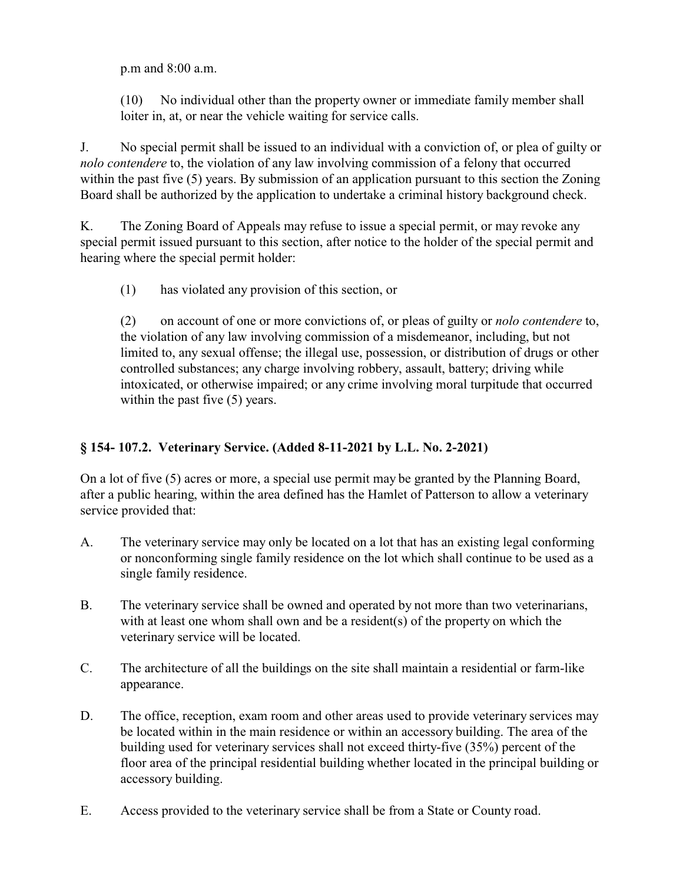p.m and 8:00 a.m.

(10) No individual other than the property owner or immediate family member shall loiter in, at, or near the vehicle waiting for service calls.

J. No special permit shall be issued to an individual with a conviction of, or plea of guilty or *nolo contendere* to, the violation of any law involving commission of a felony that occurred within the past five (5) years. By submission of an application pursuant to this section the Zoning Board shall be authorized by the application to undertake a criminal history background check.

K. The Zoning Board of Appeals may refuse to issue a special permit, or may revoke any special permit issued pursuant to this section, after notice to the holder of the special permit and hearing where the special permit holder:

(1) has violated any provision of this section, or

(2) on account of one or more convictions of, or pleas of guilty or *nolo contendere* to, the violation of any law involving commission of a misdemeanor, including, but not limited to, any sexual offense; the illegal use, possession, or distribution of drugs or other controlled substances; any charge involving robbery, assault, battery; driving while intoxicated, or otherwise impaired; or any crime involving moral turpitude that occurred within the past five (5) years.

### § 154- 107.2. Veterinary Service. (Added 8-11-2021 by L.L. No. 2-2021)

On a lot of five (5) acres or more, a special use permit may be granted by the Planning Board, after a public hearing, within the area defined has the Hamlet of Patterson to allow a veterinary service provided that:

A. The veterinary service may only be located on a lot that has an existing legal conforming or nonconforming single family residence on the lot which shall continue to be used as a single family residence.

B. The veterinary service shall be owned and operated by not more than two veterinarians, with at least one whom shall own and be a resident(s) of the property on which the veterinary service will be located.

C. The architecture of all the buildings on the site shall maintain a residential or farm-like appearance.

D. The office, reception, exam room and other areas used to provide veterinary services may be located within in the main residence or within an accessory building. The area of the building used for veterinary services shall not exceed thirty-five (35%) percent of the floor area of the principal residential building whether located in the principal building or accessory building.

E. Access provided to the veterinary service shall be from a State or County road.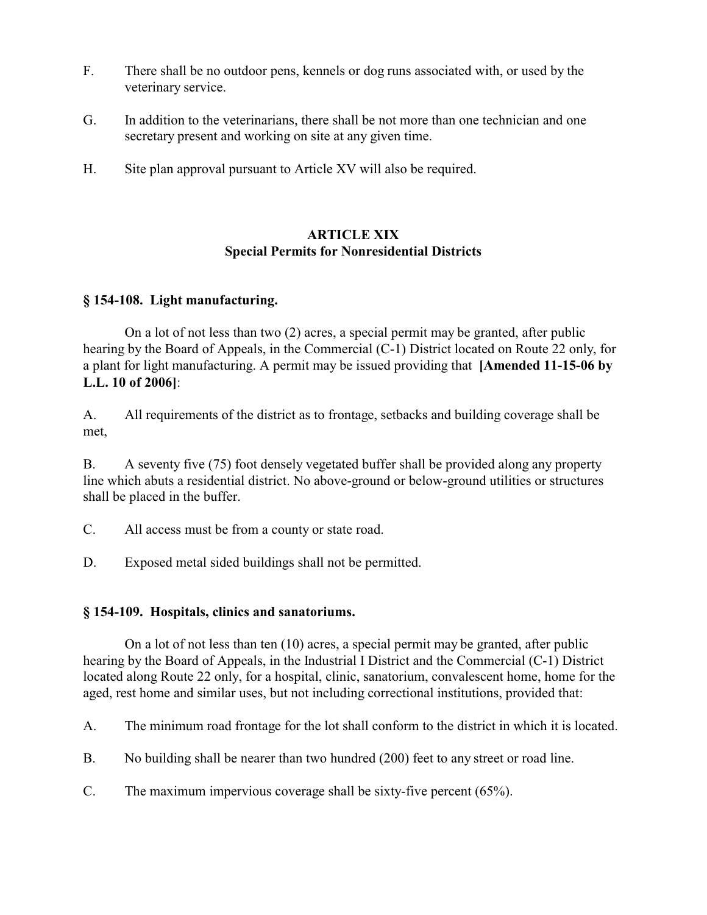F. There shall be no outdoor pens, kennels or dog runs associated with, or used by the veterinary service.

G. In addition to the veterinarians, there shall be not more than one technician and one secretary present and working on site at any given time.

H. Site plan approval pursuant to Article XV will also be required.

## ARTICLE XIX
## Special Permits for Nonresidential Districts

### § 154-108. Light manufacturing.

On a lot of not less than two (2) acres, a special permit may be granted, after public hearing by the Board of Appeals, in the Commercial (C-1) District located on Route 22 only, for a plant for light manufacturing. A permit may be issued providing that **[Amended 11-15-06 by L.L. 10 of 2006]**:

A. All requirements of the district as to frontage, setbacks and building coverage shall be met,

B. A seventy five (75) foot densely vegetated buffer shall be provided along any property line which abuts a residential district. No above-ground or below-ground utilities or structures shall be placed in the buffer.

C. All access must be from a county or state road.

D. Exposed metal sided buildings shall not be permitted.

### § 154-109. Hospitals, clinics and sanatoriums.

On a lot of not less than ten (10) acres, a special permit may be granted, after public hearing by the Board of Appeals, in the Industrial I District and the Commercial (C-1) District located along Route 22 only, for a hospital, clinic, sanatorium, convalescent home, home for the aged, rest home and similar uses, but not including correctional institutions, provided that:

A. The minimum road frontage for the lot shall conform to the district in which it is located.

B. No building shall be nearer than two hundred (200) feet to any street or road line.

C. The maximum impervious coverage shall be sixty-five percent (65%).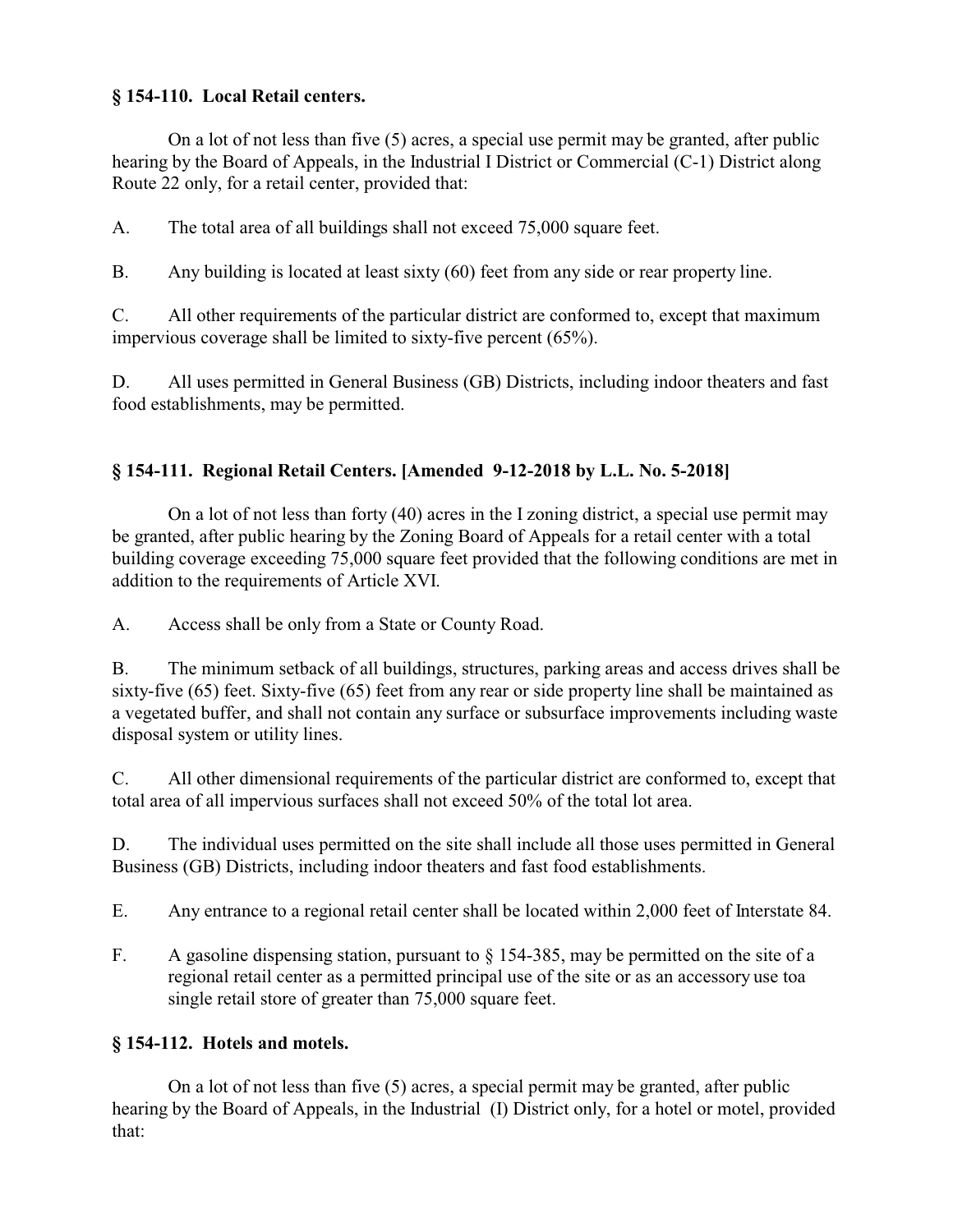### § 154-110. Local Retail centers.

On a lot of not less than five (5) acres, a special use permit may be granted, after public hearing by the Board of Appeals, in the Industrial I District or Commercial (C-1) District along Route 22 only, for a retail center, provided that:

A. The total area of all buildings shall not exceed 75,000 square feet.

B. Any building is located at least sixty (60) feet from any side or rear property line.

C. All other requirements of the particular district are conformed to, except that maximum impervious coverage shall be limited to sixty-five percent (65%).

D. All uses permitted in General Business (GB) Districts, including indoor theaters and fast food establishments, may be permitted.

### § 154-111. Regional Retail Centers. [Amended 9-12-2018 by L.L. No. 5-2018]

On a lot of not less than forty (40) acres in the I zoning district, a special use permit may be granted, after public hearing by the Zoning Board of Appeals for a retail center with a total building coverage exceeding 75,000 square feet provided that the following conditions are met in addition to the requirements of Article XVI.

A. Access shall be only from a State or County Road.

B. The minimum setback of all buildings, structures, parking areas and access drives shall be sixty-five (65) feet. Sixty-five (65) feet from any rear or side property line shall be maintained as a vegetated buffer, and shall not contain any surface or subsurface improvements including waste disposal system or utility lines.

C. All other dimensional requirements of the particular district are conformed to, except that total area of all impervious surfaces shall not exceed 50% of the total lot area.

D. The individual uses permitted on the site shall include all those uses permitted in General Business (GB) Districts, including indoor theaters and fast food establishments.

E. Any entrance to a regional retail center shall be located within 2,000 feet of Interstate 84.

F. A gasoline dispensing station, pursuant to § 154-385, may be permitted on the site of a regional retail center as a permitted principal use of the site or as an accessory use toa single retail store of greater than 75,000 square feet.

### § 154-112. Hotels and motels.

On a lot of not less than five (5) acres, a special permit may be granted, after public hearing by the Board of Appeals, in the Industrial (I) District only, for a hotel or motel, provided that: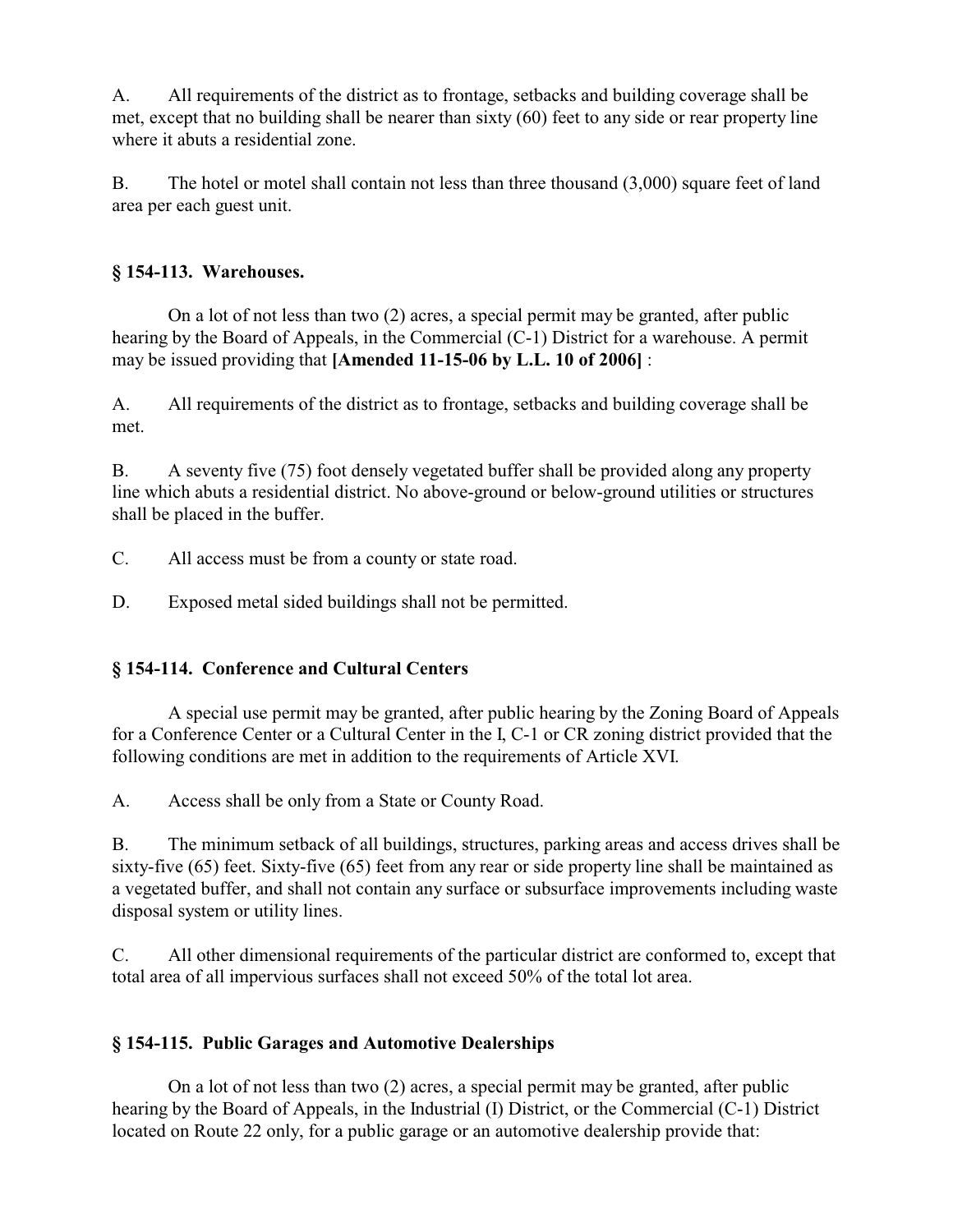A. All requirements of the district as to frontage, setbacks and building coverage shall be met, except that no building shall be nearer than sixty (60) feet to any side or rear property line where it abuts a residential zone.

B. The hotel or motel shall contain not less than three thousand (3,000) square feet of land area per each guest unit.

### § 154-113. Warehouses.

On a lot of not less than two (2) acres, a special permit may be granted, after public hearing by the Board of Appeals, in the Commercial (C-1) District for a warehouse. A permit may be issued providing that **[Amended 11-15-06 by L.L. 10 of 2006]** :

A. All requirements of the district as to frontage, setbacks and building coverage shall be met.

B. A seventy five (75) foot densely vegetated buffer shall be provided along any property line which abuts a residential district. No above-ground or below-ground utilities or structures shall be placed in the buffer.

C. All access must be from a county or state road.

D. Exposed metal sided buildings shall not be permitted.

### § 154-114. Conference and Cultural Centers

A special use permit may be granted, after public hearing by the Zoning Board of Appeals for a Conference Center or a Cultural Center in the I, C-1 or CR zoning district provided that the following conditions are met in addition to the requirements of Article XVI.

A. Access shall be only from a State or County Road.

B. The minimum setback of all buildings, structures, parking areas and access drives shall be sixty-five (65) feet. Sixty-five (65) feet from any rear or side property line shall be maintained as a vegetated buffer, and shall not contain any surface or subsurface improvements including waste disposal system or utility lines.

C. All other dimensional requirements of the particular district are conformed to, except that total area of all impervious surfaces shall not exceed 50% of the total lot area.

### § 154-115. Public Garages and Automotive Dealerships

On a lot of not less than two (2) acres, a special permit may be granted, after public hearing by the Board of Appeals, in the Industrial (I) District, or the Commercial (C-1) District located on Route 22 only, for a public garage or an automotive dealership provide that: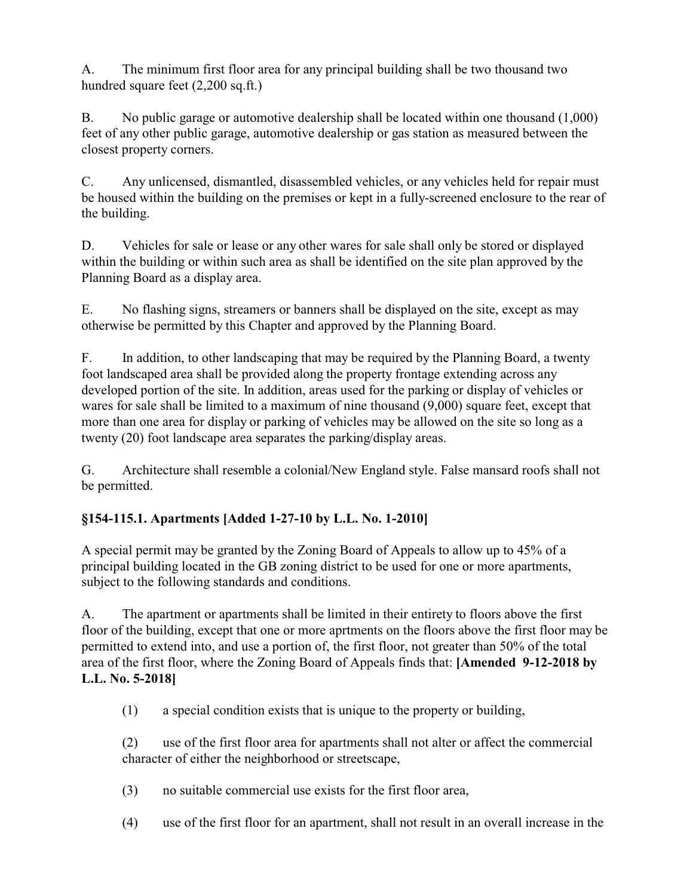A. The minimum first floor area for any principal building shall be two thousand two hundred square feet (2,200 sq.ft.)

B. No public garage or automotive dealership shall be located within one thousand (1,000) feet of any other public garage, automotive dealership or gas station as measured between the closest property corners.

C. Any unlicensed, dismantled, disassembled vehicles, or any vehicles held for repair must be housed within the building on the premises or kept in a fully-screened enclosure to the rear of the building.

D. Vehicles for sale or lease or any other wares for sale shall only be stored or displayed within the building or within such area as shall be identified on the site plan approved by the Planning Board as a display area.

E. No flashing signs, streamers or banners shall be displayed on the site, except as may otherwise be permitted by this Chapter and approved by the Planning Board.

F. In addition, to other landscaping that may be required by the Planning Board, a twenty foot landscaped area shall be provided along the property frontage extending across any developed portion of the site. In addition, areas used for the parking or display of vehicles or wares for sale shall be limited to a maximum of nine thousand (9,000) square feet, except that more than one area for display or parking of vehicles may be allowed on the site so long as a twenty (20) foot landscape area separates the parking/display areas.

G. Architecture shall resemble a colonial/New England style. False mansard roofs shall not be permitted.

### §154-115.1. Apartments [Added 1-27-10 by L.L. No. 1-2010]

A special permit may be granted by the Zoning Board of Appeals to allow up to 45% of a principal building located in the GB zoning district to be used for one or more apartments, subject to the following standards and conditions.

A. The apartment or apartments shall be limited in their entirety to floors above the first floor of the building, except that one or more aprtments on the floors above the first floor may be permitted to extend into, and use a portion of, the first floor, not greater than 50% of the total area of the first floor, where the Zoning Board of Appeals finds that: **[Amended 9-12-2018 by L.L. No. 5-2018]**

(1) a special condition exists that is unique to the property or building,

(2) use of the first floor area for apartments shall not alter or affect the commercial character of either the neighborhood or streetscape,

(3) no suitable commercial use exists for the first floor area,

(4) use of the first floor for an apartment, shall not result in an overall increase in the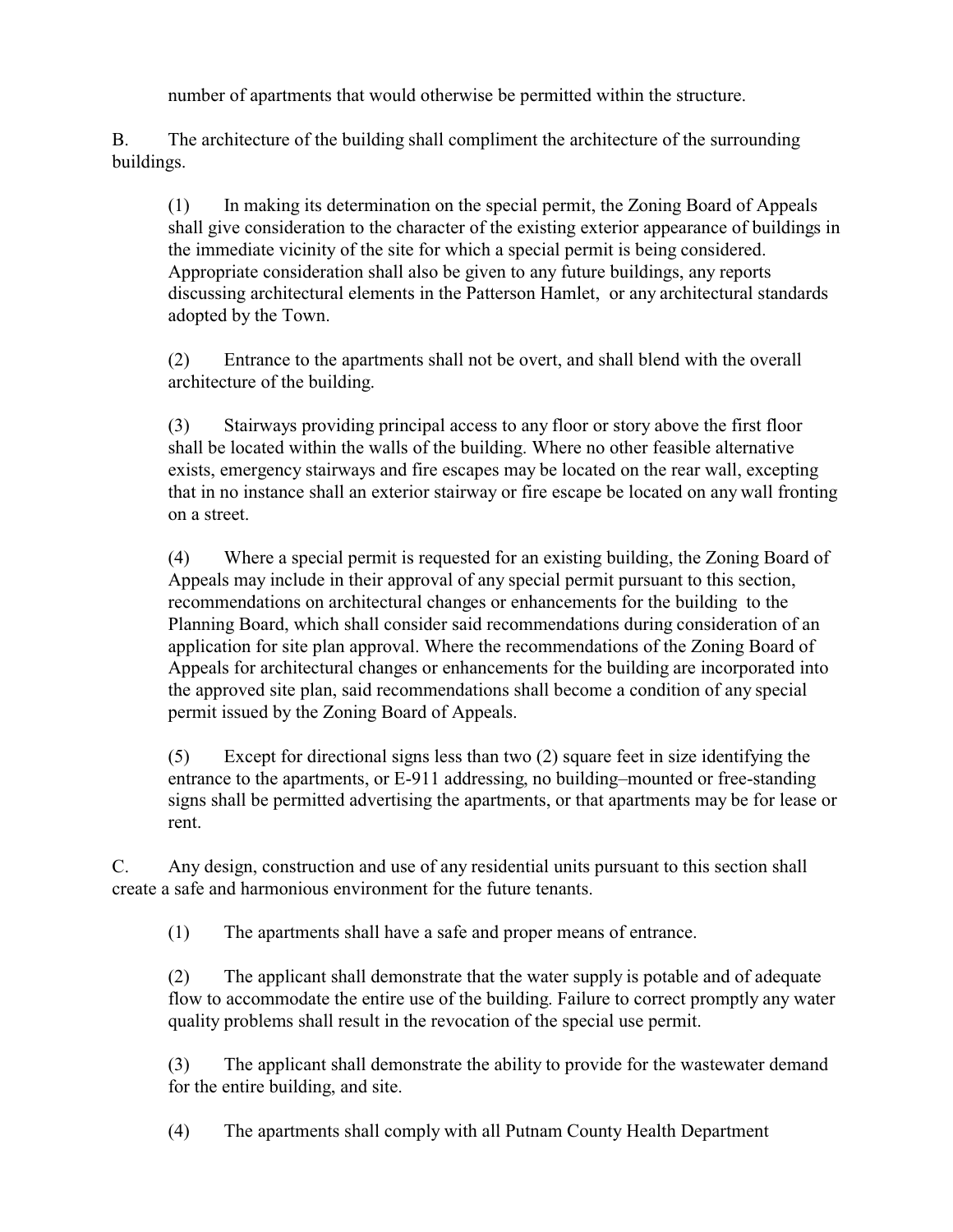number of apartments that would otherwise be permitted within the structure.

B. The architecture of the building shall compliment the architecture of the surrounding buildings.

(1) In making its determination on the special permit, the Zoning Board of Appeals shall give consideration to the character of the existing exterior appearance of buildings in the immediate vicinity of the site for which a special permit is being considered. Appropriate consideration shall also be given to any future buildings, any reports discussing architectural elements in the Patterson Hamlet, or any architectural standards adopted by the Town.

(2) Entrance to the apartments shall not be overt, and shall blend with the overall architecture of the building.

(3) Stairways providing principal access to any floor or story above the first floor shall be located within the walls of the building. Where no other feasible alternative exists, emergency stairways and fire escapes may be located on the rear wall, excepting that in no instance shall an exterior stairway or fire escape be located on any wall fronting on a street.

(4) Where a special permit is requested for an existing building, the Zoning Board of Appeals may include in their approval of any special permit pursuant to this section, recommendations on architectural changes or enhancements for the building to the Planning Board, which shall consider said recommendations during consideration of an application for site plan approval. Where the recommendations of the Zoning Board of Appeals for architectural changes or enhancements for the building are incorporated into the approved site plan, said recommendations shall become a condition of any special permit issued by the Zoning Board of Appeals.

(5) Except for directional signs less than two (2) square feet in size identifying the entrance to the apartments, or E-911 addressing, no building–mounted or free-standing signs shall be permitted advertising the apartments, or that apartments may be for lease or rent.

C. Any design, construction and use of any residential units pursuant to this section shall create a safe and harmonious environment for the future tenants.

(1) The apartments shall have a safe and proper means of entrance.

(2) The applicant shall demonstrate that the water supply is potable and of adequate flow to accommodate the entire use of the building. Failure to correct promptly any water quality problems shall result in the revocation of the special use permit.

(3) The applicant shall demonstrate the ability to provide for the wastewater demand for the entire building, and site.

(4) The apartments shall comply with all Putnam County Health Department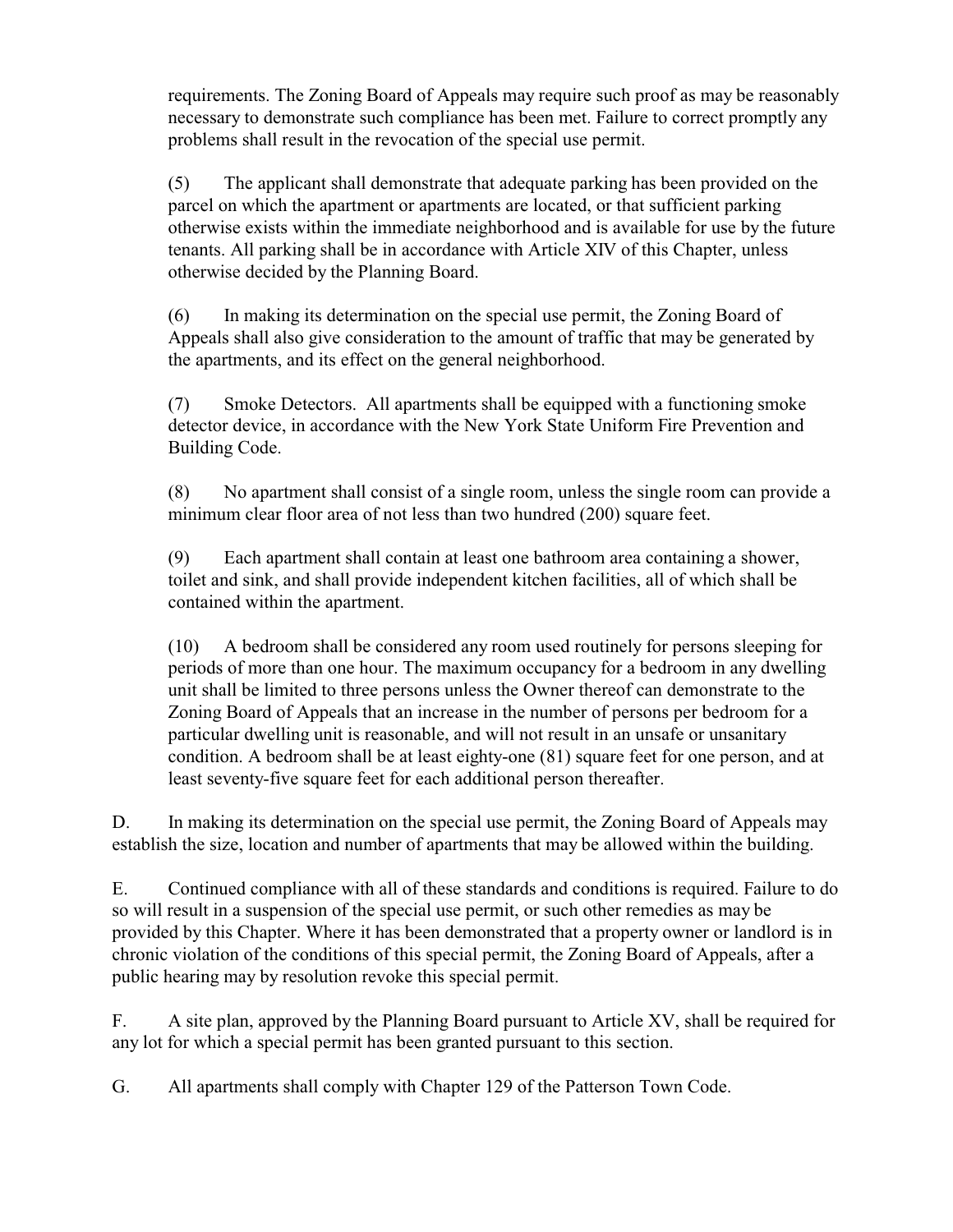requirements. The Zoning Board of Appeals may require such proof as may be reasonably necessary to demonstrate such compliance has been met. Failure to correct promptly any problems shall result in the revocation of the special use permit.

(5) The applicant shall demonstrate that adequate parking has been provided on the parcel on which the apartment or apartments are located, or that sufficient parking otherwise exists within the immediate neighborhood and is available for use by the future tenants. All parking shall be in accordance with Article XIV of this Chapter, unless otherwise decided by the Planning Board.

(6) In making its determination on the special use permit, the Zoning Board of Appeals shall also give consideration to the amount of traffic that may be generated by the apartments, and its effect on the general neighborhood.

(7) Smoke Detectors. All apartments shall be equipped with a functioning smoke detector device, in accordance with the New York State Uniform Fire Prevention and Building Code.

(8) No apartment shall consist of a single room, unless the single room can provide a minimum clear floor area of not less than two hundred (200) square feet.

(9) Each apartment shall contain at least one bathroom area containing a shower, toilet and sink, and shall provide independent kitchen facilities, all of which shall be contained within the apartment.

(10) A bedroom shall be considered any room used routinely for persons sleeping for periods of more than one hour. The maximum occupancy for a bedroom in any dwelling unit shall be limited to three persons unless the Owner thereof can demonstrate to the Zoning Board of Appeals that an increase in the number of persons per bedroom for a particular dwelling unit is reasonable, and will not result in an unsafe or unsanitary condition. A bedroom shall be at least eighty-one (81) square feet for one person, and at least seventy-five square feet for each additional person thereafter.

D. In making its determination on the special use permit, the Zoning Board of Appeals may establish the size, location and number of apartments that may be allowed within the building.

E. Continued compliance with all of these standards and conditions is required. Failure to do so will result in a suspension of the special use permit, or such other remedies as may be provided by this Chapter. Where it has been demonstrated that a property owner or landlord is in chronic violation of the conditions of this special permit, the Zoning Board of Appeals, after a public hearing may by resolution revoke this special permit.

F. A site plan, approved by the Planning Board pursuant to Article XV, shall be required for any lot for which a special permit has been granted pursuant to this section.

G. All apartments shall comply with Chapter 129 of the Patterson Town Code.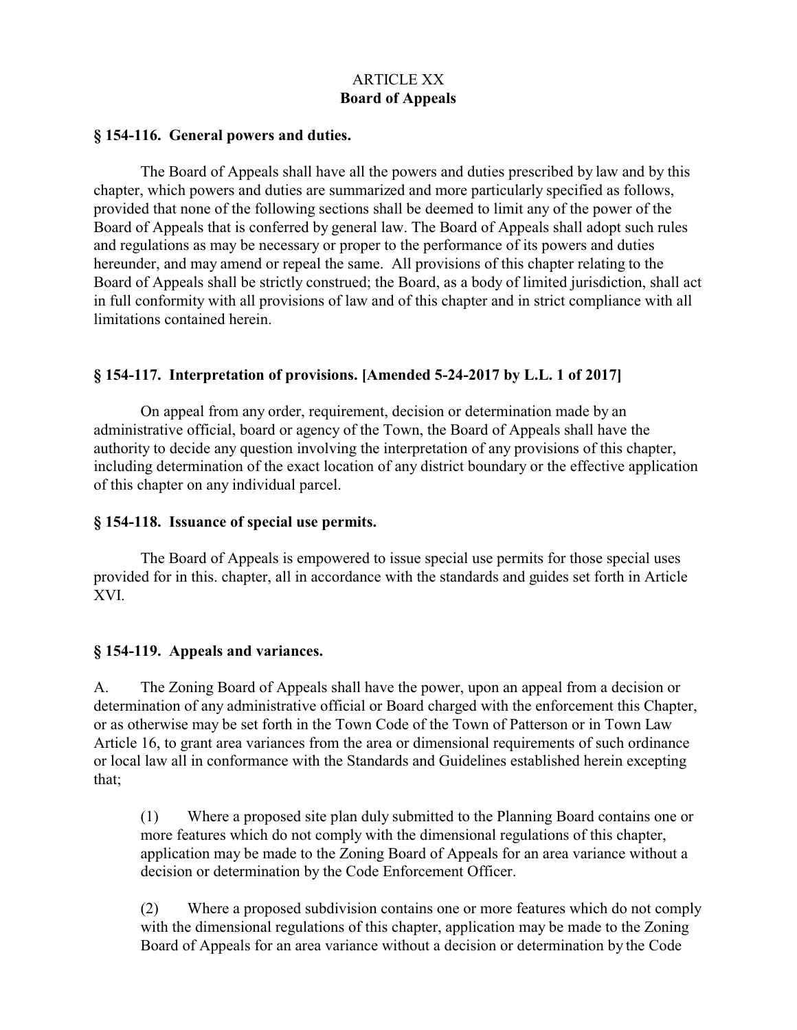# ARTICLE XX
# Board of Appeals

## § 154-116. General powers and duties.

The Board of Appeals shall have all the powers and duties prescribed by law and by this chapter, which powers and duties are summarized and more particularly specified as follows, provided that none of the following sections shall be deemed to limit any of the power of the Board of Appeals that is conferred by general law. The Board of Appeals shall adopt such rules and regulations as may be necessary or proper to the performance of its powers and duties hereunder, and may amend or repeal the same. All provisions of this chapter relating to the Board of Appeals shall be strictly construed; the Board, as a body of limited jurisdiction, shall act in full conformity with all provisions of law and of this chapter and in strict compliance with all limitations contained herein.

## § 154-117. Interpretation of provisions. [Amended 5-24-2017 by L.L. 1 of 2017]

On appeal from any order, requirement, decision or determination made by an administrative official, board or agency of the Town, the Board of Appeals shall have the authority to decide any question involving the interpretation of any provisions of this chapter, including determination of the exact location of any district boundary or the effective application of this chapter on any individual parcel.

## § 154-118. Issuance of special use permits.

The Board of Appeals is empowered to issue special use permits for those special uses provided for in this. chapter, all in accordance with the standards and guides set forth in Article XVI.

## § 154-119. Appeals and variances.

A. The Zoning Board of Appeals shall have the power, upon an appeal from a decision or determination of any administrative official or Board charged with the enforcement this Chapter, or as otherwise may be set forth in the Town Code of the Town of Patterson or in Town Law Article 16, to grant area variances from the area or dimensional requirements of such ordinance or local law all in conformance with the Standards and Guidelines established herein excepting that;

(1) Where a proposed site plan duly submitted to the Planning Board contains one or more features which do not comply with the dimensional regulations of this chapter, application may be made to the Zoning Board of Appeals for an area variance without a decision or determination by the Code Enforcement Officer.

(2) Where a proposed subdivision contains one or more features which do not comply with the dimensional regulations of this chapter, application may be made to the Zoning Board of Appeals for an area variance without a decision or determination by the Code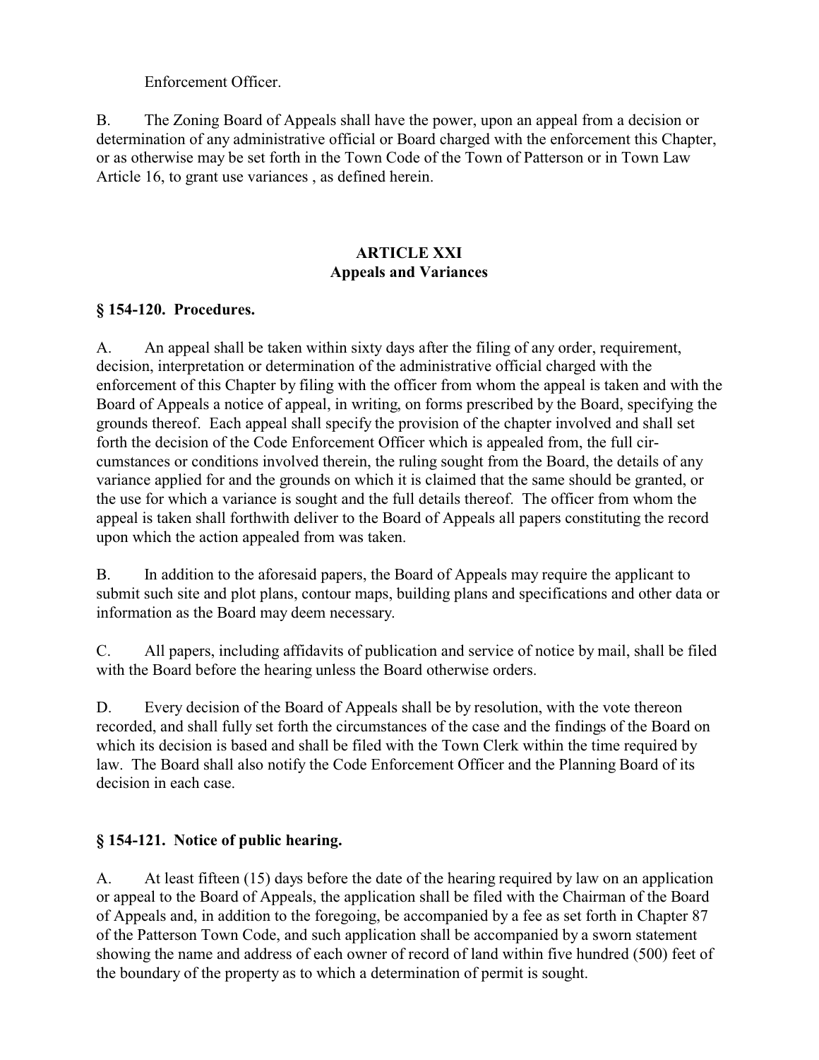Enforcement Officer.

B. The Zoning Board of Appeals shall have the power, upon an appeal from a decision or determination of any administrative official or Board charged with the enforcement this Chapter, or as otherwise may be set forth in the Town Code of the Town of Patterson or in Town Law Article 16, to grant use variances , as defined herein.

## ARTICLE XXI
## Appeals and Variances

### § 154-120. Procedures.

A. An appeal shall be taken within sixty days after the filing of any order, requirement, decision, interpretation or determination of the administrative official charged with the enforcement of this Chapter by filing with the officer from whom the appeal is taken and with the Board of Appeals a notice of appeal, in writing, on forms prescribed by the Board, specifying the grounds thereof. Each appeal shall specify the provision of the chapter involved and shall set forth the decision of the Code Enforcement Officer which is appealed from, the full circumstances or conditions involved therein, the ruling sought from the Board, the details of any variance applied for and the grounds on which it is claimed that the same should be granted, or the use for which a variance is sought and the full details thereof. The officer from whom the appeal is taken shall forthwith deliver to the Board of Appeals all papers constituting the record upon which the action appealed from was taken.

B. In addition to the aforesaid papers, the Board of Appeals may require the applicant to submit such site and plot plans, contour maps, building plans and specifications and other data or information as the Board may deem necessary.

C. All papers, including affidavits of publication and service of notice by mail, shall be filed with the Board before the hearing unless the Board otherwise orders.

D. Every decision of the Board of Appeals shall be by resolution, with the vote thereon recorded, and shall fully set forth the circumstances of the case and the findings of the Board on which its decision is based and shall be filed with the Town Clerk within the time required by law. The Board shall also notify the Code Enforcement Officer and the Planning Board of its decision in each case.

### § 154-121. Notice of public hearing.

A. At least fifteen (15) days before the date of the hearing required by law on an application or appeal to the Board of Appeals, the application shall be filed with the Chairman of the Board of Appeals and, in addition to the foregoing, be accompanied by a fee as set forth in Chapter 87 of the Patterson Town Code, and such application shall be accompanied by a sworn statement showing the name and address of each owner of record of land within five hundred (500) feet of the boundary of the property as to which a determination of permit is sought.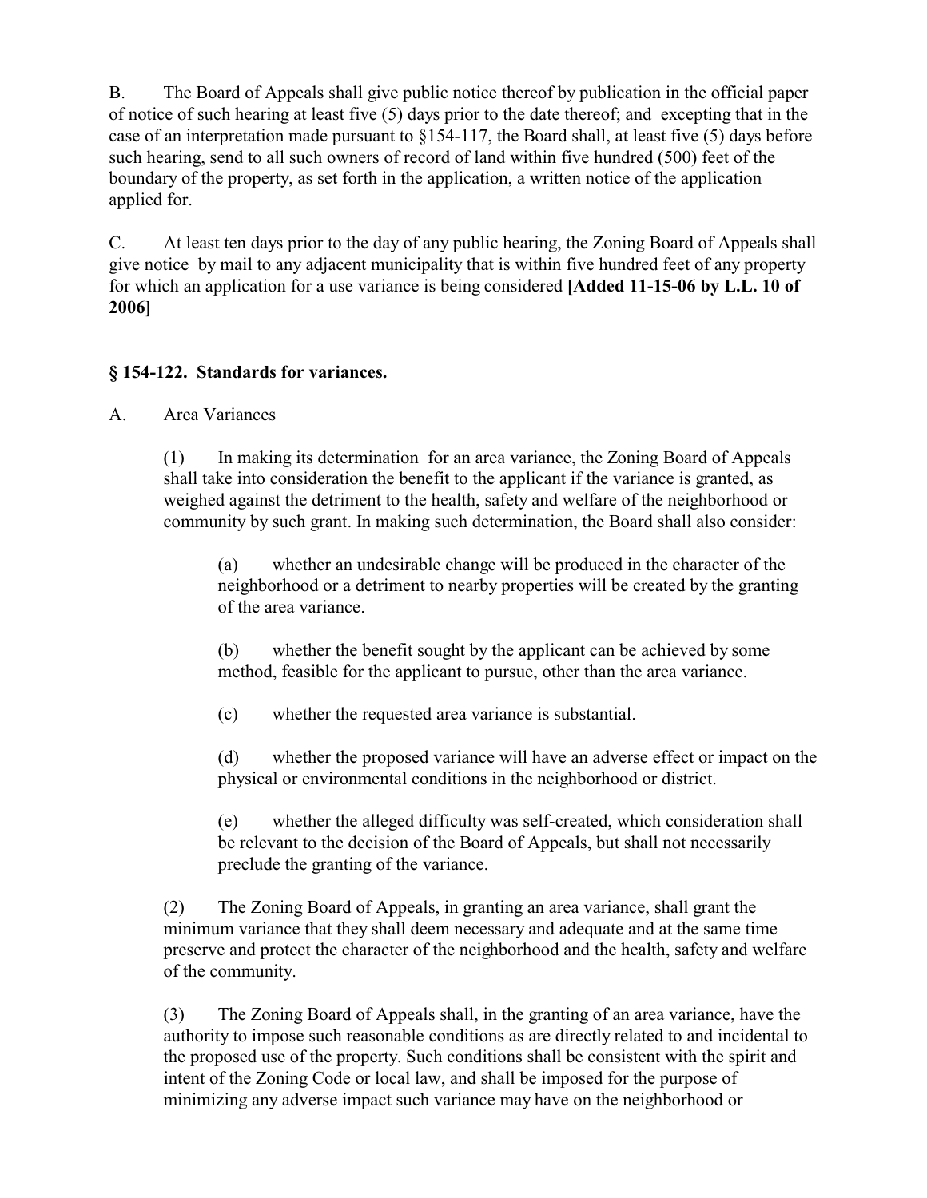B. The Board of Appeals shall give public notice thereof by publication in the official paper of notice of such hearing at least five (5) days prior to the date thereof; and excepting that in the case of an interpretation made pursuant to §154-117, the Board shall, at least five (5) days before such hearing, send to all such owners of record of land within five hundred (500) feet of the boundary of the property, as set forth in the application, a written notice of the application applied for.

C. At least ten days prior to the day of any public hearing, the Zoning Board of Appeals shall give notice by mail to any adjacent municipality that is within five hundred feet of any property for which an application for a use variance is being considered **[Added 11-15-06 by L.L. 10 of 2006]**

### § 154-122. Standards for variances.

A. Area Variances

(1) In making its determination for an area variance, the Zoning Board of Appeals shall take into consideration the benefit to the applicant if the variance is granted, as weighed against the detriment to the health, safety and welfare of the neighborhood or community by such grant. In making such determination, the Board shall also consider:

(a) whether an undesirable change will be produced in the character of the neighborhood or a detriment to nearby properties will be created by the granting of the area variance.

(b) whether the benefit sought by the applicant can be achieved by some method, feasible for the applicant to pursue, other than the area variance.

(c) whether the requested area variance is substantial.

(d) whether the proposed variance will have an adverse effect or impact on the physical or environmental conditions in the neighborhood or district.

(e) whether the alleged difficulty was self-created, which consideration shall be relevant to the decision of the Board of Appeals, but shall not necessarily preclude the granting of the variance.

(2) The Zoning Board of Appeals, in granting an area variance, shall grant the minimum variance that they shall deem necessary and adequate and at the same time preserve and protect the character of the neighborhood and the health, safety and welfare of the community.

(3) The Zoning Board of Appeals shall, in the granting of an area variance, have the authority to impose such reasonable conditions as are directly related to and incidental to the proposed use of the property. Such conditions shall be consistent with the spirit and intent of the Zoning Code or local law, and shall be imposed for the purpose of minimizing any adverse impact such variance may have on the neighborhood or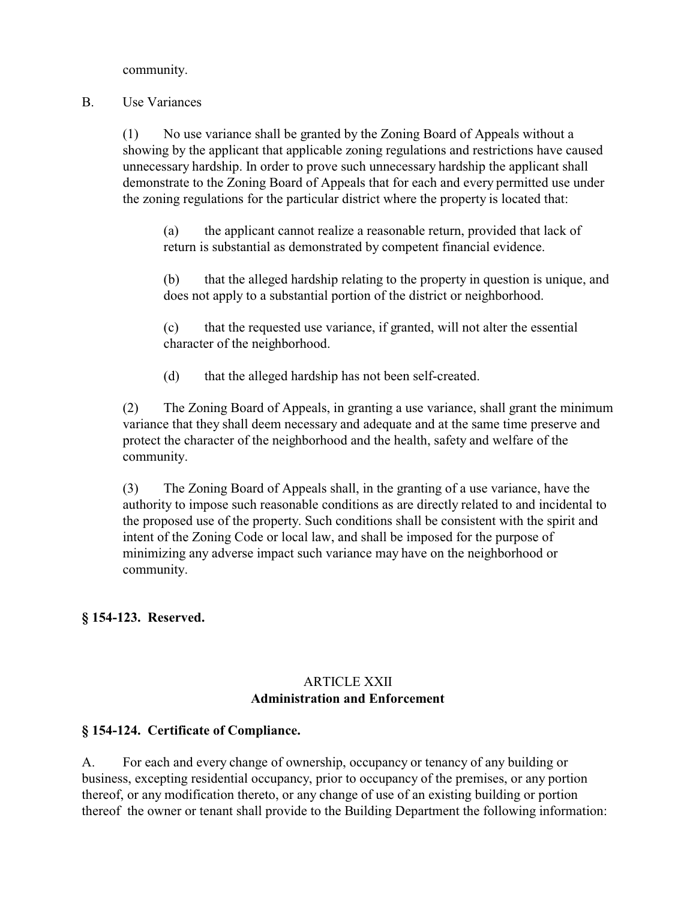community.

B. Use Variances

(1) No use variance shall be granted by the Zoning Board of Appeals without a showing by the applicant that applicable zoning regulations and restrictions have caused unnecessary hardship. In order to prove such unnecessary hardship the applicant shall demonstrate to the Zoning Board of Appeals that for each and every permitted use under the zoning regulations for the particular district where the property is located that:

(a) the applicant cannot realize a reasonable return, provided that lack of return is substantial as demonstrated by competent financial evidence.

(b) that the alleged hardship relating to the property in question is unique, and does not apply to a substantial portion of the district or neighborhood.

(c) that the requested use variance, if granted, will not alter the essential character of the neighborhood.

(d) that the alleged hardship has not been self-created.

(2) The Zoning Board of Appeals, in granting a use variance, shall grant the minimum variance that they shall deem necessary and adequate and at the same time preserve and protect the character of the neighborhood and the health, safety and welfare of the community.

(3) The Zoning Board of Appeals shall, in the granting of a use variance, have the authority to impose such reasonable conditions as are directly related to and incidental to the proposed use of the property. Such conditions shall be consistent with the spirit and intent of the Zoning Code or local law, and shall be imposed for the purpose of minimizing any adverse impact such variance may have on the neighborhood or community.

**§ 154-123. Reserved.**

## ARTICLE XXII
## Administration and Enforcement

**§ 154-124. Certificate of Compliance.**

A. For each and every change of ownership, occupancy or tenancy of any building or business, excepting residential occupancy, prior to occupancy of the premises, or any portion thereof, or any modification thereto, or any change of use of an existing building or portion thereof the owner or tenant shall provide to the Building Department the following information: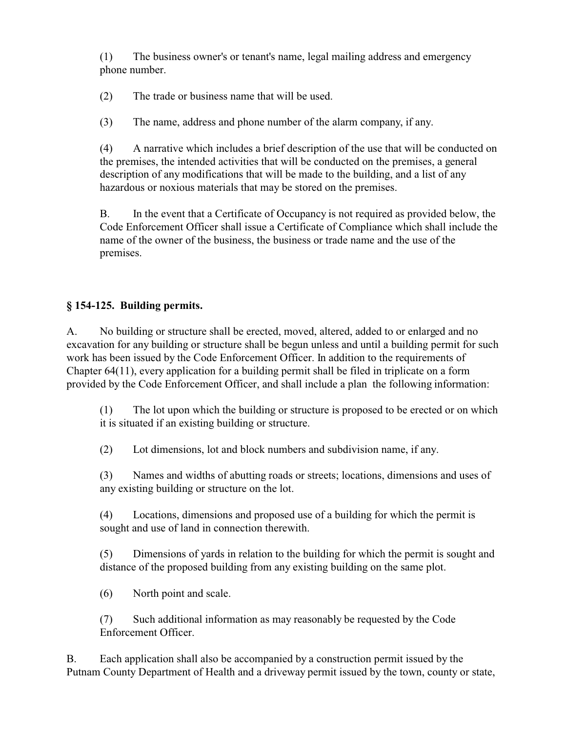(1) The business owner's or tenant's name, legal mailing address and emergency phone number.

(2) The trade or business name that will be used.

(3) The name, address and phone number of the alarm company, if any.

(4) A narrative which includes a brief description of the use that will be conducted on the premises, the intended activities that will be conducted on the premises, a general description of any modifications that will be made to the building, and a list of any hazardous or noxious materials that may be stored on the premises.

B. In the event that a Certificate of Occupancy is not required as provided below, the Code Enforcement Officer shall issue a Certificate of Compliance which shall include the name of the owner of the business, the business or trade name and the use of the premises.

### § 154-125. Building permits.

A. No building or structure shall be erected, moved, altered, added to or enlarged and no excavation for any building or structure shall be begun unless and until a building permit for such work has been issued by the Code Enforcement Officer. In addition to the requirements of Chapter 64(11), every application for a building permit shall be filed in triplicate on a form provided by the Code Enforcement Officer, and shall include a plan the following information:

(1) The lot upon which the building or structure is proposed to be erected or on which it is situated if an existing building or structure.

(2) Lot dimensions, lot and block numbers and subdivision name, if any.

(3) Names and widths of abutting roads or streets; locations, dimensions and uses of any existing building or structure on the lot.

(4) Locations, dimensions and proposed use of a building for which the permit is sought and use of land in connection therewith.

(5) Dimensions of yards in relation to the building for which the permit is sought and distance of the proposed building from any existing building on the same plot.

(6) North point and scale.

(7) Such additional information as may reasonably be requested by the Code Enforcement Officer.

B. Each application shall also be accompanied by a construction permit issued by the Putnam County Department of Health and a driveway permit issued by the town, county or state,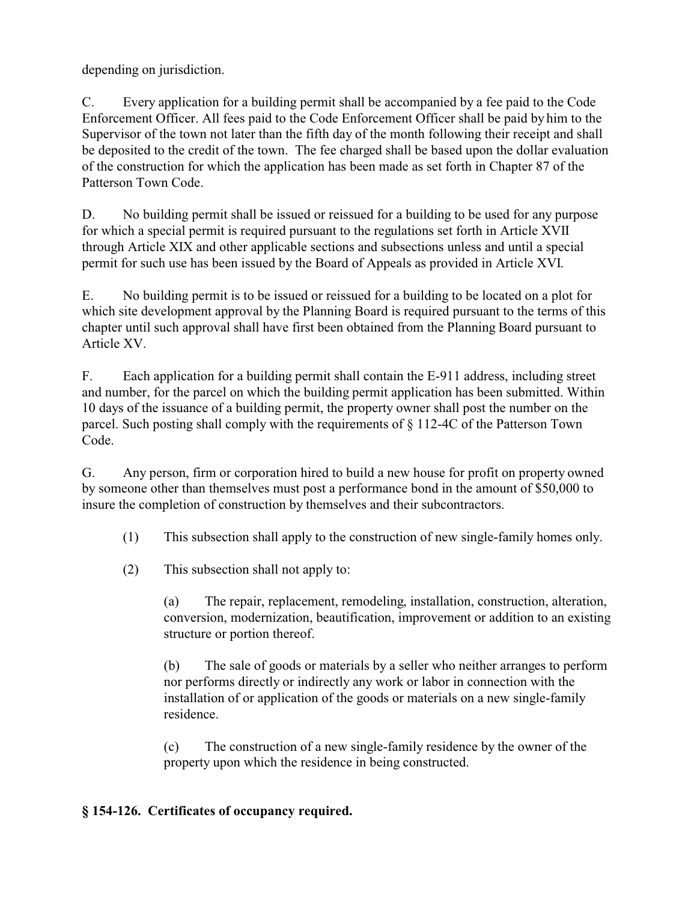depending on jurisdiction.

C. Every application for a building permit shall be accompanied by a fee paid to the Code Enforcement Officer. All fees paid to the Code Enforcement Officer shall be paid by him to the Supervisor of the town not later than the fifth day of the month following their receipt and shall be deposited to the credit of the town. The fee charged shall be based upon the dollar evaluation of the construction for which the application has been made as set forth in Chapter 87 of the Patterson Town Code.

D. No building permit shall be issued or reissued for a building to be used for any purpose for which a special permit is required pursuant to the regulations set forth in Article XVII through Article XIX and other applicable sections and subsections unless and until a special permit for such use has been issued by the Board of Appeals as provided in Article XVI.

E. No building permit is to be issued or reissued for a building to be located on a plot for which site development approval by the Planning Board is required pursuant to the terms of this chapter until such approval shall have first been obtained from the Planning Board pursuant to Article XV.

F. Each application for a building permit shall contain the E-911 address, including street and number, for the parcel on which the building permit application has been submitted. Within 10 days of the issuance of a building permit, the property owner shall post the number on the parcel. Such posting shall comply with the requirements of § 112-4C of the Patterson Town Code.

G. Any person, firm or corporation hired to build a new house for profit on property owned by someone other than themselves must post a performance bond in the amount of $50,000 to insure the completion of construction by themselves and their subcontractors.

(1) This subsection shall apply to the construction of new single-family homes only.

(2) This subsection shall not apply to:

(a) The repair, replacement, remodeling, installation, construction, alteration, conversion, modernization, beautification, improvement or addition to an existing structure or portion thereof.

(b) The sale of goods or materials by a seller who neither arranges to perform nor performs directly or indirectly any work or labor in connection with the installation of or application of the goods or materials on a new single-family residence.

(c) The construction of a new single-family residence by the owner of the property upon which the residence in being constructed.

## § 154-126. Certificates of occupancy required.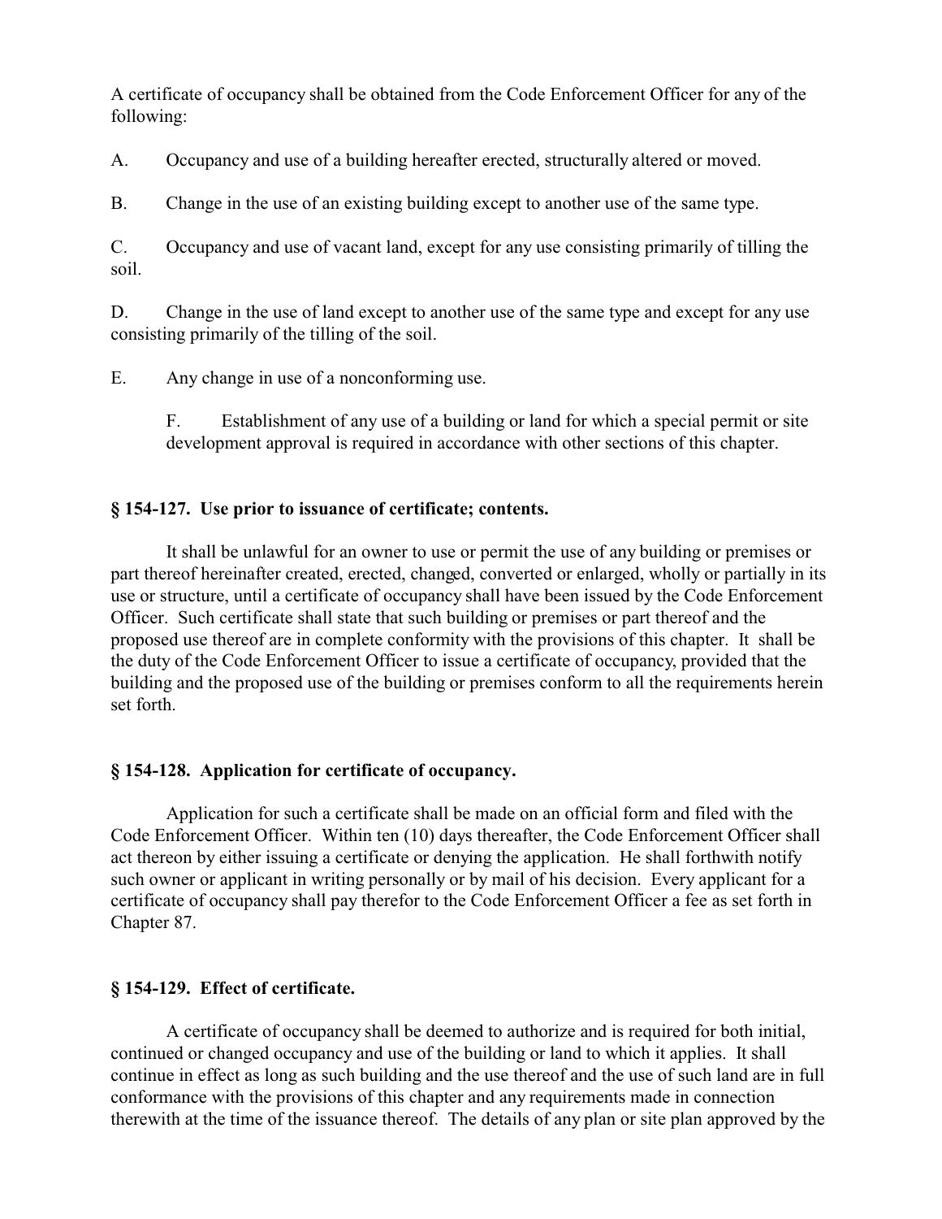A certificate of occupancy shall be obtained from the Code Enforcement Officer for any of the following:

A. Occupancy and use of a building hereafter erected, structurally altered or moved.

B. Change in the use of an existing building except to another use of the same type.

C. Occupancy and use of vacant land, except for any use consisting primarily of tilling the soil.

D. Change in the use of land except to another use of the same type and except for any use consisting primarily of the tilling of the soil.

E. Any change in use of a nonconforming use.

F. Establishment of any use of a building or land for which a special permit or site development approval is required in accordance with other sections of this chapter.

### § 154-127. Use prior to issuance of certificate; contents.

It shall be unlawful for an owner to use or permit the use of any building or premises or part thereof hereinafter created, erected, changed, converted or enlarged, wholly or partially in its use or structure, until a certificate of occupancy shall have been issued by the Code Enforcement Officer. Such certificate shall state that such building or premises or part thereof and the proposed use thereof are in complete conformity with the provisions of this chapter. It shall be the duty of the Code Enforcement Officer to issue a certificate of occupancy, provided that the building and the proposed use of the building or premises conform to all the requirements herein set forth.

### § 154-128. Application for certificate of occupancy.

Application for such a certificate shall be made on an official form and filed with the Code Enforcement Officer. Within ten (10) days thereafter, the Code Enforcement Officer shall act thereon by either issuing a certificate or denying the application. He shall forthwith notify such owner or applicant in writing personally or by mail of his decision. Every applicant for a certificate of occupancy shall pay therefor to the Code Enforcement Officer a fee as set forth in Chapter 87.

### § 154-129. Effect of certificate.

A certificate of occupancy shall be deemed to authorize and is required for both initial, continued or changed occupancy and use of the building or land to which it applies. It shall continue in effect as long as such building and the use thereof and the use of such land are in full conformance with the provisions of this chapter and any requirements made in connection therewith at the time of the issuance thereof. The details of any plan or site plan approved by the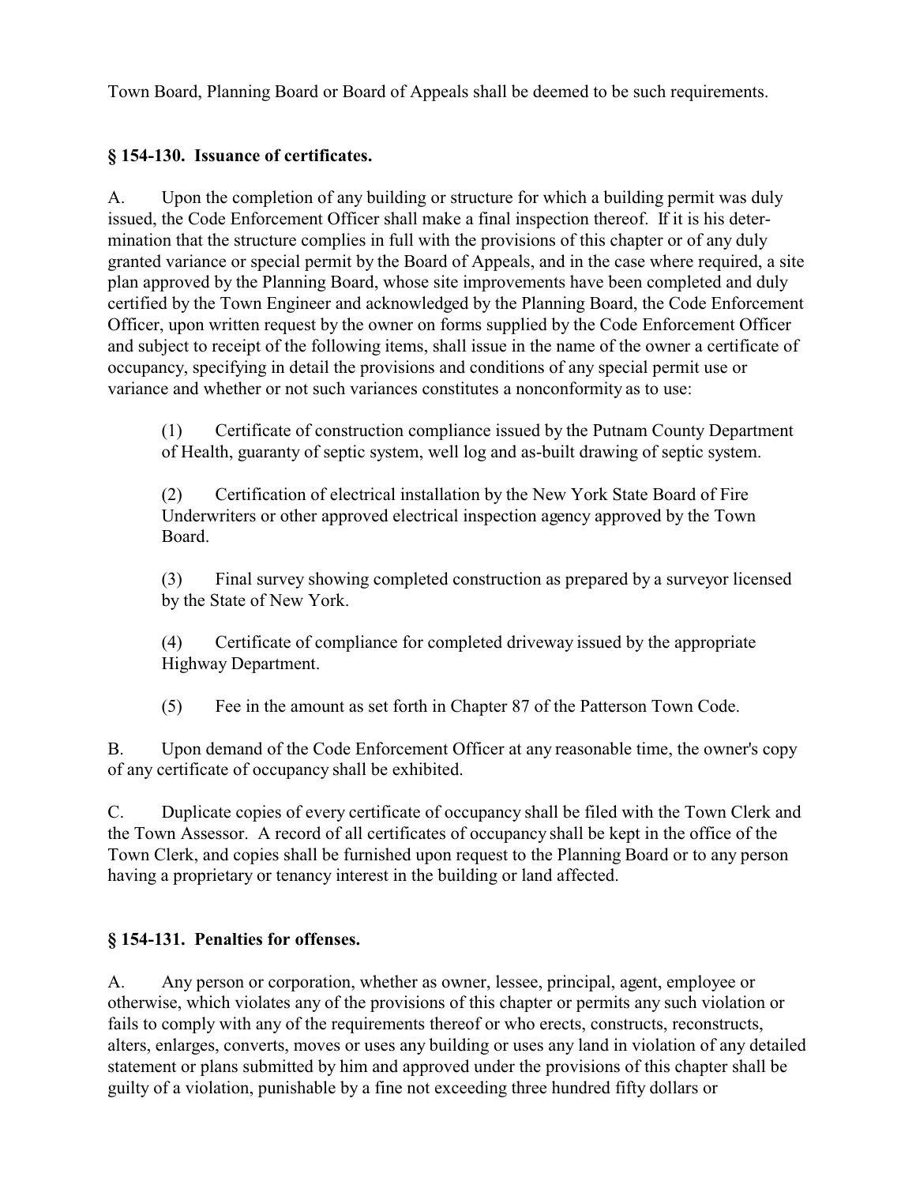Town Board, Planning Board or Board of Appeals shall be deemed to be such requirements.

### § 154-130. Issuance of certificates.

A. Upon the completion of any building or structure for which a building permit was duly issued, the Code Enforcement Officer shall make a final inspection thereof. If it is his determination that the structure complies in full with the provisions of this chapter or of any duly granted variance or special permit by the Board of Appeals, and in the case where required, a site plan approved by the Planning Board, whose site improvements have been completed and duly certified by the Town Engineer and acknowledged by the Planning Board, the Code Enforcement Officer, upon written request by the owner on forms supplied by the Code Enforcement Officer and subject to receipt of the following items, shall issue in the name of the owner a certificate of occupancy, specifying in detail the provisions and conditions of any special permit use or variance and whether or not such variances constitutes a nonconformity as to use:

(1) Certificate of construction compliance issued by the Putnam County Department of Health, guaranty of septic system, well log and as-built drawing of septic system.

(2) Certification of electrical installation by the New York State Board of Fire Underwriters or other approved electrical inspection agency approved by the Town Board.

(3) Final survey showing completed construction as prepared by a surveyor licensed by the State of New York.

(4) Certificate of compliance for completed driveway issued by the appropriate Highway Department.

(5) Fee in the amount as set forth in Chapter 87 of the Patterson Town Code.

B. Upon demand of the Code Enforcement Officer at any reasonable time, the owner's copy of any certificate of occupancy shall be exhibited.

C. Duplicate copies of every certificate of occupancy shall be filed with the Town Clerk and the Town Assessor. A record of all certificates of occupancy shall be kept in the office of the Town Clerk, and copies shall be furnished upon request to the Planning Board or to any person having a proprietary or tenancy interest in the building or land affected.

### § 154-131. Penalties for offenses.

A. Any person or corporation, whether as owner, lessee, principal, agent, employee or otherwise, which violates any of the provisions of this chapter or permits any such violation or fails to comply with any of the requirements thereof or who erects, constructs, reconstructs, alters, enlarges, converts, moves or uses any building or uses any land in violation of any detailed statement or plans submitted by him and approved under the provisions of this chapter shall be guilty of a violation, punishable by a fine not exceeding three hundred fifty dollars or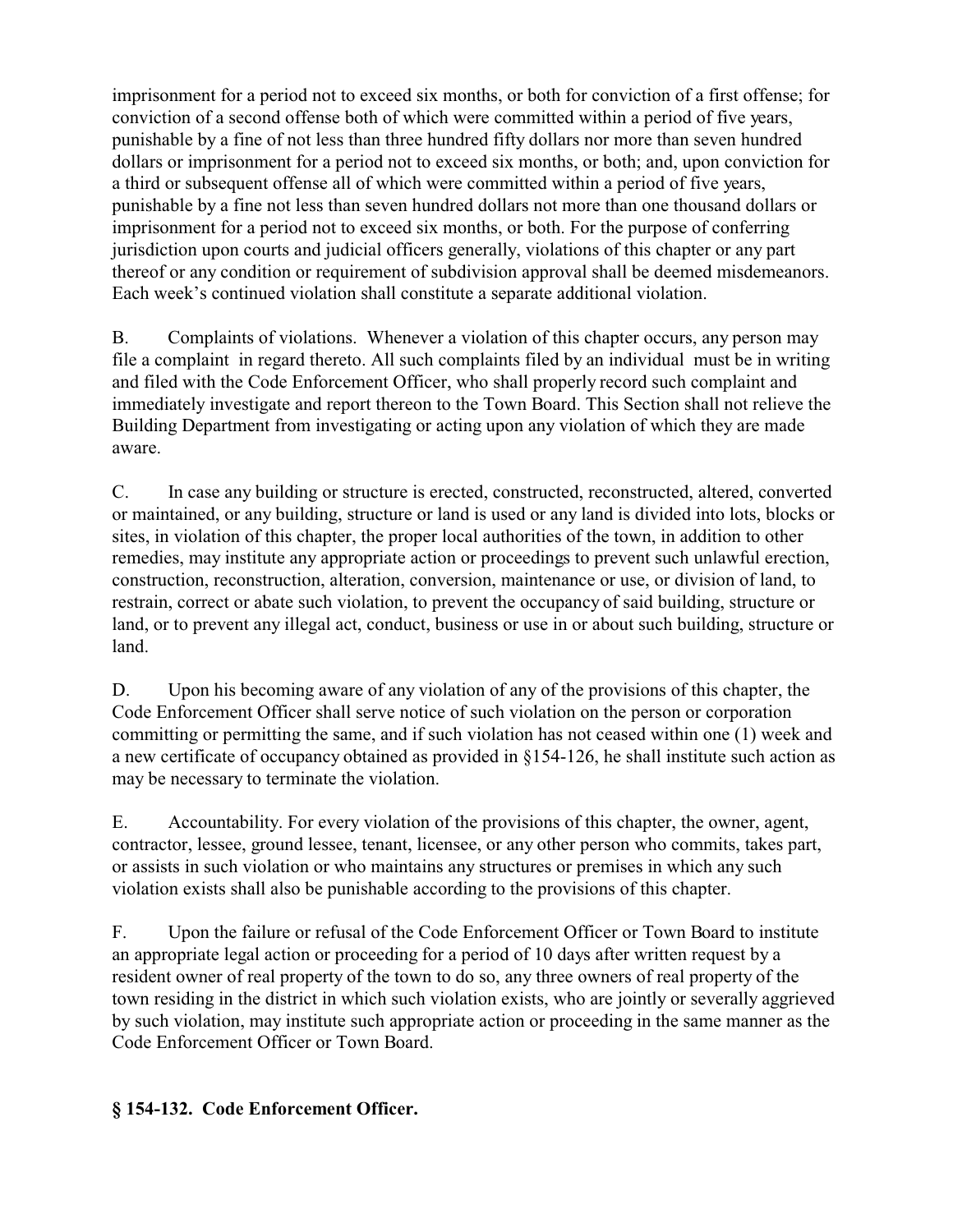imprisonment for a period not to exceed six months, or both for conviction of a first offense; for conviction of a second offense both of which were committed within a period of five years, punishable by a fine of not less than three hundred fifty dollars nor more than seven hundred dollars or imprisonment for a period not to exceed six months, or both; and, upon conviction for a third or subsequent offense all of which were committed within a period of five years, punishable by a fine not less than seven hundred dollars not more than one thousand dollars or imprisonment for a period not to exceed six months, or both. For the purpose of conferring jurisdiction upon courts and judicial officers generally, violations of this chapter or any part thereof or any condition or requirement of subdivision approval shall be deemed misdemeanors. Each week's continued violation shall constitute a separate additional violation.

B. Complaints of violations. Whenever a violation of this chapter occurs, any person may file a complaint in regard thereto. All such complaints filed by an individual must be in writing and filed with the Code Enforcement Officer, who shall properly record such complaint and immediately investigate and report thereon to the Town Board. This Section shall not relieve the Building Department from investigating or acting upon any violation of which they are made aware.

C. In case any building or structure is erected, constructed, reconstructed, altered, converted or maintained, or any building, structure or land is used or any land is divided into lots, blocks or sites, in violation of this chapter, the proper local authorities of the town, in addition to other remedies, may institute any appropriate action or proceedings to prevent such unlawful erection, construction, reconstruction, alteration, conversion, maintenance or use, or division of land, to restrain, correct or abate such violation, to prevent the occupancy of said building, structure or land, or to prevent any illegal act, conduct, business or use in or about such building, structure or land.

D. Upon his becoming aware of any violation of any of the provisions of this chapter, the Code Enforcement Officer shall serve notice of such violation on the person or corporation committing or permitting the same, and if such violation has not ceased within one (1) week and a new certificate of occupancy obtained as provided in §154-126, he shall institute such action as may be necessary to terminate the violation.

E. Accountability. For every violation of the provisions of this chapter, the owner, agent, contractor, lessee, ground lessee, tenant, licensee, or any other person who commits, takes part, or assists in such violation or who maintains any structures or premises in which any such violation exists shall also be punishable according to the provisions of this chapter.

F. Upon the failure or refusal of the Code Enforcement Officer or Town Board to institute an appropriate legal action or proceeding for a period of 10 days after written request by a resident owner of real property of the town to do so, any three owners of real property of the town residing in the district in which such violation exists, who are jointly or severally aggrieved by such violation, may institute such appropriate action or proceeding in the same manner as the Code Enforcement Officer or Town Board.

## § 154-132. Code Enforcement Officer.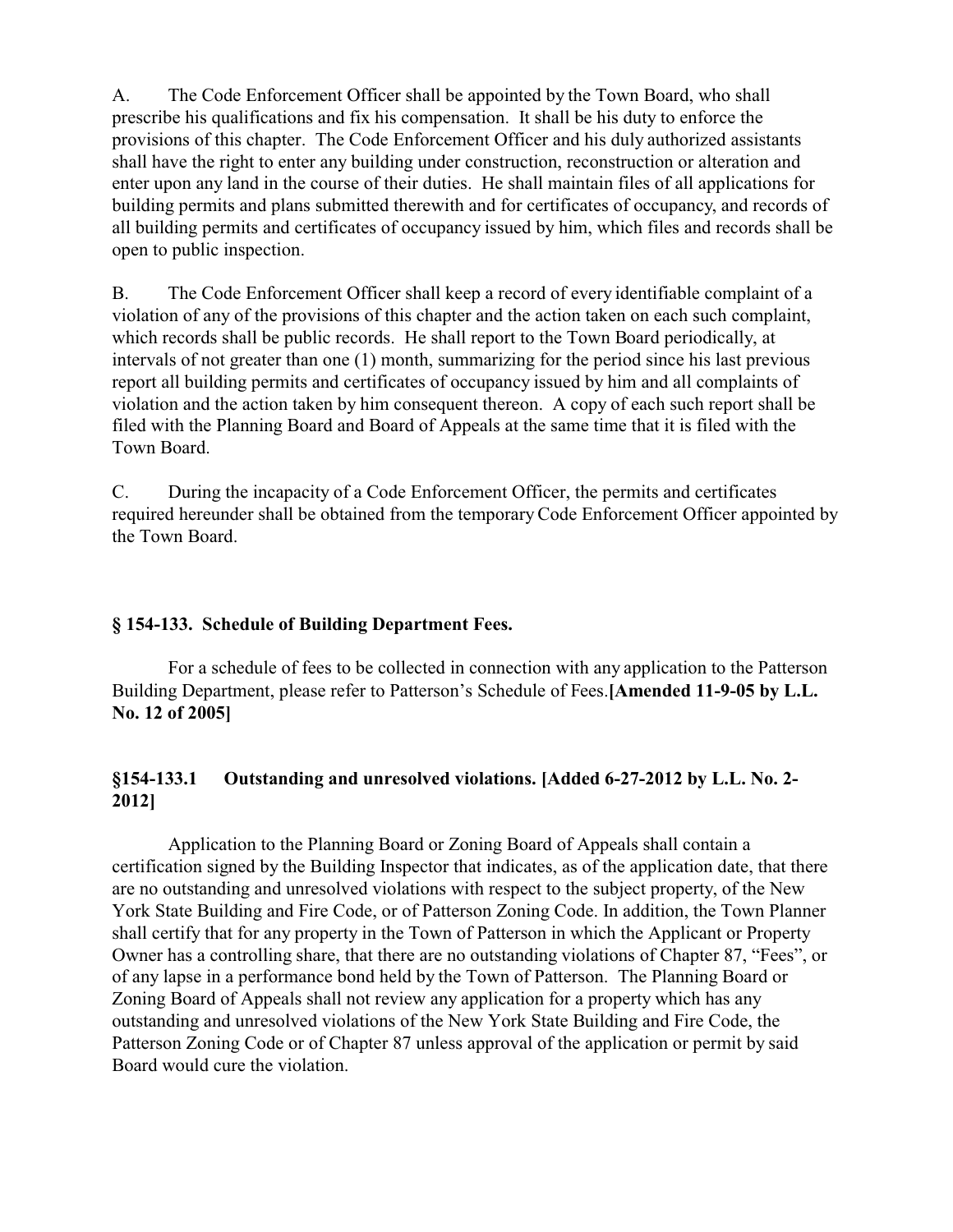A. The Code Enforcement Officer shall be appointed by the Town Board, who shall prescribe his qualifications and fix his compensation. It shall be his duty to enforce the provisions of this chapter. The Code Enforcement Officer and his duly authorized assistants shall have the right to enter any building under construction, reconstruction or alteration and enter upon any land in the course of their duties. He shall maintain files of all applications for building permits and plans submitted therewith and for certificates of occupancy, and records of all building permits and certificates of occupancy issued by him, which files and records shall be open to public inspection.

B. The Code Enforcement Officer shall keep a record of every identifiable complaint of a violation of any of the provisions of this chapter and the action taken on each such complaint, which records shall be public records. He shall report to the Town Board periodically, at intervals of not greater than one (1) month, summarizing for the period since his last previous report all building permits and certificates of occupancy issued by him and all complaints of violation and the action taken by him consequent thereon. A copy of each such report shall be filed with the Planning Board and Board of Appeals at the same time that it is filed with the Town Board.

C. During the incapacity of a Code Enforcement Officer, the permits and certificates required hereunder shall be obtained from the temporary Code Enforcement Officer appointed by the Town Board.

**§ 154-133. Schedule of Building Department Fees.**

For a schedule of fees to be collected in connection with any application to the Patterson Building Department, please refer to Patterson's Schedule of Fees.**[Amended 11-9-05 by L.L. No. 12 of 2005]**

**§154-133.1 Outstanding and unresolved violations. [Added 6-27-2012 by L.L. No. 2-2012]**

Application to the Planning Board or Zoning Board of Appeals shall contain a certification signed by the Building Inspector that indicates, as of the application date, that there are no outstanding and unresolved violations with respect to the subject property, of the New York State Building and Fire Code, or of Patterson Zoning Code. In addition, the Town Planner shall certify that for any property in the Town of Patterson in which the Applicant or Property Owner has a controlling share, that there are no outstanding violations of Chapter 87, "Fees", or of any lapse in a performance bond held by the Town of Patterson. The Planning Board or Zoning Board of Appeals shall not review any application for a property which has any outstanding and unresolved violations of the New York State Building and Fire Code, the Patterson Zoning Code or of Chapter 87 unless approval of the application or permit by said Board would cure the violation.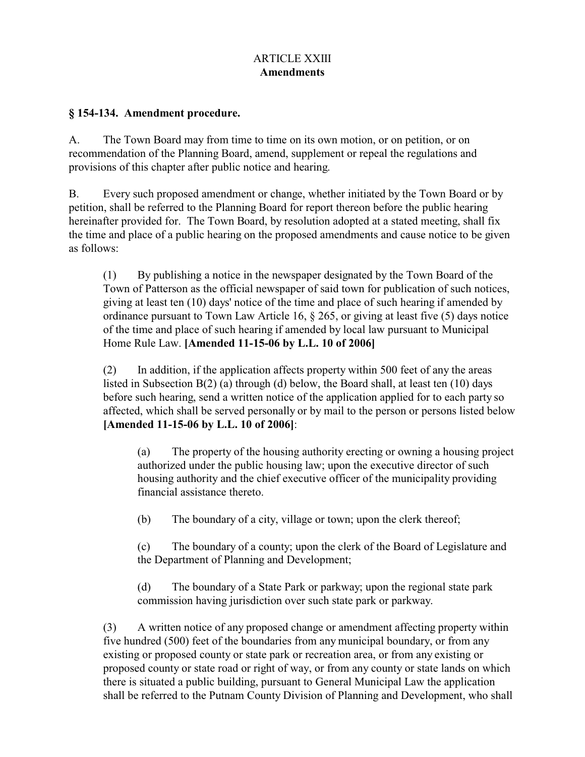ARTICLE XXIII
**Amendments**

### § 154-134. Amendment procedure.

A. The Town Board may from time to time on its own motion, or on petition, or on recommendation of the Planning Board, amend, supplement or repeal the regulations and provisions of this chapter after public notice and hearing.

B. Every such proposed amendment or change, whether initiated by the Town Board or by petition, shall be referred to the Planning Board for report thereon before the public hearing hereinafter provided for. The Town Board, by resolution adopted at a stated meeting, shall fix the time and place of a public hearing on the proposed amendments and cause notice to be given as follows:

(1) By publishing a notice in the newspaper designated by the Town Board of the Town of Patterson as the official newspaper of said town for publication of such notices, giving at least ten (10) days' notice of the time and place of such hearing if amended by ordinance pursuant to Town Law Article 16, § 265, or giving at least five (5) days notice of the time and place of such hearing if amended by local law pursuant to Municipal Home Rule Law. **[Amended 11-15-06 by L.L. 10 of 2006]**

(2) In addition, if the application affects property within 500 feet of any the areas listed in Subsection B(2) (a) through (d) below, the Board shall, at least ten (10) days before such hearing, send a written notice of the application applied for to each party so affected, which shall be served personally or by mail to the person or persons listed below **[Amended 11-15-06 by L.L. 10 of 2006]**:

(a) The property of the housing authority erecting or owning a housing project authorized under the public housing law; upon the executive director of such housing authority and the chief executive officer of the municipality providing financial assistance thereto.

(b) The boundary of a city, village or town; upon the clerk thereof;

(c) The boundary of a county; upon the clerk of the Board of Legislature and the Department of Planning and Development;

(d) The boundary of a State Park or parkway; upon the regional state park commission having jurisdiction over such state park or parkway.

(3) A written notice of any proposed change or amendment affecting property within five hundred (500) feet of the boundaries from any municipal boundary, or from any existing or proposed county or state park or recreation area, or from any existing or proposed county or state road or right of way, or from any county or state lands on which there is situated a public building, pursuant to General Municipal Law the application shall be referred to the Putnam County Division of Planning and Development, who shall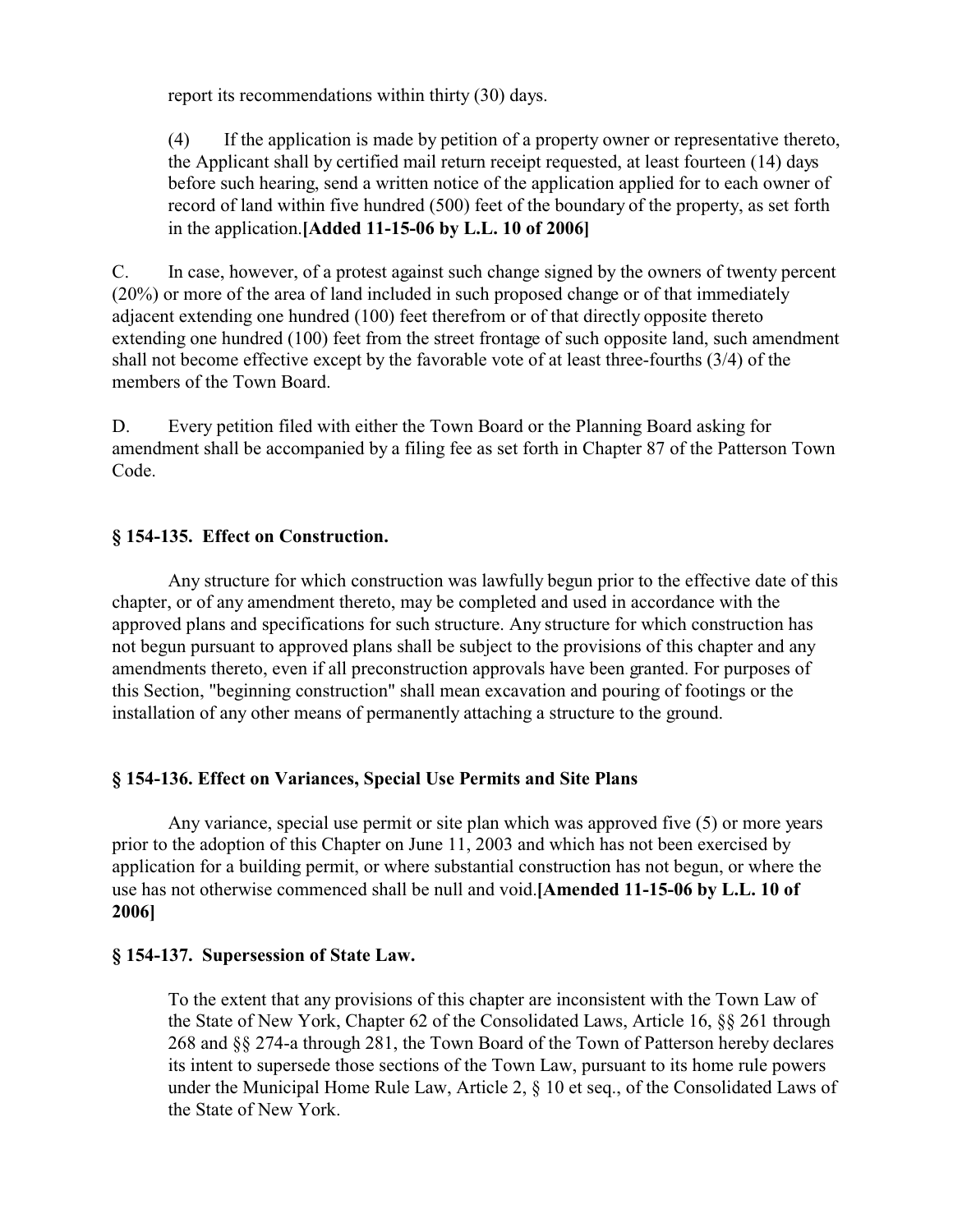report its recommendations within thirty (30) days.

(4) If the application is made by petition of a property owner or representative thereto, the Applicant shall by certified mail return receipt requested, at least fourteen (14) days before such hearing, send a written notice of the application applied for to each owner of record of land within five hundred (500) feet of the boundary of the property, as set forth in the application.**[Added 11-15-06 by L.L. 10 of 2006]**

C. In case, however, of a protest against such change signed by the owners of twenty percent (20%) or more of the area of land included in such proposed change or of that immediately adjacent extending one hundred (100) feet therefrom or of that directly opposite thereto extending one hundred (100) feet from the street frontage of such opposite land, such amendment shall not become effective except by the favorable vote of at least three-fourths (3/4) of the members of the Town Board.

D. Every petition filed with either the Town Board or the Planning Board asking for amendment shall be accompanied by a filing fee as set forth in Chapter 87 of the Patterson Town Code.

### § 154-135. Effect on Construction.

Any structure for which construction was lawfully begun prior to the effective date of this chapter, or of any amendment thereto, may be completed and used in accordance with the approved plans and specifications for such structure. Any structure for which construction has not begun pursuant to approved plans shall be subject to the provisions of this chapter and any amendments thereto, even if all preconstruction approvals have been granted. For purposes of this Section, "beginning construction" shall mean excavation and pouring of footings or the installation of any other means of permanently attaching a structure to the ground.

### § 154-136. Effect on Variances, Special Use Permits and Site Plans

Any variance, special use permit or site plan which was approved five (5) or more years prior to the adoption of this Chapter on June 11, 2003 and which has not been exercised by application for a building permit, or where substantial construction has not begun, or where the use has not otherwise commenced shall be null and void.**[Amended 11-15-06 by L.L. 10 of 2006]**

### § 154-137. Supersession of State Law.

To the extent that any provisions of this chapter are inconsistent with the Town Law of the State of New York, Chapter 62 of the Consolidated Laws, Article 16, §§ 261 through 268 and §§ 274-a through 281, the Town Board of the Town of Patterson hereby declares its intent to supersede those sections of the Town Law, pursuant to its home rule powers under the Municipal Home Rule Law, Article 2, § 10 et seq., of the Consolidated Laws of the State of New York.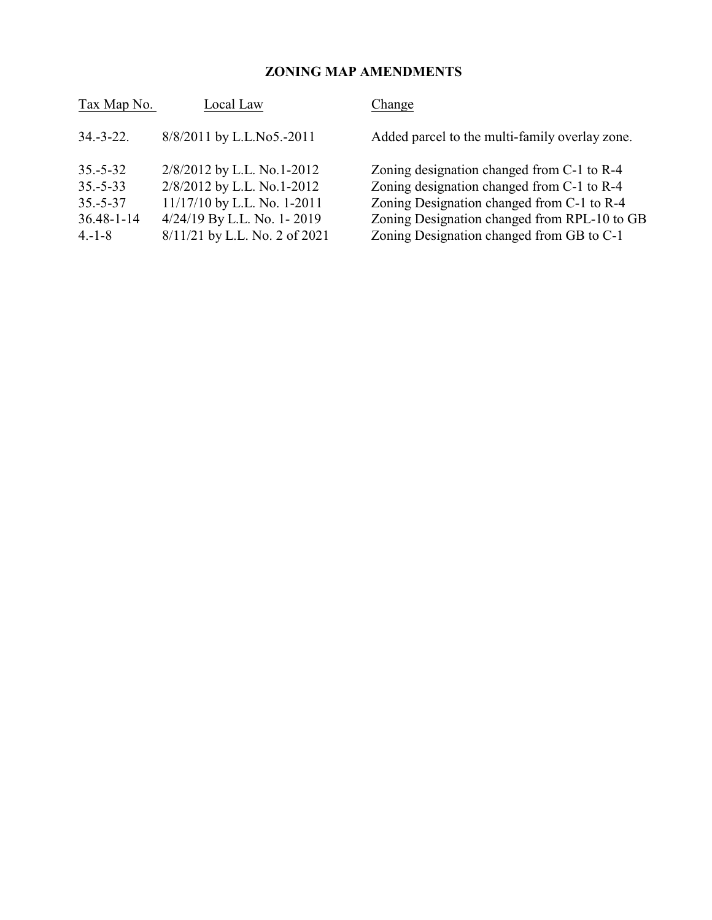## ZONING MAP AMENDMENTS

| Tax Map No. | Local Law | Change |
|---|---|---|
| 34.-3-22. | 8/8/2011 by L.L.No5.-2011 | Added parcel to the multi-family overlay zone. |
| 35.-5-32 | 2/8/2012 by L.L. No.1-2012 | Zoning designation changed from C-1 to R-4 |
| 35.-5-33 | 2/8/2012 by L.L. No.1-2012 | Zoning designation changed from C-1 to R-4 |
| 35.-5-37 | 11/17/10 by L.L. No. 1-2011 | Zoning Designation changed from C-1 to R-4 |
| 36.48-1-14 | 4/24/19 By L.L. No. 1- 2019 | Zoning Designation changed from RPL-10 to GB |
| 4.-1-8 | 8/11/21 by L.L. No. 2 of 2021 | Zoning Designation changed from GB to C-1 |